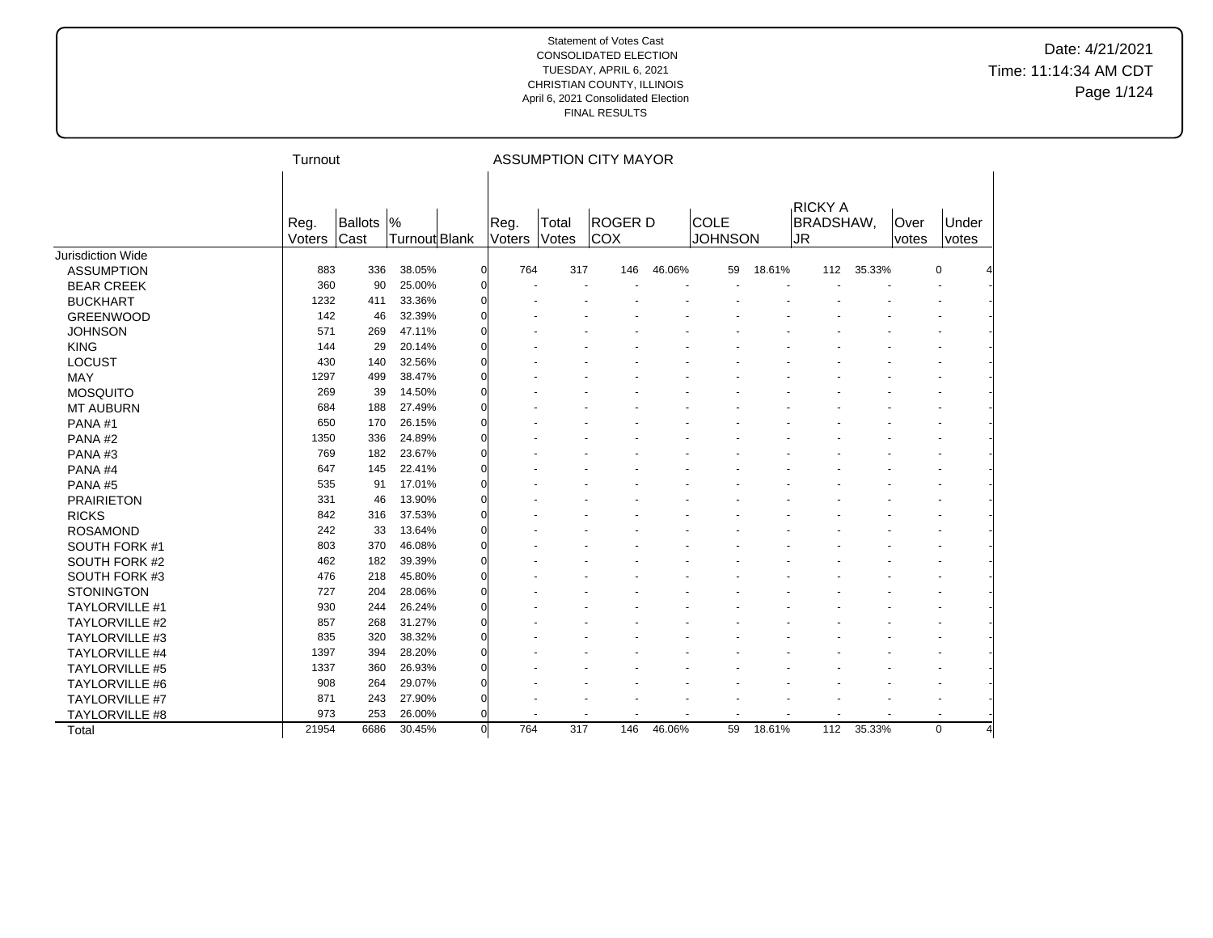Statement of Votes Cast
CONSOLIDATED ELECTION
TUESDAY, APRIL 6, 2021
CHRISTIAN COUNTY, ILLINOIS
April 6, 2021 Consolidated Election
FINAL RESULTS

Date: 4/21/2021
Time: 11:14:34 AM CDT

| | Turnout | | | | ASSUMPTION CITY MAYOR | | | | | | | | | |
|---|---|---|---|---|---|---|---|---|---|---|---|---|---|---|
| | Reg. Voters | Ballots Cast | % Turnout | Blank | Reg. Voters | Total Votes | ROGER D COX | | COLE JOHNSON | | RICKY A BRADSHAW, JR | | Over votes | Under votes |
| Jurisdiction Wide | | | | | | | | | | | | | | |
| ASSUMPTION | 883 | 336 | 38.05% | 0 | 764 | 317 | 146 | 46.06% | 59 | 18.61% | 112 | 35.33% | 0 | 4 |
| BEAR CREEK | 360 | 90 | 25.00% | 0 | - | - | - | - | - | - | - | - | - | - |
| BUCKHART | 1232 | 411 | 33.36% | 0 | - | - | - | - | - | - | - | - | - | - |
| GREENWOOD | 142 | 46 | 32.39% | 0 | - | - | - | - | - | - | - | - | - | - |
| JOHNSON | 571 | 269 | 47.11% | 0 | - | - | - | - | - | - | - | - | - | - |
| KING | 144 | 29 | 20.14% | 0 | - | - | - | - | - | - | - | - | - | - |
| LOCUST | 430 | 140 | 32.56% | 0 | - | - | - | - | - | - | - | - | - | - |
| MAY | 1297 | 499 | 38.47% | 0 | - | - | - | - | - | - | - | - | - | - |
| MOSQUITO | 269 | 39 | 14.50% | 0 | - | - | - | - | - | - | - | - | - | - |
| MT AUBURN | 684 | 188 | 27.49% | 0 | - | - | - | - | - | - | - | - | - | - |
| PANA #1 | 650 | 170 | 26.15% | 0 | - | - | - | - | - | - | - | - | - | - |
| PANA #2 | 1350 | 336 | 24.89% | 0 | - | - | - | - | - | - | - | - | - | - |
| PANA #3 | 769 | 182 | 23.67% | 0 | - | - | - | - | - | - | - | - | - | - |
| PANA #4 | 647 | 145 | 22.41% | 0 | - | - | - | - | - | - | - | - | - | - |
| PANA #5 | 535 | 91 | 17.01% | 0 | - | - | - | - | - | - | - | - | - | - |
| PRAIRIETON | 331 | 46 | 13.90% | 0 | - | - | - | - | - | - | - | - | - | - |
| RICKS | 842 | 316 | 37.53% | 0 | - | - | - | - | - | - | - | - | - | - |
| ROSAMOND | 242 | 33 | 13.64% | 0 | - | - | - | - | - | - | - | - | - | - |
| SOUTH FORK #1 | 803 | 370 | 46.08% | 0 | - | - | - | - | - | - | - | - | - | - |
| SOUTH FORK #2 | 462 | 182 | 39.39% | 0 | - | - | - | - | - | - | - | - | - | - |
| SOUTH FORK #3 | 476 | 218 | 45.80% | 0 | - | - | - | - | - | - | - | - | - | - |
| STONINGTON | 727 | 204 | 28.06% | 0 | - | - | - | - | - | - | - | - | - | - |
| TAYLORVILLE #1 | 930 | 244 | 26.24% | 0 | - | - | - | - | - | - | - | - | - | - |
| TAYLORVILLE #2 | 857 | 268 | 31.27% | 0 | - | - | - | - | - | - | - | - | - | - |
| TAYLORVILLE #3 | 835 | 320 | 38.32% | 0 | - | - | - | - | - | - | - | - | - | - |
| TAYLORVILLE #4 | 1397 | 394 | 28.20% | 0 | - | - | - | - | - | - | - | - | - | - |
| TAYLORVILLE #5 | 1337 | 360 | 26.93% | 0 | - | - | - | - | - | - | - | - | - | - |
| TAYLORVILLE #6 | 908 | 264 | 29.07% | 0 | - | - | - | - | - | - | - | - | - | - |
| TAYLORVILLE #7 | 871 | 243 | 27.90% | 0 | - | - | - | - | - | - | - | - | - | - |
| TAYLORVILLE #8 | 973 | 253 | 26.00% | 0 | - | - | - | - | - | - | - | - | - | - |
| Total | 21954 | 6686 | 30.45% | 0 | 764 | 317 | 146 | 46.06% | 59 | 18.61% | 112 | 35.33% | 0 | 4 |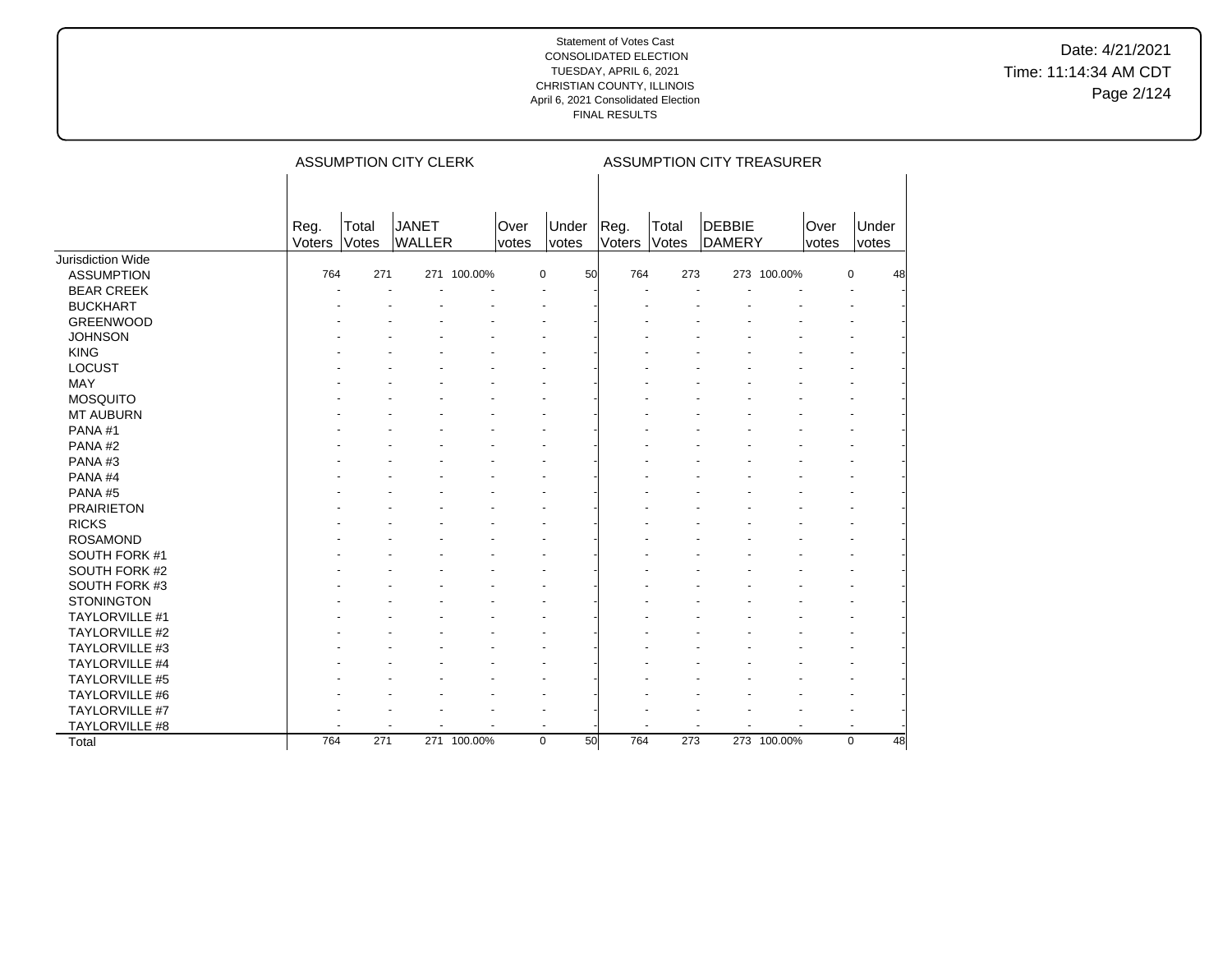Statement of Votes Cast
CONSOLIDATED ELECTION
TUESDAY, APRIL 6, 2021
CHRISTIAN COUNTY, ILLINOIS
April 6, 2021 Consolidated Election
FINAL RESULTS

Date: 4/21/2021
Time: 11:14:34 AM CDT

| | ASSUMPTION CITY CLERK | | | | | | ASSUMPTION CITY TREASURER | | | | | |
|---|---|---|---|---|---|---|---|---|---|---|---|---|
| | Reg. Voters | Total Votes | JANET WALLER | | Over votes | Under votes | Reg. Voters | Total Votes | DEBBIE DAMERY | | Over votes | Under votes |
| Jurisdiction Wide | | | | | | | | | | | | |
| ASSUMPTION | 764 | 271 | 271 | 100.00% | 0 | 50 | 764 | 273 | 273 | 100.00% | 0 | 48 |
| BEAR CREEK | - | - | - | - | - | - | - | - | - | - | - | - |
| BUCKHART | - | - | - | - | - | - | - | - | - | - | - | - |
| GREENWOOD | - | - | - | - | - | - | - | - | - | - | - | - |
| JOHNSON | - | - | - | - | - | - | - | - | - | - | - | - |
| KING | - | - | - | - | - | - | - | - | - | - | - | - |
| LOCUST | - | - | - | - | - | - | - | - | - | - | - | - |
| MAY | - | - | - | - | - | - | - | - | - | - | - | - |
| MOSQUITO | - | - | - | - | - | - | - | - | - | - | - | - |
| MT AUBURN | - | - | - | - | - | - | - | - | - | - | - | - |
| PANA #1 | - | - | - | - | - | - | - | - | - | - | - | - |
| PANA #2 | - | - | - | - | - | - | - | - | - | - | - | - |
| PANA #3 | - | - | - | - | - | - | - | - | - | - | - | - |
| PANA #4 | - | - | - | - | - | - | - | - | - | - | - | - |
| PANA #5 | - | - | - | - | - | - | - | - | - | - | - | - |
| PRAIRIETON | - | - | - | - | - | - | - | - | - | - | - | - |
| RICKS | - | - | - | - | - | - | - | - | - | - | - | - |
| ROSAMOND | - | - | - | - | - | - | - | - | - | - | - | - |
| SOUTH FORK #1 | - | - | - | - | - | - | - | - | - | - | - | - |
| SOUTH FORK #2 | - | - | - | - | - | - | - | - | - | - | - | - |
| SOUTH FORK #3 | - | - | - | - | - | - | - | - | - | - | - | - |
| STONINGTON | - | - | - | - | - | - | - | - | - | - | - | - |
| TAYLORVILLE #1 | - | - | - | - | - | - | - | - | - | - | - | - |
| TAYLORVILLE #2 | - | - | - | - | - | - | - | - | - | - | - | - |
| TAYLORVILLE #3 | - | - | - | - | - | - | - | - | - | - | - | - |
| TAYLORVILLE #4 | - | - | - | - | - | - | - | - | - | - | - | - |
| TAYLORVILLE #5 | - | - | - | - | - | - | - | - | - | - | - | - |
| TAYLORVILLE #6 | - | - | - | - | - | - | - | - | - | - | - | - |
| TAYLORVILLE #7 | - | - | - | - | - | - | - | - | - | - | - | - |
| TAYLORVILLE #8 | - | - | - | - | - | - | - | - | - | - | - | - |
| Total | 764 | 271 | 271 | 100.00% | 0 | 50 | 764 | 273 | 273 | 100.00% | 0 | 48 |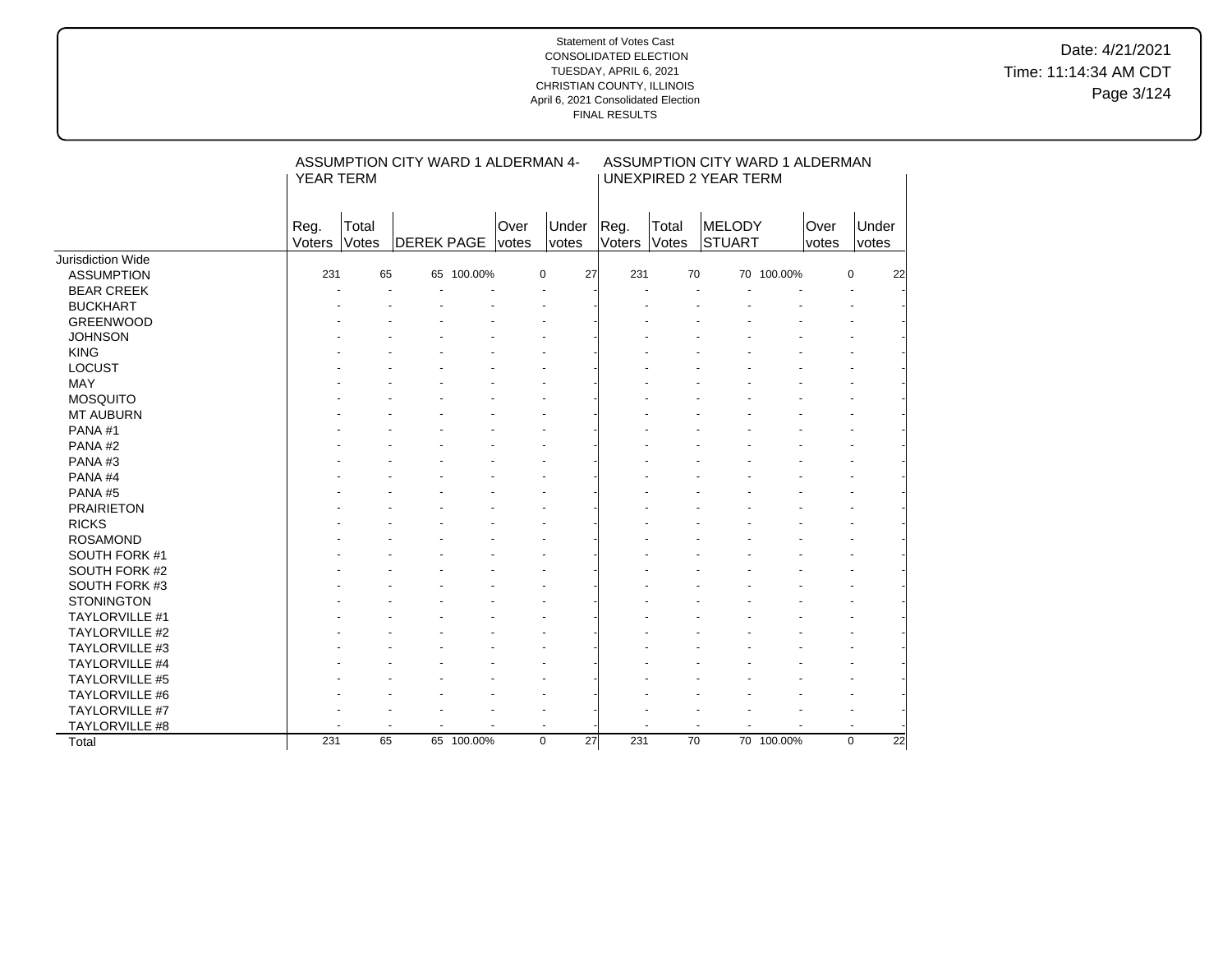Statement of Votes Cast
CONSOLIDATED ELECTION
TUESDAY, APRIL 6, 2021
CHRISTIAN COUNTY, ILLINOIS
April 6, 2021 Consolidated Election
FINAL RESULTS

Date: 4/21/2021
Time: 11:14:34 AM CDT

| | ASSUMPTION CITY WARD 1 ALDERMAN 4-YEAR TERM | | | | | | ASSUMPTION CITY WARD 1 ALDERMAN UNEXPIRED 2 YEAR TERM | | | | | |
|---|---|---|---|---|---|---|---|---|---|---|---|---|
| | Reg. Voters | Total Votes | DEREK PAGE | | Over votes | Under votes | Reg. Voters | Total Votes | MELODY STUART | | Over votes | Under votes |
| Jurisdiction Wide | | | | | | | | | | | | |
| ASSUMPTION | 231 | 65 | 65 | 100.00% | 0 | 27 | 231 | 70 | 70 | 100.00% | 0 | 22 |
| BEAR CREEK | - | - | - | - | - | - | - | - | - | - | - | - |
| BUCKHART | - | - | - | - | - | - | - | - | - | - | - | - |
| GREENWOOD | - | - | - | - | - | - | - | - | - | - | - | - |
| JOHNSON | - | - | - | - | - | - | - | - | - | - | - | - |
| KING | - | - | - | - | - | - | - | - | - | - | - | - |
| LOCUST | - | - | - | - | - | - | - | - | - | - | - | - |
| MAY | - | - | - | - | - | - | - | - | - | - | - | - |
| MOSQUITO | - | - | - | - | - | - | - | - | - | - | - | - |
| MT AUBURN | - | - | - | - | - | - | - | - | - | - | - | - |
| PANA #1 | - | - | - | - | - | - | - | - | - | - | - | - |
| PANA #2 | - | - | - | - | - | - | - | - | - | - | - | - |
| PANA #3 | - | - | - | - | - | - | - | - | - | - | - | - |
| PANA #4 | - | - | - | - | - | - | - | - | - | - | - | - |
| PANA #5 | - | - | - | - | - | - | - | - | - | - | - | - |
| PRAIRIETON | - | - | - | - | - | - | - | - | - | - | - | - |
| RICKS | - | - | - | - | - | - | - | - | - | - | - | - |
| ROSAMOND | - | - | - | - | - | - | - | - | - | - | - | - |
| SOUTH FORK #1 | - | - | - | - | - | - | - | - | - | - | - | - |
| SOUTH FORK #2 | - | - | - | - | - | - | - | - | - | - | - | - |
| SOUTH FORK #3 | - | - | - | - | - | - | - | - | - | - | - | - |
| STONINGTON | - | - | - | - | - | - | - | - | - | - | - | - |
| TAYLORVILLE #1 | - | - | - | - | - | - | - | - | - | - | - | - |
| TAYLORVILLE #2 | - | - | - | - | - | - | - | - | - | - | - | - |
| TAYLORVILLE #3 | - | - | - | - | - | - | - | - | - | - | - | - |
| TAYLORVILLE #4 | - | - | - | - | - | - | - | - | - | - | - | - |
| TAYLORVILLE #5 | - | - | - | - | - | - | - | - | - | - | - | - |
| TAYLORVILLE #6 | - | - | - | - | - | - | - | - | - | - | - | - |
| TAYLORVILLE #7 | - | - | - | - | - | - | - | - | - | - | - | - |
| TAYLORVILLE #8 | - | - | - | - | - | - | - | - | - | - | - | - |
| Total | 231 | 65 | 65 | 100.00% | 0 | 27 | 231 | 70 | 70 | 100.00% | 0 | 22 |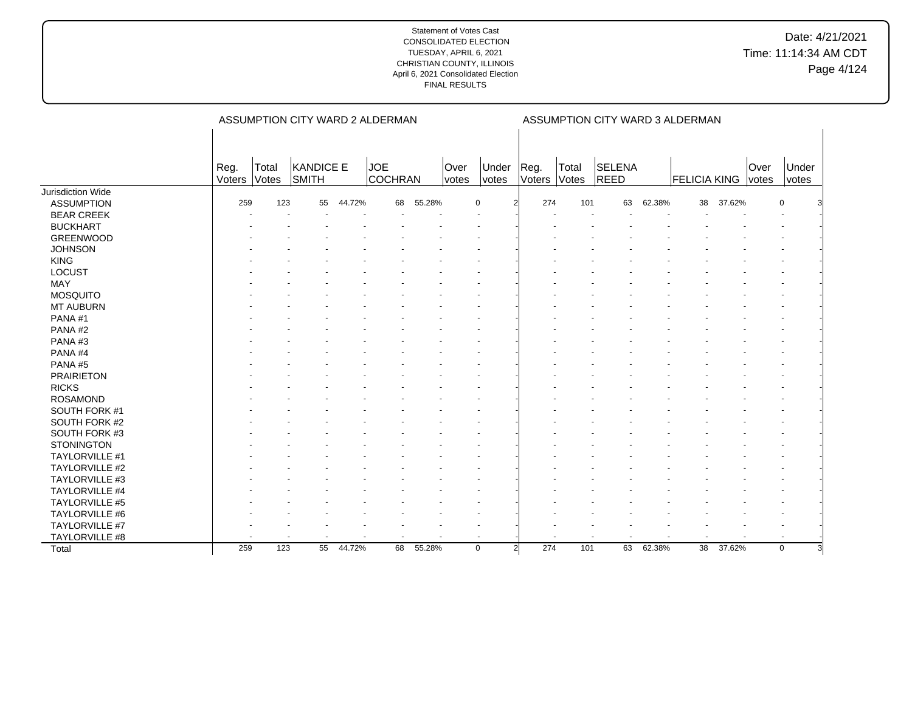Statement of Votes Cast
CONSOLIDATED ELECTION
TUESDAY, APRIL 6, 2021
CHRISTIAN COUNTY, ILLINOIS
April 6, 2021 Consolidated Election
FINAL RESULTS

Date: 4/21/2021
Time: 11:14:34 AM CDT

| | ASSUMPTION CITY WARD 2 ALDERMAN | | | | | | | | ASSUMPTION CITY WARD 3 ALDERMAN | | | | | | | |
|---|---|---|---|---|---|---|---|---|---|---|---|---|---|---|---|---|
| | Reg. Voters | Total Votes | KANDICE E SMITH | | JOE COCHRAN | | Over votes | Under votes | Reg. Voters | Total Votes | SELENA REED | | FELICIA KING | | Over votes | Under votes |
| Jurisdiction Wide | | | | | | | | | | | | | | | | |
| ASSUMPTION | 259 | 123 | 55 | 44.72% | 68 | 55.28% | 0 | 2 | 274 | 101 | 63 | 62.38% | 38 | 37.62% | 0 | 3 |
| BEAR CREEK | - | - | - | - | - | - | - | - | - | - | - | - | - | - | - | - |
| BUCKHART | - | - | - | - | - | - | - | - | - | - | - | - | - | - | - | - |
| GREENWOOD | - | - | - | - | - | - | - | - | - | - | - | - | - | - | - | - |
| JOHNSON | - | - | - | - | - | - | - | - | - | - | - | - | - | - | - | - |
| KING | - | - | - | - | - | - | - | - | - | - | - | - | - | - | - | - |
| LOCUST | - | - | - | - | - | - | - | - | - | - | - | - | - | - | - | - |
| MAY | - | - | - | - | - | - | - | - | - | - | - | - | - | - | - | - |
| MOSQUITO | - | - | - | - | - | - | - | - | - | - | - | - | - | - | - | - |
| MT AUBURN | - | - | - | - | - | - | - | - | - | - | - | - | - | - | - | - |
| PANA #1 | - | - | - | - | - | - | - | - | - | - | - | - | - | - | - | - |
| PANA #2 | - | - | - | - | - | - | - | - | - | - | - | - | - | - | - | - |
| PANA #3 | - | - | - | - | - | - | - | - | - | - | - | - | - | - | - | - |
| PANA #4 | - | - | - | - | - | - | - | - | - | - | - | - | - | - | - | - |
| PANA #5 | - | - | - | - | - | - | - | - | - | - | - | - | - | - | - | - |
| PRAIRIETON | - | - | - | - | - | - | - | - | - | - | - | - | - | - | - | - |
| RICKS | - | - | - | - | - | - | - | - | - | - | - | - | - | - | - | - |
| ROSAMOND | - | - | - | - | - | - | - | - | - | - | - | - | - | - | - | - |
| SOUTH FORK #1 | - | - | - | - | - | - | - | - | - | - | - | - | - | - | - | - |
| SOUTH FORK #2 | - | - | - | - | - | - | - | - | - | - | - | - | - | - | - | - |
| SOUTH FORK #3 | - | - | - | - | - | - | - | - | - | - | - | - | - | - | - | - |
| STONINGTON | - | - | - | - | - | - | - | - | - | - | - | - | - | - | - | - |
| TAYLORVILLE #1 | - | - | - | - | - | - | - | - | - | - | - | - | - | - | - | - |
| TAYLORVILLE #2 | - | - | - | - | - | - | - | - | - | - | - | - | - | - | - | - |
| TAYLORVILLE #3 | - | - | - | - | - | - | - | - | - | - | - | - | - | - | - | - |
| TAYLORVILLE #4 | - | - | - | - | - | - | - | - | - | - | - | - | - | - | - | - |
| TAYLORVILLE #5 | - | - | - | - | - | - | - | - | - | - | - | - | - | - | - | - |
| TAYLORVILLE #6 | - | - | - | - | - | - | - | - | - | - | - | - | - | - | - | - |
| TAYLORVILLE #7 | - | - | - | - | - | - | - | - | - | - | - | - | - | - | - | - |
| TAYLORVILLE #8 | - | - | - | - | - | - | - | - | - | - | - | - | - | - | - | - |
| Total | 259 | 123 | 55 | 44.72% | 68 | 55.28% | 0 | 2 | 274 | 101 | 63 | 62.38% | 38 | 37.62% | 0 | 3 |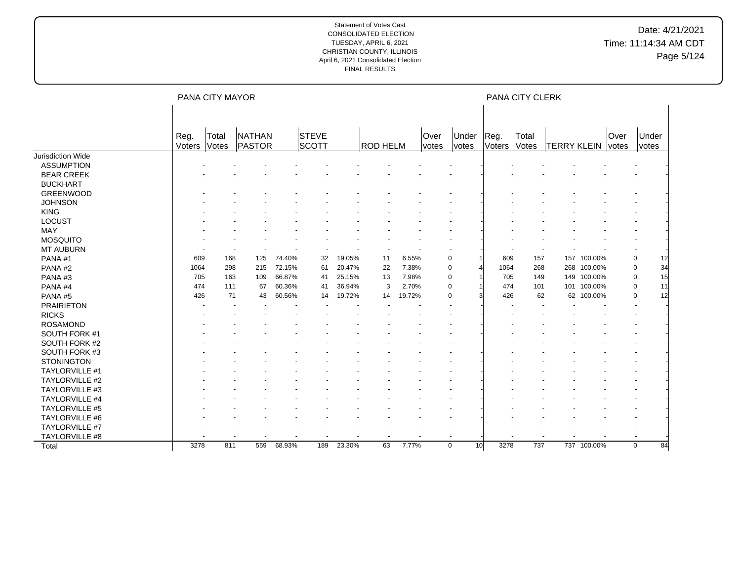Statement of Votes Cast
CONSOLIDATED ELECTION
TUESDAY, APRIL 6, 2021
CHRISTIAN COUNTY, ILLINOIS
April 6, 2021 Consolidated Election
FINAL RESULTS

Date: 4/21/2021
Time: 11:14:34 AM CDT

| | PANA CITY MAYOR | | | | | | | | | | PANA CITY CLERK | | | | | |
|---|---|---|---|---|---|---|---|---|---|---|---|---|---|---|---|---|
| | Reg. Voters | Total Votes | NATHAN PASTOR | | STEVE SCOTT | | ROD HELM | | Over votes | Under votes | Reg. Voters | Total Votes | TERRY KLEIN | | Over votes | Under votes |
| Jurisdiction Wide | | | | | | | | | | | | | | | | |
| ASSUMPTION | - | - | - | - | - | - | - | - | - | - | - | - | - | - | - | - |
| BEAR CREEK | - | - | - | - | - | - | - | - | - | - | - | - | - | - | - | - |
| BUCKHART | - | - | - | - | - | - | - | - | - | - | - | - | - | - | - | - |
| GREENWOOD | - | - | - | - | - | - | - | - | - | - | - | - | - | - | - | - |
| JOHNSON | - | - | - | - | - | - | - | - | - | - | - | - | - | - | - | - |
| KING | - | - | - | - | - | - | - | - | - | - | - | - | - | - | - | - |
| LOCUST | - | - | - | - | - | - | - | - | - | - | - | - | - | - | - | - |
| MAY | - | - | - | - | - | - | - | - | - | - | - | - | - | - | - | - |
| MOSQUITO | - | - | - | - | - | - | - | - | - | - | - | - | - | - | - | - |
| MT AUBURN | - | - | - | - | - | - | - | - | - | - | - | - | - | - | - | - |
| PANA #1 | 609 | 168 | 125 | 74.40% | 32 | 19.05% | 11 | 6.55% | 0 | 1 | 609 | 157 | 157 | 100.00% | 0 | 12 |
| PANA #2 | 1064 | 298 | 215 | 72.15% | 61 | 20.47% | 22 | 7.38% | 0 | 4 | 1064 | 268 | 268 | 100.00% | 0 | 34 |
| PANA #3 | 705 | 163 | 109 | 66.87% | 41 | 25.15% | 13 | 7.98% | 0 | 1 | 705 | 149 | 149 | 100.00% | 0 | 15 |
| PANA #4 | 474 | 111 | 67 | 60.36% | 41 | 36.94% | 3 | 2.70% | 0 | 1 | 474 | 101 | 101 | 100.00% | 0 | 11 |
| PANA #5 | 426 | 71 | 43 | 60.56% | 14 | 19.72% | 14 | 19.72% | 0 | 3 | 426 | 62 | 62 | 100.00% | 0 | 12 |
| PRAIRIETON | - | - | - | - | - | - | - | - | - | - | - | - | - | - | - | - |
| RICKS | - | - | - | - | - | - | - | - | - | - | - | - | - | - | - | - |
| ROSAMOND | - | - | - | - | - | - | - | - | - | - | - | - | - | - | - | - |
| SOUTH FORK #1 | - | - | - | - | - | - | - | - | - | - | - | - | - | - | - | - |
| SOUTH FORK #2 | - | - | - | - | - | - | - | - | - | - | - | - | - | - | - | - |
| SOUTH FORK #3 | - | - | - | - | - | - | - | - | - | - | - | - | - | - | - | - |
| STONINGTON | - | - | - | - | - | - | - | - | - | - | - | - | - | - | - | - |
| TAYLORVILLE #1 | - | - | - | - | - | - | - | - | - | - | - | - | - | - | - | - |
| TAYLORVILLE #2 | - | - | - | - | - | - | - | - | - | - | - | - | - | - | - | - |
| TAYLORVILLE #3 | - | - | - | - | - | - | - | - | - | - | - | - | - | - | - | - |
| TAYLORVILLE #4 | - | - | - | - | - | - | - | - | - | - | - | - | - | - | - | - |
| TAYLORVILLE #5 | - | - | - | - | - | - | - | - | - | - | - | - | - | - | - | - |
| TAYLORVILLE #6 | - | - | - | - | - | - | - | - | - | - | - | - | - | - | - | - |
| TAYLORVILLE #7 | - | - | - | - | - | - | - | - | - | - | - | - | - | - | - | - |
| TAYLORVILLE #8 | - | - | - | - | - | - | - | - | - | - | - | - | - | - | - | - |
| Total | 3278 | 811 | 559 | 68.93% | 189 | 23.30% | 63 | 7.77% | 0 | 10 | 3278 | 737 | 737 | 100.00% | 0 | 84 |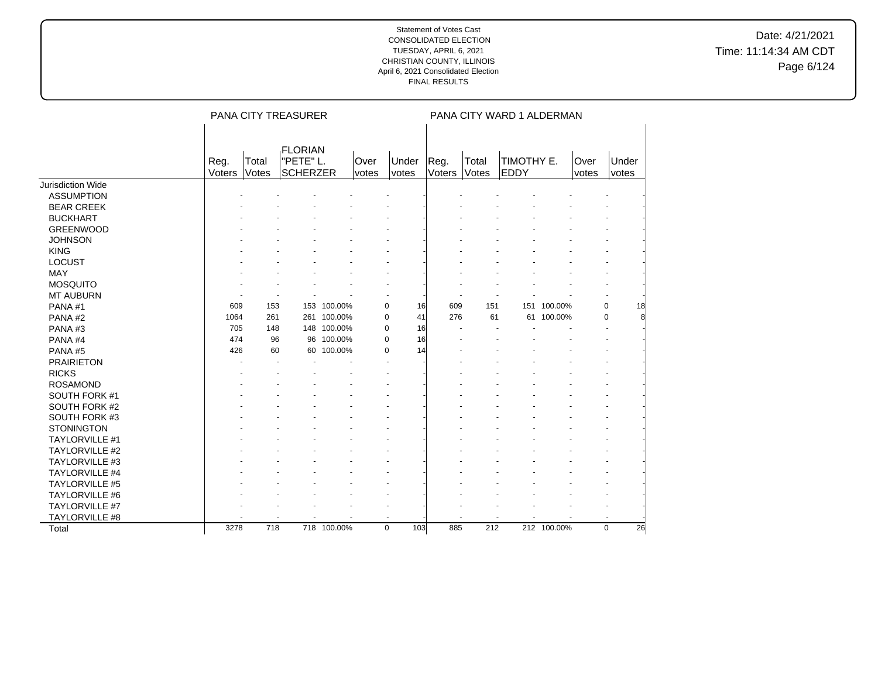Statement of Votes Cast
CONSOLIDATED ELECTION
TUESDAY, APRIL 6, 2021
CHRISTIAN COUNTY, ILLINOIS
April 6, 2021 Consolidated Election
FINAL RESULTS

Date: 4/21/2021
Time: 11:14:34 AM CDT

| | PANA CITY TREASURER | | | | | | PANA CITY WARD 1 ALDERMAN | | | | | |
|---|---|---|---|---|---|---|---|---|---|---|---|---|
| | Reg. Voters | Total Votes | FLORIAN "PETE" L. SCHERZER | | Over votes | Under votes | Reg. Voters | Total Votes | TIMOTHY E. EDDY | | Over votes | Under votes |
| Jurisdiction Wide | | | | | | | | | | | | |
| ASSUMPTION | - | - | - | - | - | - | - | - | - | - | - | - |
| BEAR CREEK | - | - | - | - | - | - | - | - | - | - | - | - |
| BUCKHART | - | - | - | - | - | - | - | - | - | - | - | - |
| GREENWOOD | - | - | - | - | - | - | - | - | - | - | - | - |
| JOHNSON | - | - | - | - | - | - | - | - | - | - | - | - |
| KING | - | - | - | - | - | - | - | - | - | - | - | - |
| LOCUST | - | - | - | - | - | - | - | - | - | - | - | - |
| MAY | - | - | - | - | - | - | - | - | - | - | - | - |
| MOSQUITO | - | - | - | - | - | - | - | - | - | - | - | - |
| MT AUBURN | - | - | - | - | - | - | - | - | - | - | - | - |
| PANA #1 | 609 | 153 | 153 | 100.00% | 0 | 16 | 609 | 151 | 151 | 100.00% | 0 | 18 |
| PANA #2 | 1064 | 261 | 261 | 100.00% | 0 | 41 | 276 | 61 | 61 | 100.00% | 0 | 8 |
| PANA #3 | 705 | 148 | 148 | 100.00% | 0 | 16 | - | - | - | - | - | - |
| PANA #4 | 474 | 96 | 96 | 100.00% | 0 | 16 | - | - | - | - | - | - |
| PANA #5 | 426 | 60 | 60 | 100.00% | 0 | 14 | - | - | - | - | - | - |
| PRAIRIETON | - | - | - | - | - | - | - | - | - | - | - | - |
| RICKS | - | - | - | - | - | - | - | - | - | - | - | - |
| ROSAMOND | - | - | - | - | - | - | - | - | - | - | - | - |
| SOUTH FORK #1 | - | - | - | - | - | - | - | - | - | - | - | - |
| SOUTH FORK #2 | - | - | - | - | - | - | - | - | - | - | - | - |
| SOUTH FORK #3 | - | - | - | - | - | - | - | - | - | - | - | - |
| STONINGTON | - | - | - | - | - | - | - | - | - | - | - | - |
| TAYLORVILLE #1 | - | - | - | - | - | - | - | - | - | - | - | - |
| TAYLORVILLE #2 | - | - | - | - | - | - | - | - | - | - | - | - |
| TAYLORVILLE #3 | - | - | - | - | - | - | - | - | - | - | - | - |
| TAYLORVILLE #4 | - | - | - | - | - | - | - | - | - | - | - | - |
| TAYLORVILLE #5 | - | - | - | - | - | - | - | - | - | - | - | - |
| TAYLORVILLE #6 | - | - | - | - | - | - | - | - | - | - | - | - |
| TAYLORVILLE #7 | - | - | - | - | - | - | - | - | - | - | - | - |
| TAYLORVILLE #8 | - | - | - | - | - | - | - | - | - | - | - | - |
| Total | 3278 | 718 | 718 | 100.00% | 0 | 103 | 885 | 212 | 212 | 100.00% | 0 | 26 |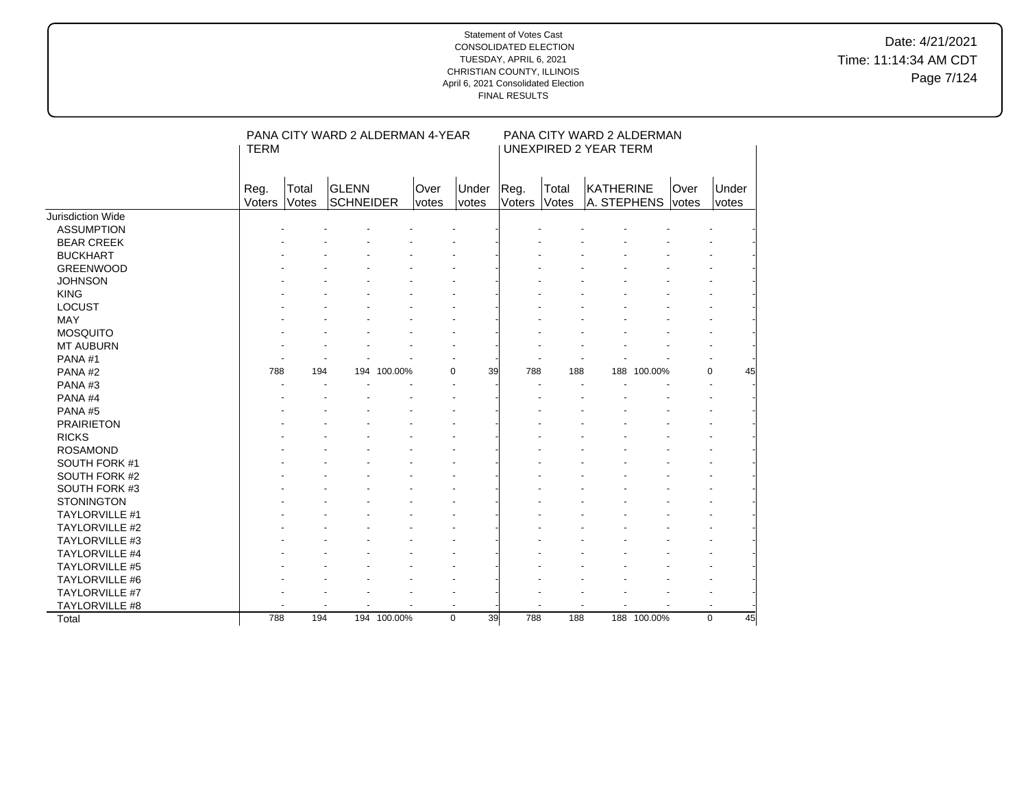Statement of Votes Cast
CONSOLIDATED ELECTION
TUESDAY, APRIL 6, 2021
CHRISTIAN COUNTY, ILLINOIS
April 6, 2021 Consolidated Election
FINAL RESULTS

Date: 4/21/2021
Time: 11:14:34 AM CDT

| | PANA CITY WARD 2 ALDERMAN 4-YEAR TERM | | | | | | PANA CITY WARD 2 ALDERMAN UNEXPIRED 2 YEAR TERM | | | | | |
|---|---|---|---|---|---|---|---|---|---|---|---|---|
| | Reg. Voters | Total Votes | GLENN SCHNEIDER | | Over votes | Under votes | Reg. Voters | Total Votes | KATHERINE A. STEPHENS | | Over votes | Under votes |
| Jurisdiction Wide | | | | | | | | | | | | |
| ASSUMPTION | - | - | - | - | - | - | - | - | - | - | - | - |
| BEAR CREEK | - | - | - | - | - | - | - | - | - | - | - | - |
| BUCKHART | - | - | - | - | - | - | - | - | - | - | - | - |
| GREENWOOD | - | - | - | - | - | - | - | - | - | - | - | - |
| JOHNSON | - | - | - | - | - | - | - | - | - | - | - | - |
| KING | - | - | - | - | - | - | - | - | - | - | - | - |
| LOCUST | - | - | - | - | - | - | - | - | - | - | - | - |
| MAY | - | - | - | - | - | - | - | - | - | - | - | - |
| MOSQUITO | - | - | - | - | - | - | - | - | - | - | - | - |
| MT AUBURN | - | - | - | - | - | - | - | - | - | - | - | - |
| PANA #1 | - | - | - | - | - | - | - | - | - | - | - | - |
| PANA #2 | 788 | 194 | 194 | 100.00% | 0 | 39 | 788 | 188 | 188 | 100.00% | 0 | 45 |
| PANA #3 | - | - | - | - | - | - | - | - | - | - | - | - |
| PANA #4 | - | - | - | - | - | - | - | - | - | - | - | - |
| PANA #5 | - | - | - | - | - | - | - | - | - | - | - | - |
| PRAIRIETON | - | - | - | - | - | - | - | - | - | - | - | - |
| RICKS | - | - | - | - | - | - | - | - | - | - | - | - |
| ROSAMOND | - | - | - | - | - | - | - | - | - | - | - | - |
| SOUTH FORK #1 | - | - | - | - | - | - | - | - | - | - | - | - |
| SOUTH FORK #2 | - | - | - | - | - | - | - | - | - | - | - | - |
| SOUTH FORK #3 | - | - | - | - | - | - | - | - | - | - | - | - |
| STONINGTON | - | - | - | - | - | - | - | - | - | - | - | - |
| TAYLORVILLE #1 | - | - | - | - | - | - | - | - | - | - | - | - |
| TAYLORVILLE #2 | - | - | - | - | - | - | - | - | - | - | - | - |
| TAYLORVILLE #3 | - | - | - | - | - | - | - | - | - | - | - | - |
| TAYLORVILLE #4 | - | - | - | - | - | - | - | - | - | - | - | - |
| TAYLORVILLE #5 | - | - | - | - | - | - | - | - | - | - | - | - |
| TAYLORVILLE #6 | - | - | - | - | - | - | - | - | - | - | - | - |
| TAYLORVILLE #7 | - | - | - | - | - | - | - | - | - | - | - | - |
| TAYLORVILLE #8 | - | - | - | - | - | - | - | - | - | - | - | - |
| Total | 788 | 194 | 194 | 100.00% | 0 | 39 | 788 | 188 | 188 | 100.00% | 0 | 45 |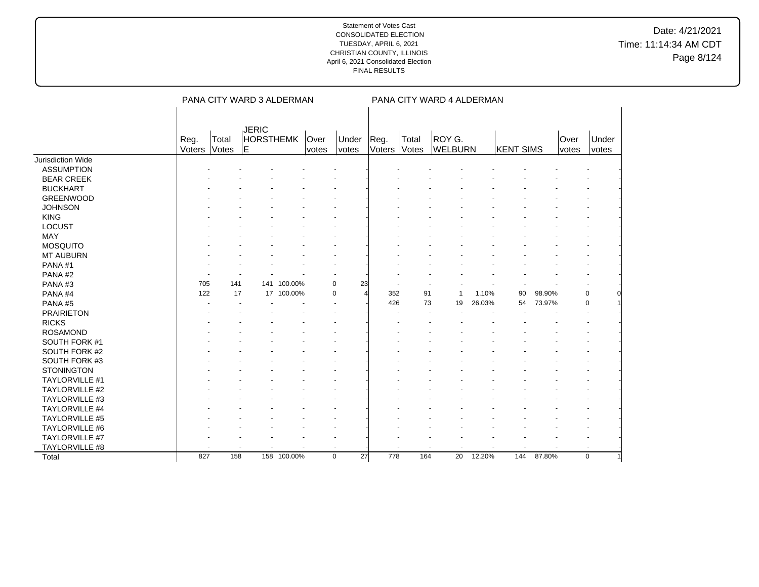Statement of Votes Cast
CONSOLIDATED ELECTION
TUESDAY, APRIL 6, 2021
CHRISTIAN COUNTY, ILLINOIS
April 6, 2021 Consolidated Election
FINAL RESULTS

Date: 4/21/2021
Time: 11:14:34 AM CDT

| | PANA CITY WARD 3 ALDERMAN | | | | | | PANA CITY WARD 4 ALDERMAN | | | | | | | |
|---|---|---|---|---|---|---|---|---|---|---|---|---|---|---|
| | Reg. Voters | Total Votes | JERIC HORSTHEMKE | | Over votes | Under votes | Reg. Voters | Total Votes | ROY G. WELBURN | | KENT SIMS | | Over votes | Under votes |
| Jurisdiction Wide | | | | | | | | | | | | | | |
| ASSUMPTION | - | - | - | - | - | - | - | - | - | - | - | - | - | - |
| BEAR CREEK | - | - | - | - | - | - | - | - | - | - | - | - | - | - |
| BUCKHART | - | - | - | - | - | - | - | - | - | - | - | - | - | - |
| GREENWOOD | - | - | - | - | - | - | - | - | - | - | - | - | - | - |
| JOHNSON | - | - | - | - | - | - | - | - | - | - | - | - | - | - |
| KING | - | - | - | - | - | - | - | - | - | - | - | - | - | - |
| LOCUST | - | - | - | - | - | - | - | - | - | - | - | - | - | - |
| MAY | - | - | - | - | - | - | - | - | - | - | - | - | - | - |
| MOSQUITO | - | - | - | - | - | - | - | - | - | - | - | - | - | - |
| MT AUBURN | - | - | - | - | - | - | - | - | - | - | - | - | - | - |
| PANA #1 | - | - | - | - | - | - | - | - | - | - | - | - | - | - |
| PANA #2 | - | - | - | - | - | - | - | - | - | - | - | - | - | - |
| PANA #3 | 705 | 141 | 141 | 100.00% | 0 | 23 | - | - | - | - | - | - | - | - |
| PANA #4 | 122 | 17 | 17 | 100.00% | 0 | 4 | 352 | 91 | 1 | 1.10% | 90 | 98.90% | 0 | 0 |
| PANA #5 | - | - | - | - | - | - | 426 | 73 | 19 | 26.03% | 54 | 73.97% | 0 | 1 |
| PRAIRIETON | - | - | - | - | - | - | - | - | - | - | - | - | - | - |
| RICKS | - | - | - | - | - | - | - | - | - | - | - | - | - | - |
| ROSAMOND | - | - | - | - | - | - | - | - | - | - | - | - | - | - |
| SOUTH FORK #1 | - | - | - | - | - | - | - | - | - | - | - | - | - | - |
| SOUTH FORK #2 | - | - | - | - | - | - | - | - | - | - | - | - | - | - |
| SOUTH FORK #3 | - | - | - | - | - | - | - | - | - | - | - | - | - | - |
| STONINGTON | - | - | - | - | - | - | - | - | - | - | - | - | - | - |
| TAYLORVILLE #1 | - | - | - | - | - | - | - | - | - | - | - | - | - | - |
| TAYLORVILLE #2 | - | - | - | - | - | - | - | - | - | - | - | - | - | - |
| TAYLORVILLE #3 | - | - | - | - | - | - | - | - | - | - | - | - | - | - |
| TAYLORVILLE #4 | - | - | - | - | - | - | - | - | - | - | - | - | - | - |
| TAYLORVILLE #5 | - | - | - | - | - | - | - | - | - | - | - | - | - | - |
| TAYLORVILLE #6 | - | - | - | - | - | - | - | - | - | - | - | - | - | - |
| TAYLORVILLE #7 | - | - | - | - | - | - | - | - | - | - | - | - | - | - |
| TAYLORVILLE #8 | - | - | - | - | - | - | - | - | - | - | - | - | - | - |
| Total | 827 | 158 | 158 | 100.00% | 0 | 27 | 778 | 164 | 20 | 12.20% | 144 | 87.80% | 0 | 1 |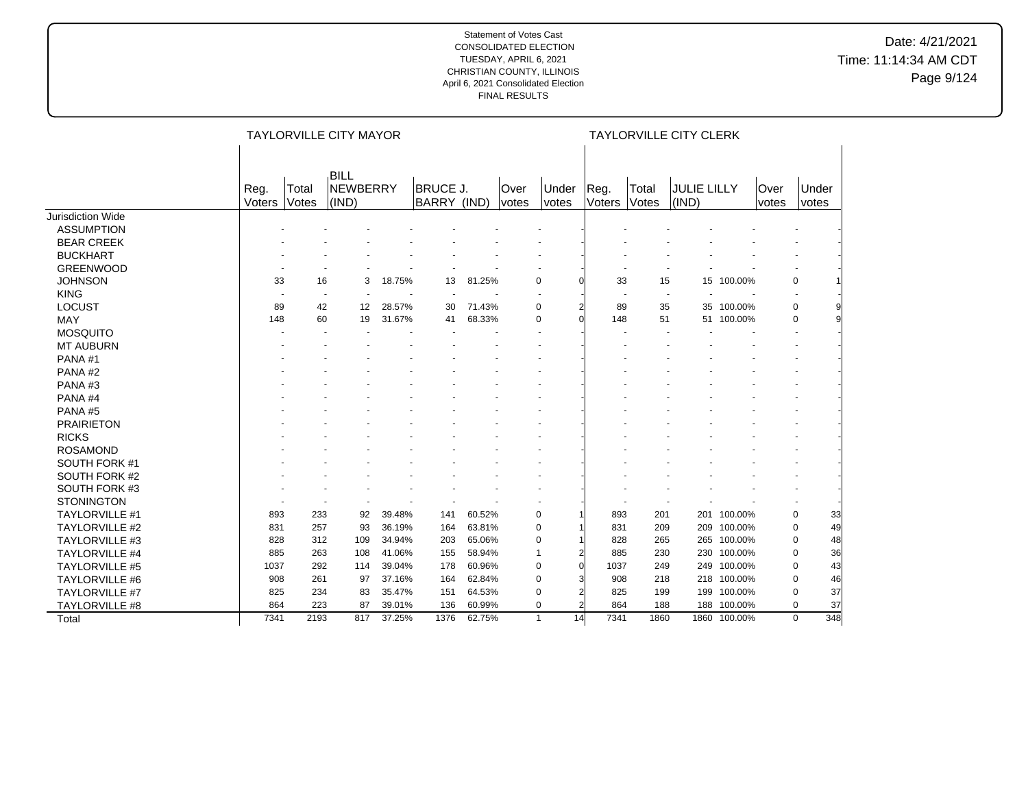Statement of Votes Cast
CONSOLIDATED ELECTION
TUESDAY, APRIL 6, 2021
CHRISTIAN COUNTY, ILLINOIS
April 6, 2021 Consolidated Election
FINAL RESULTS

Date: 4/21/2021
Time: 11:14:34 AM CDT

| | TAYLORVILLE CITY MAYOR | | | | | | | | TAYLORVILLE CITY CLERK | | | | | |
|---|---|---|---|---|---|---|---|---|---|---|---|---|---|---|
| | Reg. Voters | Total Votes | BILL NEWBERRY (IND) | | BRUCE J. BARRY (IND) | | Over votes | Under votes | Reg. Voters | Total Votes | JULIE LILLY (IND) | | Over votes | Under votes |
| Jurisdiction Wide | | | | | | | | | | | | | | |
| ASSUMPTION | - | - | - | - | - | - | - | - | - | - | - | - | - | - |
| BEAR CREEK | - | - | - | - | - | - | - | - | - | - | - | - | - | - |
| BUCKHART | - | - | - | - | - | - | - | - | - | - | - | - | - | - |
| GREENWOOD | - | - | - | - | - | - | - | - | - | - | - | - | - | - |
| JOHNSON | 33 | 16 | 3 | 18.75% | 13 | 81.25% | 0 | 0 | 33 | 15 | 15 | 100.00% | 0 | 1 |
| KING | - | - | - | - | - | - | - | - | - | - | - | - | - | - |
| LOCUST | 89 | 42 | 12 | 28.57% | 30 | 71.43% | 0 | 2 | 89 | 35 | 35 | 100.00% | 0 | 9 |
| MAY | 148 | 60 | 19 | 31.67% | 41 | 68.33% | 0 | 0 | 148 | 51 | 51 | 100.00% | 0 | 9 |
| MOSQUITO | - | - | - | - | - | - | - | - | - | - | - | - | - | - |
| MT AUBURN | - | - | - | - | - | - | - | - | - | - | - | - | - | - |
| PANA #1 | - | - | - | - | - | - | - | - | - | - | - | - | - | - |
| PANA #2 | - | - | - | - | - | - | - | - | - | - | - | - | - | - |
| PANA #3 | - | - | - | - | - | - | - | - | - | - | - | - | - | - |
| PANA #4 | - | - | - | - | - | - | - | - | - | - | - | - | - | - |
| PANA #5 | - | - | - | - | - | - | - | - | - | - | - | - | - | - |
| PRAIRIETON | - | - | - | - | - | - | - | - | - | - | - | - | - | - |
| RICKS | - | - | - | - | - | - | - | - | - | - | - | - | - | - |
| ROSAMOND | - | - | - | - | - | - | - | - | - | - | - | - | - | - |
| SOUTH FORK #1 | - | - | - | - | - | - | - | - | - | - | - | - | - | - |
| SOUTH FORK #2 | - | - | - | - | - | - | - | - | - | - | - | - | - | - |
| SOUTH FORK #3 | - | - | - | - | - | - | - | - | - | - | - | - | - | - |
| STONINGTON | - | - | - | - | - | - | - | - | - | - | - | - | - | - |
| TAYLORVILLE #1 | 893 | 233 | 92 | 39.48% | 141 | 60.52% | 0 | 1 | 893 | 201 | 201 | 100.00% | 0 | 33 |
| TAYLORVILLE #2 | 831 | 257 | 93 | 36.19% | 164 | 63.81% | 0 | 1 | 831 | 209 | 209 | 100.00% | 0 | 49 |
| TAYLORVILLE #3 | 828 | 312 | 109 | 34.94% | 203 | 65.06% | 0 | 1 | 828 | 265 | 265 | 100.00% | 0 | 48 |
| TAYLORVILLE #4 | 885 | 263 | 108 | 41.06% | 155 | 58.94% | 1 | 2 | 885 | 230 | 230 | 100.00% | 0 | 36 |
| TAYLORVILLE #5 | 1037 | 292 | 114 | 39.04% | 178 | 60.96% | 0 | 0 | 1037 | 249 | 249 | 100.00% | 0 | 43 |
| TAYLORVILLE #6 | 908 | 261 | 97 | 37.16% | 164 | 62.84% | 0 | 3 | 908 | 218 | 218 | 100.00% | 0 | 46 |
| TAYLORVILLE #7 | 825 | 234 | 83 | 35.47% | 151 | 64.53% | 0 | 2 | 825 | 199 | 199 | 100.00% | 0 | 37 |
| TAYLORVILLE #8 | 864 | 223 | 87 | 39.01% | 136 | 60.99% | 0 | 2 | 864 | 188 | 188 | 100.00% | 0 | 37 |
| Total | 7341 | 2193 | 817 | 37.25% | 1376 | 62.75% | 1 | 14 | 7341 | 1860 | 1860 | 100.00% | 0 | 348 |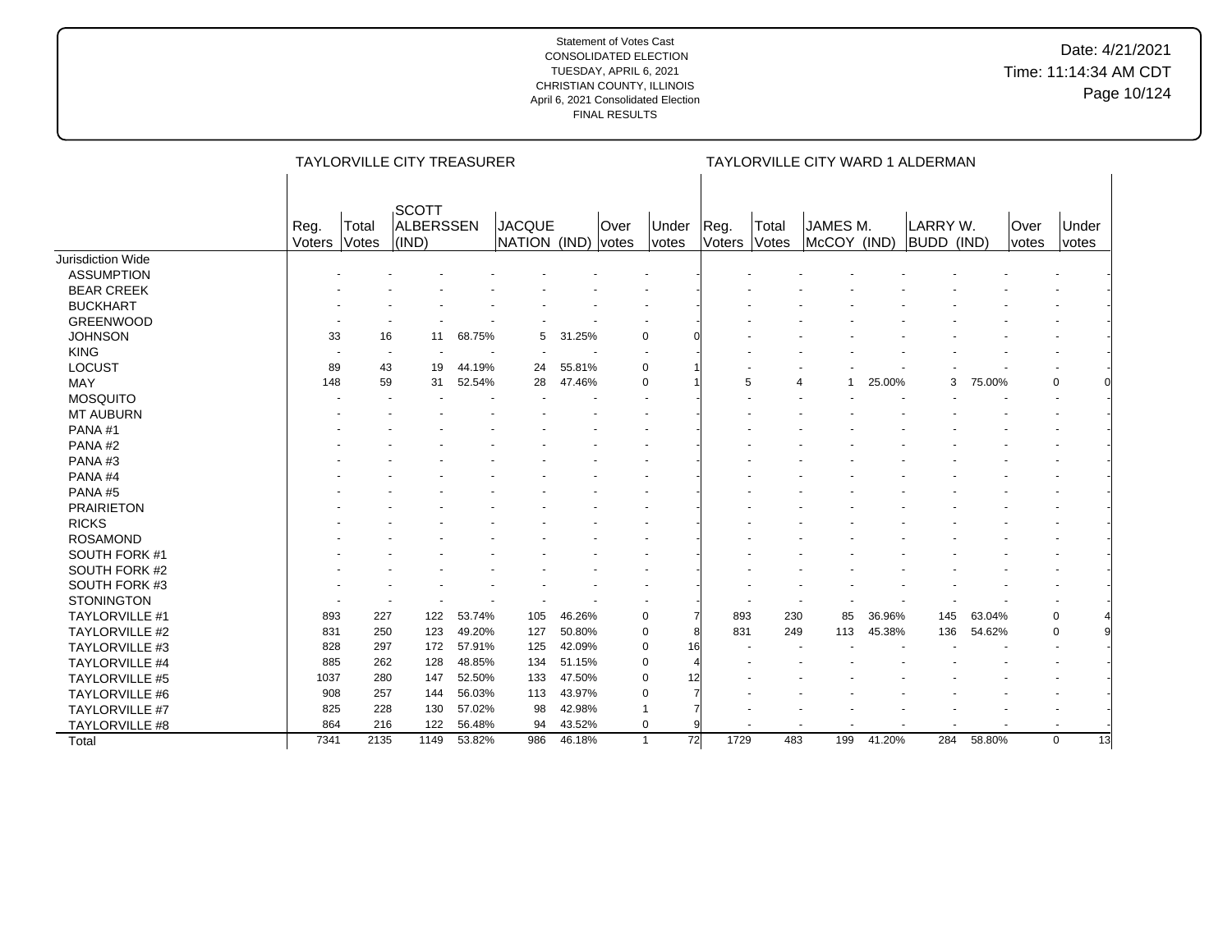Statement of Votes Cast
CONSOLIDATED ELECTION
TUESDAY, APRIL 6, 2021
CHRISTIAN COUNTY, ILLINOIS
April 6, 2021 Consolidated Election
FINAL RESULTS

Date: 4/21/2021
Time: 11:14:34 AM CDT

| | TAYLORVILLE CITY TREASURER | | | | | | | | TAYLORVILLE CITY WARD 1 ALDERMAN | | | | | | | |
|---|---|---|---|---|---|---|---|---|---|---|---|---|---|---|---|---|
| | Reg. Voters | Total Votes | SCOTT ALBERSSEN (IND) | | JACQUE NATION (IND) | | Over votes | Under votes | Reg. Voters | Total Votes | JAMES M. McCOY (IND) | | LARRY W. BUDD (IND) | | Over votes | Under votes |
| Jurisdiction Wide | | | | | | | | | | | | | | | | |
| ASSUMPTION | - | - | - | - | - | - | - | - | - | - | - | - | - | - | - | - |
| BEAR CREEK | - | - | - | - | - | - | - | - | - | - | - | - | - | - | - | - |
| BUCKHART | - | - | - | - | - | - | - | - | - | - | - | - | - | - | - | - |
| GREENWOOD | - | - | - | - | - | - | - | - | - | - | - | - | - | - | - | - |
| JOHNSON | 33 | 16 | 11 | 68.75% | 5 | 31.25% | 0 | 0 | - | - | - | - | - | - | - | - |
| KING | - | - | - | - | - | - | - | - | - | - | - | - | - | - | - | - |
| LOCUST | 89 | 43 | 19 | 44.19% | 24 | 55.81% | 0 | 1 | - | - | - | - | - | - | - | - |
| MAY | 148 | 59 | 31 | 52.54% | 28 | 47.46% | 0 | 1 | 5 | 4 | 1 | 25.00% | 3 | 75.00% | 0 | 0 |
| MOSQUITO | - | - | - | - | - | - | - | - | - | - | - | - | - | - | - | - |
| MT AUBURN | - | - | - | - | - | - | - | - | - | - | - | - | - | - | - | - |
| PANA #1 | - | - | - | - | - | - | - | - | - | - | - | - | - | - | - | - |
| PANA #2 | - | - | - | - | - | - | - | - | - | - | - | - | - | - | - | - |
| PANA #3 | - | - | - | - | - | - | - | - | - | - | - | - | - | - | - | - |
| PANA #4 | - | - | - | - | - | - | - | - | - | - | - | - | - | - | - | - |
| PANA #5 | - | - | - | - | - | - | - | - | - | - | - | - | - | - | - | - |
| PRAIRIETON | - | - | - | - | - | - | - | - | - | - | - | - | - | - | - | - |
| RICKS | - | - | - | - | - | - | - | - | - | - | - | - | - | - | - | - |
| ROSAMOND | - | - | - | - | - | - | - | - | - | - | - | - | - | - | - | - |
| SOUTH FORK #1 | - | - | - | - | - | - | - | - | - | - | - | - | - | - | - | - |
| SOUTH FORK #2 | - | - | - | - | - | - | - | - | - | - | - | - | - | - | - | - |
| SOUTH FORK #3 | - | - | - | - | - | - | - | - | - | - | - | - | - | - | - | - |
| STONINGTON | - | - | - | - | - | - | - | - | - | - | - | - | - | - | - | - |
| TAYLORVILLE #1 | 893 | 227 | 122 | 53.74% | 105 | 46.26% | 0 | 7 | 893 | 230 | 85 | 36.96% | 145 | 63.04% | 0 | 4 |
| TAYLORVILLE #2 | 831 | 250 | 123 | 49.20% | 127 | 50.80% | 0 | 8 | 831 | 249 | 113 | 45.38% | 136 | 54.62% | 0 | 9 |
| TAYLORVILLE #3 | 828 | 297 | 172 | 57.91% | 125 | 42.09% | 0 | 16 | - | - | - | - | - | - | - | - |
| TAYLORVILLE #4 | 885 | 262 | 128 | 48.85% | 134 | 51.15% | 0 | 4 | - | - | - | - | - | - | - | - |
| TAYLORVILLE #5 | 1037 | 280 | 147 | 52.50% | 133 | 47.50% | 0 | 12 | - | - | - | - | - | - | - | - |
| TAYLORVILLE #6 | 908 | 257 | 144 | 56.03% | 113 | 43.97% | 0 | 7 | - | - | - | - | - | - | - | - |
| TAYLORVILLE #7 | 825 | 228 | 130 | 57.02% | 98 | 42.98% | 1 | 7 | - | - | - | - | - | - | - | - |
| TAYLORVILLE #8 | 864 | 216 | 122 | 56.48% | 94 | 43.52% | 0 | 9 | - | - | - | - | - | - | - | - |
| Total | 7341 | 2135 | 1149 | 53.82% | 986 | 46.18% | 1 | 72 | 1729 | 483 | 199 | 41.20% | 284 | 58.80% | 0 | 13 |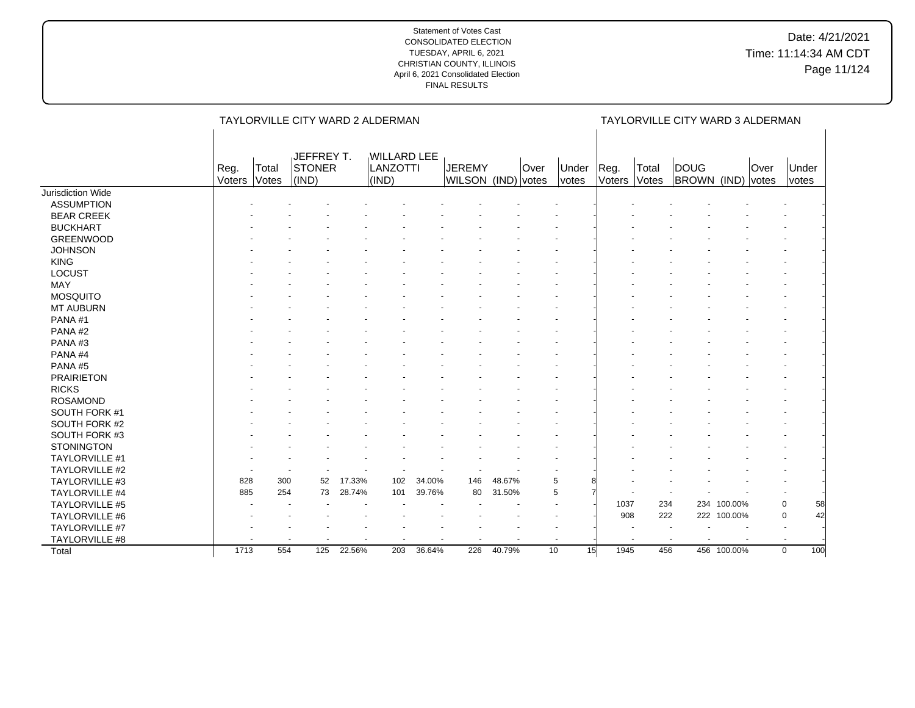Statement of Votes Cast
CONSOLIDATED ELECTION
TUESDAY, APRIL 6, 2021
CHRISTIAN COUNTY, ILLINOIS
April 6, 2021 Consolidated Election
FINAL RESULTS

Date: 4/21/2021
Time: 11:14:34 AM CDT

| | TAYLORVILLE CITY WARD 2 ALDERMAN | | | | | | | | | | | TAYLORVILLE CITY WARD 3 ALDERMAN | | | | | |
|---|---|---|---|---|---|---|---|---|---|---|---|---|---|---|---|---|---|
| | Reg. Voters | Total Votes | JEFFREY T. STONER (IND) | | WILLARD LEE LANZOTTI (IND) | | JEREMY WILSON (IND) | | Over votes | Under votes | | Reg. Voters | Total Votes | DOUG BROWN (IND) | | Over votes | Under votes |
| Jurisdiction Wide | | | | | | | | | | | | | | | | | |
| ASSUMPTION | - | - | - | - | - | - | - | - | - | - | | - | - | - | - | - | - |
| BEAR CREEK | - | - | - | - | - | - | - | - | - | - | | - | - | - | - | - | - |
| BUCKHART | - | - | - | - | - | - | - | - | - | - | | - | - | - | - | - | - |
| GREENWOOD | - | - | - | - | - | - | - | - | - | - | | - | - | - | - | - | - |
| JOHNSON | - | - | - | - | - | - | - | - | - | - | | - | - | - | - | - | - |
| KING | - | - | - | - | - | - | - | - | - | - | | - | - | - | - | - | - |
| LOCUST | - | - | - | - | - | - | - | - | - | - | | - | - | - | - | - | - |
| MAY | - | - | - | - | - | - | - | - | - | - | | - | - | - | - | - | - |
| MOSQUITO | - | - | - | - | - | - | - | - | - | - | | - | - | - | - | - | - |
| MT AUBURN | - | - | - | - | - | - | - | - | - | - | | - | - | - | - | - | - |
| PANA #1 | - | - | - | - | - | - | - | - | - | - | | - | - | - | - | - | - |
| PANA #2 | - | - | - | - | - | - | - | - | - | - | | - | - | - | - | - | - |
| PANA #3 | - | - | - | - | - | - | - | - | - | - | | - | - | - | - | - | - |
| PANA #4 | - | - | - | - | - | - | - | - | - | - | | - | - | - | - | - | - |
| PANA #5 | - | - | - | - | - | - | - | - | - | - | | - | - | - | - | - | - |
| PRAIRIETON | - | - | - | - | - | - | - | - | - | - | | - | - | - | - | - | - |
| RICKS | - | - | - | - | - | - | - | - | - | - | | - | - | - | - | - | - |
| ROSAMOND | - | - | - | - | - | - | - | - | - | - | | - | - | - | - | - | - |
| SOUTH FORK #1 | - | - | - | - | - | - | - | - | - | - | | - | - | - | - | - | - |
| SOUTH FORK #2 | - | - | - | - | - | - | - | - | - | - | | - | - | - | - | - | - |
| SOUTH FORK #3 | - | - | - | - | - | - | - | - | - | - | | - | - | - | - | - | - |
| STONINGTON | - | - | - | - | - | - | - | - | - | - | | - | - | - | - | - | - |
| TAYLORVILLE #1 | - | - | - | - | - | - | - | - | - | - | | - | - | - | - | - | - |
| TAYLORVILLE #2 | - | - | - | - | - | - | - | - | - | - | | - | - | - | - | - | - |
| TAYLORVILLE #3 | 828 | 300 | 52 | 17.33% | 102 | 34.00% | 146 | 48.67% | 5 | 8 | | - | - | - | - | - | - |
| TAYLORVILLE #4 | 885 | 254 | 73 | 28.74% | 101 | 39.76% | 80 | 31.50% | 5 | 7 | | - | - | - | - | - | - |
| TAYLORVILLE #5 | - | - | - | - | - | - | - | - | - | - | | 1037 | 234 | 234 | 100.00% | 0 | 58 |
| TAYLORVILLE #6 | - | - | - | - | - | - | - | - | - | - | | 908 | 222 | 222 | 100.00% | 0 | 42 |
| TAYLORVILLE #7 | - | - | - | - | - | - | - | - | - | - | | - | - | - | - | - | - |
| TAYLORVILLE #8 | - | - | - | - | - | - | - | - | - | - | | - | - | - | - | - | - |
| Total | 1713 | 554 | 125 | 22.56% | 203 | 36.64% | 226 | 40.79% | 10 | 15 | | 1945 | 456 | 456 | 100.00% | 0 | 100 |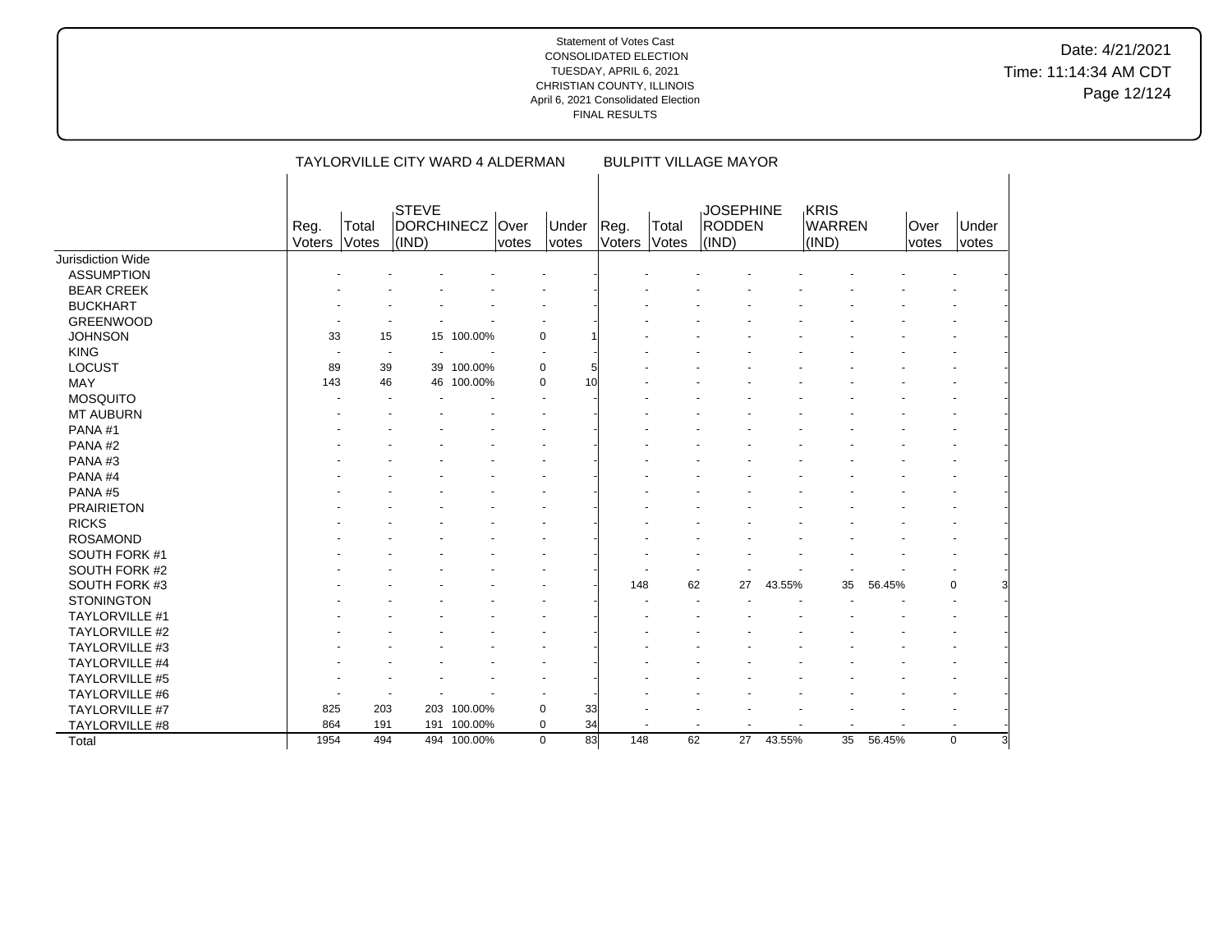Statement of Votes Cast
CONSOLIDATED ELECTION
TUESDAY, APRIL 6, 2021
CHRISTIAN COUNTY, ILLINOIS
April 6, 2021 Consolidated Election
FINAL RESULTS

Date: 4/21/2021
Time: 11:14:34 AM CDT

| | TAYLORVILLE CITY WARD 4 ALDERMAN | | | | | | BULPITT VILLAGE MAYOR | | | | | | | |
|---|---|---|---|---|---|---|---|---|---|---|---|---|---|---|
| | Reg. Voters | Total Votes | STEVE DORCHINECZ (IND) | | Over votes | Under votes | Reg. Voters | Total Votes | JOSEPHINE RODDEN (IND) | | KRIS WARREN (IND) | | Over votes | Under votes |
| Jurisdiction Wide | | | | | | | | | | | | | | |
| ASSUMPTION | - | - | - | - | - | - | - | - | - | - | - | - | - | - |
| BEAR CREEK | - | - | - | - | - | - | - | - | - | - | - | - | - | - |
| BUCKHART | - | - | - | - | - | - | - | - | - | - | - | - | - | - |
| GREENWOOD | - | - | - | - | - | - | - | - | - | - | - | - | - | - |
| JOHNSON | 33 | 15 | 15 | 100.00% | 0 | 1 | - | - | - | - | - | - | - | - |
| KING | - | - | - | - | - | - | - | - | - | - | - | - | - | - |
| LOCUST | 89 | 39 | 39 | 100.00% | 0 | 5 | - | - | - | - | - | - | - | - |
| MAY | 143 | 46 | 46 | 100.00% | 0 | 10 | - | - | - | - | - | - | - | - |
| MOSQUITO | - | - | - | - | - | - | - | - | - | - | - | - | - | - |
| MT AUBURN | - | - | - | - | - | - | - | - | - | - | - | - | - | - |
| PANA #1 | - | - | - | - | - | - | - | - | - | - | - | - | - | - |
| PANA #2 | - | - | - | - | - | - | - | - | - | - | - | - | - | - |
| PANA #3 | - | - | - | - | - | - | - | - | - | - | - | - | - | - |
| PANA #4 | - | - | - | - | - | - | - | - | - | - | - | - | - | - |
| PANA #5 | - | - | - | - | - | - | - | - | - | - | - | - | - | - |
| PRAIRIETON | - | - | - | - | - | - | - | - | - | - | - | - | - | - |
| RICKS | - | - | - | - | - | - | - | - | - | - | - | - | - | - |
| ROSAMOND | - | - | - | - | - | - | - | - | - | - | - | - | - | - |
| SOUTH FORK #1 | - | - | - | - | - | - | - | - | - | - | - | - | - | - |
| SOUTH FORK #2 | - | - | - | - | - | - | - | - | - | - | - | - | - | - |
| SOUTH FORK #3 | - | - | - | - | - | - | 148 | 62 | 27 | 43.55% | 35 | 56.45% | 0 | 3 |
| STONINGTON | - | - | - | - | - | - | - | - | - | - | - | - | - | - |
| TAYLORVILLE #1 | - | - | - | - | - | - | - | - | - | - | - | - | - | - |
| TAYLORVILLE #2 | - | - | - | - | - | - | - | - | - | - | - | - | - | - |
| TAYLORVILLE #3 | - | - | - | - | - | - | - | - | - | - | - | - | - | - |
| TAYLORVILLE #4 | - | - | - | - | - | - | - | - | - | - | - | - | - | - |
| TAYLORVILLE #5 | - | - | - | - | - | - | - | - | - | - | - | - | - | - |
| TAYLORVILLE #6 | - | - | - | - | - | - | - | - | - | - | - | - | - | - |
| TAYLORVILLE #7 | 825 | 203 | 203 | 100.00% | 0 | 33 | - | - | - | - | - | - | - | - |
| TAYLORVILLE #8 | 864 | 191 | 191 | 100.00% | 0 | 34 | - | - | - | - | - | - | - | - |
| Total | 1954 | 494 | 494 | 100.00% | 0 | 83 | 148 | 62 | 27 | 43.55% | 35 | 56.45% | 0 | 3 |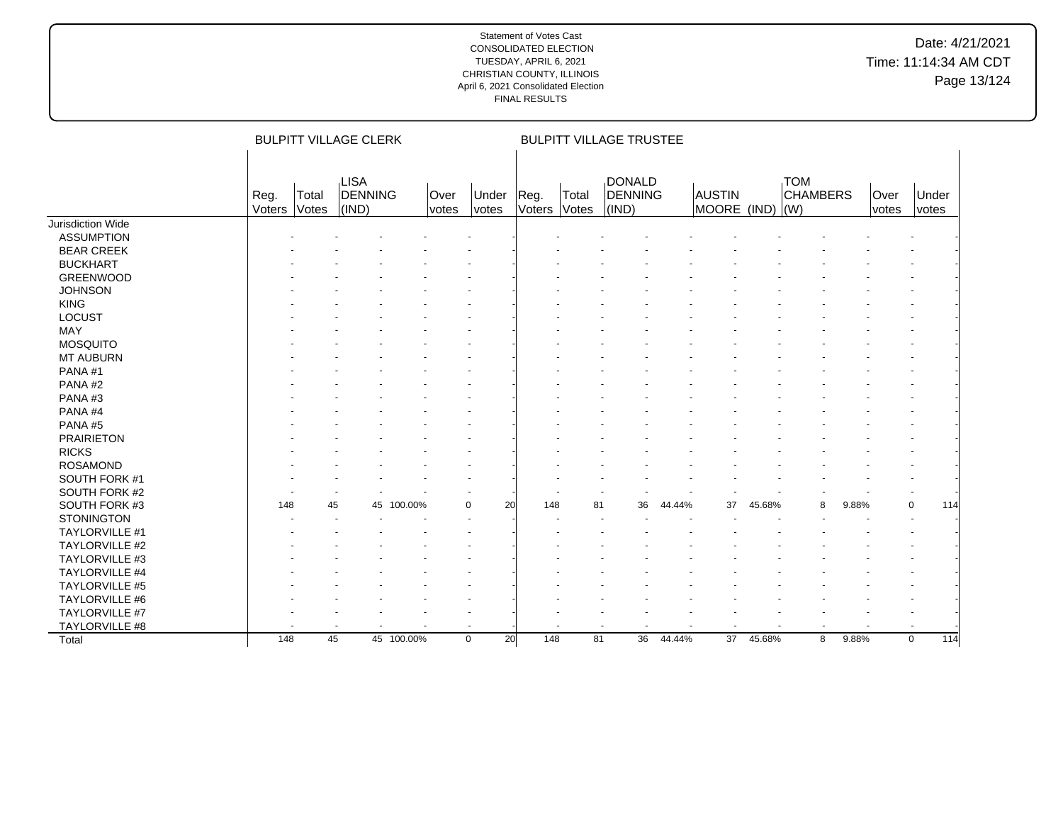Statement of Votes Cast
CONSOLIDATED ELECTION
TUESDAY, APRIL 6, 2021
CHRISTIAN COUNTY, ILLINOIS
April 6, 2021 Consolidated Election
FINAL RESULTS

Date: 4/21/2021
Time: 11:14:34 AM CDT

| | BULPITT VILLAGE CLERK | | | | | | BULPITT VILLAGE TRUSTEE | | | | | | | | | |
|---|---|---|---|---|---|---|---|---|---|---|---|---|---|---|---|---|
| | Reg. Voters | Total Votes | LISA DENNING (IND) | | Over votes | Under votes | Reg. Voters | Total Votes | DONALD DENNING (IND) | | AUSTIN MOORE (IND) | | TOM CHAMBERS (W) | | Over votes | Under votes |
| Jurisdiction Wide | | | | | | | | | | | | | | | | |
| ASSUMPTION | - | - | - | - | - | - | - | - | - | - | - | - | - | - | - | - |
| BEAR CREEK | - | - | - | - | - | - | - | - | - | - | - | - | - | - | - | - |
| BUCKHART | - | - | - | - | - | - | - | - | - | - | - | - | - | - | - | - |
| GREENWOOD | - | - | - | - | - | - | - | - | - | - | - | - | - | - | - | - |
| JOHNSON | - | - | - | - | - | - | - | - | - | - | - | - | - | - | - | - |
| KING | - | - | - | - | - | - | - | - | - | - | - | - | - | - | - | - |
| LOCUST | - | - | - | - | - | - | - | - | - | - | - | - | - | - | - | - |
| MAY | - | - | - | - | - | - | - | - | - | - | - | - | - | - | - | - |
| MOSQUITO | - | - | - | - | - | - | - | - | - | - | - | - | - | - | - | - |
| MT AUBURN | - | - | - | - | - | - | - | - | - | - | - | - | - | - | - | - |
| PANA #1 | - | - | - | - | - | - | - | - | - | - | - | - | - | - | - | - |
| PANA #2 | - | - | - | - | - | - | - | - | - | - | - | - | - | - | - | - |
| PANA #3 | - | - | - | - | - | - | - | - | - | - | - | - | - | - | - | - |
| PANA #4 | - | - | - | - | - | - | - | - | - | - | - | - | - | - | - | - |
| PANA #5 | - | - | - | - | - | - | - | - | - | - | - | - | - | - | - | - |
| PRAIRIETON | - | - | - | - | - | - | - | - | - | - | - | - | - | - | - | - |
| RICKS | - | - | - | - | - | - | - | - | - | - | - | - | - | - | - | - |
| ROSAMOND | - | - | - | - | - | - | - | - | - | - | - | - | - | - | - | - |
| SOUTH FORK #1 | - | - | - | - | - | - | - | - | - | - | - | - | - | - | - | - |
| SOUTH FORK #2 | - | - | - | - | - | - | - | - | - | - | - | - | - | - | - | - |
| SOUTH FORK #3 | 148 | 45 | 45 | 100.00% | 0 | 20 | 148 | 81 | 36 | 44.44% | 37 | 45.68% | 8 | 9.88% | 0 | 114 |
| STONINGTON | - | - | - | - | - | - | - | - | - | - | - | - | - | - | - | - |
| TAYLORVILLE #1 | - | - | - | - | - | - | - | - | - | - | - | - | - | - | - | - |
| TAYLORVILLE #2 | - | - | - | - | - | - | - | - | - | - | - | - | - | - | - | - |
| TAYLORVILLE #3 | - | - | - | - | - | - | - | - | - | - | - | - | - | - | - | - |
| TAYLORVILLE #4 | - | - | - | - | - | - | - | - | - | - | - | - | - | - | - | - |
| TAYLORVILLE #5 | - | - | - | - | - | - | - | - | - | - | - | - | - | - | - | - |
| TAYLORVILLE #6 | - | - | - | - | - | - | - | - | - | - | - | - | - | - | - | - |
| TAYLORVILLE #7 | - | - | - | - | - | - | - | - | - | - | - | - | - | - | - | - |
| TAYLORVILLE #8 | - | - | - | - | - | - | - | - | - | - | - | - | - | - | - | - |
| Total | 148 | 45 | 45 | 100.00% | 0 | 20 | 148 | 81 | 36 | 44.44% | 37 | 45.68% | 8 | 9.88% | 0 | 114 |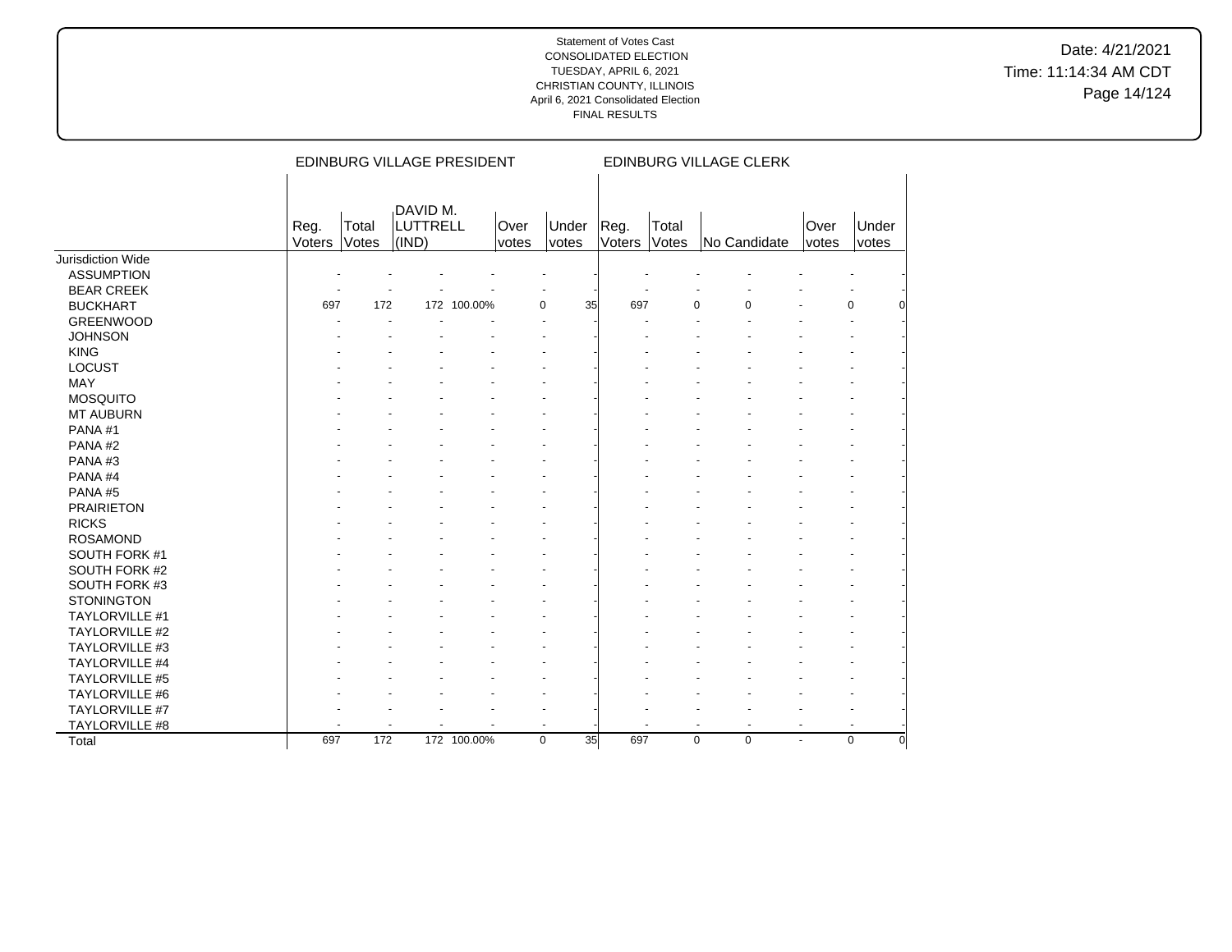Statement of Votes Cast
CONSOLIDATED ELECTION
TUESDAY, APRIL 6, 2021
CHRISTIAN COUNTY, ILLINOIS
April 6, 2021 Consolidated Election
FINAL RESULTS

Date: 4/21/2021
Time: 11:14:34 AM CDT

| | EDINBURG VILLAGE PRESIDENT | | | | | | EDINBURG VILLAGE CLERK | | | | | |
|---|---|---|---|---|---|---|---|---|---|---|---|---|
| | Reg. Voters | Total Votes | DAVID M. LUTTRELL (IND) | | Over votes | Under votes | Reg. Voters | Total Votes | No Candidate | | Over votes | Under votes |
| Jurisdiction Wide | | | | | | | | | | | | |
| ASSUMPTION | - | - | - | - | - | - | - | - | - | - | - | - |
| BEAR CREEK | - | - | - | - | - | - | - | - | - | - | - | - |
| BUCKHART | 697 | 172 | 172 | 100.00% | 0 | 35 | 697 | 0 | 0 | - | 0 | 0 |
| GREENWOOD | - | - | - | - | - | - | - | - | - | - | - | - |
| JOHNSON | - | - | - | - | - | - | - | - | - | - | - | - |
| KING | - | - | - | - | - | - | - | - | - | - | - | - |
| LOCUST | - | - | - | - | - | - | - | - | - | - | - | - |
| MAY | - | - | - | - | - | - | - | - | - | - | - | - |
| MOSQUITO | - | - | - | - | - | - | - | - | - | - | - | - |
| MT AUBURN | - | - | - | - | - | - | - | - | - | - | - | - |
| PANA #1 | - | - | - | - | - | - | - | - | - | - | - | - |
| PANA #2 | - | - | - | - | - | - | - | - | - | - | - | - |
| PANA #3 | - | - | - | - | - | - | - | - | - | - | - | - |
| PANA #4 | - | - | - | - | - | - | - | - | - | - | - | - |
| PANA #5 | - | - | - | - | - | - | - | - | - | - | - | - |
| PRAIRIETON | - | - | - | - | - | - | - | - | - | - | - | - |
| RICKS | - | - | - | - | - | - | - | - | - | - | - | - |
| ROSAMOND | - | - | - | - | - | - | - | - | - | - | - | - |
| SOUTH FORK #1 | - | - | - | - | - | - | - | - | - | - | - | - |
| SOUTH FORK #2 | - | - | - | - | - | - | - | - | - | - | - | - |
| SOUTH FORK #3 | - | - | - | - | - | - | - | - | - | - | - | - |
| STONINGTON | - | - | - | - | - | - | - | - | - | - | - | - |
| TAYLORVILLE #1 | - | - | - | - | - | - | - | - | - | - | - | - |
| TAYLORVILLE #2 | - | - | - | - | - | - | - | - | - | - | - | - |
| TAYLORVILLE #3 | - | - | - | - | - | - | - | - | - | - | - | - |
| TAYLORVILLE #4 | - | - | - | - | - | - | - | - | - | - | - | - |
| TAYLORVILLE #5 | - | - | - | - | - | - | - | - | - | - | - | - |
| TAYLORVILLE #6 | - | - | - | - | - | - | - | - | - | - | - | - |
| TAYLORVILLE #7 | - | - | - | - | - | - | - | - | - | - | - | - |
| TAYLORVILLE #8 | - | - | - | - | - | - | - | - | - | - | - | - |
| Total | 697 | 172 | 172 | 100.00% | 0 | 35 | 697 | 0 | 0 | - | 0 | 0 |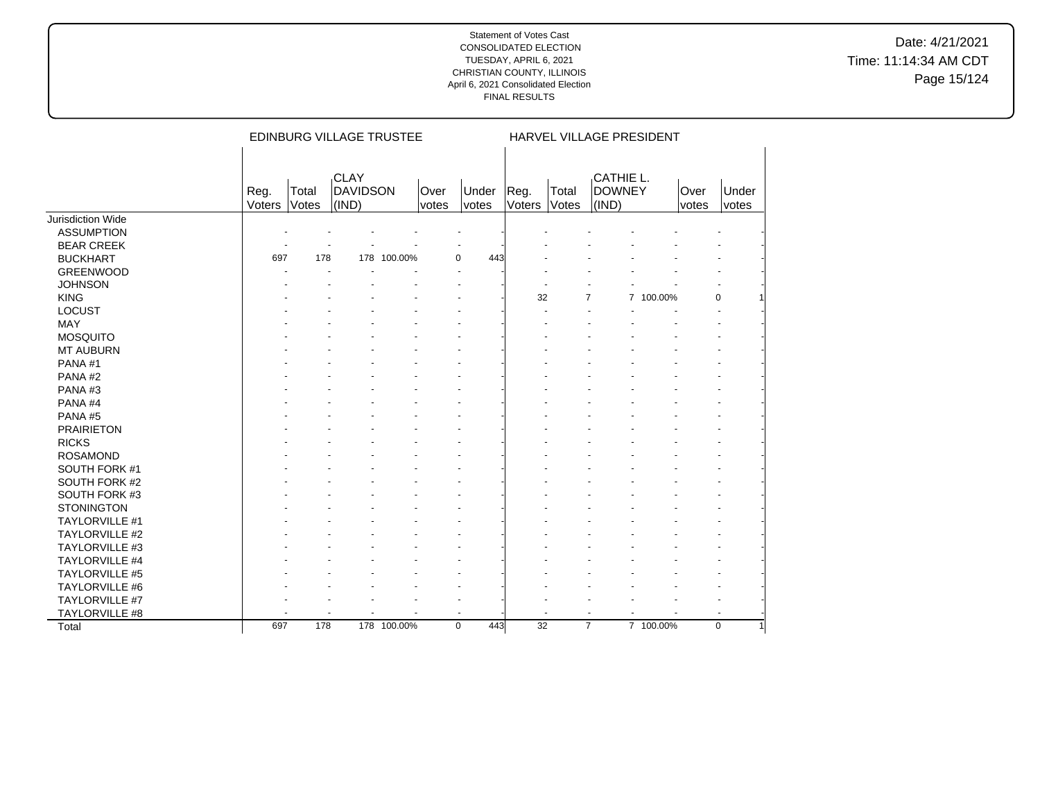Statement of Votes Cast
CONSOLIDATED ELECTION
TUESDAY, APRIL 6, 2021
CHRISTIAN COUNTY, ILLINOIS
April 6, 2021 Consolidated Election
FINAL RESULTS

Date: 4/21/2021
Time: 11:14:34 AM CDT

| | EDINBURG VILLAGE TRUSTEE | | | | | | HARVEL VILLAGE PRESIDENT | | | | | |
|---|---|---|---|---|---|---|---|---|---|---|---|---|
| | Reg. Voters | Total Votes | CLAY DAVIDSON (IND) | | Over votes | Under votes | Reg. Voters | Total Votes | CATHIE L. DOWNEY (IND) | | Over votes | Under votes |
| Jurisdiction Wide | | | | | | | | | | | | |
| ASSUMPTION | - | - | - | - | - | - | - | - | - | - | - | - |
| BEAR CREEK | - | - | - | - | - | - | - | - | - | - | - | - |
| BUCKHART | 697 | 178 | 178 | 100.00% | 0 | 443 | - | - | - | - | - | - |
| GREENWOOD | - | - | - | - | - | - | - | - | - | - | - | - |
| JOHNSON | - | - | - | - | - | - | - | - | - | - | - | - |
| KING | - | - | - | - | - | - | 32 | 7 | 7 | 100.00% | 0 | 1 |
| LOCUST | - | - | - | - | - | - | - | - | - | - | - | - |
| MAY | - | - | - | - | - | - | - | - | - | - | - | - |
| MOSQUITO | - | - | - | - | - | - | - | - | - | - | - | - |
| MT AUBURN | - | - | - | - | - | - | - | - | - | - | - | - |
| PANA #1 | - | - | - | - | - | - | - | - | - | - | - | - |
| PANA #2 | - | - | - | - | - | - | - | - | - | - | - | - |
| PANA #3 | - | - | - | - | - | - | - | - | - | - | - | - |
| PANA #4 | - | - | - | - | - | - | - | - | - | - | - | - |
| PANA #5 | - | - | - | - | - | - | - | - | - | - | - | - |
| PRAIRIETON | - | - | - | - | - | - | - | - | - | - | - | - |
| RICKS | - | - | - | - | - | - | - | - | - | - | - | - |
| ROSAMOND | - | - | - | - | - | - | - | - | - | - | - | - |
| SOUTH FORK #1 | - | - | - | - | - | - | - | - | - | - | - | - |
| SOUTH FORK #2 | - | - | - | - | - | - | - | - | - | - | - | - |
| SOUTH FORK #3 | - | - | - | - | - | - | - | - | - | - | - | - |
| STONINGTON | - | - | - | - | - | - | - | - | - | - | - | - |
| TAYLORVILLE #1 | - | - | - | - | - | - | - | - | - | - | - | - |
| TAYLORVILLE #2 | - | - | - | - | - | - | - | - | - | - | - | - |
| TAYLORVILLE #3 | - | - | - | - | - | - | - | - | - | - | - | - |
| TAYLORVILLE #4 | - | - | - | - | - | - | - | - | - | - | - | - |
| TAYLORVILLE #5 | - | - | - | - | - | - | - | - | - | - | - | - |
| TAYLORVILLE #6 | - | - | - | - | - | - | - | - | - | - | - | - |
| TAYLORVILLE #7 | - | - | - | - | - | - | - | - | - | - | - | - |
| TAYLORVILLE #8 | - | - | - | - | - | - | - | - | - | - | - | - |
| Total | 697 | 178 | 178 | 100.00% | 0 | 443 | 32 | 7 | 7 | 100.00% | 0 | 1 |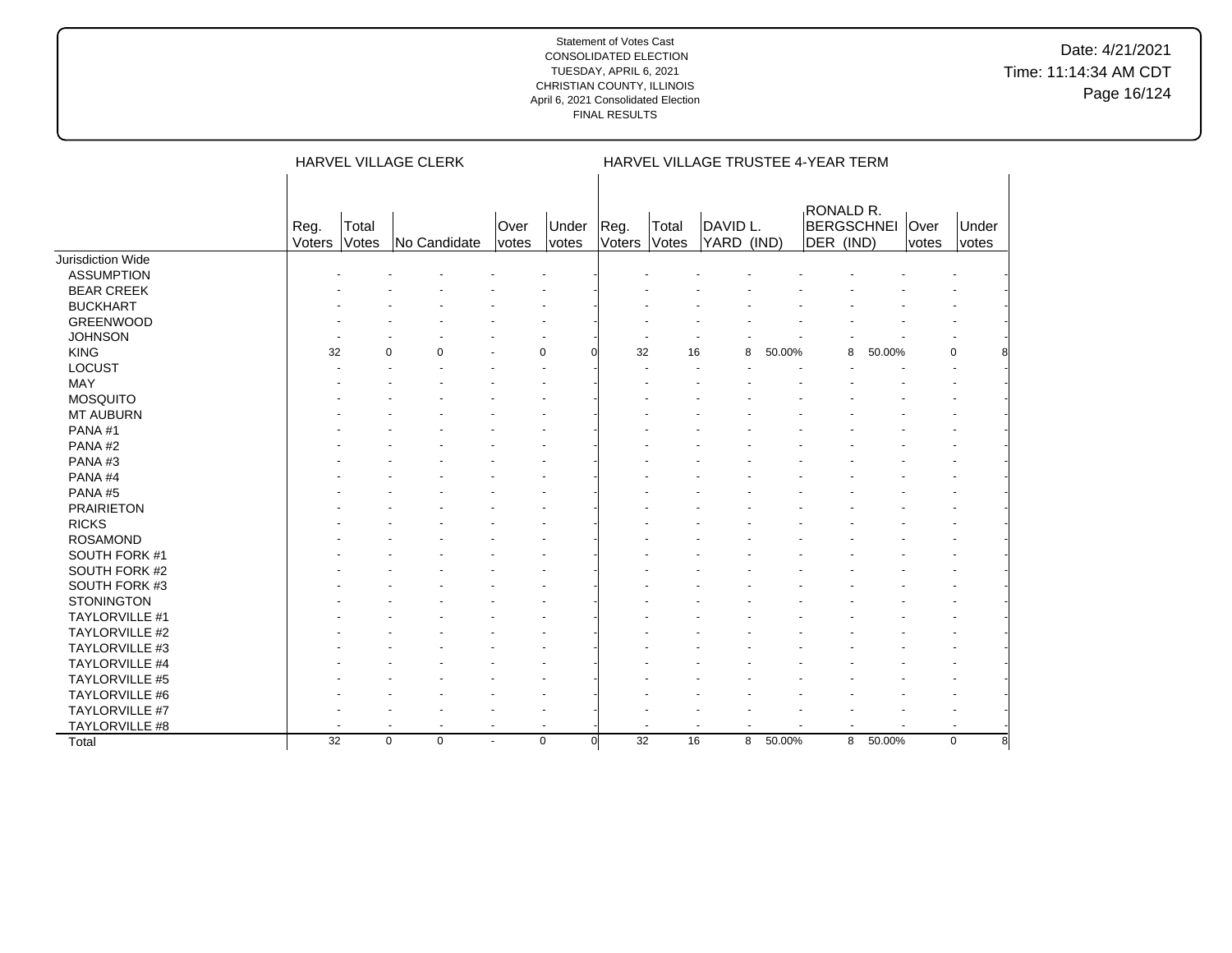Statement of Votes Cast
CONSOLIDATED ELECTION
TUESDAY, APRIL 6, 2021
CHRISTIAN COUNTY, ILLINOIS
April 6, 2021 Consolidated Election
FINAL RESULTS

Date: 4/21/2021
Time: 11:14:34 AM CDT

| | HARVEL VILLAGE CLERK | | | | | HARVEL VILLAGE TRUSTEE 4-YEAR TERM | | | | | | | |
|---|---|---|---|---|---|---|---|---|---|---|---|---|---|
| | Reg. Voters | Total Votes | No Candidate | Over votes | Under votes | Reg. Voters | Total Votes | DAVID L. YARD (IND) | | RONALD R. BERGSCHNEIDER (IND) | | Over votes | Under votes |
| Jurisdiction Wide | | | | | | | | | | | | | |
| ASSUMPTION | - | - | - | - | - | - | - | - | - | - | - | - | - |
| BEAR CREEK | - | - | - | - | - | - | - | - | - | - | - | - | - |
| BUCKHART | - | - | - | - | - | - | - | - | - | - | - | - | - |
| GREENWOOD | - | - | - | - | - | - | - | - | - | - | - | - | - |
| JOHNSON | - | - | - | - | - | - | - | - | - | - | - | - | - |
| KING | 32 | 0 | 0 | - | 0 | 0 | 32 | 16 | 8 | 50.00% | 8 | 50.00% | 0 | 8 |
| LOCUST | - | - | - | - | - | - | - | - | - | - | - | - | - |
| MAY | - | - | - | - | - | - | - | - | - | - | - | - | - |
| MOSQUITO | - | - | - | - | - | - | - | - | - | - | - | - | - |
| MT AUBURN | - | - | - | - | - | - | - | - | - | - | - | - | - |
| PANA #1 | - | - | - | - | - | - | - | - | - | - | - | - | - |
| PANA #2 | - | - | - | - | - | - | - | - | - | - | - | - | - |
| PANA #3 | - | - | - | - | - | - | - | - | - | - | - | - | - |
| PANA #4 | - | - | - | - | - | - | - | - | - | - | - | - | - |
| PANA #5 | - | - | - | - | - | - | - | - | - | - | - | - | - |
| PRAIRIETON | - | - | - | - | - | - | - | - | - | - | - | - | - |
| RICKS | - | - | - | - | - | - | - | - | - | - | - | - | - |
| ROSAMOND | - | - | - | - | - | - | - | - | - | - | - | - | - |
| SOUTH FORK #1 | - | - | - | - | - | - | - | - | - | - | - | - | - |
| SOUTH FORK #2 | - | - | - | - | - | - | - | - | - | - | - | - | - |
| SOUTH FORK #3 | - | - | - | - | - | - | - | - | - | - | - | - | - |
| STONINGTON | - | - | - | - | - | - | - | - | - | - | - | - | - |
| TAYLORVILLE #1 | - | - | - | - | - | - | - | - | - | - | - | - | - |
| TAYLORVILLE #2 | - | - | - | - | - | - | - | - | - | - | - | - | - |
| TAYLORVILLE #3 | - | - | - | - | - | - | - | - | - | - | - | - | - |
| TAYLORVILLE #4 | - | - | - | - | - | - | - | - | - | - | - | - | - |
| TAYLORVILLE #5 | - | - | - | - | - | - | - | - | - | - | - | - | - |
| TAYLORVILLE #6 | - | - | - | - | - | - | - | - | - | - | - | - | - |
| TAYLORVILLE #7 | - | - | - | - | - | - | - | - | - | - | - | - | - |
| TAYLORVILLE #8 | - | - | - | - | - | - | - | - | - | - | - | - | - |
| Total | 32 | 0 | 0 | - | 0 | 0 | 32 | 16 | 8 | 50.00% | 8 | 50.00% | 0 | 8 |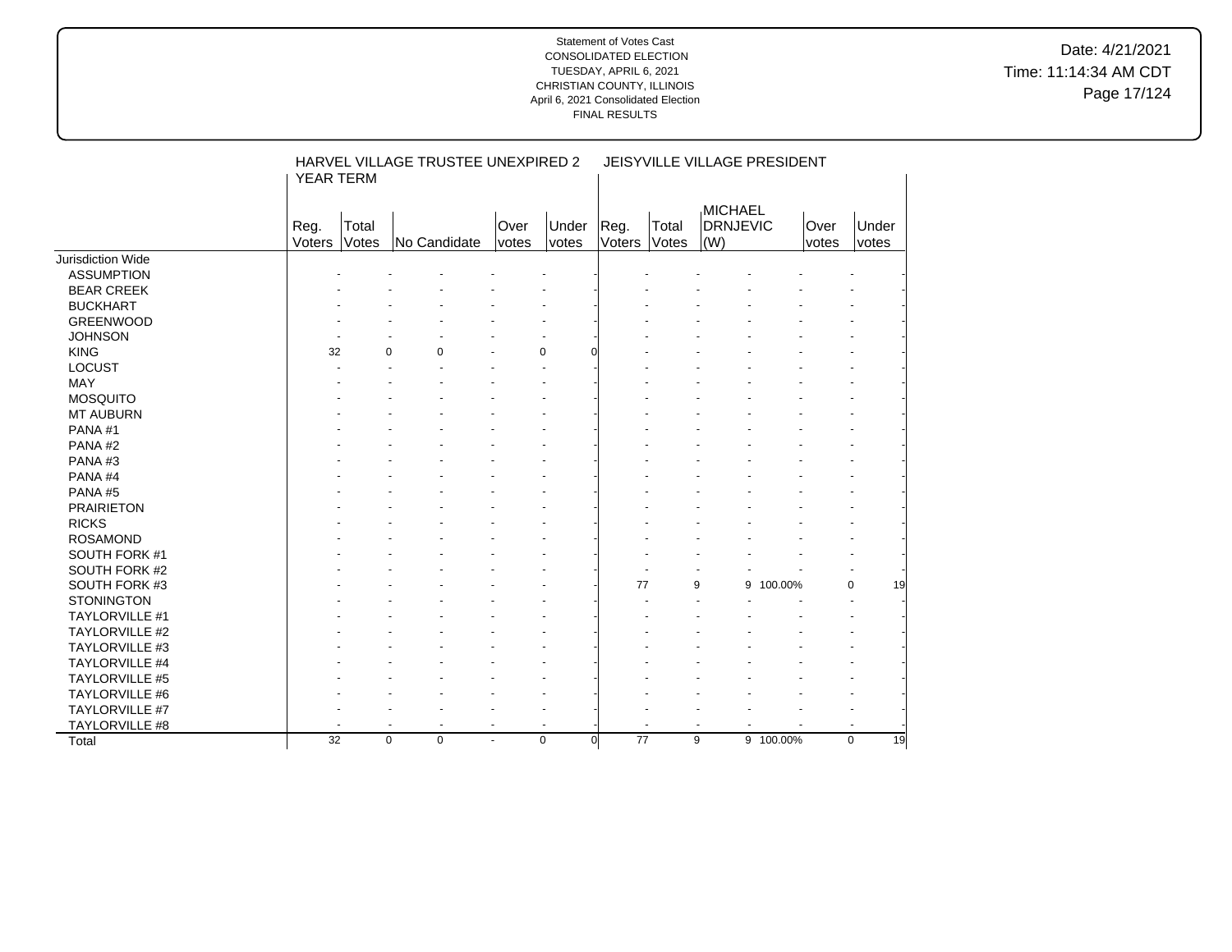Statement of Votes Cast
CONSOLIDATED ELECTION
TUESDAY, APRIL 6, 2021
CHRISTIAN COUNTY, ILLINOIS
April 6, 2021 Consolidated Election
FINAL RESULTS

Date: 4/21/2021
Time: 11:14:34 AM CDT

| | HARVEL VILLAGE TRUSTEE UNEXPIRED 2 YEAR TERM | | | | | JEISYVILLE VILLAGE PRESIDENT | | | | | |
|---|---|---|---|---|---|---|---|---|---|---|---|
| | Reg. Voters | Total Votes | No Candidate | Over votes | Under votes | Reg. Voters | Total Votes | MICHAEL DRNJEVIC (W) | | Over votes | Under votes |
| Jurisdiction Wide | | | | | | | | | | | |
| ASSUMPTION | - | - | - | - | - | - | - | - | - | - | - |
| BEAR CREEK | - | - | - | - | - | - | - | - | - | - | - |
| BUCKHART | - | - | - | - | - | - | - | - | - | - | - |
| GREENWOOD | - | - | - | - | - | - | - | - | - | - | - |
| JOHNSON | - | - | - | - | - | - | - | - | - | - | - |
| KING | 32 | 0 | 0 | - | 0 | 0 | - | - | - | - | - |
| LOCUST | - | - | - | - | - | - | - | - | - | - | - |
| MAY | - | - | - | - | - | - | - | - | - | - | - |
| MOSQUITO | - | - | - | - | - | - | - | - | - | - | - |
| MT AUBURN | - | - | - | - | - | - | - | - | - | - | - |
| PANA #1 | - | - | - | - | - | - | - | - | - | - | - |
| PANA #2 | - | - | - | - | - | - | - | - | - | - | - |
| PANA #3 | - | - | - | - | - | - | - | - | - | - | - |
| PANA #4 | - | - | - | - | - | - | - | - | - | - | - |
| PANA #5 | - | - | - | - | - | - | - | - | - | - | - |
| PRAIRIETON | - | - | - | - | - | - | - | - | - | - | - |
| RICKS | - | - | - | - | - | - | - | - | - | - | - |
| ROSAMOND | - | - | - | - | - | - | - | - | - | - | - |
| SOUTH FORK #1 | - | - | - | - | - | - | - | - | - | - | - |
| SOUTH FORK #2 | - | - | - | - | - | - | - | - | - | - | - |
| SOUTH FORK #3 | - | - | - | - | - | - | 77 | 9 | 9 | 100.00% | 0 | 19 |
| STONINGTON | - | - | - | - | - | - | - | - | - | - | - |
| TAYLORVILLE #1 | - | - | - | - | - | - | - | - | - | - | - |
| TAYLORVILLE #2 | - | - | - | - | - | - | - | - | - | - | - |
| TAYLORVILLE #3 | - | - | - | - | - | - | - | - | - | - | - |
| TAYLORVILLE #4 | - | - | - | - | - | - | - | - | - | - | - |
| TAYLORVILLE #5 | - | - | - | - | - | - | - | - | - | - | - |
| TAYLORVILLE #6 | - | - | - | - | - | - | - | - | - | - | - |
| TAYLORVILLE #7 | - | - | - | - | - | - | - | - | - | - | - |
| TAYLORVILLE #8 | - | - | - | - | - | - | - | - | - | - | - |
| Total | 32 | 0 | 0 | - | 0 | 0 | 77 | 9 | 9 | 100.00% | 0 | 19 |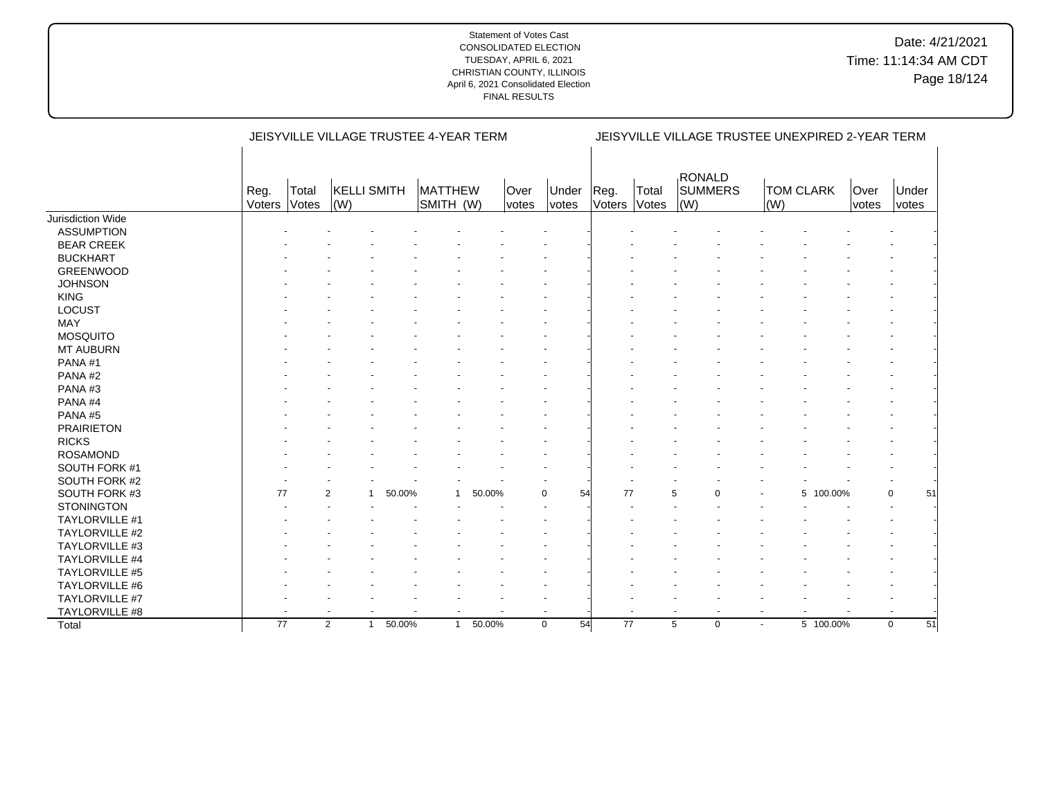Statement of Votes Cast
CONSOLIDATED ELECTION
TUESDAY, APRIL 6, 2021
CHRISTIAN COUNTY, ILLINOIS
April 6, 2021 Consolidated Election
FINAL RESULTS

Date: 4/21/2021
Time: 11:14:34 AM CDT

| | JEISYVILLE VILLAGE TRUSTEE 4-YEAR TERM | | | | | | | | | JEISYVILLE VILLAGE TRUSTEE UNEXPIRED 2-YEAR TERM | | | | | | | | |
|---|---|---|---|---|---|---|---|---|---|---|---|---|---|---|---|---|---|---|
| | Reg. Voters | Total Votes | KELLI SMITH (W) | | MATTHEW SMITH (W) | | Over votes | Under votes | | Reg. Voters | Total Votes | RONALD SUMMERS (W) | | TOM CLARK (W) | | Over votes | Under votes |
| Jurisdiction Wide | | | | | | | | | | | | | | | | | |
| ASSUMPTION | - | - | - | - | - | - | - | - | | - | - | - | - | - | - | - | - |
| BEAR CREEK | - | - | - | - | - | - | - | - | | - | - | - | - | - | - | - | - |
| BUCKHART | - | - | - | - | - | - | - | - | | - | - | - | - | - | - | - | - |
| GREENWOOD | - | - | - | - | - | - | - | - | | - | - | - | - | - | - | - | - |
| JOHNSON | - | - | - | - | - | - | - | - | | - | - | - | - | - | - | - | - |
| KING | - | - | - | - | - | - | - | - | | - | - | - | - | - | - | - | - |
| LOCUST | - | - | - | - | - | - | - | - | | - | - | - | - | - | - | - | - |
| MAY | - | - | - | - | - | - | - | - | | - | - | - | - | - | - | - | - |
| MOSQUITO | - | - | - | - | - | - | - | - | | - | - | - | - | - | - | - | - |
| MT AUBURN | - | - | - | - | - | - | - | - | | - | - | - | - | - | - | - | - |
| PANA #1 | - | - | - | - | - | - | - | - | | - | - | - | - | - | - | - | - |
| PANA #2 | - | - | - | - | - | - | - | - | | - | - | - | - | - | - | - | - |
| PANA #3 | - | - | - | - | - | - | - | - | | - | - | - | - | - | - | - | - |
| PANA #4 | - | - | - | - | - | - | - | - | | - | - | - | - | - | - | - | - |
| PANA #5 | - | - | - | - | - | - | - | - | | - | - | - | - | - | - | - | - |
| PRAIRIETON | - | - | - | - | - | - | - | - | | - | - | - | - | - | - | - | - |
| RICKS | - | - | - | - | - | - | - | - | | - | - | - | - | - | - | - | - |
| ROSAMOND | - | - | - | - | - | - | - | - | | - | - | - | - | - | - | - | - |
| SOUTH FORK #1 | - | - | - | - | - | - | - | - | | - | - | - | - | - | - | - | - |
| SOUTH FORK #2 | - | - | - | - | - | - | - | - | | - | - | - | - | - | - | - | - |
| SOUTH FORK #3 | 77 | 2 | 1 | 50.00% | 1 | 50.00% | 0 | 54 | | 77 | 5 | 0 | - | 5 | 100.00% | 0 | 51 |
| STONINGTON | - | - | - | - | - | - | - | - | | - | - | - | - | - | - | - | - |
| TAYLORVILLE #1 | - | - | - | - | - | - | - | - | | - | - | - | - | - | - | - | - |
| TAYLORVILLE #2 | - | - | - | - | - | - | - | - | | - | - | - | - | - | - | - | - |
| TAYLORVILLE #3 | - | - | - | - | - | - | - | - | | - | - | - | - | - | - | - | - |
| TAYLORVILLE #4 | - | - | - | - | - | - | - | - | | - | - | - | - | - | - | - | - |
| TAYLORVILLE #5 | - | - | - | - | - | - | - | - | | - | - | - | - | - | - | - | - |
| TAYLORVILLE #6 | - | - | - | - | - | - | - | - | | - | - | - | - | - | - | - | - |
| TAYLORVILLE #7 | - | - | - | - | - | - | - | - | | - | - | - | - | - | - | - | - |
| TAYLORVILLE #8 | - | - | - | - | - | - | - | - | | - | - | - | - | - | - | - | - |
| Total | 77 | 2 | 1 | 50.00% | 1 | 50.00% | 0 | 54 | | 77 | 5 | 0 | - | 5 | 100.00% | 0 | 51 |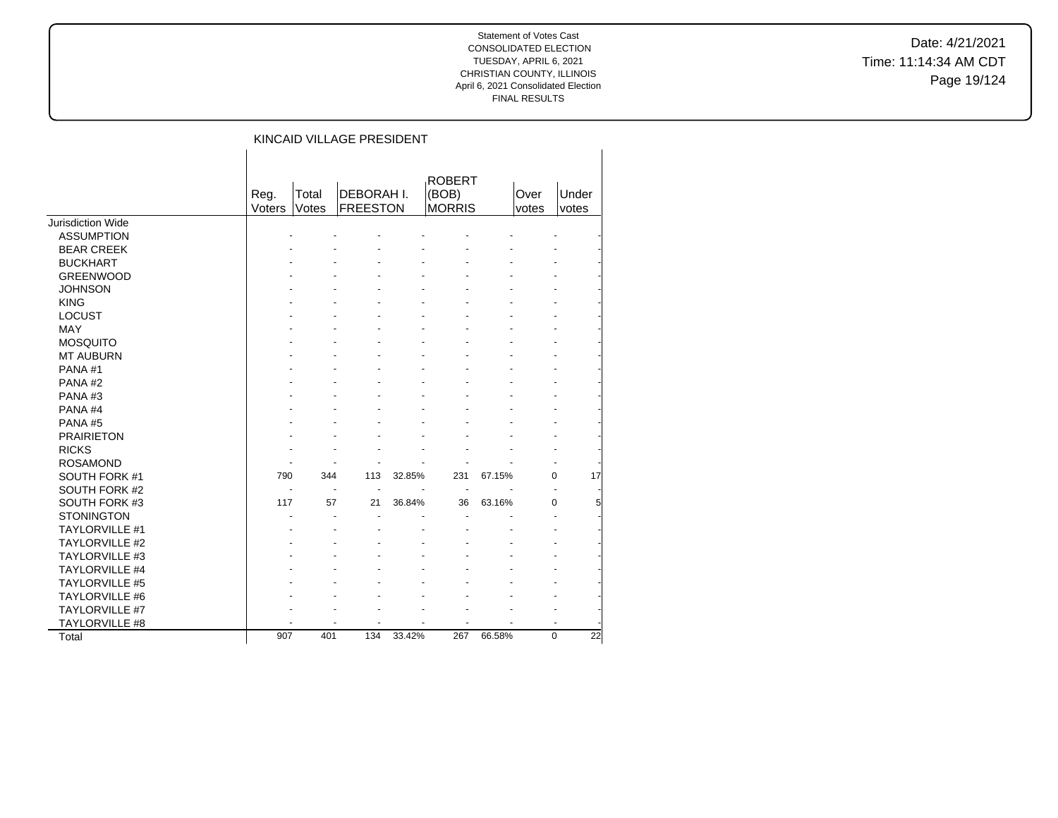Statement of Votes Cast
CONSOLIDATED ELECTION
TUESDAY, APRIL 6, 2021
CHRISTIAN COUNTY, ILLINOIS
April 6, 2021 Consolidated Election
FINAL RESULTS

Date: 4/21/2021
Time: 11:14:34 AM CDT

## KINCAID VILLAGE PRESIDENT

| | Reg. Voters | Total Votes | DEBORAH I. FREESTON | | ROBERT (BOB) MORRIS | | Over votes | Under votes |
|---|---|---|---|---|---|---|---|---|
| Jurisdiction Wide | | | | | | | | |
| ASSUMPTION | - | - | - | - | - | - | - | - |
| BEAR CREEK | - | - | - | - | - | - | - | - |
| BUCKHART | - | - | - | - | - | - | - | - |
| GREENWOOD | - | - | - | - | - | - | - | - |
| JOHNSON | - | - | - | - | - | - | - | - |
| KING | - | - | - | - | - | - | - | - |
| LOCUST | - | - | - | - | - | - | - | - |
| MAY | - | - | - | - | - | - | - | - |
| MOSQUITO | - | - | - | - | - | - | - | - |
| MT AUBURN | - | - | - | - | - | - | - | - |
| PANA #1 | - | - | - | - | - | - | - | - |
| PANA #2 | - | - | - | - | - | - | - | - |
| PANA #3 | - | - | - | - | - | - | - | - |
| PANA #4 | - | - | - | - | - | - | - | - |
| PANA #5 | - | - | - | - | - | - | - | - |
| PRAIRIETON | - | - | - | - | - | - | - | - |
| RICKS | - | - | - | - | - | - | - | - |
| ROSAMOND | - | - | - | - | - | - | - | - |
| SOUTH FORK #1 | 790 | 344 | 113 | 32.85% | 231 | 67.15% | 0 | 17 |
| SOUTH FORK #2 | - | - | - | - | - | - | - | - |
| SOUTH FORK #3 | 117 | 57 | 21 | 36.84% | 36 | 63.16% | 0 | 5 |
| STONINGTON | - | - | - | - | - | - | - | - |
| TAYLORVILLE #1 | - | - | - | - | - | - | - | - |
| TAYLORVILLE #2 | - | - | - | - | - | - | - | - |
| TAYLORVILLE #3 | - | - | - | - | - | - | - | - |
| TAYLORVILLE #4 | - | - | - | - | - | - | - | - |
| TAYLORVILLE #5 | - | - | - | - | - | - | - | - |
| TAYLORVILLE #6 | - | - | - | - | - | - | - | - |
| TAYLORVILLE #7 | - | - | - | - | - | - | - | - |
| TAYLORVILLE #8 | - | - | - | - | - | - | - | - |
| Total | 907 | 401 | 134 | 33.42% | 267 | 66.58% | 0 | 22 |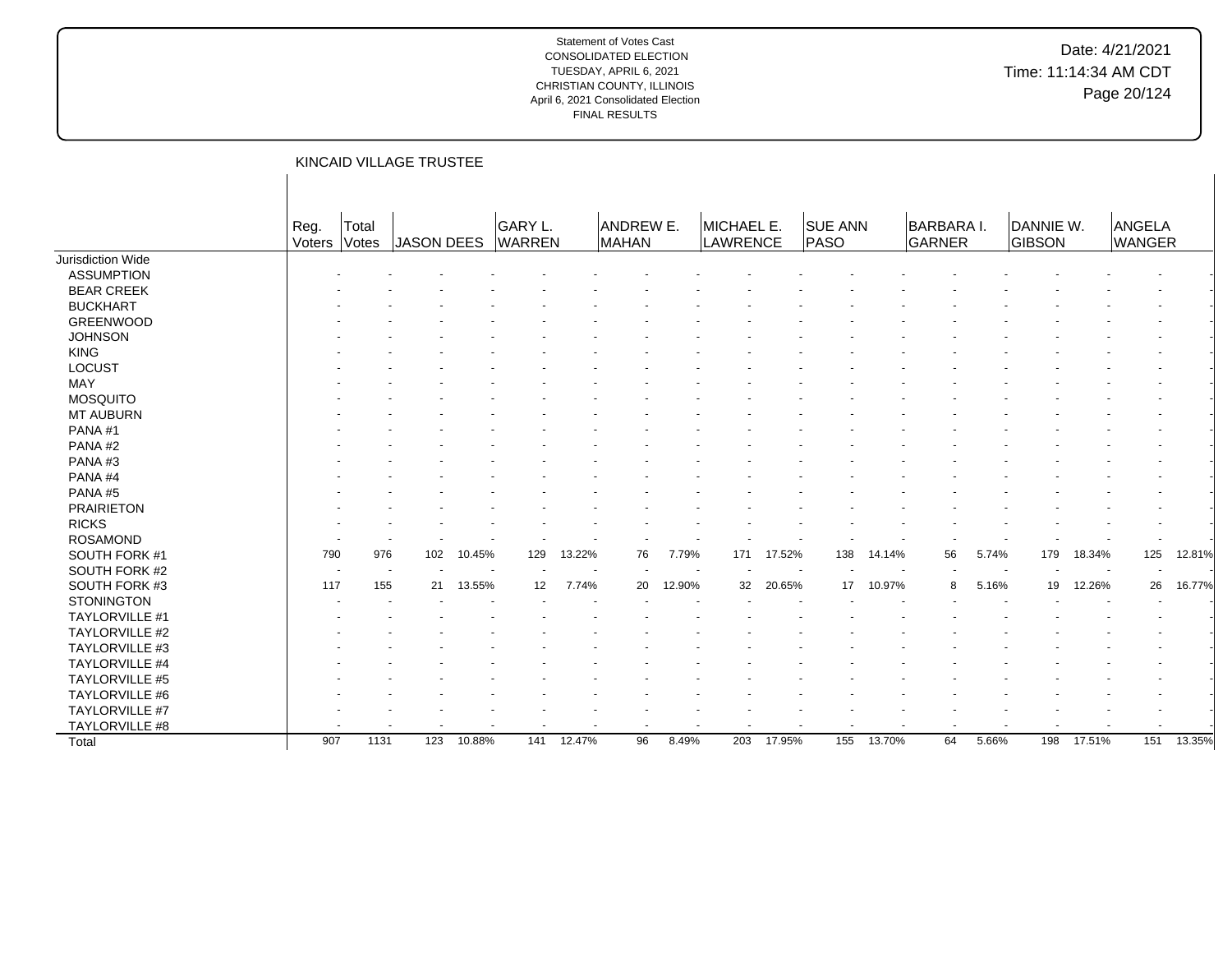Statement of Votes Cast
CONSOLIDATED ELECTION
TUESDAY, APRIL 6, 2021
CHRISTIAN COUNTY, ILLINOIS
April 6, 2021 Consolidated Election
FINAL RESULTS

Date: 4/21/2021
Time: 11:14:34 AM CDT

## KINCAID VILLAGE TRUSTEE

| | Reg. Voters | Total Votes | JASON DEES | | GARY L. WARREN | | ANDREW E. MAHAN | | MICHAEL E. LAWRENCE | | SUE ANN PASO | | BARBARA I. GARNER | | DANNIE W. GIBSON | | ANGELA WANGER | |
|---|---|---|---|---|---|---|---|---|---|---|---|---|---|---|---|---|---|---|
| Jurisdiction Wide | | | | | | | | | | | | | | | | | | |
| ASSUMPTION | - | - | - | - | - | - | - | - | - | - | - | - | - | - | - | - | - | - |
| BEAR CREEK | - | - | - | - | - | - | - | - | - | - | - | - | - | - | - | - | - | - |
| BUCKHART | - | - | - | - | - | - | - | - | - | - | - | - | - | - | - | - | - | - |
| GREENWOOD | - | - | - | - | - | - | - | - | - | - | - | - | - | - | - | - | - | - |
| JOHNSON | - | - | - | - | - | - | - | - | - | - | - | - | - | - | - | - | - | - |
| KING | - | - | - | - | - | - | - | - | - | - | - | - | - | - | - | - | - | - |
| LOCUST | - | - | - | - | - | - | - | - | - | - | - | - | - | - | - | - | - | - |
| MAY | - | - | - | - | - | - | - | - | - | - | - | - | - | - | - | - | - | - |
| MOSQUITO | - | - | - | - | - | - | - | - | - | - | - | - | - | - | - | - | - | - |
| MT AUBURN | - | - | - | - | - | - | - | - | - | - | - | - | - | - | - | - | - | - |
| PANA #1 | - | - | - | - | - | - | - | - | - | - | - | - | - | - | - | - | - | - |
| PANA #2 | - | - | - | - | - | - | - | - | - | - | - | - | - | - | - | - | - | - |
| PANA #3 | - | - | - | - | - | - | - | - | - | - | - | - | - | - | - | - | - | - |
| PANA #4 | - | - | - | - | - | - | - | - | - | - | - | - | - | - | - | - | - | - |
| PANA #5 | - | - | - | - | - | - | - | - | - | - | - | - | - | - | - | - | - | - |
| PRAIRIETON | - | - | - | - | - | - | - | - | - | - | - | - | - | - | - | - | - | - |
| RICKS | - | - | - | - | - | - | - | - | - | - | - | - | - | - | - | - | - | - |
| ROSAMOND | - | - | - | - | - | - | - | - | - | - | - | - | - | - | - | - | - | - |
| SOUTH FORK #1 | 790 | 976 | 102 | 10.45% | 129 | 13.22% | 76 | 7.79% | 171 | 17.52% | 138 | 14.14% | 56 | 5.74% | 179 | 18.34% | 125 | 12.81% |
| SOUTH FORK #2 | - | - | - | - | - | - | - | - | - | - | - | - | - | - | - | - | - | - |
| SOUTH FORK #3 | 117 | 155 | 21 | 13.55% | 12 | 7.74% | 20 | 12.90% | 32 | 20.65% | 17 | 10.97% | 8 | 5.16% | 19 | 12.26% | 26 | 16.77% |
| STONINGTON | - | - | - | - | - | - | - | - | - | - | - | - | - | - | - | - | - | - |
| TAYLORVILLE #1 | - | - | - | - | - | - | - | - | - | - | - | - | - | - | - | - | - | - |
| TAYLORVILLE #2 | - | - | - | - | - | - | - | - | - | - | - | - | - | - | - | - | - | - |
| TAYLORVILLE #3 | - | - | - | - | - | - | - | - | - | - | - | - | - | - | - | - | - | - |
| TAYLORVILLE #4 | - | - | - | - | - | - | - | - | - | - | - | - | - | - | - | - | - | - |
| TAYLORVILLE #5 | - | - | - | - | - | - | - | - | - | - | - | - | - | - | - | - | - | - |
| TAYLORVILLE #6 | - | - | - | - | - | - | - | - | - | - | - | - | - | - | - | - | - | - |
| TAYLORVILLE #7 | - | - | - | - | - | - | - | - | - | - | - | - | - | - | - | - | - | - |
| TAYLORVILLE #8 | - | - | - | - | - | - | - | - | - | - | - | - | - | - | - | - | - | - |
| Total | 907 | 1131 | 123 | 10.88% | 141 | 12.47% | 96 | 8.49% | 203 | 17.95% | 155 | 13.70% | 64 | 5.66% | 198 | 17.51% | 151 | 13.35% |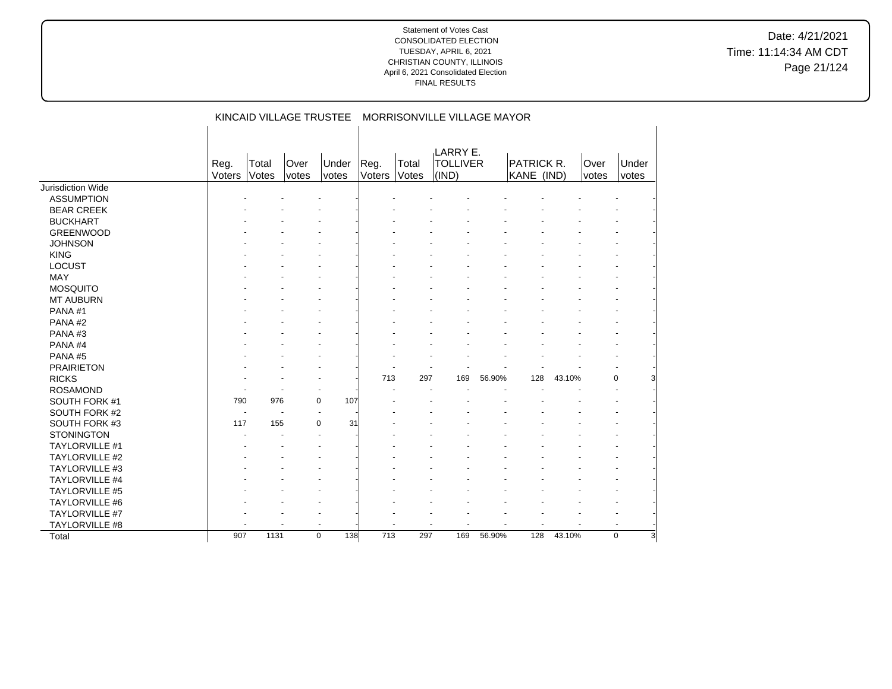Statement of Votes Cast
CONSOLIDATED ELECTION
TUESDAY, APRIL 6, 2021
CHRISTIAN COUNTY, ILLINOIS
April 6, 2021 Consolidated Election
FINAL RESULTS

Date: 4/21/2021
Time: 11:14:34 AM CDT

| | KINCAID VILLAGE TRUSTEE | | | | MORRISONVILLE VILLAGE MAYOR | | | | | | | |
|---|---|---|---|---|---|---|---|---|---|---|---|---|
| | Reg. Voters | Total Votes | Over votes | Under votes | Reg. Voters | Total Votes | LARRY E. TOLLIVER (IND) | | PATRICK R. KANE (IND) | | Over votes | Under votes |
| Jurisdiction Wide | | | | | | | | | | | | |
| ASSUMPTION | - | - | - | - | - | - | - | - | - | - | - | - |
| BEAR CREEK | - | - | - | - | - | - | - | - | - | - | - | - |
| BUCKHART | - | - | - | - | - | - | - | - | - | - | - | - |
| GREENWOOD | - | - | - | - | - | - | - | - | - | - | - | - |
| JOHNSON | - | - | - | - | - | - | - | - | - | - | - | - |
| KING | - | - | - | - | - | - | - | - | - | - | - | - |
| LOCUST | - | - | - | - | - | - | - | - | - | - | - | - |
| MAY | - | - | - | - | - | - | - | - | - | - | - | - |
| MOSQUITO | - | - | - | - | - | - | - | - | - | - | - | - |
| MT AUBURN | - | - | - | - | - | - | - | - | - | - | - | - |
| PANA #1 | - | - | - | - | - | - | - | - | - | - | - | - |
| PANA #2 | - | - | - | - | - | - | - | - | - | - | - | - |
| PANA #3 | - | - | - | - | - | - | - | - | - | - | - | - |
| PANA #4 | - | - | - | - | - | - | - | - | - | - | - | - |
| PANA #5 | - | - | - | - | - | - | - | - | - | - | - | - |
| PRAIRIETON | - | - | - | - | - | - | - | - | - | - | - | - |
| RICKS | - | - | - | - | 713 | 297 | 169 | 56.90% | 128 | 43.10% | 0 | 3 |
| ROSAMOND | - | - | - | - | - | - | - | - | - | - | - | - |
| SOUTH FORK #1 | 790 | 976 | 0 | 107 | - | - | - | - | - | - | - | - |
| SOUTH FORK #2 | - | - | - | - | - | - | - | - | - | - | - | - |
| SOUTH FORK #3 | 117 | 155 | 0 | 31 | - | - | - | - | - | - | - | - |
| STONINGTON | - | - | - | - | - | - | - | - | - | - | - | - |
| TAYLORVILLE #1 | - | - | - | - | - | - | - | - | - | - | - | - |
| TAYLORVILLE #2 | - | - | - | - | - | - | - | - | - | - | - | - |
| TAYLORVILLE #3 | - | - | - | - | - | - | - | - | - | - | - | - |
| TAYLORVILLE #4 | - | - | - | - | - | - | - | - | - | - | - | - |
| TAYLORVILLE #5 | - | - | - | - | - | - | - | - | - | - | - | - |
| TAYLORVILLE #6 | - | - | - | - | - | - | - | - | - | - | - | - |
| TAYLORVILLE #7 | - | - | - | - | - | - | - | - | - | - | - | - |
| TAYLORVILLE #8 | - | - | - | - | - | - | - | - | - | - | - | - |
| Total | 907 | 1131 | 0 | 138 | 713 | 297 | 169 | 56.90% | 128 | 43.10% | 0 | 3 |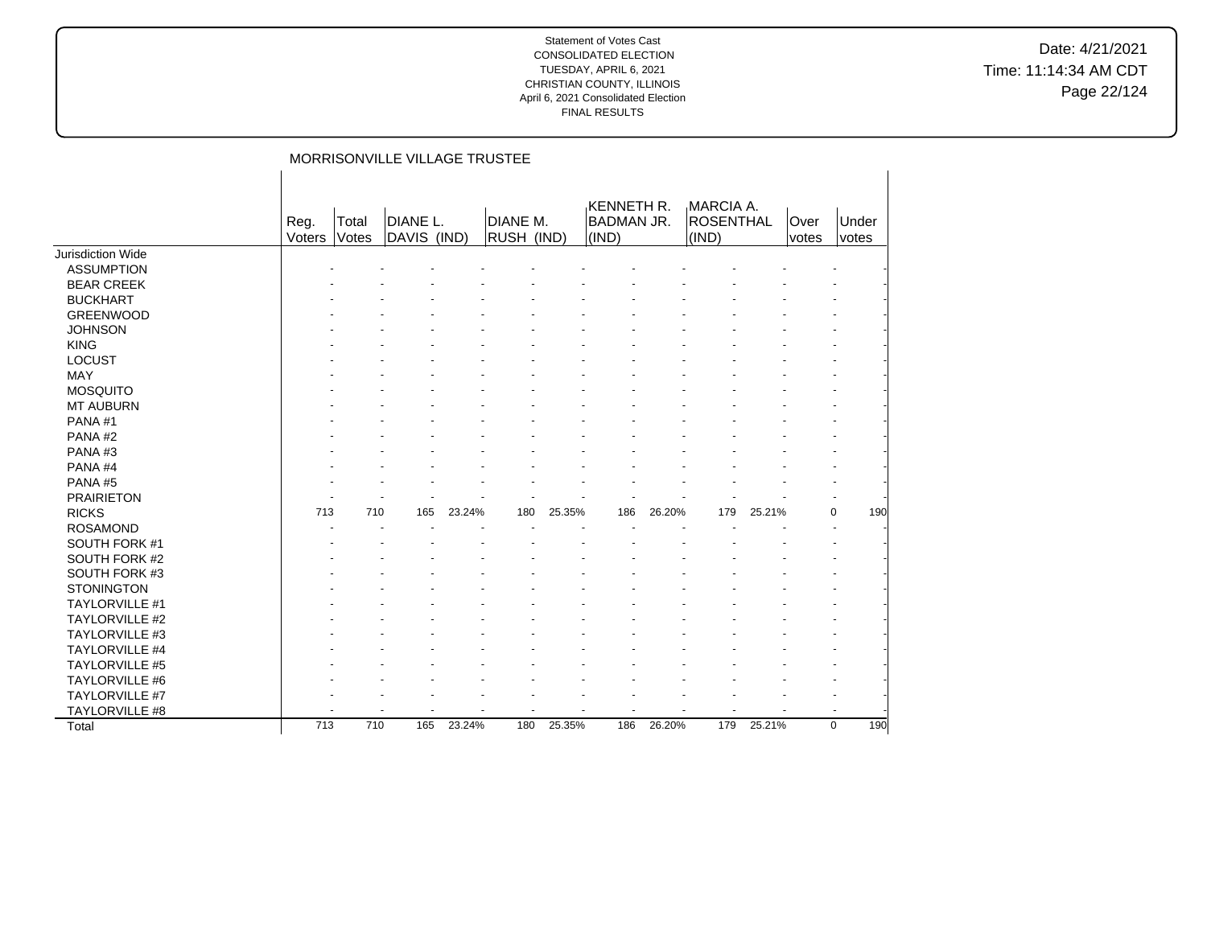Statement of Votes Cast
CONSOLIDATED ELECTION
TUESDAY, APRIL 6, 2021
CHRISTIAN COUNTY, ILLINOIS
April 6, 2021 Consolidated Election
FINAL RESULTS

Date: 4/21/2021
Time: 11:14:34 AM CDT

## MORRISONVILLE VILLAGE TRUSTEE

| | Reg. Voters | Total Votes | DIANE L. DAVIS (IND) | | DIANE M. RUSH (IND) | | KENNETH R. BADMAN JR. (IND) | | MARCIA A. ROSENTHAL (IND) | | Over votes | Under votes |
|---|---|---|---|---|---|---|---|---|---|---|---|---|
| Jurisdiction Wide | | | | | | | | | | | | |
| ASSUMPTION | - | - | - | - | - | - | - | - | - | - | - | - |
| BEAR CREEK | - | - | - | - | - | - | - | - | - | - | - | - |
| BUCKHART | - | - | - | - | - | - | - | - | - | - | - | - |
| GREENWOOD | - | - | - | - | - | - | - | - | - | - | - | - |
| JOHNSON | - | - | - | - | - | - | - | - | - | - | - | - |
| KING | - | - | - | - | - | - | - | - | - | - | - | - |
| LOCUST | - | - | - | - | - | - | - | - | - | - | - | - |
| MAY | - | - | - | - | - | - | - | - | - | - | - | - |
| MOSQUITO | - | - | - | - | - | - | - | - | - | - | - | - |
| MT AUBURN | - | - | - | - | - | - | - | - | - | - | - | - |
| PANA #1 | - | - | - | - | - | - | - | - | - | - | - | - |
| PANA #2 | - | - | - | - | - | - | - | - | - | - | - | - |
| PANA #3 | - | - | - | - | - | - | - | - | - | - | - | - |
| PANA #4 | - | - | - | - | - | - | - | - | - | - | - | - |
| PANA #5 | - | - | - | - | - | - | - | - | - | - | - | - |
| PRAIRIETON | - | - | - | - | - | - | - | - | - | - | - | - |
| RICKS | 713 | 710 | 165 | 23.24% | 180 | 25.35% | 186 | 26.20% | 179 | 25.21% | 0 | 190 |
| ROSAMOND | - | - | - | - | - | - | - | - | - | - | - | - |
| SOUTH FORK #1 | - | - | - | - | - | - | - | - | - | - | - | - |
| SOUTH FORK #2 | - | - | - | - | - | - | - | - | - | - | - | - |
| SOUTH FORK #3 | - | - | - | - | - | - | - | - | - | - | - | - |
| STONINGTON | - | - | - | - | - | - | - | - | - | - | - | - |
| TAYLORVILLE #1 | - | - | - | - | - | - | - | - | - | - | - | - |
| TAYLORVILLE #2 | - | - | - | - | - | - | - | - | - | - | - | - |
| TAYLORVILLE #3 | - | - | - | - | - | - | - | - | - | - | - | - |
| TAYLORVILLE #4 | - | - | - | - | - | - | - | - | - | - | - | - |
| TAYLORVILLE #5 | - | - | - | - | - | - | - | - | - | - | - | - |
| TAYLORVILLE #6 | - | - | - | - | - | - | - | - | - | - | - | - |
| TAYLORVILLE #7 | - | - | - | - | - | - | - | - | - | - | - | - |
| TAYLORVILLE #8 | - | - | - | - | - | - | - | - | - | - | - | - |
| Total | 713 | 710 | 165 | 23.24% | 180 | 25.35% | 186 | 26.20% | 179 | 25.21% | 0 | 190 |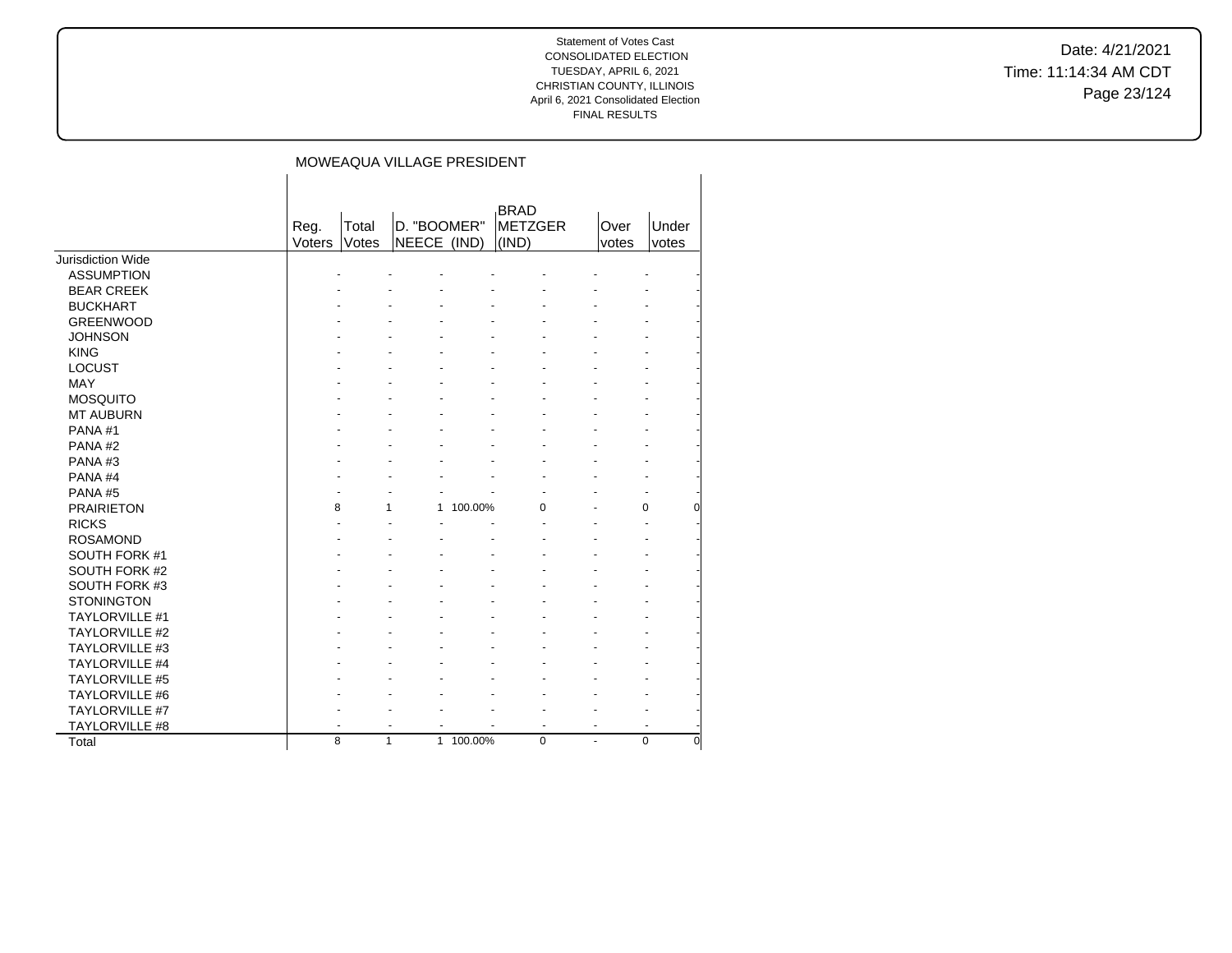Statement of Votes Cast
CONSOLIDATED ELECTION
TUESDAY, APRIL 6, 2021
CHRISTIAN COUNTY, ILLINOIS
April 6, 2021 Consolidated Election
FINAL RESULTS

Date: 4/21/2021
Time: 11:14:34 AM CDT

## MOWEAQUA VILLAGE PRESIDENT

| | Reg. Voters | Total Votes | D. "BOOMER" NEECE (IND) | | BRAD METZGER (IND) | | Over votes | Under votes |
|---|---|---|---|---|---|---|---|---|
| Jurisdiction Wide | | | | | | | | |
| ASSUMPTION | - | - | - | - | - | - | - | - |
| BEAR CREEK | - | - | - | - | - | - | - | - |
| BUCKHART | - | - | - | - | - | - | - | - |
| GREENWOOD | - | - | - | - | - | - | - | - |
| JOHNSON | - | - | - | - | - | - | - | - |
| KING | - | - | - | - | - | - | - | - |
| LOCUST | - | - | - | - | - | - | - | - |
| MAY | - | - | - | - | - | - | - | - |
| MOSQUITO | - | - | - | - | - | - | - | - |
| MT AUBURN | - | - | - | - | - | - | - | - |
| PANA #1 | - | - | - | - | - | - | - | - |
| PANA #2 | - | - | - | - | - | - | - | - |
| PANA #3 | - | - | - | - | - | - | - | - |
| PANA #4 | - | - | - | - | - | - | - | - |
| PANA #5 | - | - | - | - | - | - | - | - |
| PRAIRIETON | 8 | 1 | 1 | 100.00% | 0 | - | 0 | 0 |
| RICKS | - | - | - | - | - | - | - | - |
| ROSAMOND | - | - | - | - | - | - | - | - |
| SOUTH FORK #1 | - | - | - | - | - | - | - | - |
| SOUTH FORK #2 | - | - | - | - | - | - | - | - |
| SOUTH FORK #3 | - | - | - | - | - | - | - | - |
| STONINGTON | - | - | - | - | - | - | - | - |
| TAYLORVILLE #1 | - | - | - | - | - | - | - | - |
| TAYLORVILLE #2 | - | - | - | - | - | - | - | - |
| TAYLORVILLE #3 | - | - | - | - | - | - | - | - |
| TAYLORVILLE #4 | - | - | - | - | - | - | - | - |
| TAYLORVILLE #5 | - | - | - | - | - | - | - | - |
| TAYLORVILLE #6 | - | - | - | - | - | - | - | - |
| TAYLORVILLE #7 | - | - | - | - | - | - | - | - |
| TAYLORVILLE #8 | - | - | - | - | - | - | - | - |
| Total | 8 | 1 | 1 | 100.00% | 0 | - | 0 | 0 |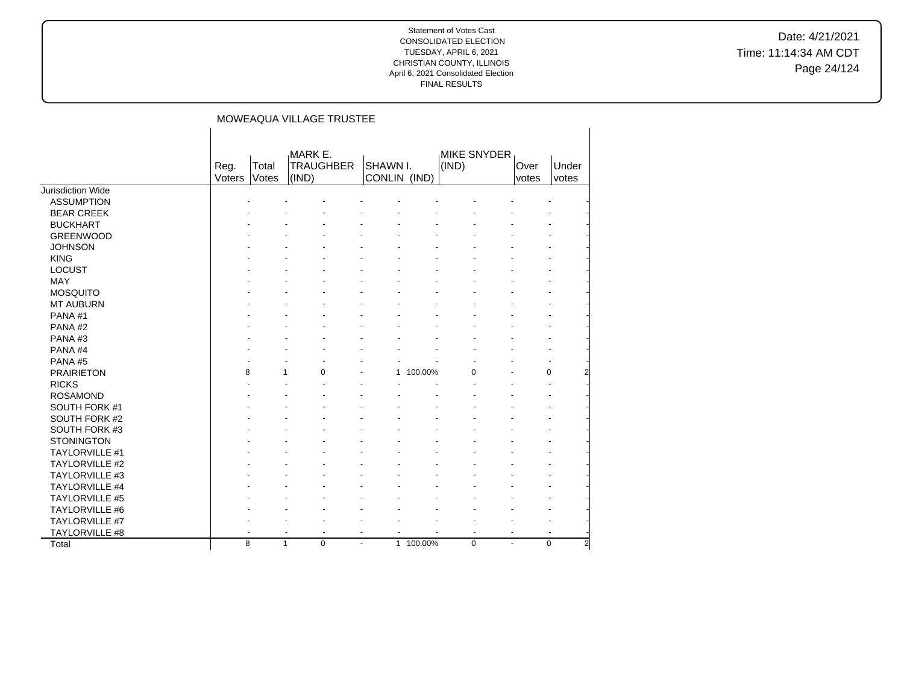Statement of Votes Cast
CONSOLIDATED ELECTION
TUESDAY, APRIL 6, 2021
CHRISTIAN COUNTY, ILLINOIS
April 6, 2021 Consolidated Election
FINAL RESULTS

Date: 4/21/2021
Time: 11:14:34 AM CDT

## MOWEAQUA VILLAGE TRUSTEE

| | Reg. Voters | Total Votes | MARK E. TRAUGHBER (IND) | | SHAWN I. CONLIN (IND) | | MIKE SNYDER (IND) | | Over votes | Under votes |
|---|---|---|---|---|---|---|---|---|---|---|
| Jurisdiction Wide | | | | | | | | | | |
| ASSUMPTION | - | - | - | - | - | - | - | - | - | - |
| BEAR CREEK | - | - | - | - | - | - | - | - | - | - |
| BUCKHART | - | - | - | - | - | - | - | - | - | - |
| GREENWOOD | - | - | - | - | - | - | - | - | - | - |
| JOHNSON | - | - | - | - | - | - | - | - | - | - |
| KING | - | - | - | - | - | - | - | - | - | - |
| LOCUST | - | - | - | - | - | - | - | - | - | - |
| MAY | - | - | - | - | - | - | - | - | - | - |
| MOSQUITO | - | - | - | - | - | - | - | - | - | - |
| MT AUBURN | - | - | - | - | - | - | - | - | - | - |
| PANA #1 | - | - | - | - | - | - | - | - | - | - |
| PANA #2 | - | - | - | - | - | - | - | - | - | - |
| PANA #3 | - | - | - | - | - | - | - | - | - | - |
| PANA #4 | - | - | - | - | - | - | - | - | - | - |
| PANA #5 | - | - | - | - | - | - | - | - | - | - |
| PRAIRIETON | 8 | 1 | 0 | - | 1 | 100.00% | 0 | - | 0 | 2 |
| RICKS | - | - | - | - | - | - | - | - | - | - |
| ROSAMOND | - | - | - | - | - | - | - | - | - | - |
| SOUTH FORK #1 | - | - | - | - | - | - | - | - | - | - |
| SOUTH FORK #2 | - | - | - | - | - | - | - | - | - | - |
| SOUTH FORK #3 | - | - | - | - | - | - | - | - | - | - |
| STONINGTON | - | - | - | - | - | - | - | - | - | - |
| TAYLORVILLE #1 | - | - | - | - | - | - | - | - | - | - |
| TAYLORVILLE #2 | - | - | - | - | - | - | - | - | - | - |
| TAYLORVILLE #3 | - | - | - | - | - | - | - | - | - | - |
| TAYLORVILLE #4 | - | - | - | - | - | - | - | - | - | - |
| TAYLORVILLE #5 | - | - | - | - | - | - | - | - | - | - |
| TAYLORVILLE #6 | - | - | - | - | - | - | - | - | - | - |
| TAYLORVILLE #7 | - | - | - | - | - | - | - | - | - | - |
| TAYLORVILLE #8 | - | - | - | - | - | - | - | - | - | - |
| Total | 8 | 1 | 0 | - | 1 | 100.00% | 0 | - | 0 | 2 |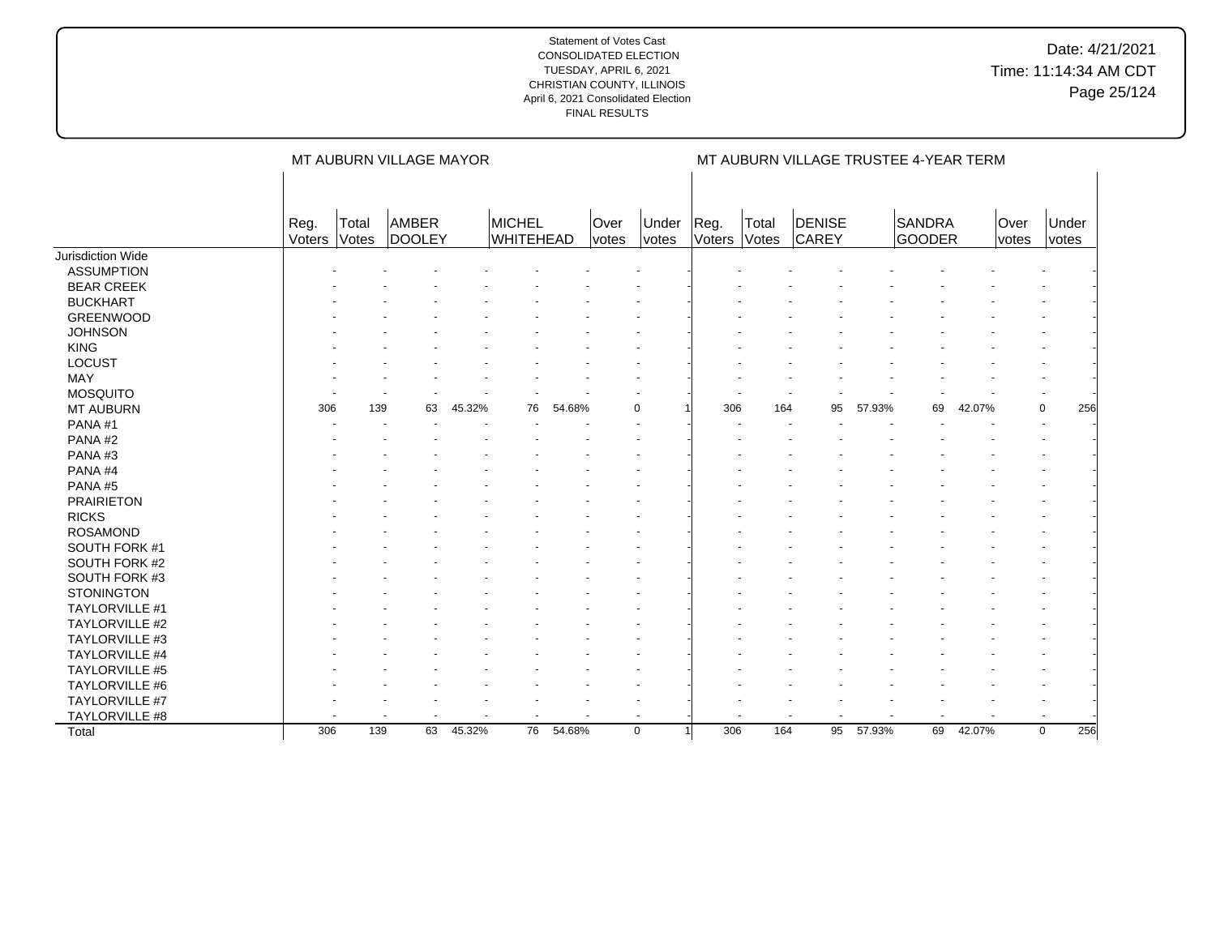Statement of Votes Cast
CONSOLIDATED ELECTION
TUESDAY, APRIL 6, 2021
CHRISTIAN COUNTY, ILLINOIS
April 6, 2021 Consolidated Election
FINAL RESULTS

Date: 4/21/2021
Time: 11:14:34 AM CDT

| | MT AUBURN VILLAGE MAYOR | | | | | | | | MT AUBURN VILLAGE TRUSTEE 4-YEAR TERM | | | | | | | |
|---|---|---|---|---|---|---|---|---|---|---|---|---|---|---|---|---|
| | Reg. Voters | Total Votes | AMBER DOOLEY | | MICHEL WHITEHEAD | | Over votes | Under votes | Reg. Voters | Total Votes | DENISE CAREY | | SANDRA GOODER | | Over votes | Under votes |
| Jurisdiction Wide | | | | | | | | | | | | | | | | |
| ASSUMPTION | - | - | - | - | - | - | - | - | - | - | - | - | - | - | - | - |
| BEAR CREEK | - | - | - | - | - | - | - | - | - | - | - | - | - | - | - | - |
| BUCKHART | - | - | - | - | - | - | - | - | - | - | - | - | - | - | - | - |
| GREENWOOD | - | - | - | - | - | - | - | - | - | - | - | - | - | - | - | - |
| JOHNSON | - | - | - | - | - | - | - | - | - | - | - | - | - | - | - | - |
| KING | - | - | - | - | - | - | - | - | - | - | - | - | - | - | - | - |
| LOCUST | - | - | - | - | - | - | - | - | - | - | - | - | - | - | - | - |
| MAY | - | - | - | - | - | - | - | - | - | - | - | - | - | - | - | - |
| MOSQUITO | - | - | - | - | - | - | - | - | - | - | - | - | - | - | - | - |
| MT AUBURN | 306 | 139 | 63 | 45.32% | 76 | 54.68% | 0 | 1 | 306 | 164 | 95 | 57.93% | 69 | 42.07% | 0 | 256 |
| PANA #1 | - | - | - | - | - | - | - | - | - | - | - | - | - | - | - | - |
| PANA #2 | - | - | - | - | - | - | - | - | - | - | - | - | - | - | - | - |
| PANA #3 | - | - | - | - | - | - | - | - | - | - | - | - | - | - | - | - |
| PANA #4 | - | - | - | - | - | - | - | - | - | - | - | - | - | - | - | - |
| PANA #5 | - | - | - | - | - | - | - | - | - | - | - | - | - | - | - | - |
| PRAIRIETON | - | - | - | - | - | - | - | - | - | - | - | - | - | - | - | - |
| RICKS | - | - | - | - | - | - | - | - | - | - | - | - | - | - | - | - |
| ROSAMOND | - | - | - | - | - | - | - | - | - | - | - | - | - | - | - | - |
| SOUTH FORK #1 | - | - | - | - | - | - | - | - | - | - | - | - | - | - | - | - |
| SOUTH FORK #2 | - | - | - | - | - | - | - | - | - | - | - | - | - | - | - | - |
| SOUTH FORK #3 | - | - | - | - | - | - | - | - | - | - | - | - | - | - | - | - |
| STONINGTON | - | - | - | - | - | - | - | - | - | - | - | - | - | - | - | - |
| TAYLORVILLE #1 | - | - | - | - | - | - | - | - | - | - | - | - | - | - | - | - |
| TAYLORVILLE #2 | - | - | - | - | - | - | - | - | - | - | - | - | - | - | - | - |
| TAYLORVILLE #3 | - | - | - | - | - | - | - | - | - | - | - | - | - | - | - | - |
| TAYLORVILLE #4 | - | - | - | - | - | - | - | - | - | - | - | - | - | - | - | - |
| TAYLORVILLE #5 | - | - | - | - | - | - | - | - | - | - | - | - | - | - | - | - |
| TAYLORVILLE #6 | - | - | - | - | - | - | - | - | - | - | - | - | - | - | - | - |
| TAYLORVILLE #7 | - | - | - | - | - | - | - | - | - | - | - | - | - | - | - | - |
| TAYLORVILLE #8 | - | - | - | - | - | - | - | - | - | - | - | - | - | - | - | - |
| Total | 306 | 139 | 63 | 45.32% | 76 | 54.68% | 0 | 1 | 306 | 164 | 95 | 57.93% | 69 | 42.07% | 0 | 256 |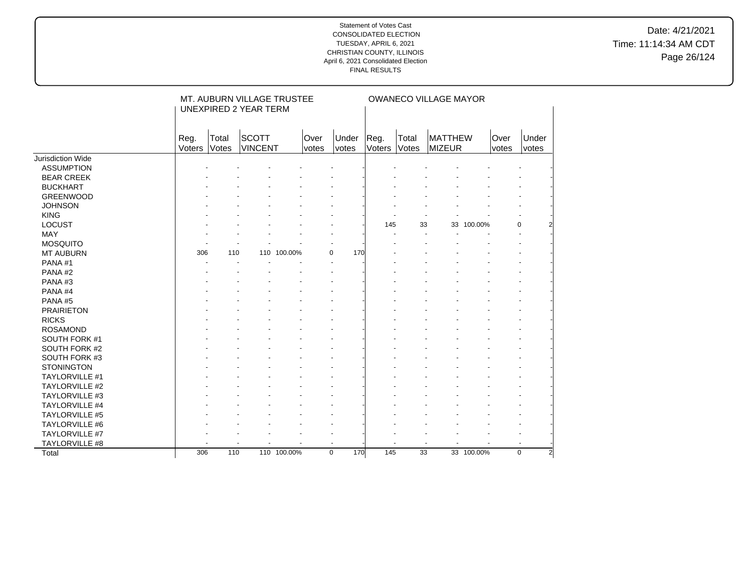Statement of Votes Cast
CONSOLIDATED ELECTION
TUESDAY, APRIL 6, 2021
CHRISTIAN COUNTY, ILLINOIS
April 6, 2021 Consolidated Election
FINAL RESULTS

Date: 4/21/2021
Time: 11:14:34 AM CDT

| | MT. AUBURN VILLAGE TRUSTEE UNEXPIRED 2 YEAR TERM | | | | | | OWANECO VILLAGE MAYOR | | | | | |
|---|---|---|---|---|---|---|---|---|---|---|---|---|
| | Reg. Voters | Total Votes | SCOTT VINCENT | | Over votes | Under votes | Reg. Voters | Total Votes | MATTHEW MIZEUR | | Over votes | Under votes |
| Jurisdiction Wide | | | | | | | | | | | | |
| ASSUMPTION | - | - | - | - | - | - | - | - | - | - | - | - |
| BEAR CREEK | - | - | - | - | - | - | - | - | - | - | - | - |
| BUCKHART | - | - | - | - | - | - | - | - | - | - | - | - |
| GREENWOOD | - | - | - | - | - | - | - | - | - | - | - | - |
| JOHNSON | - | - | - | - | - | - | - | - | - | - | - | - |
| KING | - | - | - | - | - | - | - | - | - | - | - | - |
| LOCUST | - | - | - | - | - | - | 145 | 33 | 33 | 100.00% | 0 | 2 |
| MAY | - | - | - | - | - | - | - | - | - | - | - | - |
| MOSQUITO | - | - | - | - | - | - | - | - | - | - | - | - |
| MT AUBURN | 306 | 110 | 110 | 100.00% | 0 | 170 | - | - | - | - | - | - |
| PANA #1 | - | - | - | - | - | - | - | - | - | - | - | - |
| PANA #2 | - | - | - | - | - | - | - | - | - | - | - | - |
| PANA #3 | - | - | - | - | - | - | - | - | - | - | - | - |
| PANA #4 | - | - | - | - | - | - | - | - | - | - | - | - |
| PANA #5 | - | - | - | - | - | - | - | - | - | - | - | - |
| PRAIRIETON | - | - | - | - | - | - | - | - | - | - | - | - |
| RICKS | - | - | - | - | - | - | - | - | - | - | - | - |
| ROSAMOND | - | - | - | - | - | - | - | - | - | - | - | - |
| SOUTH FORK #1 | - | - | - | - | - | - | - | - | - | - | - | - |
| SOUTH FORK #2 | - | - | - | - | - | - | - | - | - | - | - | - |
| SOUTH FORK #3 | - | - | - | - | - | - | - | - | - | - | - | - |
| STONINGTON | - | - | - | - | - | - | - | - | - | - | - | - |
| TAYLORVILLE #1 | - | - | - | - | - | - | - | - | - | - | - | - |
| TAYLORVILLE #2 | - | - | - | - | - | - | - | - | - | - | - | - |
| TAYLORVILLE #3 | - | - | - | - | - | - | - | - | - | - | - | - |
| TAYLORVILLE #4 | - | - | - | - | - | - | - | - | - | - | - | - |
| TAYLORVILLE #5 | - | - | - | - | - | - | - | - | - | - | - | - |
| TAYLORVILLE #6 | - | - | - | - | - | - | - | - | - | - | - | - |
| TAYLORVILLE #7 | - | - | - | - | - | - | - | - | - | - | - | - |
| TAYLORVILLE #8 | - | - | - | - | - | - | - | - | - | - | - | - |
| Total | 306 | 110 | 110 | 100.00% | 0 | 170 | 145 | 33 | 33 | 100.00% | 0 | 2 |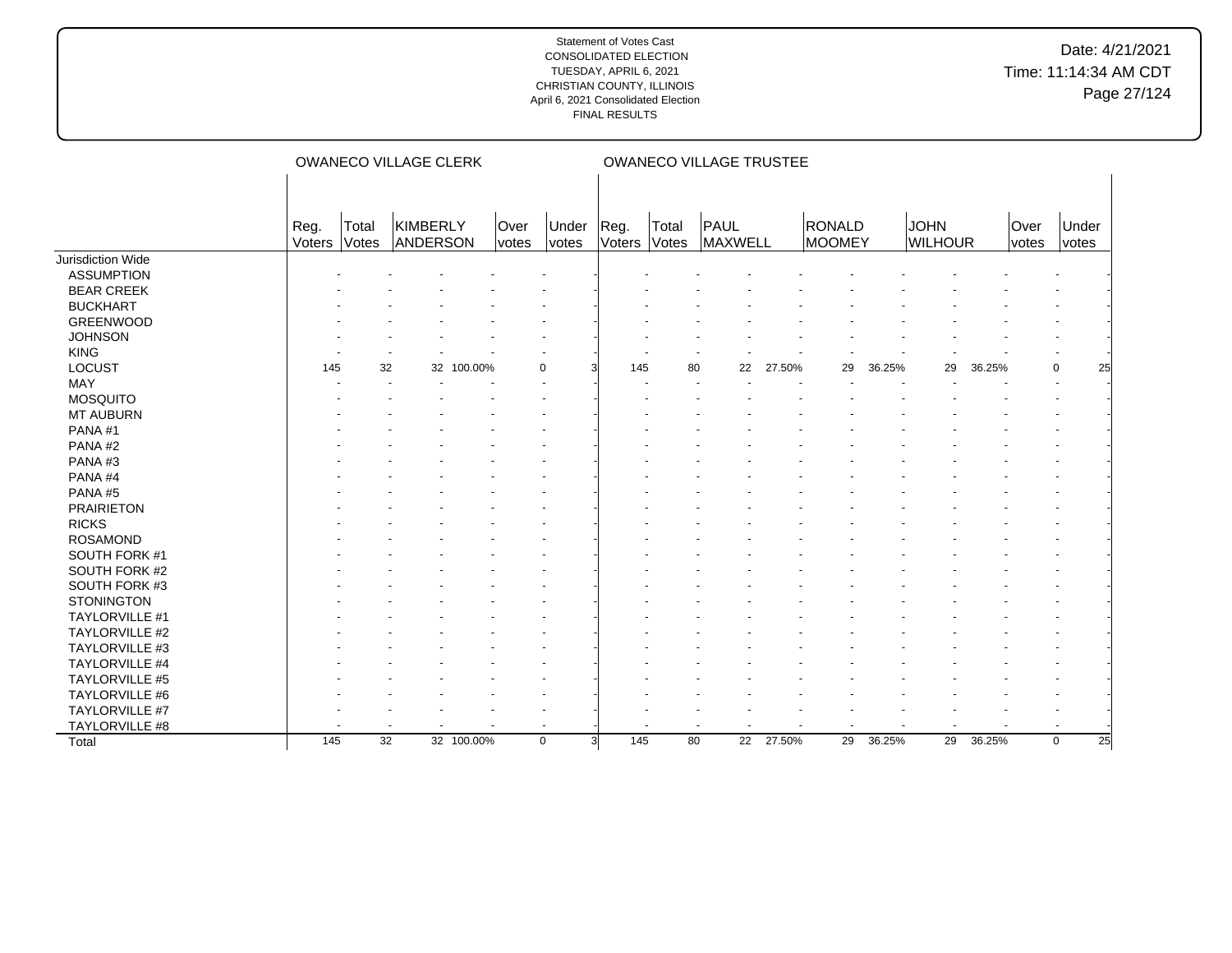Statement of Votes Cast
CONSOLIDATED ELECTION
TUESDAY, APRIL 6, 2021
CHRISTIAN COUNTY, ILLINOIS
April 6, 2021 Consolidated Election
FINAL RESULTS

Date: 4/21/2021
Time: 11:14:34 AM CDT

| | OWANECO VILLAGE CLERK | | | | | | OWANECO VILLAGE TRUSTEE | | | | | | | | | | |
|---|---|---|---|---|---|---|---|---|---|---|---|---|---|---|---|---|---|
| | Reg. Voters | Total Votes | KIMBERLY ANDERSON | | Over votes | Under votes | Reg. Voters | Total Votes | PAUL MAXWELL | | RONALD MOOMEY | | JOHN WILHOUR | | Over votes | Under votes |
| Jurisdiction Wide | | | | | | | | | | | | | | | | |
| ASSUMPTION | - | - | - | - | - | - | - | - | - | - | - | - | - | - | - | - |
| BEAR CREEK | - | - | - | - | - | - | - | - | - | - | - | - | - | - | - | - |
| BUCKHART | - | - | - | - | - | - | - | - | - | - | - | - | - | - | - | - |
| GREENWOOD | - | - | - | - | - | - | - | - | - | - | - | - | - | - | - | - |
| JOHNSON | - | - | - | - | - | - | - | - | - | - | - | - | - | - | - | - |
| KING | - | - | - | - | - | - | - | - | - | - | - | - | - | - | - | - |
| LOCUST | 145 | 32 | 32 | 100.00% | 0 | 3 | 145 | 80 | 22 | 27.50% | 29 | 36.25% | 29 | 36.25% | 0 | 25 |
| MAY | - | - | - | - | - | - | - | - | - | - | - | - | - | - | - | - |
| MOSQUITO | - | - | - | - | - | - | - | - | - | - | - | - | - | - | - | - |
| MT AUBURN | - | - | - | - | - | - | - | - | - | - | - | - | - | - | - | - |
| PANA #1 | - | - | - | - | - | - | - | - | - | - | - | - | - | - | - | - |
| PANA #2 | - | - | - | - | - | - | - | - | - | - | - | - | - | - | - | - |
| PANA #3 | - | - | - | - | - | - | - | - | - | - | - | - | - | - | - | - |
| PANA #4 | - | - | - | - | - | - | - | - | - | - | - | - | - | - | - | - |
| PANA #5 | - | - | - | - | - | - | - | - | - | - | - | - | - | - | - | - |
| PRAIRIETON | - | - | - | - | - | - | - | - | - | - | - | - | - | - | - | - |
| RICKS | - | - | - | - | - | - | - | - | - | - | - | - | - | - | - | - |
| ROSAMOND | - | - | - | - | - | - | - | - | - | - | - | - | - | - | - | - |
| SOUTH FORK #1 | - | - | - | - | - | - | - | - | - | - | - | - | - | - | - | - |
| SOUTH FORK #2 | - | - | - | - | - | - | - | - | - | - | - | - | - | - | - | - |
| SOUTH FORK #3 | - | - | - | - | - | - | - | - | - | - | - | - | - | - | - | - |
| STONINGTON | - | - | - | - | - | - | - | - | - | - | - | - | - | - | - | - |
| TAYLORVILLE #1 | - | - | - | - | - | - | - | - | - | - | - | - | - | - | - | - |
| TAYLORVILLE #2 | - | - | - | - | - | - | - | - | - | - | - | - | - | - | - | - |
| TAYLORVILLE #3 | - | - | - | - | - | - | - | - | - | - | - | - | - | - | - | - |
| TAYLORVILLE #4 | - | - | - | - | - | - | - | - | - | - | - | - | - | - | - | - |
| TAYLORVILLE #5 | - | - | - | - | - | - | - | - | - | - | - | - | - | - | - | - |
| TAYLORVILLE #6 | - | - | - | - | - | - | - | - | - | - | - | - | - | - | - | - |
| TAYLORVILLE #7 | - | - | - | - | - | - | - | - | - | - | - | - | - | - | - | - |
| TAYLORVILLE #8 | - | - | - | - | - | - | - | - | - | - | - | - | - | - | - | - |
| Total | 145 | 32 | 32 | 100.00% | 0 | 3 | 145 | 80 | 22 | 27.50% | 29 | 36.25% | 29 | 36.25% | 0 | 25 |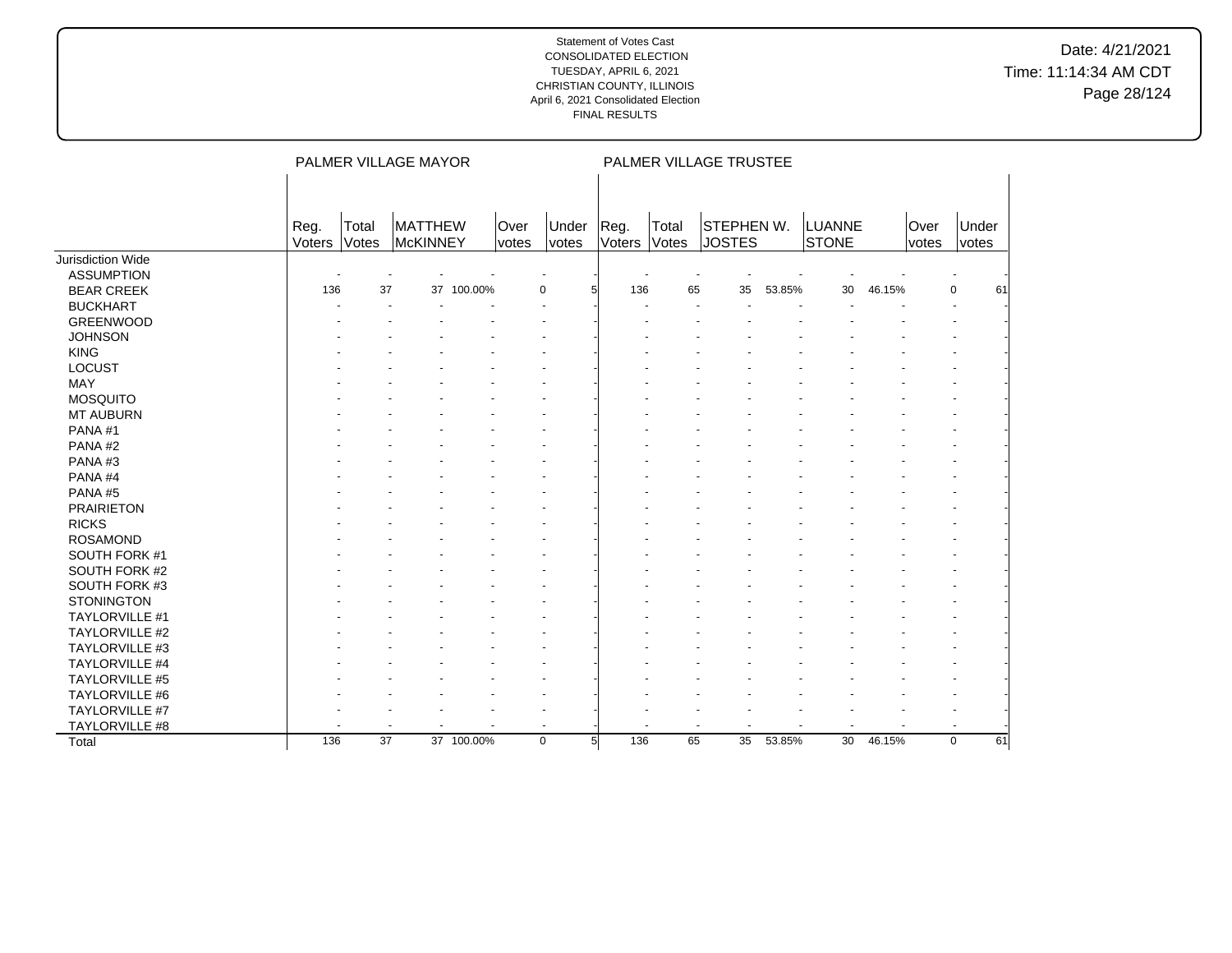Statement of Votes Cast
CONSOLIDATED ELECTION
TUESDAY, APRIL 6, 2021
CHRISTIAN COUNTY, ILLINOIS
April 6, 2021 Consolidated Election
FINAL RESULTS

Date: 4/21/2021
Time: 11:14:34 AM CDT

| | PALMER VILLAGE MAYOR | | | | | | PALMER VILLAGE TRUSTEE | | | | | | | | |
|---|---|---|---|---|---|---|---|---|---|---|---|---|---|---|---|
| | Reg. Voters | Total Votes | MATTHEW McKINNEY | | Over votes | Under votes | Reg. Voters | Total Votes | STEPHEN W. JOSTES | | LUANNE STONE | | Over votes | Under votes |
| Jurisdiction Wide | | | | | | | | | | | | | | |
| ASSUMPTION | - | - | - | - | - | - | - | - | - | - | - | - | - | - |
| BEAR CREEK | 136 | 37 | 37 | 100.00% | 0 | 5 | 136 | 65 | 35 | 53.85% | 30 | 46.15% | 0 | 61 |
| BUCKHART | - | - | - | - | - | - | - | - | - | - | - | - | - | - |
| GREENWOOD | - | - | - | - | - | - | - | - | - | - | - | - | - | - |
| JOHNSON | - | - | - | - | - | - | - | - | - | - | - | - | - | - |
| KING | - | - | - | - | - | - | - | - | - | - | - | - | - | - |
| LOCUST | - | - | - | - | - | - | - | - | - | - | - | - | - | - |
| MAY | - | - | - | - | - | - | - | - | - | - | - | - | - | - |
| MOSQUITO | - | - | - | - | - | - | - | - | - | - | - | - | - | - |
| MT AUBURN | - | - | - | - | - | - | - | - | - | - | - | - | - | - |
| PANA #1 | - | - | - | - | - | - | - | - | - | - | - | - | - | - |
| PANA #2 | - | - | - | - | - | - | - | - | - | - | - | - | - | - |
| PANA #3 | - | - | - | - | - | - | - | - | - | - | - | - | - | - |
| PANA #4 | - | - | - | - | - | - | - | - | - | - | - | - | - | - |
| PANA #5 | - | - | - | - | - | - | - | - | - | - | - | - | - | - |
| PRAIRIETON | - | - | - | - | - | - | - | - | - | - | - | - | - | - |
| RICKS | - | - | - | - | - | - | - | - | - | - | - | - | - | - |
| ROSAMOND | - | - | - | - | - | - | - | - | - | - | - | - | - | - |
| SOUTH FORK #1 | - | - | - | - | - | - | - | - | - | - | - | - | - | - |
| SOUTH FORK #2 | - | - | - | - | - | - | - | - | - | - | - | - | - | - |
| SOUTH FORK #3 | - | - | - | - | - | - | - | - | - | - | - | - | - | - |
| STONINGTON | - | - | - | - | - | - | - | - | - | - | - | - | - | - |
| TAYLORVILLE #1 | - | - | - | - | - | - | - | - | - | - | - | - | - | - |
| TAYLORVILLE #2 | - | - | - | - | - | - | - | - | - | - | - | - | - | - |
| TAYLORVILLE #3 | - | - | - | - | - | - | - | - | - | - | - | - | - | - |
| TAYLORVILLE #4 | - | - | - | - | - | - | - | - | - | - | - | - | - | - |
| TAYLORVILLE #5 | - | - | - | - | - | - | - | - | - | - | - | - | - | - |
| TAYLORVILLE #6 | - | - | - | - | - | - | - | - | - | - | - | - | - | - |
| TAYLORVILLE #7 | - | - | - | - | - | - | - | - | - | - | - | - | - | - |
| TAYLORVILLE #8 | - | - | - | - | - | - | - | - | - | - | - | - | - | - |
| Total | 136 | 37 | 37 | 100.00% | 0 | 5 | 136 | 65 | 35 | 53.85% | 30 | 46.15% | 0 | 61 |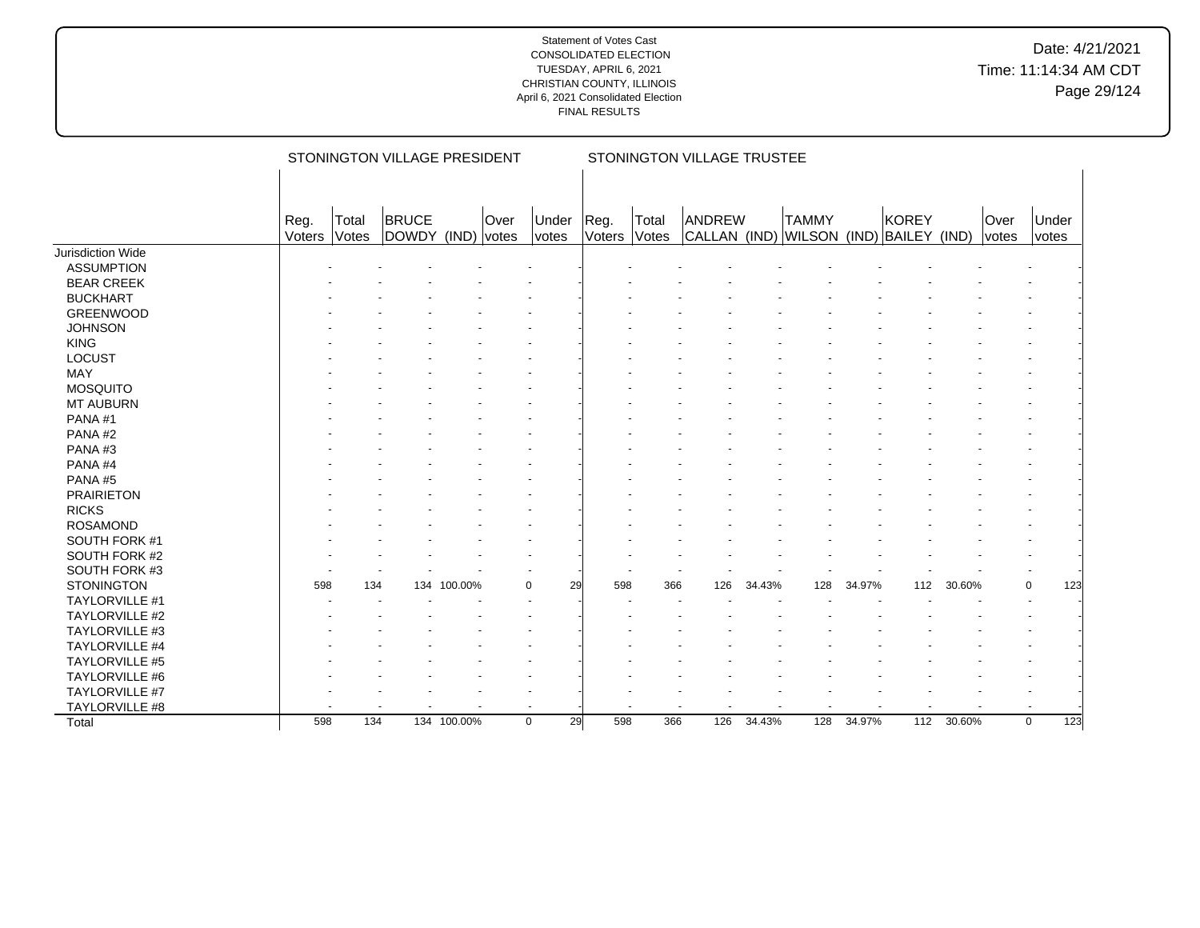Statement of Votes Cast
CONSOLIDATED ELECTION
TUESDAY, APRIL 6, 2021
CHRISTIAN COUNTY, ILLINOIS
April 6, 2021 Consolidated Election
FINAL RESULTS

Date: 4/21/2021
Time: 11:14:34 AM CDT

| | STONINGTON VILLAGE PRESIDENT | | | | | | STONINGTON VILLAGE TRUSTEE | | | | | | | | | |
|---|---|---|---|---|---|---|---|---|---|---|---|---|---|---|---|---|
| | Reg. Voters | Total Votes | BRUCE DOWDY (IND) | | Over votes | Under votes | Reg. Voters | Total Votes | ANDREW CALLAN (IND) | | TAMMY WILSON (IND) | | KOREY BAILEY (IND) | | Over votes | Under votes |
| Jurisdiction Wide | | | | | | | | | | | | | | | | |
| ASSUMPTION | - | - | - | - | - | - | - | - | - | - | - | - | - | - | - | - |
| BEAR CREEK | - | - | - | - | - | - | - | - | - | - | - | - | - | - | - | - |
| BUCKHART | - | - | - | - | - | - | - | - | - | - | - | - | - | - | - | - |
| GREENWOOD | - | - | - | - | - | - | - | - | - | - | - | - | - | - | - | - |
| JOHNSON | - | - | - | - | - | - | - | - | - | - | - | - | - | - | - | - |
| KING | - | - | - | - | - | - | - | - | - | - | - | - | - | - | - | - |
| LOCUST | - | - | - | - | - | - | - | - | - | - | - | - | - | - | - | - |
| MAY | - | - | - | - | - | - | - | - | - | - | - | - | - | - | - | - |
| MOSQUITO | - | - | - | - | - | - | - | - | - | - | - | - | - | - | - | - |
| MT AUBURN | - | - | - | - | - | - | - | - | - | - | - | - | - | - | - | - |
| PANA #1 | - | - | - | - | - | - | - | - | - | - | - | - | - | - | - | - |
| PANA #2 | - | - | - | - | - | - | - | - | - | - | - | - | - | - | - | - |
| PANA #3 | - | - | - | - | - | - | - | - | - | - | - | - | - | - | - | - |
| PANA #4 | - | - | - | - | - | - | - | - | - | - | - | - | - | - | - | - |
| PANA #5 | - | - | - | - | - | - | - | - | - | - | - | - | - | - | - | - |
| PRAIRIETON | - | - | - | - | - | - | - | - | - | - | - | - | - | - | - | - |
| RICKS | - | - | - | - | - | - | - | - | - | - | - | - | - | - | - | - |
| ROSAMOND | - | - | - | - | - | - | - | - | - | - | - | - | - | - | - | - |
| SOUTH FORK #1 | - | - | - | - | - | - | - | - | - | - | - | - | - | - | - | - |
| SOUTH FORK #2 | - | - | - | - | - | - | - | - | - | - | - | - | - | - | - | - |
| SOUTH FORK #3 | - | - | - | - | - | - | - | - | - | - | - | - | - | - | - | - |
| STONINGTON | 598 | 134 | 134 | 100.00% | 0 | 29 | 598 | 366 | 126 | 34.43% | 128 | 34.97% | 112 | 30.60% | 0 | 123 |
| TAYLORVILLE #1 | - | - | - | - | - | - | - | - | - | - | - | - | - | - | - | - |
| TAYLORVILLE #2 | - | - | - | - | - | - | - | - | - | - | - | - | - | - | - | - |
| TAYLORVILLE #3 | - | - | - | - | - | - | - | - | - | - | - | - | - | - | - | - |
| TAYLORVILLE #4 | - | - | - | - | - | - | - | - | - | - | - | - | - | - | - | - |
| TAYLORVILLE #5 | - | - | - | - | - | - | - | - | - | - | - | - | - | - | - | - |
| TAYLORVILLE #6 | - | - | - | - | - | - | - | - | - | - | - | - | - | - | - | - |
| TAYLORVILLE #7 | - | - | - | - | - | - | - | - | - | - | - | - | - | - | - | - |
| TAYLORVILLE #8 | - | - | - | - | - | - | - | - | - | - | - | - | - | - | - | - |
| Total | 598 | 134 | 134 | 100.00% | 0 | 29 | 598 | 366 | 126 | 34.43% | 128 | 34.97% | 112 | 30.60% | 0 | 123 |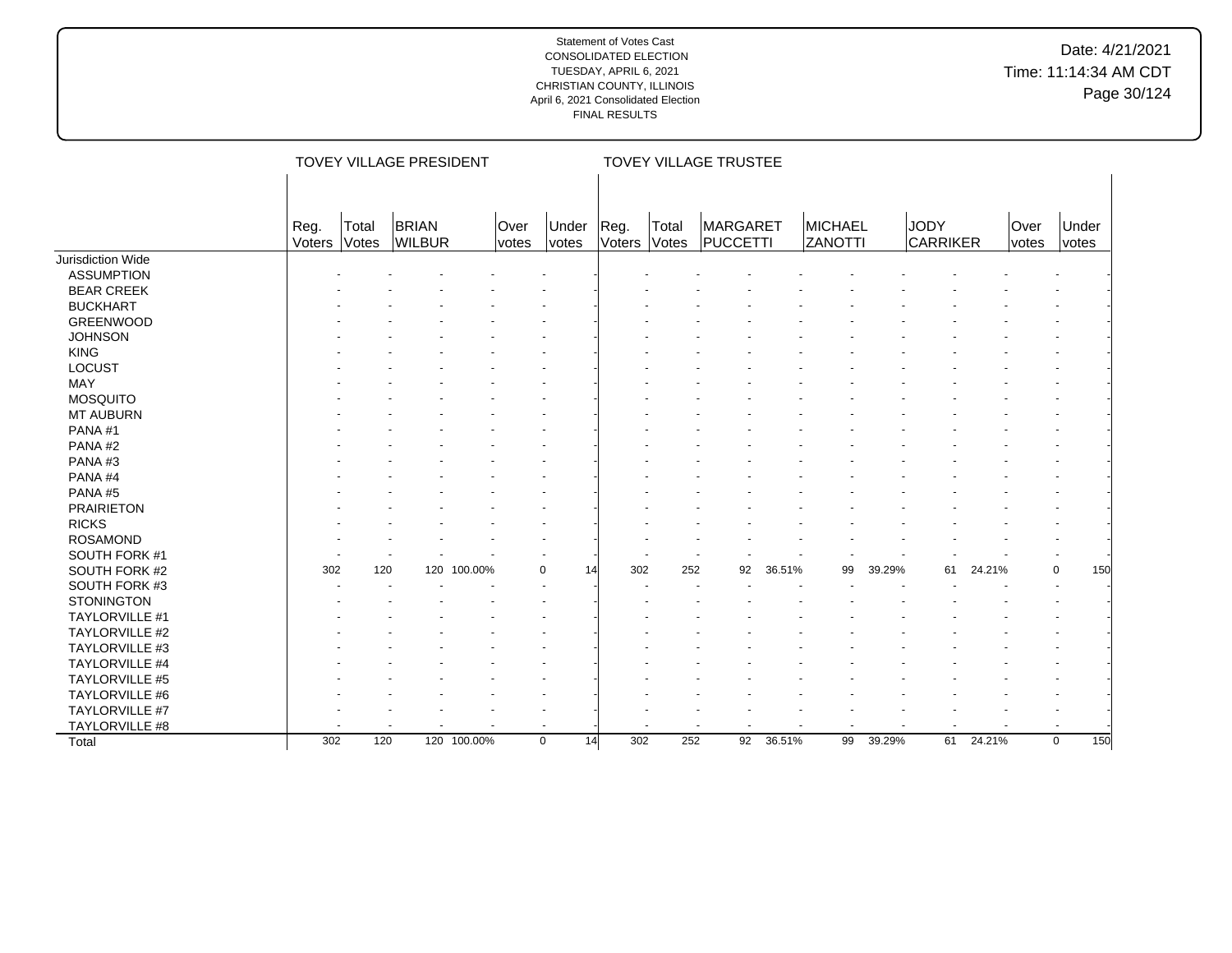Statement of Votes Cast
CONSOLIDATED ELECTION
TUESDAY, APRIL 6, 2021
CHRISTIAN COUNTY, ILLINOIS
April 6, 2021 Consolidated Election
FINAL RESULTS

Date: 4/21/2021
Time: 11:14:34 AM CDT

| | TOVEY VILLAGE PRESIDENT | | | | | | TOVEY VILLAGE TRUSTEE | | | | | | | | | |
|---|---|---|---|---|---|---|---|---|---|---|---|---|---|---|---|---|
| | Reg. Voters | Total Votes | BRIAN WILBUR | | Over votes | Under votes | Reg. Voters | Total Votes | MARGARET PUCCETTI | | MICHAEL ZANOTTI | | JODY CARRIKER | | Over votes | Under votes |
| Jurisdiction Wide | | | | | | | | | | | | | | | | |
| ASSUMPTION | - | - | - | - | - | - | - | - | - | - | - | - | - | - | - | - |
| BEAR CREEK | - | - | - | - | - | - | - | - | - | - | - | - | - | - | - | - |
| BUCKHART | - | - | - | - | - | - | - | - | - | - | - | - | - | - | - | - |
| GREENWOOD | - | - | - | - | - | - | - | - | - | - | - | - | - | - | - | - |
| JOHNSON | - | - | - | - | - | - | - | - | - | - | - | - | - | - | - | - |
| KING | - | - | - | - | - | - | - | - | - | - | - | - | - | - | - | - |
| LOCUST | - | - | - | - | - | - | - | - | - | - | - | - | - | - | - | - |
| MAY | - | - | - | - | - | - | - | - | - | - | - | - | - | - | - | - |
| MOSQUITO | - | - | - | - | - | - | - | - | - | - | - | - | - | - | - | - |
| MT AUBURN | - | - | - | - | - | - | - | - | - | - | - | - | - | - | - | - |
| PANA #1 | - | - | - | - | - | - | - | - | - | - | - | - | - | - | - | - |
| PANA #2 | - | - | - | - | - | - | - | - | - | - | - | - | - | - | - | - |
| PANA #3 | - | - | - | - | - | - | - | - | - | - | - | - | - | - | - | - |
| PANA #4 | - | - | - | - | - | - | - | - | - | - | - | - | - | - | - | - |
| PANA #5 | - | - | - | - | - | - | - | - | - | - | - | - | - | - | - | - |
| PRAIRIETON | - | - | - | - | - | - | - | - | - | - | - | - | - | - | - | - |
| RICKS | - | - | - | - | - | - | - | - | - | - | - | - | - | - | - | - |
| ROSAMOND | - | - | - | - | - | - | - | - | - | - | - | - | - | - | - | - |
| SOUTH FORK #1 | - | - | - | - | - | - | - | - | - | - | - | - | - | - | - | - |
| SOUTH FORK #2 | 302 | 120 | 120 | 100.00% | 0 | 14 | 302 | 252 | 92 | 36.51% | 99 | 39.29% | 61 | 24.21% | 0 | 150 |
| SOUTH FORK #3 | - | - | - | - | - | - | - | - | - | - | - | - | - | - | - | - |
| STONINGTON | - | - | - | - | - | - | - | - | - | - | - | - | - | - | - | - |
| TAYLORVILLE #1 | - | - | - | - | - | - | - | - | - | - | - | - | - | - | - | - |
| TAYLORVILLE #2 | - | - | - | - | - | - | - | - | - | - | - | - | - | - | - | - |
| TAYLORVILLE #3 | - | - | - | - | - | - | - | - | - | - | - | - | - | - | - | - |
| TAYLORVILLE #4 | - | - | - | - | - | - | - | - | - | - | - | - | - | - | - | - |
| TAYLORVILLE #5 | - | - | - | - | - | - | - | - | - | - | - | - | - | - | - | - |
| TAYLORVILLE #6 | - | - | - | - | - | - | - | - | - | - | - | - | - | - | - | - |
| TAYLORVILLE #7 | - | - | - | - | - | - | - | - | - | - | - | - | - | - | - | - |
| TAYLORVILLE #8 | - | - | - | - | - | - | - | - | - | - | - | - | - | - | - | - |
| Total | 302 | 120 | 120 | 100.00% | 0 | 14 | 302 | 252 | 92 | 36.51% | 99 | 39.29% | 61 | 24.21% | 0 | 150 |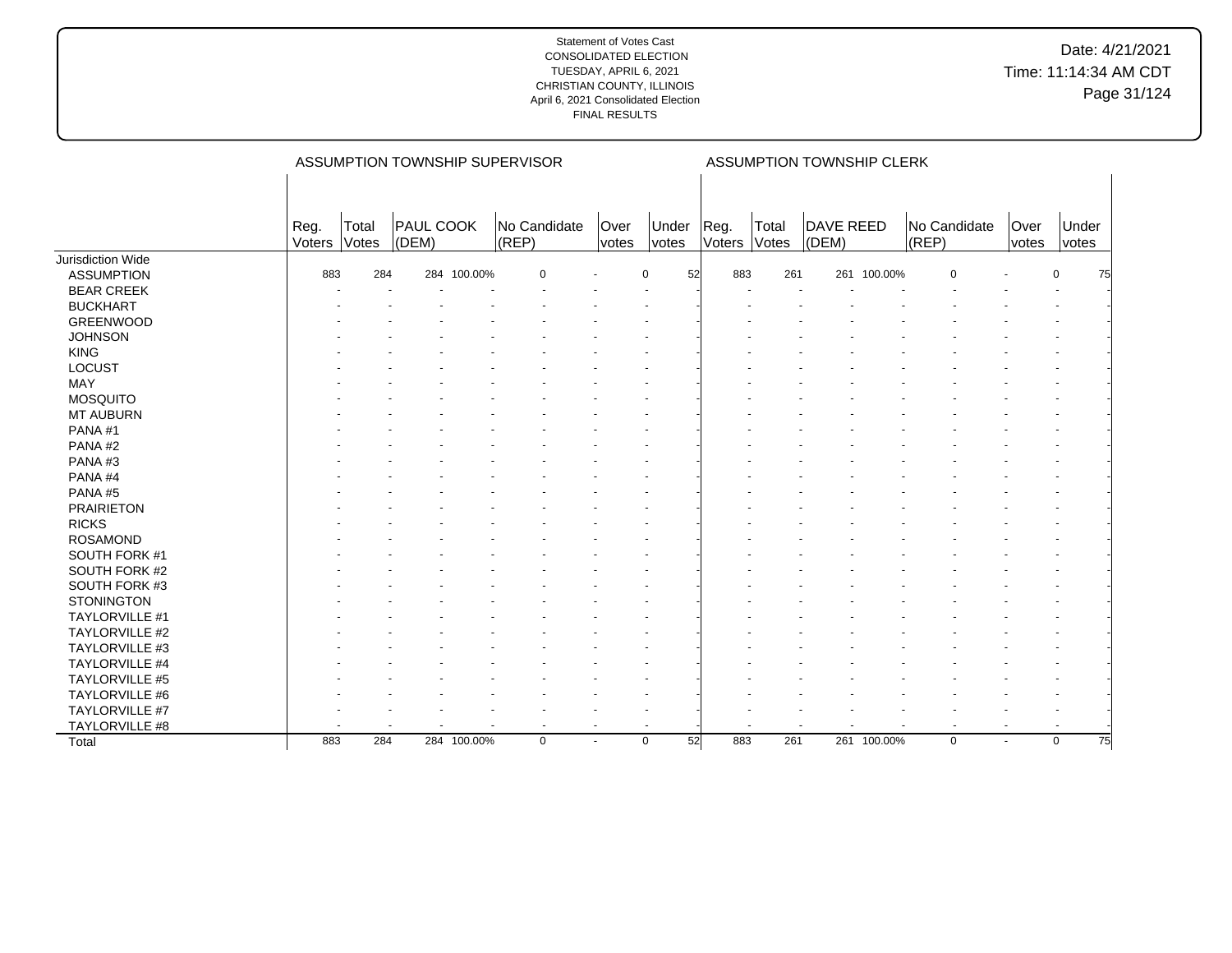Statement of Votes Cast
CONSOLIDATED ELECTION
TUESDAY, APRIL 6, 2021
CHRISTIAN COUNTY, ILLINOIS
April 6, 2021 Consolidated Election
FINAL RESULTS

Date: 4/21/2021
Time: 11:14:34 AM CDT

| | ASSUMPTION TOWNSHIP SUPERVISOR | | | | | | | | ASSUMPTION TOWNSHIP CLERK | | | | | | | |
|---|---|---|---|---|---|---|---|---|---|---|---|---|---|---|---|---|
| | Reg. Voters | Total Votes | PAUL COOK (DEM) | | No Candidate (REP) | | Over votes | Under votes | Reg. Voters | Total Votes | DAVE REED (DEM) | | No Candidate (REP) | | Over votes | Under votes |
| Jurisdiction Wide | | | | | | | | | | | | | | | | |
| ASSUMPTION | 883 | 284 | 284 | 100.00% | 0 | - | 0 | 52 | 883 | 261 | 261 | 100.00% | 0 | - | 0 | 75 |
| BEAR CREEK | - | - | - | - | - | - | - | - | - | - | - | - | - | - | - | - |
| BUCKHART | - | - | - | - | - | - | - | - | - | - | - | - | - | - | - | - |
| GREENWOOD | - | - | - | - | - | - | - | - | - | - | - | - | - | - | - | - |
| JOHNSON | - | - | - | - | - | - | - | - | - | - | - | - | - | - | - | - |
| KING | - | - | - | - | - | - | - | - | - | - | - | - | - | - | - | - |
| LOCUST | - | - | - | - | - | - | - | - | - | - | - | - | - | - | - | - |
| MAY | - | - | - | - | - | - | - | - | - | - | - | - | - | - | - | - |
| MOSQUITO | - | - | - | - | - | - | - | - | - | - | - | - | - | - | - | - |
| MT AUBURN | - | - | - | - | - | - | - | - | - | - | - | - | - | - | - | - |
| PANA #1 | - | - | - | - | - | - | - | - | - | - | - | - | - | - | - | - |
| PANA #2 | - | - | - | - | - | - | - | - | - | - | - | - | - | - | - | - |
| PANA #3 | - | - | - | - | - | - | - | - | - | - | - | - | - | - | - | - |
| PANA #4 | - | - | - | - | - | - | - | - | - | - | - | - | - | - | - | - |
| PANA #5 | - | - | - | - | - | - | - | - | - | - | - | - | - | - | - | - |
| PRAIRIETON | - | - | - | - | - | - | - | - | - | - | - | - | - | - | - | - |
| RICKS | - | - | - | - | - | - | - | - | - | - | - | - | - | - | - | - |
| ROSAMOND | - | - | - | - | - | - | - | - | - | - | - | - | - | - | - | - |
| SOUTH FORK #1 | - | - | - | - | - | - | - | - | - | - | - | - | - | - | - | - |
| SOUTH FORK #2 | - | - | - | - | - | - | - | - | - | - | - | - | - | - | - | - |
| SOUTH FORK #3 | - | - | - | - | - | - | - | - | - | - | - | - | - | - | - | - |
| STONINGTON | - | - | - | - | - | - | - | - | - | - | - | - | - | - | - | - |
| TAYLORVILLE #1 | - | - | - | - | - | - | - | - | - | - | - | - | - | - | - | - |
| TAYLORVILLE #2 | - | - | - | - | - | - | - | - | - | - | - | - | - | - | - | - |
| TAYLORVILLE #3 | - | - | - | - | - | - | - | - | - | - | - | - | - | - | - | - |
| TAYLORVILLE #4 | - | - | - | - | - | - | - | - | - | - | - | - | - | - | - | - |
| TAYLORVILLE #5 | - | - | - | - | - | - | - | - | - | - | - | - | - | - | - | - |
| TAYLORVILLE #6 | - | - | - | - | - | - | - | - | - | - | - | - | - | - | - | - |
| TAYLORVILLE #7 | - | - | - | - | - | - | - | - | - | - | - | - | - | - | - | - |
| TAYLORVILLE #8 | - | - | - | - | - | - | - | - | - | - | - | - | - | - | - | - |
| Total | 883 | 284 | 284 | 100.00% | 0 | - | 0 | 52 | 883 | 261 | 261 | 100.00% | 0 | - | 0 | 75 |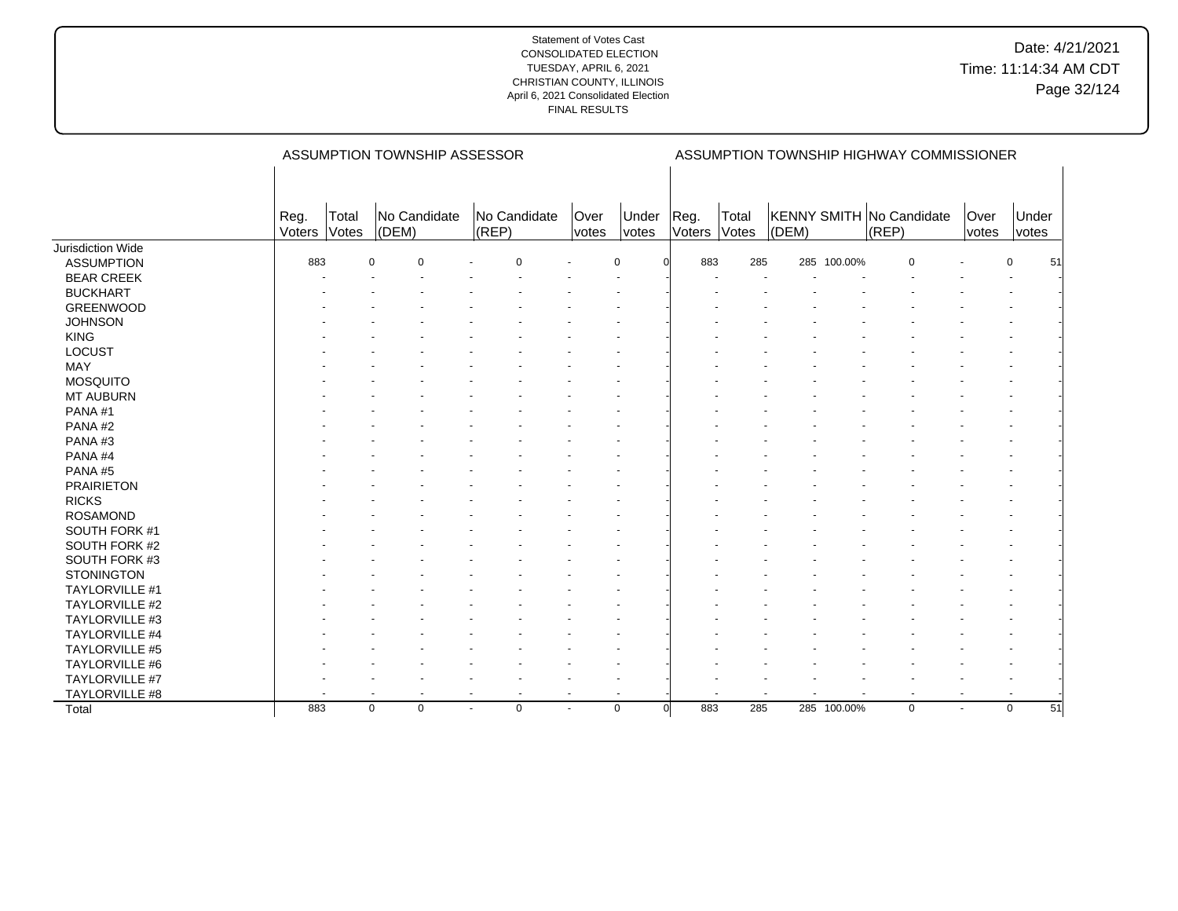| | ASSUMPTION TOWNSHIP ASSESSOR | | | | | | | | ASSUMPTION TOWNSHIP HIGHWAY COMMISSIONER | | | | | | | |
|---|---|---|---|---|---|---|---|---|---|---|---|---|---|---|---|---|
| | Reg. Voters | Total Votes | No Candidate (DEM) | | No Candidate (REP) | | Over votes | Under votes | Reg. Voters | Total Votes | KENNY SMITH (DEM) | | No Candidate (REP) | | Over votes | Under votes |
| Jurisdiction Wide | | | | | | | | | | | | | | | | |
| ASSUMPTION | 883 | 0 | 0 | - | 0 | - | 0 | 0 | 883 | 285 | 285 | 100.00% | 0 | - | 0 | 51 |
| BEAR CREEK | - | - | - | - | - | - | - | - | - | - | - | - | - | - | - | - |
| BUCKHART | - | - | - | - | - | - | - | - | - | - | - | - | - | - | - | - |
| GREENWOOD | - | - | - | - | - | - | - | - | - | - | - | - | - | - | - | - |
| JOHNSON | - | - | - | - | - | - | - | - | - | - | - | - | - | - | - | - |
| KING | - | - | - | - | - | - | - | - | - | - | - | - | - | - | - | - |
| LOCUST | - | - | - | - | - | - | - | - | - | - | - | - | - | - | - | - |
| MAY | - | - | - | - | - | - | - | - | - | - | - | - | - | - | - | - |
| MOSQUITO | - | - | - | - | - | - | - | - | - | - | - | - | - | - | - | - |
| MT AUBURN | - | - | - | - | - | - | - | - | - | - | - | - | - | - | - | - |
| PANA #1 | - | - | - | - | - | - | - | - | - | - | - | - | - | - | - | - |
| PANA #2 | - | - | - | - | - | - | - | - | - | - | - | - | - | - | - | - |
| PANA #3 | - | - | - | - | - | - | - | - | - | - | - | - | - | - | - | - |
| PANA #4 | - | - | - | - | - | - | - | - | - | - | - | - | - | - | - | - |
| PANA #5 | - | - | - | - | - | - | - | - | - | - | - | - | - | - | - | - |
| PRAIRIETON | - | - | - | - | - | - | - | - | - | - | - | - | - | - | - | - |
| RICKS | - | - | - | - | - | - | - | - | - | - | - | - | - | - | - | - |
| ROSAMOND | - | - | - | - | - | - | - | - | - | - | - | - | - | - | - | - |
| SOUTH FORK #1 | - | - | - | - | - | - | - | - | - | - | - | - | - | - | - | - |
| SOUTH FORK #2 | - | - | - | - | - | - | - | - | - | - | - | - | - | - | - | - |
| SOUTH FORK #3 | - | - | - | - | - | - | - | - | - | - | - | - | - | - | - | - |
| STONINGTON | - | - | - | - | - | - | - | - | - | - | - | - | - | - | - | - |
| TAYLORVILLE #1 | - | - | - | - | - | - | - | - | - | - | - | - | - | - | - | - |
| TAYLORVILLE #2 | - | - | - | - | - | - | - | - | - | - | - | - | - | - | - | - |
| TAYLORVILLE #3 | - | - | - | - | - | - | - | - | - | - | - | - | - | - | - | - |
| TAYLORVILLE #4 | - | - | - | - | - | - | - | - | - | - | - | - | - | - | - | - |
| TAYLORVILLE #5 | - | - | - | - | - | - | - | - | - | - | - | - | - | - | - | - |
| TAYLORVILLE #6 | - | - | - | - | - | - | - | - | - | - | - | - | - | - | - | - |
| TAYLORVILLE #7 | - | - | - | - | - | - | - | - | - | - | - | - | - | - | - | - |
| TAYLORVILLE #8 | - | - | - | - | - | - | - | - | - | - | - | - | - | - | - | - |
| Total | 883 | 0 | 0 | - | 0 | - | 0 | 0 | 883 | 285 | 285 | 100.00% | 0 | - | 0 | 51 |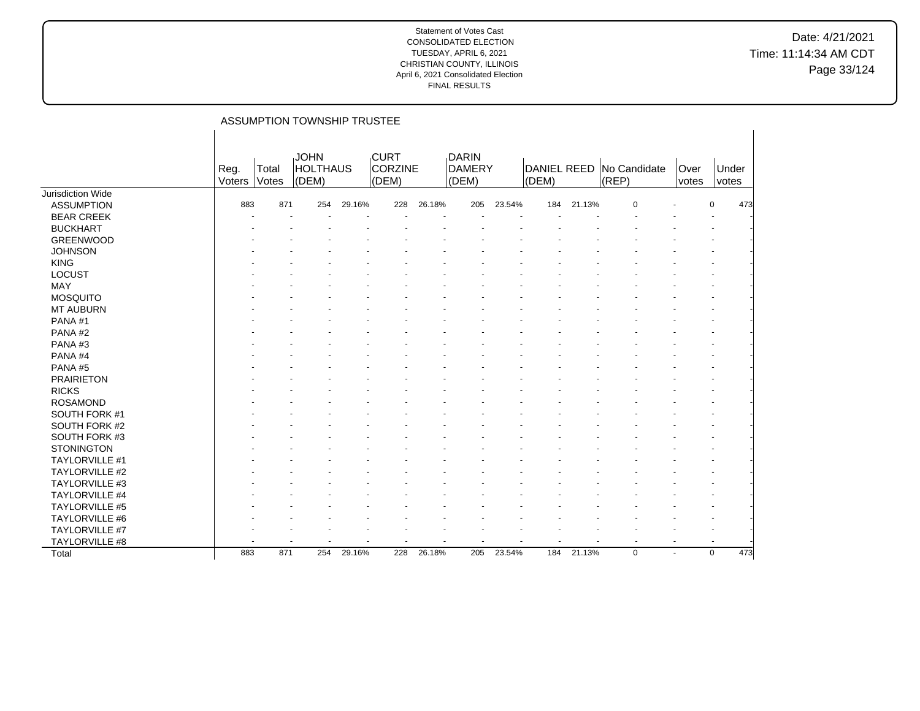Statement of Votes Cast
CONSOLIDATED ELECTION
TUESDAY, APRIL 6, 2021
CHRISTIAN COUNTY, ILLINOIS
April 6, 2021 Consolidated Election
FINAL RESULTS

Date: 4/21/2021
Time: 11:14:34 AM CDT

## ASSUMPTION TOWNSHIP TRUSTEE

| | Reg. Voters | Total Votes | JOHN HOLTHAUS (DEM) | | CURT CORZINE (DEM) | | DARIN DAMERY (DEM) | | DANIEL REED (DEM) | | No Candidate (REP) | | Over votes | Under votes |
|---|---|---|---|---|---|---|---|---|---|---|---|---|---|---|
| Jurisdiction Wide | | | | | | | | | | | | | | |
| ASSUMPTION | 883 | 871 | 254 | 29.16% | 228 | 26.18% | 205 | 23.54% | 184 | 21.13% | 0 | - | 0 | 473 |
| BEAR CREEK | - | - | - | - | - | - | - | - | - | - | - | - | - | - |
| BUCKHART | - | - | - | - | - | - | - | - | - | - | - | - | - | - |
| GREENWOOD | - | - | - | - | - | - | - | - | - | - | - | - | - | - |
| JOHNSON | - | - | - | - | - | - | - | - | - | - | - | - | - | - |
| KING | - | - | - | - | - | - | - | - | - | - | - | - | - | - |
| LOCUST | - | - | - | - | - | - | - | - | - | - | - | - | - | - |
| MAY | - | - | - | - | - | - | - | - | - | - | - | - | - | - |
| MOSQUITO | - | - | - | - | - | - | - | - | - | - | - | - | - | - |
| MT AUBURN | - | - | - | - | - | - | - | - | - | - | - | - | - | - |
| PANA #1 | - | - | - | - | - | - | - | - | - | - | - | - | - | - |
| PANA #2 | - | - | - | - | - | - | - | - | - | - | - | - | - | - |
| PANA #3 | - | - | - | - | - | - | - | - | - | - | - | - | - | - |
| PANA #4 | - | - | - | - | - | - | - | - | - | - | - | - | - | - |
| PANA #5 | - | - | - | - | - | - | - | - | - | - | - | - | - | - |
| PRAIRIETON | - | - | - | - | - | - | - | - | - | - | - | - | - | - |
| RICKS | - | - | - | - | - | - | - | - | - | - | - | - | - | - |
| ROSAMOND | - | - | - | - | - | - | - | - | - | - | - | - | - | - |
| SOUTH FORK #1 | - | - | - | - | - | - | - | - | - | - | - | - | - | - |
| SOUTH FORK #2 | - | - | - | - | - | - | - | - | - | - | - | - | - | - |
| SOUTH FORK #3 | - | - | - | - | - | - | - | - | - | - | - | - | - | - |
| STONINGTON | - | - | - | - | - | - | - | - | - | - | - | - | - | - |
| TAYLORVILLE #1 | - | - | - | - | - | - | - | - | - | - | - | - | - | - |
| TAYLORVILLE #2 | - | - | - | - | - | - | - | - | - | - | - | - | - | - |
| TAYLORVILLE #3 | - | - | - | - | - | - | - | - | - | - | - | - | - | - |
| TAYLORVILLE #4 | - | - | - | - | - | - | - | - | - | - | - | - | - | - |
| TAYLORVILLE #5 | - | - | - | - | - | - | - | - | - | - | - | - | - | - |
| TAYLORVILLE #6 | - | - | - | - | - | - | - | - | - | - | - | - | - | - |
| TAYLORVILLE #7 | - | - | - | - | - | - | - | - | - | - | - | - | - | - |
| TAYLORVILLE #8 | - | - | - | - | - | - | - | - | - | - | - | - | - | - |
| Total | 883 | 871 | 254 | 29.16% | 228 | 26.18% | 205 | 23.54% | 184 | 21.13% | 0 | - | 0 | 473 |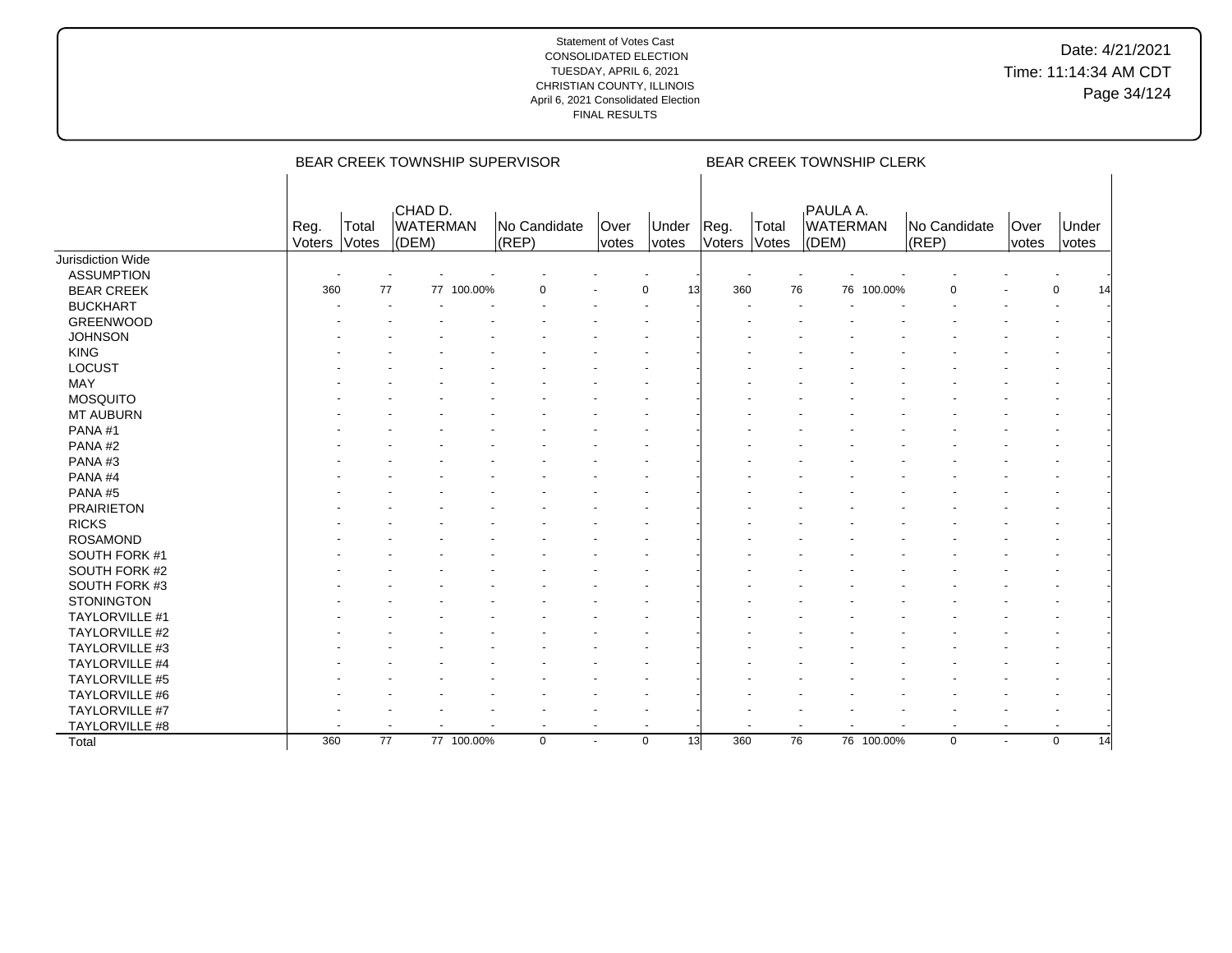Statement of Votes Cast
CONSOLIDATED ELECTION
TUESDAY, APRIL 6, 2021
CHRISTIAN COUNTY, ILLINOIS
April 6, 2021 Consolidated Election
FINAL RESULTS

Date: 4/21/2021
Time: 11:14:34 AM CDT

| | BEAR CREEK TOWNSHIP SUPERVISOR | | | | | | | BEAR CREEK TOWNSHIP CLERK | | | | | | |
|---|---|---|---|---|---|---|---|---|---|---|---|---|---|---|
| | Reg. Voters | Total Votes | CHAD D. WATERMAN (DEM) | | No Candidate (REP) | Over votes | Under votes | Reg. Voters | Total Votes | PAULA A. WATERMAN (DEM) | | No Candidate (REP) | Over votes | Under votes |
| Jurisdiction Wide | | | | | | | | | | | | | | |
| ASSUMPTION | - | - | - | - | - | - | - | - | - | - | - | - | - | - |
| BEAR CREEK | 360 | 77 | 77 | 100.00% | 0 | - | 0 | 13 | 360 | 76 | 76 | 100.00% | 0 | - | 0 | 14 |
| BUCKHART | - | - | - | - | - | - | - | - | - | - | - | - | - | - |
| GREENWOOD | - | - | - | - | - | - | - | - | - | - | - | - | - | - |
| JOHNSON | - | - | - | - | - | - | - | - | - | - | - | - | - | - |
| KING | - | - | - | - | - | - | - | - | - | - | - | - | - | - |
| LOCUST | - | - | - | - | - | - | - | - | - | - | - | - | - | - |
| MAY | - | - | - | - | - | - | - | - | - | - | - | - | - | - |
| MOSQUITO | - | - | - | - | - | - | - | - | - | - | - | - | - | - |
| MT AUBURN | - | - | - | - | - | - | - | - | - | - | - | - | - | - |
| PANA #1 | - | - | - | - | - | - | - | - | - | - | - | - | - | - |
| PANA #2 | - | - | - | - | - | - | - | - | - | - | - | - | - | - |
| PANA #3 | - | - | - | - | - | - | - | - | - | - | - | - | - | - |
| PANA #4 | - | - | - | - | - | - | - | - | - | - | - | - | - | - |
| PANA #5 | - | - | - | - | - | - | - | - | - | - | - | - | - | - |
| PRAIRIETON | - | - | - | - | - | - | - | - | - | - | - | - | - | - |
| RICKS | - | - | - | - | - | - | - | - | - | - | - | - | - | - |
| ROSAMOND | - | - | - | - | - | - | - | - | - | - | - | - | - | - |
| SOUTH FORK #1 | - | - | - | - | - | - | - | - | - | - | - | - | - | - |
| SOUTH FORK #2 | - | - | - | - | - | - | - | - | - | - | - | - | - | - |
| SOUTH FORK #3 | - | - | - | - | - | - | - | - | - | - | - | - | - | - |
| STONINGTON | - | - | - | - | - | - | - | - | - | - | - | - | - | - |
| TAYLORVILLE #1 | - | - | - | - | - | - | - | - | - | - | - | - | - | - |
| TAYLORVILLE #2 | - | - | - | - | - | - | - | - | - | - | - | - | - | - |
| TAYLORVILLE #3 | - | - | - | - | - | - | - | - | - | - | - | - | - | - |
| TAYLORVILLE #4 | - | - | - | - | - | - | - | - | - | - | - | - | - | - |
| TAYLORVILLE #5 | - | - | - | - | - | - | - | - | - | - | - | - | - | - |
| TAYLORVILLE #6 | - | - | - | - | - | - | - | - | - | - | - | - | - | - |
| TAYLORVILLE #7 | - | - | - | - | - | - | - | - | - | - | - | - | - | - |
| TAYLORVILLE #8 | - | - | - | - | - | - | - | - | - | - | - | - | - | - |
| Total | 360 | 77 | 77 | 100.00% | 0 | - | 0 | 13 | 360 | 76 | 76 | 100.00% | 0 | - | 0 | 14 |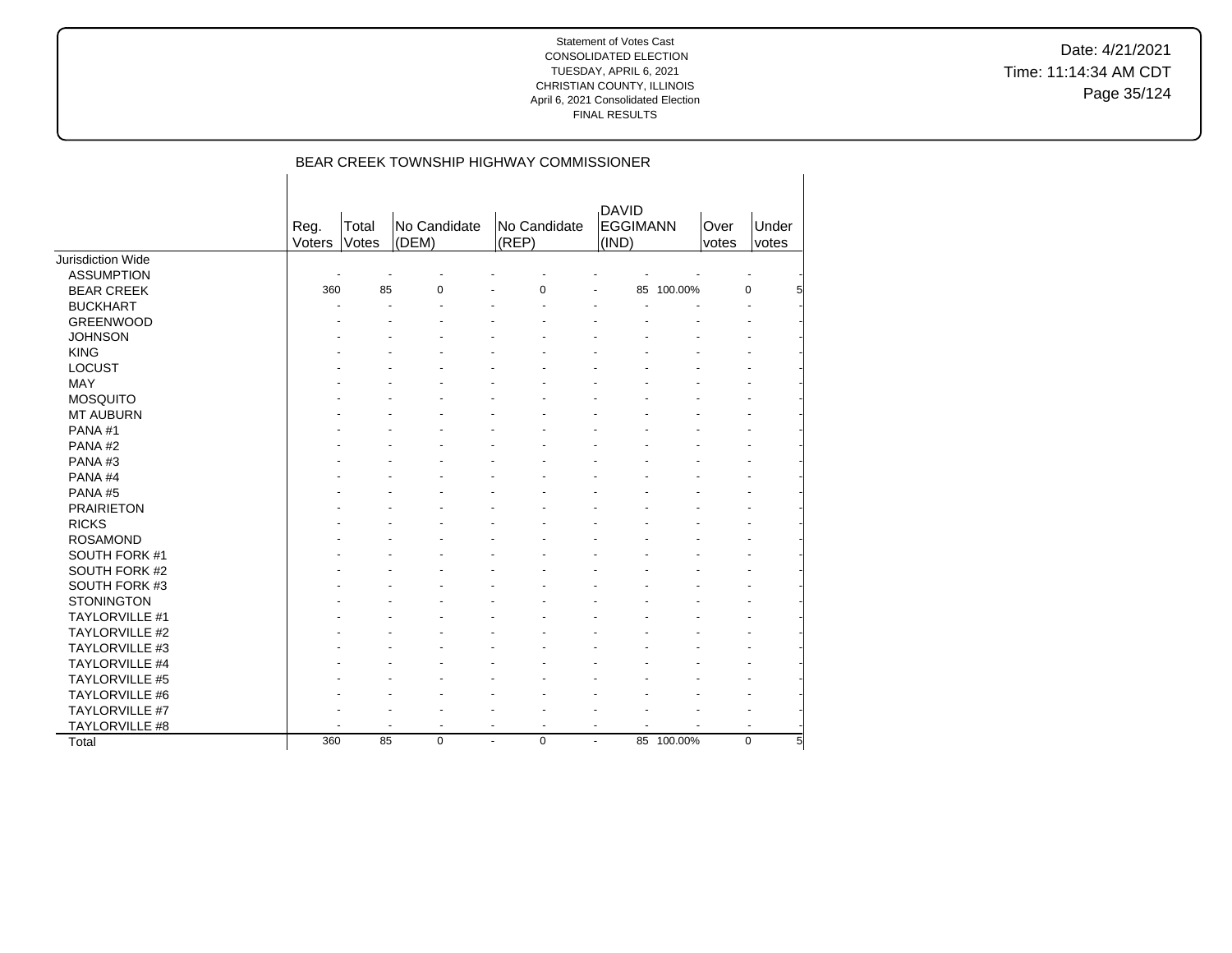Statement of Votes Cast
CONSOLIDATED ELECTION
TUESDAY, APRIL 6, 2021
CHRISTIAN COUNTY, ILLINOIS
April 6, 2021 Consolidated Election
FINAL RESULTS

Date: 4/21/2021
Time: 11:14:34 AM CDT

## BEAR CREEK TOWNSHIP HIGHWAY COMMISSIONER

| | Reg. Voters | Total Votes | No Candidate (DEM) | | No Candidate (REP) | | DAVID EGGIMANN (IND) | | Over votes | Under votes |
|---|---|---|---|---|---|---|---|---|---|---|
| Jurisdiction Wide | | | | | | | | | | |
| ASSUMPTION | - | - | - | - | - | - | - | - | - | - |
| BEAR CREEK | 360 | 85 | 0 | - | 0 | - | 85 | 100.00% | 0 | 5 |
| BUCKHART | - | - | - | - | - | - | - | - | - | - |
| GREENWOOD | - | - | - | - | - | - | - | - | - | - |
| JOHNSON | - | - | - | - | - | - | - | - | - | - |
| KING | - | - | - | - | - | - | - | - | - | - |
| LOCUST | - | - | - | - | - | - | - | - | - | - |
| MAY | - | - | - | - | - | - | - | - | - | - |
| MOSQUITO | - | - | - | - | - | - | - | - | - | - |
| MT AUBURN | - | - | - | - | - | - | - | - | - | - |
| PANA #1 | - | - | - | - | - | - | - | - | - | - |
| PANA #2 | - | - | - | - | - | - | - | - | - | - |
| PANA #3 | - | - | - | - | - | - | - | - | - | - |
| PANA #4 | - | - | - | - | - | - | - | - | - | - |
| PANA #5 | - | - | - | - | - | - | - | - | - | - |
| PRAIRIETON | - | - | - | - | - | - | - | - | - | - |
| RICKS | - | - | - | - | - | - | - | - | - | - |
| ROSAMOND | - | - | - | - | - | - | - | - | - | - |
| SOUTH FORK #1 | - | - | - | - | - | - | - | - | - | - |
| SOUTH FORK #2 | - | - | - | - | - | - | - | - | - | - |
| SOUTH FORK #3 | - | - | - | - | - | - | - | - | - | - |
| STONINGTON | - | - | - | - | - | - | - | - | - | - |
| TAYLORVILLE #1 | - | - | - | - | - | - | - | - | - | - |
| TAYLORVILLE #2 | - | - | - | - | - | - | - | - | - | - |
| TAYLORVILLE #3 | - | - | - | - | - | - | - | - | - | - |
| TAYLORVILLE #4 | - | - | - | - | - | - | - | - | - | - |
| TAYLORVILLE #5 | - | - | - | - | - | - | - | - | - | - |
| TAYLORVILLE #6 | - | - | - | - | - | - | - | - | - | - |
| TAYLORVILLE #7 | - | - | - | - | - | - | - | - | - | - |
| TAYLORVILLE #8 | - | - | - | - | - | - | - | - | - | - |
| Total | 360 | 85 | 0 | - | 0 | - | 85 | 100.00% | 0 | 5 |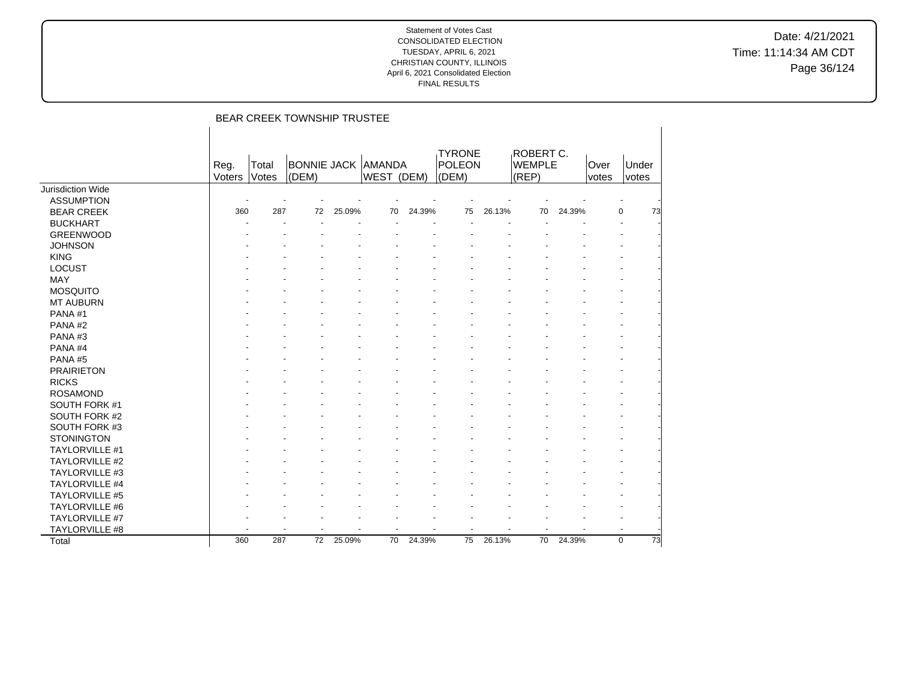Statement of Votes Cast
CONSOLIDATED ELECTION
TUESDAY, APRIL 6, 2021
CHRISTIAN COUNTY, ILLINOIS
April 6, 2021 Consolidated Election
FINAL RESULTS

Date: 4/21/2021
Time: 11:14:34 AM CDT

## BEAR CREEK TOWNSHIP TRUSTEE

| | Reg. Voters | Total Votes | BONNIE JACK (DEM) | | AMANDA WEST (DEM) | | TYRONE POLEON (DEM) | | ROBERT C. WEMPLE (REP) | | Over votes | Under votes |
|---|---|---|---|---|---|---|---|---|---|---|---|---|
| Jurisdiction Wide | | | | | | | | | | | | |
| ASSUMPTION | - | - | - | - | - | - | - | - | - | - | - | - |
| BEAR CREEK | 360 | 287 | 72 | 25.09% | 70 | 24.39% | 75 | 26.13% | 70 | 24.39% | 0 | 73 |
| BUCKHART | - | - | - | - | - | - | - | - | - | - | - | - |
| GREENWOOD | - | - | - | - | - | - | - | - | - | - | - | - |
| JOHNSON | - | - | - | - | - | - | - | - | - | - | - | - |
| KING | - | - | - | - | - | - | - | - | - | - | - | - |
| LOCUST | - | - | - | - | - | - | - | - | - | - | - | - |
| MAY | - | - | - | - | - | - | - | - | - | - | - | - |
| MOSQUITO | - | - | - | - | - | - | - | - | - | - | - | - |
| MT AUBURN | - | - | - | - | - | - | - | - | - | - | - | - |
| PANA #1 | - | - | - | - | - | - | - | - | - | - | - | - |
| PANA #2 | - | - | - | - | - | - | - | - | - | - | - | - |
| PANA #3 | - | - | - | - | - | - | - | - | - | - | - | - |
| PANA #4 | - | - | - | - | - | - | - | - | - | - | - | - |
| PANA #5 | - | - | - | - | - | - | - | - | - | - | - | - |
| PRAIRIETON | - | - | - | - | - | - | - | - | - | - | - | - |
| RICKS | - | - | - | - | - | - | - | - | - | - | - | - |
| ROSAMOND | - | - | - | - | - | - | - | - | - | - | - | - |
| SOUTH FORK #1 | - | - | - | - | - | - | - | - | - | - | - | - |
| SOUTH FORK #2 | - | - | - | - | - | - | - | - | - | - | - | - |
| SOUTH FORK #3 | - | - | - | - | - | - | - | - | - | - | - | - |
| STONINGTON | - | - | - | - | - | - | - | - | - | - | - | - |
| TAYLORVILLE #1 | - | - | - | - | - | - | - | - | - | - | - | - |
| TAYLORVILLE #2 | - | - | - | - | - | - | - | - | - | - | - | - |
| TAYLORVILLE #3 | - | - | - | - | - | - | - | - | - | - | - | - |
| TAYLORVILLE #4 | - | - | - | - | - | - | - | - | - | - | - | - |
| TAYLORVILLE #5 | - | - | - | - | - | - | - | - | - | - | - | - |
| TAYLORVILLE #6 | - | - | - | - | - | - | - | - | - | - | - | - |
| TAYLORVILLE #7 | - | - | - | - | - | - | - | - | - | - | - | - |
| TAYLORVILLE #8 | - | - | - | - | - | - | - | - | - | - | - | - |
| Total | 360 | 287 | 72 | 25.09% | 70 | 24.39% | 75 | 26.13% | 70 | 24.39% | 0 | 73 |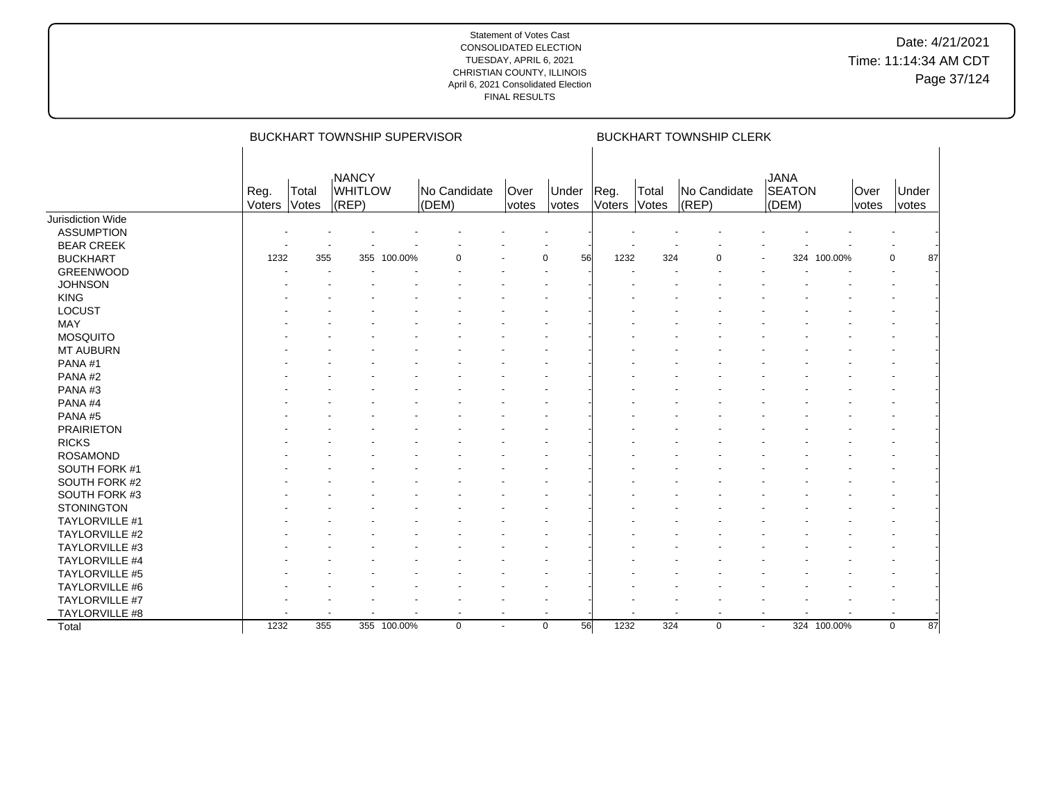Statement of Votes Cast
CONSOLIDATED ELECTION
TUESDAY, APRIL 6, 2021
CHRISTIAN COUNTY, ILLINOIS
April 6, 2021 Consolidated Election
FINAL RESULTS

Date: 4/21/2021
Time: 11:14:34 AM CDT

| | BUCKHART TOWNSHIP SUPERVISOR | | | | | | | BUCKHART TOWNSHIP CLERK | | | | | | | |
|---|---|---|---|---|---|---|---|---|---|---|---|---|---|---|---|
| | Reg. Voters | Total Votes | NANCY WHITLOW (REP) | | No Candidate (DEM) | | Over votes | Under votes | Reg. Voters | Total Votes | No Candidate (REP) | | JANA SEATON (DEM) | | Over votes | Under votes |
| Jurisdiction Wide | | | | | | | | | | | | | | | | |
| ASSUMPTION | - | - | - | - | - | - | - | - | - | - | - | - | - | - | - | - |
| BEAR CREEK | - | - | - | - | - | - | - | - | - | - | - | - | - | - | - | - |
| BUCKHART | 1232 | 355 | 355 | 100.00% | 0 | - | 0 | 56 | 1232 | 324 | 0 | - | 324 | 100.00% | 0 | 87 |
| GREENWOOD | - | - | - | - | - | - | - | - | - | - | - | - | - | - | - | - |
| JOHNSON | - | - | - | - | - | - | - | - | - | - | - | - | - | - | - | - |
| KING | - | - | - | - | - | - | - | - | - | - | - | - | - | - | - | - |
| LOCUST | - | - | - | - | - | - | - | - | - | - | - | - | - | - | - | - |
| MAY | - | - | - | - | - | - | - | - | - | - | - | - | - | - | - | - |
| MOSQUITO | - | - | - | - | - | - | - | - | - | - | - | - | - | - | - | - |
| MT AUBURN | - | - | - | - | - | - | - | - | - | - | - | - | - | - | - | - |
| PANA #1 | - | - | - | - | - | - | - | - | - | - | - | - | - | - | - | - |
| PANA #2 | - | - | - | - | - | - | - | - | - | - | - | - | - | - | - | - |
| PANA #3 | - | - | - | - | - | - | - | - | - | - | - | - | - | - | - | - |
| PANA #4 | - | - | - | - | - | - | - | - | - | - | - | - | - | - | - | - |
| PANA #5 | - | - | - | - | - | - | - | - | - | - | - | - | - | - | - | - |
| PRAIRIETON | - | - | - | - | - | - | - | - | - | - | - | - | - | - | - | - |
| RICKS | - | - | - | - | - | - | - | - | - | - | - | - | - | - | - | - |
| ROSAMOND | - | - | - | - | - | - | - | - | - | - | - | - | - | - | - | - |
| SOUTH FORK #1 | - | - | - | - | - | - | - | - | - | - | - | - | - | - | - | - |
| SOUTH FORK #2 | - | - | - | - | - | - | - | - | - | - | - | - | - | - | - | - |
| SOUTH FORK #3 | - | - | - | - | - | - | - | - | - | - | - | - | - | - | - | - |
| STONINGTON | - | - | - | - | - | - | - | - | - | - | - | - | - | - | - | - |
| TAYLORVILLE #1 | - | - | - | - | - | - | - | - | - | - | - | - | - | - | - | - |
| TAYLORVILLE #2 | - | - | - | - | - | - | - | - | - | - | - | - | - | - | - | - |
| TAYLORVILLE #3 | - | - | - | - | - | - | - | - | - | - | - | - | - | - | - | - |
| TAYLORVILLE #4 | - | - | - | - | - | - | - | - | - | - | - | - | - | - | - | - |
| TAYLORVILLE #5 | - | - | - | - | - | - | - | - | - | - | - | - | - | - | - | - |
| TAYLORVILLE #6 | - | - | - | - | - | - | - | - | - | - | - | - | - | - | - | - |
| TAYLORVILLE #7 | - | - | - | - | - | - | - | - | - | - | - | - | - | - | - | - |
| TAYLORVILLE #8 | - | - | - | - | - | - | - | - | - | - | - | - | - | - | - | - |
| Total | 1232 | 355 | 355 | 100.00% | 0 | - | 0 | 56 | 1232 | 324 | 0 | - | 324 | 100.00% | 0 | 87 |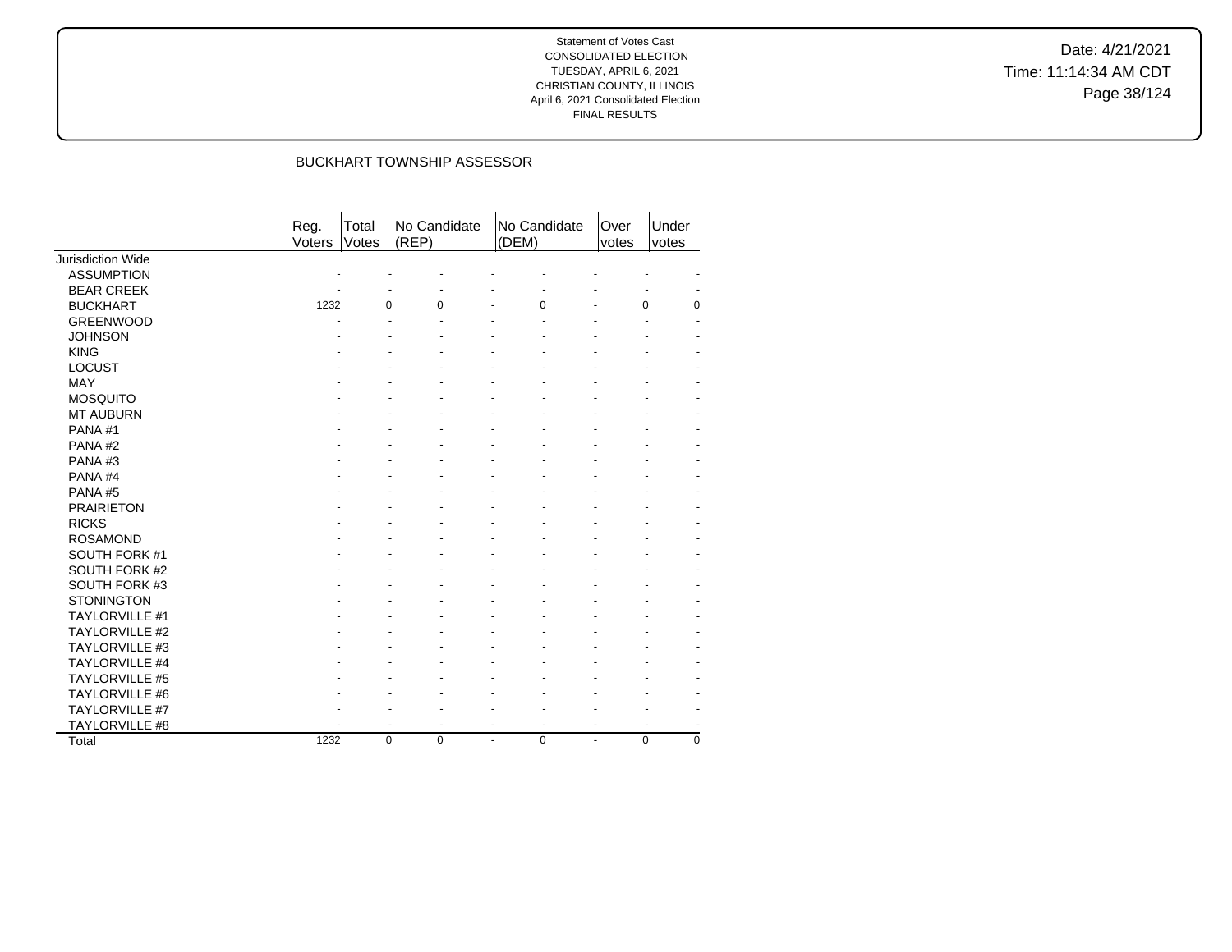## BUCKHART TOWNSHIP ASSESSOR

| | Reg. Voters | Total Votes | No Candidate (REP) | | No Candidate (DEM) | | Over votes | Under votes |
|---|---|---|---|---|---|---|---|---|
| Jurisdiction Wide | | | | | | | | |
| ASSUMPTION | - | - | - | - | - | - | - | - |
| BEAR CREEK | - | - | - | - | - | - | - | - |
| BUCKHART | 1232 | 0 | 0 | - | 0 | - | 0 | 0 |
| GREENWOOD | - | - | - | - | - | - | - | - |
| JOHNSON | - | - | - | - | - | - | - | - |
| KING | - | - | - | - | - | - | - | - |
| LOCUST | - | - | - | - | - | - | - | - |
| MAY | - | - | - | - | - | - | - | - |
| MOSQUITO | - | - | - | - | - | - | - | - |
| MT AUBURN | - | - | - | - | - | - | - | - |
| PANA #1 | - | - | - | - | - | - | - | - |
| PANA #2 | - | - | - | - | - | - | - | - |
| PANA #3 | - | - | - | - | - | - | - | - |
| PANA #4 | - | - | - | - | - | - | - | - |
| PANA #5 | - | - | - | - | - | - | - | - |
| PRAIRIETON | - | - | - | - | - | - | - | - |
| RICKS | - | - | - | - | - | - | - | - |
| ROSAMOND | - | - | - | - | - | - | - | - |
| SOUTH FORK #1 | - | - | - | - | - | - | - | - |
| SOUTH FORK #2 | - | - | - | - | - | - | - | - |
| SOUTH FORK #3 | - | - | - | - | - | - | - | - |
| STONINGTON | - | - | - | - | - | - | - | - |
| TAYLORVILLE #1 | - | - | - | - | - | - | - | - |
| TAYLORVILLE #2 | - | - | - | - | - | - | - | - |
| TAYLORVILLE #3 | - | - | - | - | - | - | - | - |
| TAYLORVILLE #4 | - | - | - | - | - | - | - | - |
| TAYLORVILLE #5 | - | - | - | - | - | - | - | - |
| TAYLORVILLE #6 | - | - | - | - | - | - | - | - |
| TAYLORVILLE #7 | - | - | - | - | - | - | - | - |
| TAYLORVILLE #8 | - | - | - | - | - | - | - | - |
| Total | 1232 | 0 | 0 | - | 0 | - | 0 | 0 |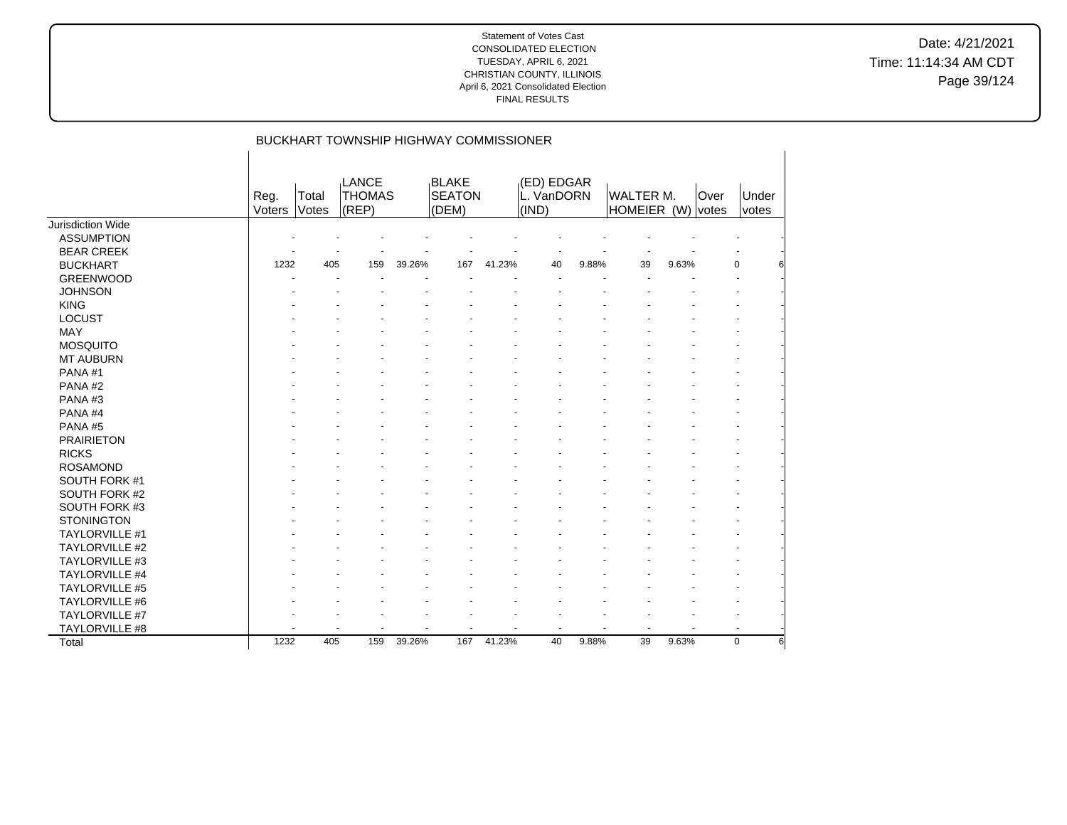Statement of Votes Cast
CONSOLIDATED ELECTION
TUESDAY, APRIL 6, 2021
CHRISTIAN COUNTY, ILLINOIS
April 6, 2021 Consolidated Election
FINAL RESULTS

Date: 4/21/2021
Time: 11:14:34 AM CDT

## BUCKHART TOWNSHIP HIGHWAY COMMISSIONER

| | Reg. Voters | Total Votes | LANCE THOMAS (REP) | | BLAKE SEATON (DEM) | | (ED) EDGAR L. VanDORN (IND) | | WALTER M. HOMEIER (W) | | Over votes | Under votes |
|---|---|---|---|---|---|---|---|---|---|---|---|---|
| Jurisdiction Wide | | | | | | | | | | | | |
| ASSUMPTION | - | - | - | - | - | - | - | - | - | - | - | - |
| BEAR CREEK | - | - | - | - | - | - | - | - | - | - | - | - |
| BUCKHART | 1232 | 405 | 159 | 39.26% | 167 | 41.23% | 40 | 9.88% | 39 | 9.63% | 0 | 6 |
| GREENWOOD | - | - | - | - | - | - | - | - | - | - | - | - |
| JOHNSON | - | - | - | - | - | - | - | - | - | - | - | - |
| KING | - | - | - | - | - | - | - | - | - | - | - | - |
| LOCUST | - | - | - | - | - | - | - | - | - | - | - | - |
| MAY | - | - | - | - | - | - | - | - | - | - | - | - |
| MOSQUITO | - | - | - | - | - | - | - | - | - | - | - | - |
| MT AUBURN | - | - | - | - | - | - | - | - | - | - | - | - |
| PANA #1 | - | - | - | - | - | - | - | - | - | - | - | - |
| PANA #2 | - | - | - | - | - | - | - | - | - | - | - | - |
| PANA #3 | - | - | - | - | - | - | - | - | - | - | - | - |
| PANA #4 | - | - | - | - | - | - | - | - | - | - | - | - |
| PANA #5 | - | - | - | - | - | - | - | - | - | - | - | - |
| PRAIRIETON | - | - | - | - | - | - | - | - | - | - | - | - |
| RICKS | - | - | - | - | - | - | - | - | - | - | - | - |
| ROSAMOND | - | - | - | - | - | - | - | - | - | - | - | - |
| SOUTH FORK #1 | - | - | - | - | - | - | - | - | - | - | - | - |
| SOUTH FORK #2 | - | - | - | - | - | - | - | - | - | - | - | - |
| SOUTH FORK #3 | - | - | - | - | - | - | - | - | - | - | - | - |
| STONINGTON | - | - | - | - | - | - | - | - | - | - | - | - |
| TAYLORVILLE #1 | - | - | - | - | - | - | - | - | - | - | - | - |
| TAYLORVILLE #2 | - | - | - | - | - | - | - | - | - | - | - | - |
| TAYLORVILLE #3 | - | - | - | - | - | - | - | - | - | - | - | - |
| TAYLORVILLE #4 | - | - | - | - | - | - | - | - | - | - | - | - |
| TAYLORVILLE #5 | - | - | - | - | - | - | - | - | - | - | - | - |
| TAYLORVILLE #6 | - | - | - | - | - | - | - | - | - | - | - | - |
| TAYLORVILLE #7 | - | - | - | - | - | - | - | - | - | - | - | - |
| TAYLORVILLE #8 | - | - | - | - | - | - | - | - | - | - | - | - |
| Total | 1232 | 405 | 159 | 39.26% | 167 | 41.23% | 40 | 9.88% | 39 | 9.63% | 0 | 6 |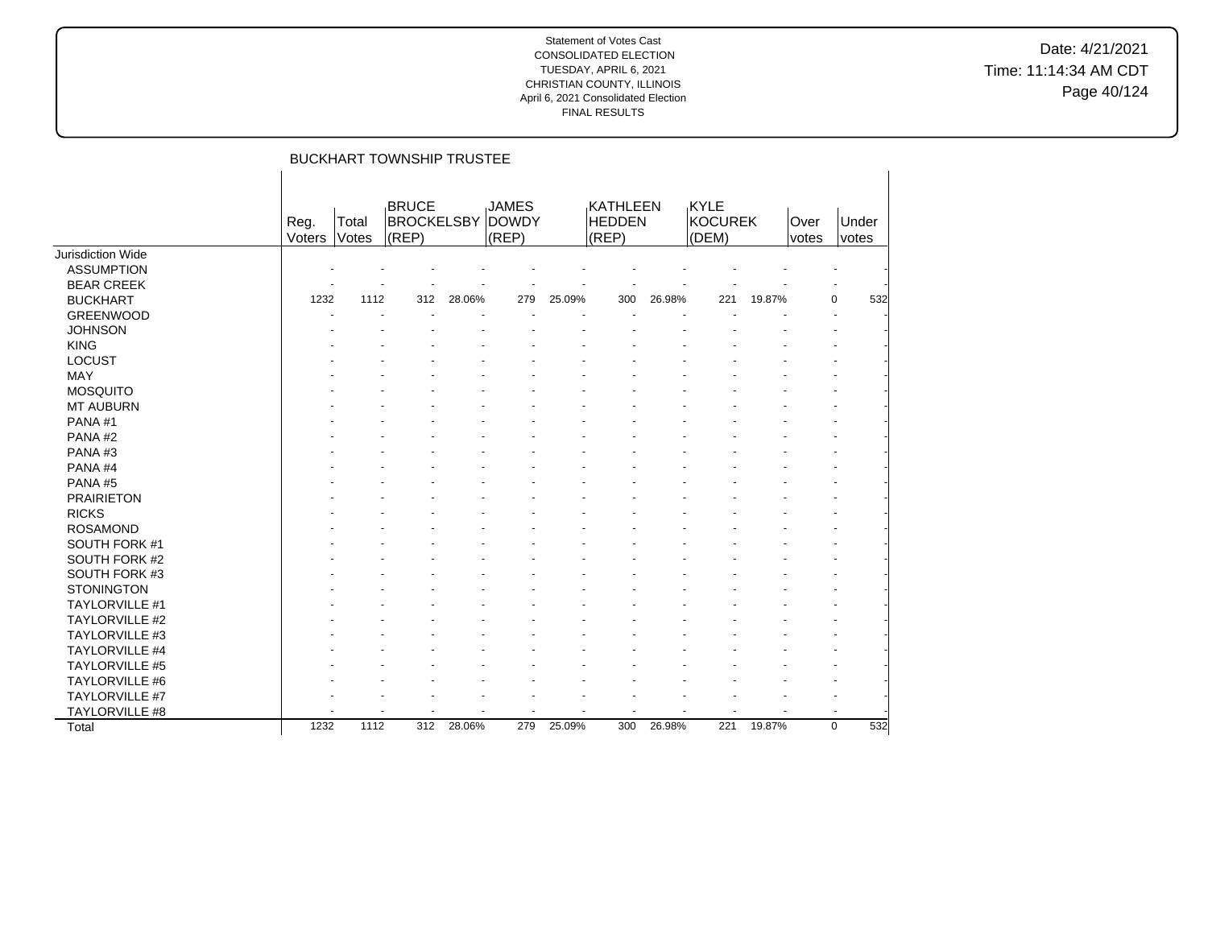Statement of Votes Cast
CONSOLIDATED ELECTION
TUESDAY, APRIL 6, 2021
CHRISTIAN COUNTY, ILLINOIS
April 6, 2021 Consolidated Election
FINAL RESULTS

Date: 4/21/2021
Time: 11:14:34 AM CDT

## BUCKHART TOWNSHIP TRUSTEE

| | Reg. Voters | Total Votes | BRUCE BROCKELSBY (REP) | | JAMES DOWDY (REP) | | KATHLEEN HEDDEN (REP) | | KYLE KOCUREK (DEM) | | Over votes | Under votes |
|---|---|---|---|---|---|---|---|---|---|---|---|---|
| Jurisdiction Wide | | | | | | | | | | | | |
| ASSUMPTION | - | - | - | - | - | - | - | - | - | - | - | - |
| BEAR CREEK | - | - | - | - | - | - | - | - | - | - | - | - |
| BUCKHART | 1232 | 1112 | 312 | 28.06% | 279 | 25.09% | 300 | 26.98% | 221 | 19.87% | 0 | 532 |
| GREENWOOD | - | - | - | - | - | - | - | - | - | - | - | - |
| JOHNSON | - | - | - | - | - | - | - | - | - | - | - | - |
| KING | - | - | - | - | - | - | - | - | - | - | - | - |
| LOCUST | - | - | - | - | - | - | - | - | - | - | - | - |
| MAY | - | - | - | - | - | - | - | - | - | - | - | - |
| MOSQUITO | - | - | - | - | - | - | - | - | - | - | - | - |
| MT AUBURN | - | - | - | - | - | - | - | - | - | - | - | - |
| PANA #1 | - | - | - | - | - | - | - | - | - | - | - | - |
| PANA #2 | - | - | - | - | - | - | - | - | - | - | - | - |
| PANA #3 | - | - | - | - | - | - | - | - | - | - | - | - |
| PANA #4 | - | - | - | - | - | - | - | - | - | - | - | - |
| PANA #5 | - | - | - | - | - | - | - | - | - | - | - | - |
| PRAIRIETON | - | - | - | - | - | - | - | - | - | - | - | - |
| RICKS | - | - | - | - | - | - | - | - | - | - | - | - |
| ROSAMOND | - | - | - | - | - | - | - | - | - | - | - | - |
| SOUTH FORK #1 | - | - | - | - | - | - | - | - | - | - | - | - |
| SOUTH FORK #2 | - | - | - | - | - | - | - | - | - | - | - | - |
| SOUTH FORK #3 | - | - | - | - | - | - | - | - | - | - | - | - |
| STONINGTON | - | - | - | - | - | - | - | - | - | - | - | - |
| TAYLORVILLE #1 | - | - | - | - | - | - | - | - | - | - | - | - |
| TAYLORVILLE #2 | - | - | - | - | - | - | - | - | - | - | - | - |
| TAYLORVILLE #3 | - | - | - | - | - | - | - | - | - | - | - | - |
| TAYLORVILLE #4 | - | - | - | - | - | - | - | - | - | - | - | - |
| TAYLORVILLE #5 | - | - | - | - | - | - | - | - | - | - | - | - |
| TAYLORVILLE #6 | - | - | - | - | - | - | - | - | - | - | - | - |
| TAYLORVILLE #7 | - | - | - | - | - | - | - | - | - | - | - | - |
| TAYLORVILLE #8 | - | - | - | - | - | - | - | - | - | - | - | - |
| Total | 1232 | 1112 | 312 | 28.06% | 279 | 25.09% | 300 | 26.98% | 221 | 19.87% | 0 | 532 |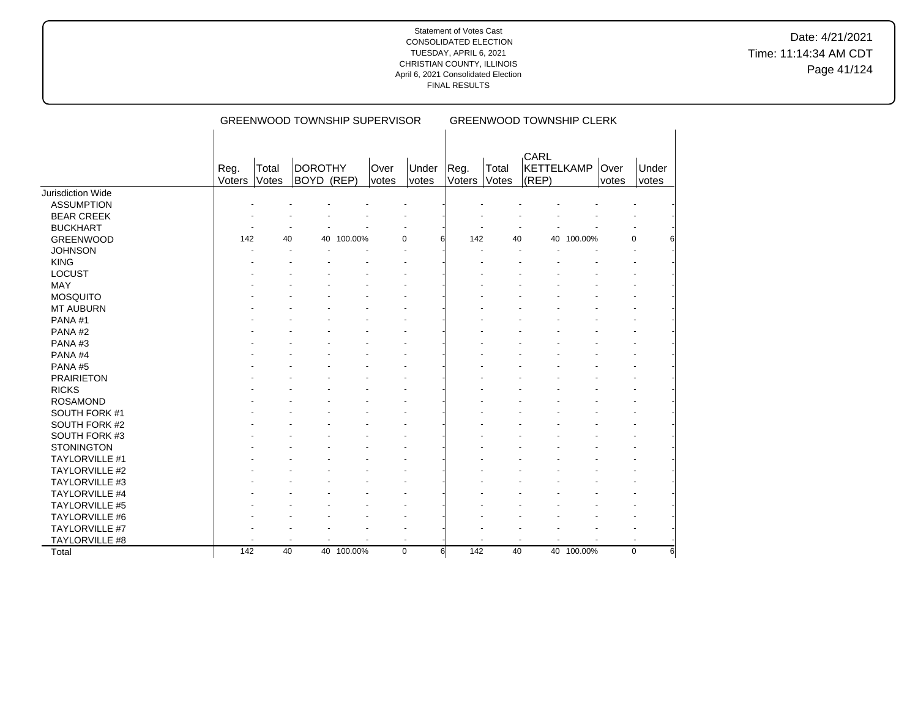Statement of Votes Cast
CONSOLIDATED ELECTION
TUESDAY, APRIL 6, 2021
CHRISTIAN COUNTY, ILLINOIS
April 6, 2021 Consolidated Election
FINAL RESULTS

Date: 4/21/2021
Time: 11:14:34 AM CDT

| | GREENWOOD TOWNSHIP SUPERVISOR | | | | | | GREENWOOD TOWNSHIP CLERK | | | | | |
|---|---|---|---|---|---|---|---|---|---|---|---|---|
| | Reg. Voters | Total Votes | DOROTHY BOYD (REP) | | Over votes | Under votes | Reg. Voters | Total Votes | CARL KETTELKAMP (REP) | | Over votes | Under votes |
| Jurisdiction Wide | | | | | | | | | | | | |
| ASSUMPTION | - | - | - | - | - | - | - | - | - | - | - | - |
| BEAR CREEK | - | - | - | - | - | - | - | - | - | - | - | - |
| BUCKHART | - | - | - | - | - | - | - | - | - | - | - | - |
| GREENWOOD | 142 | 40 | 40 | 100.00% | 0 | 6 | 142 | 40 | 40 | 100.00% | 0 | 6 |
| JOHNSON | - | - | - | - | - | - | - | - | - | - | - | - |
| KING | - | - | - | - | - | - | - | - | - | - | - | - |
| LOCUST | - | - | - | - | - | - | - | - | - | - | - | - |
| MAY | - | - | - | - | - | - | - | - | - | - | - | - |
| MOSQUITO | - | - | - | - | - | - | - | - | - | - | - | - |
| MT AUBURN | - | - | - | - | - | - | - | - | - | - | - | - |
| PANA #1 | - | - | - | - | - | - | - | - | - | - | - | - |
| PANA #2 | - | - | - | - | - | - | - | - | - | - | - | - |
| PANA #3 | - | - | - | - | - | - | - | - | - | - | - | - |
| PANA #4 | - | - | - | - | - | - | - | - | - | - | - | - |
| PANA #5 | - | - | - | - | - | - | - | - | - | - | - | - |
| PRAIRIETON | - | - | - | - | - | - | - | - | - | - | - | - |
| RICKS | - | - | - | - | - | - | - | - | - | - | - | - |
| ROSAMOND | - | - | - | - | - | - | - | - | - | - | - | - |
| SOUTH FORK #1 | - | - | - | - | - | - | - | - | - | - | - | - |
| SOUTH FORK #2 | - | - | - | - | - | - | - | - | - | - | - | - |
| SOUTH FORK #3 | - | - | - | - | - | - | - | - | - | - | - | - |
| STONINGTON | - | - | - | - | - | - | - | - | - | - | - | - |
| TAYLORVILLE #1 | - | - | - | - | - | - | - | - | - | - | - | - |
| TAYLORVILLE #2 | - | - | - | - | - | - | - | - | - | - | - | - |
| TAYLORVILLE #3 | - | - | - | - | - | - | - | - | - | - | - | - |
| TAYLORVILLE #4 | - | - | - | - | - | - | - | - | - | - | - | - |
| TAYLORVILLE #5 | - | - | - | - | - | - | - | - | - | - | - | - |
| TAYLORVILLE #6 | - | - | - | - | - | - | - | - | - | - | - | - |
| TAYLORVILLE #7 | - | - | - | - | - | - | - | - | - | - | - | - |
| TAYLORVILLE #8 | - | - | - | - | - | - | - | - | - | - | - | - |
| Total | 142 | 40 | 40 | 100.00% | 0 | 6 | 142 | 40 | 40 | 100.00% | 0 | 6 |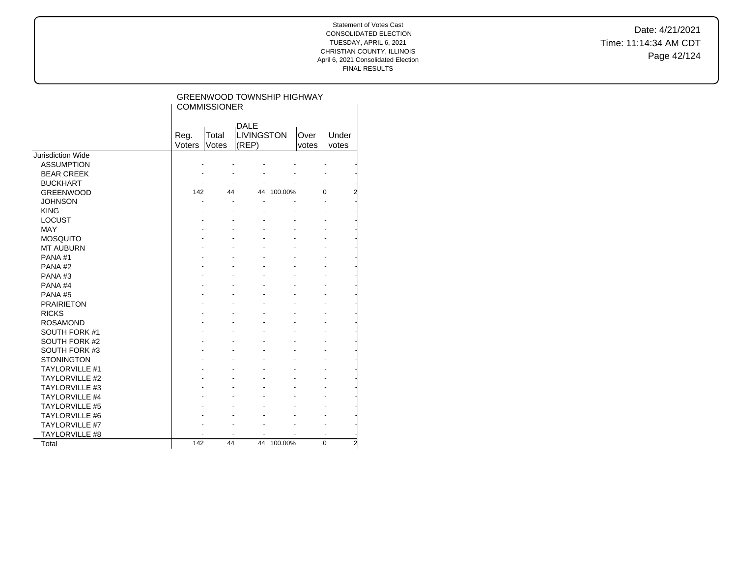Statement of Votes Cast
CONSOLIDATED ELECTION
TUESDAY, APRIL 6, 2021
CHRISTIAN COUNTY, ILLINOIS
April 6, 2021 Consolidated Election
FINAL RESULTS

Date: 4/21/2021
Time: 11:14:34 AM CDT

## GREENWOOD TOWNSHIP HIGHWAY COMMISSIONER

| | Reg. Voters | Total Votes | DALE LIVINGSTON (REP) | | Over votes | Under votes |
|---|---|---|---|---|---|---|
| Jurisdiction Wide | | | | | | |
| ASSUMPTION | - | - | - | - | - | - |
| BEAR CREEK | - | - | - | - | - | - |
| BUCKHART | - | - | - | - | - | - |
| GREENWOOD | 142 | 44 | 44 | 100.00% | 0 | 2 |
| JOHNSON | - | - | - | - | - | - |
| KING | - | - | - | - | - | - |
| LOCUST | - | - | - | - | - | - |
| MAY | - | - | - | - | - | - |
| MOSQUITO | - | - | - | - | - | - |
| MT AUBURN | - | - | - | - | - | - |
| PANA #1 | - | - | - | - | - | - |
| PANA #2 | - | - | - | - | - | - |
| PANA #3 | - | - | - | - | - | - |
| PANA #4 | - | - | - | - | - | - |
| PANA #5 | - | - | - | - | - | - |
| PRAIRIETON | - | - | - | - | - | - |
| RICKS | - | - | - | - | - | - |
| ROSAMOND | - | - | - | - | - | - |
| SOUTH FORK #1 | - | - | - | - | - | - |
| SOUTH FORK #2 | - | - | - | - | - | - |
| SOUTH FORK #3 | - | - | - | - | - | - |
| STONINGTON | - | - | - | - | - | - |
| TAYLORVILLE #1 | - | - | - | - | - | - |
| TAYLORVILLE #2 | - | - | - | - | - | - |
| TAYLORVILLE #3 | - | - | - | - | - | - |
| TAYLORVILLE #4 | - | - | - | - | - | - |
| TAYLORVILLE #5 | - | - | - | - | - | - |
| TAYLORVILLE #6 | - | - | - | - | - | - |
| TAYLORVILLE #7 | - | - | - | - | - | - |
| TAYLORVILLE #8 | - | - | - | - | - | - |
| Total | 142 | 44 | 44 | 100.00% | 0 | 2 |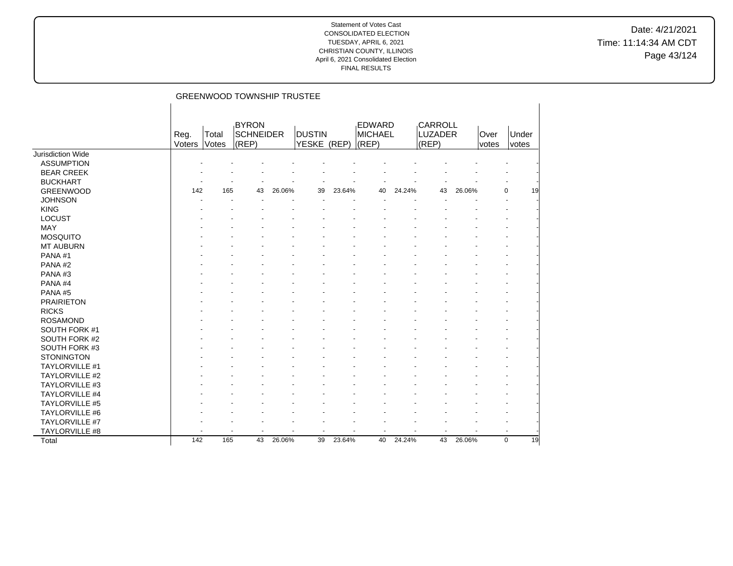Statement of Votes Cast
CONSOLIDATED ELECTION
TUESDAY, APRIL 6, 2021
CHRISTIAN COUNTY, ILLINOIS
April 6, 2021 Consolidated Election
FINAL RESULTS

Date: 4/21/2021
Time: 11:14:34 AM CDT

## GREENWOOD TOWNSHIP TRUSTEE

| | Reg. Voters | Total Votes | BYRON SCHNEIDER (REP) | | DUSTIN YESKE (REP) | | EDWARD MICHAEL (REP) | | CARROLL LUZADER (REP) | | Over votes | Under votes |
|---|---|---|---|---|---|---|---|---|---|---|---|---|
| Jurisdiction Wide | | | | | | | | | | | | |
| ASSUMPTION | - | - | - | - | - | - | - | - | - | - | - | - |
| BEAR CREEK | - | - | - | - | - | - | - | - | - | - | - | - |
| BUCKHART | - | - | - | - | - | - | - | - | - | - | - | - |
| GREENWOOD | 142 | 165 | 43 | 26.06% | 39 | 23.64% | 40 | 24.24% | 43 | 26.06% | 0 | 19 |
| JOHNSON | - | - | - | - | - | - | - | - | - | - | - | - |
| KING | - | - | - | - | - | - | - | - | - | - | - | - |
| LOCUST | - | - | - | - | - | - | - | - | - | - | - | - |
| MAY | - | - | - | - | - | - | - | - | - | - | - | - |
| MOSQUITO | - | - | - | - | - | - | - | - | - | - | - | - |
| MT AUBURN | - | - | - | - | - | - | - | - | - | - | - | - |
| PANA #1 | - | - | - | - | - | - | - | - | - | - | - | - |
| PANA #2 | - | - | - | - | - | - | - | - | - | - | - | - |
| PANA #3 | - | - | - | - | - | - | - | - | - | - | - | - |
| PANA #4 | - | - | - | - | - | - | - | - | - | - | - | - |
| PANA #5 | - | - | - | - | - | - | - | - | - | - | - | - |
| PRAIRIETON | - | - | - | - | - | - | - | - | - | - | - | - |
| RICKS | - | - | - | - | - | - | - | - | - | - | - | - |
| ROSAMOND | - | - | - | - | - | - | - | - | - | - | - | - |
| SOUTH FORK #1 | - | - | - | - | - | - | - | - | - | - | - | - |
| SOUTH FORK #2 | - | - | - | - | - | - | - | - | - | - | - | - |
| SOUTH FORK #3 | - | - | - | - | - | - | - | - | - | - | - | - |
| STONINGTON | - | - | - | - | - | - | - | - | - | - | - | - |
| TAYLORVILLE #1 | - | - | - | - | - | - | - | - | - | - | - | - |
| TAYLORVILLE #2 | - | - | - | - | - | - | - | - | - | - | - | - |
| TAYLORVILLE #3 | - | - | - | - | - | - | - | - | - | - | - | - |
| TAYLORVILLE #4 | - | - | - | - | - | - | - | - | - | - | - | - |
| TAYLORVILLE #5 | - | - | - | - | - | - | - | - | - | - | - | - |
| TAYLORVILLE #6 | - | - | - | - | - | - | - | - | - | - | - | - |
| TAYLORVILLE #7 | - | - | - | - | - | - | - | - | - | - | - | - |
| TAYLORVILLE #8 | - | - | - | - | - | - | - | - | - | - | - | - |
| Total | 142 | 165 | 43 | 26.06% | 39 | 23.64% | 40 | 24.24% | 43 | 26.06% | 0 | 19 |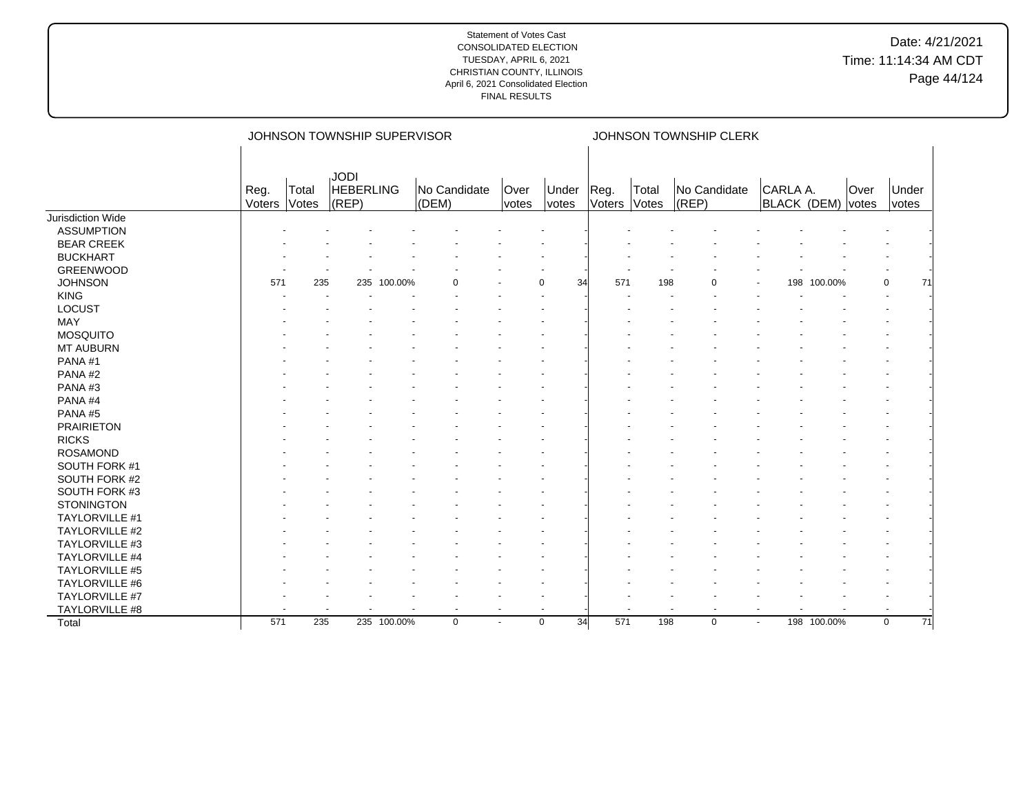Statement of Votes Cast
CONSOLIDATED ELECTION
TUESDAY, APRIL 6, 2021
CHRISTIAN COUNTY, ILLINOIS
April 6, 2021 Consolidated Election
FINAL RESULTS

Date: 4/21/2021
Time: 11:14:34 AM CDT

| | JOHNSON TOWNSHIP SUPERVISOR | | | | | | | | JOHNSON TOWNSHIP CLERK | | | | | | | |
|---|---|---|---|---|---|---|---|---|---|---|---|---|---|---|---|---|
| | Reg. Voters | Total Votes | JODI HEBERLING (REP) | | No Candidate (DEM) | | Over votes | Under votes | Reg. Voters | Total Votes | No Candidate (REP) | | CARLA A. BLACK (DEM) | | Over votes | Under votes |
| Jurisdiction Wide | | | | | | | | | | | | | | | | |
| ASSUMPTION | - | - | - | - | - | - | - | - | - | - | - | - | - | - | - | - |
| BEAR CREEK | - | - | - | - | - | - | - | - | - | - | - | - | - | - | - | - |
| BUCKHART | - | - | - | - | - | - | - | - | - | - | - | - | - | - | - | - |
| GREENWOOD | - | - | - | - | - | - | - | - | - | - | - | - | - | - | - | - |
| JOHNSON | 571 | 235 | 235 | 100.00% | 0 | - | 0 | 34 | 571 | 198 | 0 | - | 198 | 100.00% | 0 | 71 |
| KING | - | - | - | - | - | - | - | - | - | - | - | - | - | - | - | - |
| LOCUST | - | - | - | - | - | - | - | - | - | - | - | - | - | - | - | - |
| MAY | - | - | - | - | - | - | - | - | - | - | - | - | - | - | - | - |
| MOSQUITO | - | - | - | - | - | - | - | - | - | - | - | - | - | - | - | - |
| MT AUBURN | - | - | - | - | - | - | - | - | - | - | - | - | - | - | - | - |
| PANA #1 | - | - | - | - | - | - | - | - | - | - | - | - | - | - | - | - |
| PANA #2 | - | - | - | - | - | - | - | - | - | - | - | - | - | - | - | - |
| PANA #3 | - | - | - | - | - | - | - | - | - | - | - | - | - | - | - | - |
| PANA #4 | - | - | - | - | - | - | - | - | - | - | - | - | - | - | - | - |
| PANA #5 | - | - | - | - | - | - | - | - | - | - | - | - | - | - | - | - |
| PRAIRIETON | - | - | - | - | - | - | - | - | - | - | - | - | - | - | - | - |
| RICKS | - | - | - | - | - | - | - | - | - | - | - | - | - | - | - | - |
| ROSAMOND | - | - | - | - | - | - | - | - | - | - | - | - | - | - | - | - |
| SOUTH FORK #1 | - | - | - | - | - | - | - | - | - | - | - | - | - | - | - | - |
| SOUTH FORK #2 | - | - | - | - | - | - | - | - | - | - | - | - | - | - | - | - |
| SOUTH FORK #3 | - | - | - | - | - | - | - | - | - | - | - | - | - | - | - | - |
| STONINGTON | - | - | - | - | - | - | - | - | - | - | - | - | - | - | - | - |
| TAYLORVILLE #1 | - | - | - | - | - | - | - | - | - | - | - | - | - | - | - | - |
| TAYLORVILLE #2 | - | - | - | - | - | - | - | - | - | - | - | - | - | - | - | - |
| TAYLORVILLE #3 | - | - | - | - | - | - | - | - | - | - | - | - | - | - | - | - |
| TAYLORVILLE #4 | - | - | - | - | - | - | - | - | - | - | - | - | - | - | - | - |
| TAYLORVILLE #5 | - | - | - | - | - | - | - | - | - | - | - | - | - | - | - | - |
| TAYLORVILLE #6 | - | - | - | - | - | - | - | - | - | - | - | - | - | - | - | - |
| TAYLORVILLE #7 | - | - | - | - | - | - | - | - | - | - | - | - | - | - | - | - |
| TAYLORVILLE #8 | - | - | - | - | - | - | - | - | - | - | - | - | - | - | - | - |
| Total | 571 | 235 | 235 | 100.00% | 0 | - | 0 | 34 | 571 | 198 | 0 | - | 198 | 100.00% | 0 | 71 |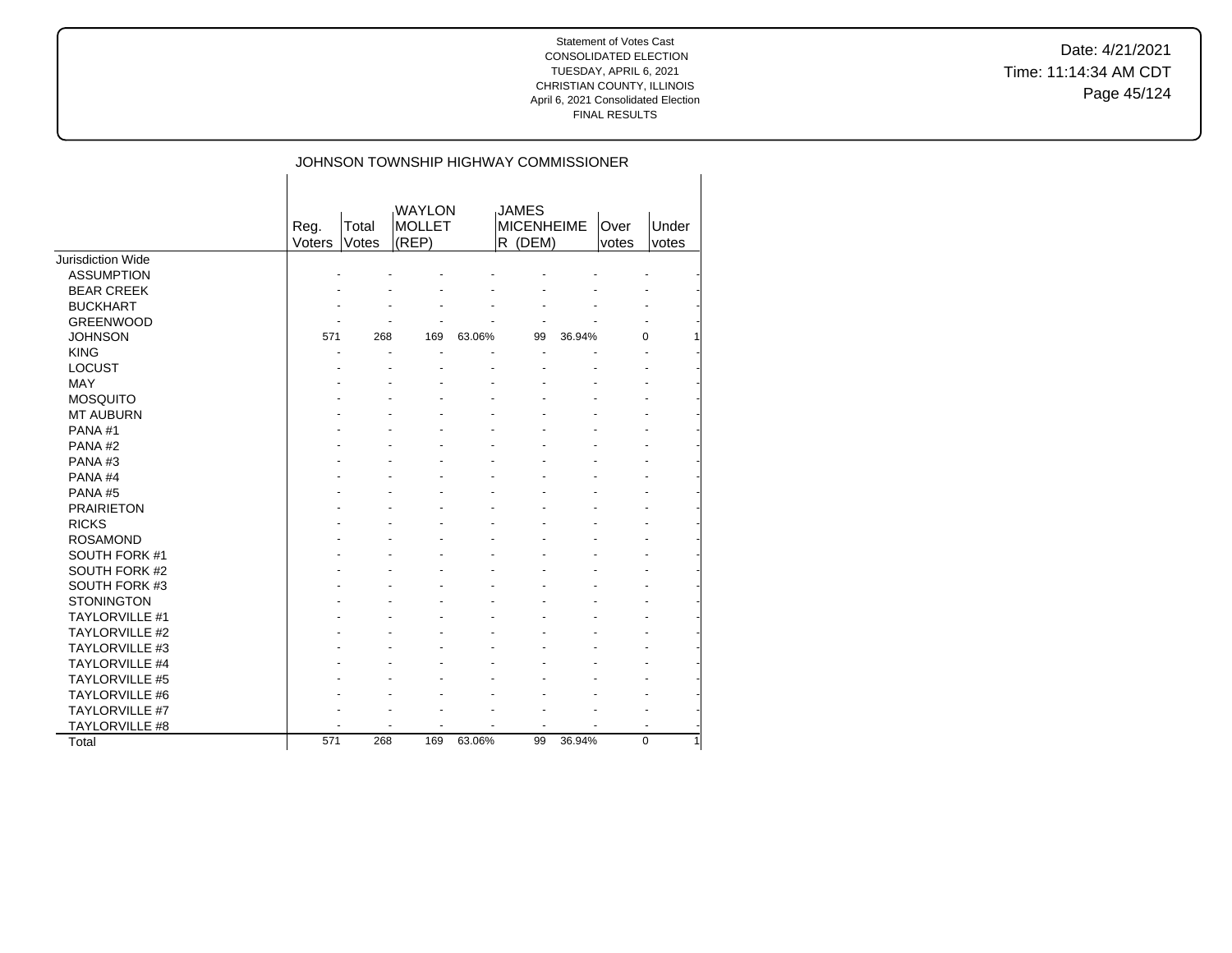Statement of Votes Cast
CONSOLIDATED ELECTION
TUESDAY, APRIL 6, 2021
CHRISTIAN COUNTY, ILLINOIS
April 6, 2021 Consolidated Election
FINAL RESULTS

Date: 4/21/2021
Time: 11:14:34 AM CDT

## JOHNSON TOWNSHIP HIGHWAY COMMISSIONER

| | Reg. Voters | Total Votes | WAYLON MOLLET (REP) | | JAMES MICENHEIMER (DEM) | | Over votes | Under votes |
|---|---|---|---|---|---|---|---|---|
| Jurisdiction Wide | | | | | | | | |
| ASSUMPTION | - | - | - | - | - | - | - | - |
| BEAR CREEK | - | - | - | - | - | - | - | - |
| BUCKHART | - | - | - | - | - | - | - | - |
| GREENWOOD | - | - | - | - | - | - | - | - |
| JOHNSON | 571 | 268 | 169 | 63.06% | 99 | 36.94% | 0 | 1 |
| KING | - | - | - | - | - | - | - | - |
| LOCUST | - | - | - | - | - | - | - | - |
| MAY | - | - | - | - | - | - | - | - |
| MOSQUITO | - | - | - | - | - | - | - | - |
| MT AUBURN | - | - | - | - | - | - | - | - |
| PANA #1 | - | - | - | - | - | - | - | - |
| PANA #2 | - | - | - | - | - | - | - | - |
| PANA #3 | - | - | - | - | - | - | - | - |
| PANA #4 | - | - | - | - | - | - | - | - |
| PANA #5 | - | - | - | - | - | - | - | - |
| PRAIRIETON | - | - | - | - | - | - | - | - |
| RICKS | - | - | - | - | - | - | - | - |
| ROSAMOND | - | - | - | - | - | - | - | - |
| SOUTH FORK #1 | - | - | - | - | - | - | - | - |
| SOUTH FORK #2 | - | - | - | - | - | - | - | - |
| SOUTH FORK #3 | - | - | - | - | - | - | - | - |
| STONINGTON | - | - | - | - | - | - | - | - |
| TAYLORVILLE #1 | - | - | - | - | - | - | - | - |
| TAYLORVILLE #2 | - | - | - | - | - | - | - | - |
| TAYLORVILLE #3 | - | - | - | - | - | - | - | - |
| TAYLORVILLE #4 | - | - | - | - | - | - | - | - |
| TAYLORVILLE #5 | - | - | - | - | - | - | - | - |
| TAYLORVILLE #6 | - | - | - | - | - | - | - | - |
| TAYLORVILLE #7 | - | - | - | - | - | - | - | - |
| TAYLORVILLE #8 | - | - | - | - | - | - | - | - |
| Total | 571 | 268 | 169 | 63.06% | 99 | 36.94% | 0 | 1 |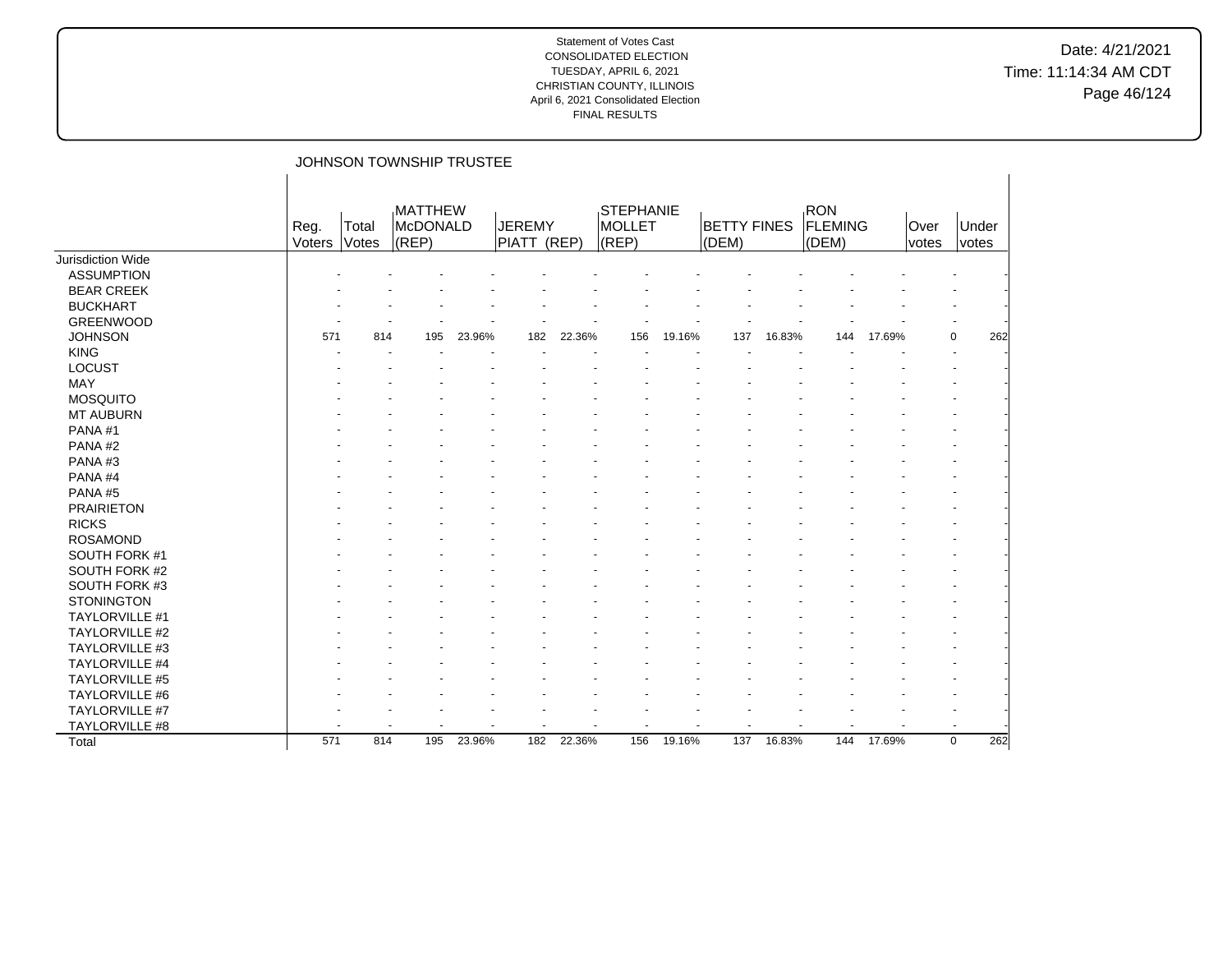Statement of Votes Cast
CONSOLIDATED ELECTION
TUESDAY, APRIL 6, 2021
CHRISTIAN COUNTY, ILLINOIS
April 6, 2021 Consolidated Election
FINAL RESULTS

Date: 4/21/2021
Time: 11:14:34 AM CDT

## JOHNSON TOWNSHIP TRUSTEE

| | Reg. Voters | Total Votes | MATTHEW McDONALD (REP) | | JEREMY PIATT (REP) | | STEPHANIE MOLLET (REP) | | BETTY FINES (DEM) | | RON FLEMING (DEM) | | Over votes | Under votes |
|---|---|---|---|---|---|---|---|---|---|---|---|---|---|---|
| Jurisdiction Wide | | | | | | | | | | | | | | |
| ASSUMPTION | - | - | - | - | - | - | - | - | - | - | - | - | - | - |
| BEAR CREEK | - | - | - | - | - | - | - | - | - | - | - | - | - | - |
| BUCKHART | - | - | - | - | - | - | - | - | - | - | - | - | - | - |
| GREENWOOD | - | - | - | - | - | - | - | - | - | - | - | - | - | - |
| JOHNSON | 571 | 814 | 195 | 23.96% | 182 | 22.36% | 156 | 19.16% | 137 | 16.83% | 144 | 17.69% | 0 | 262 |
| KING | - | - | - | - | - | - | - | - | - | - | - | - | - | - |
| LOCUST | - | - | - | - | - | - | - | - | - | - | - | - | - | - |
| MAY | - | - | - | - | - | - | - | - | - | - | - | - | - | - |
| MOSQUITO | - | - | - | - | - | - | - | - | - | - | - | - | - | - |
| MT AUBURN | - | - | - | - | - | - | - | - | - | - | - | - | - | - |
| PANA #1 | - | - | - | - | - | - | - | - | - | - | - | - | - | - |
| PANA #2 | - | - | - | - | - | - | - | - | - | - | - | - | - | - |
| PANA #3 | - | - | - | - | - | - | - | - | - | - | - | - | - | - |
| PANA #4 | - | - | - | - | - | - | - | - | - | - | - | - | - | - |
| PANA #5 | - | - | - | - | - | - | - | - | - | - | - | - | - | - |
| PRAIRIETON | - | - | - | - | - | - | - | - | - | - | - | - | - | - |
| RICKS | - | - | - | - | - | - | - | - | - | - | - | - | - | - |
| ROSAMOND | - | - | - | - | - | - | - | - | - | - | - | - | - | - |
| SOUTH FORK #1 | - | - | - | - | - | - | - | - | - | - | - | - | - | - |
| SOUTH FORK #2 | - | - | - | - | - | - | - | - | - | - | - | - | - | - |
| SOUTH FORK #3 | - | - | - | - | - | - | - | - | - | - | - | - | - | - |
| STONINGTON | - | - | - | - | - | - | - | - | - | - | - | - | - | - |
| TAYLORVILLE #1 | - | - | - | - | - | - | - | - | - | - | - | - | - | - |
| TAYLORVILLE #2 | - | - | - | - | - | - | - | - | - | - | - | - | - | - |
| TAYLORVILLE #3 | - | - | - | - | - | - | - | - | - | - | - | - | - | - |
| TAYLORVILLE #4 | - | - | - | - | - | - | - | - | - | - | - | - | - | - |
| TAYLORVILLE #5 | - | - | - | - | - | - | - | - | - | - | - | - | - | - |
| TAYLORVILLE #6 | - | - | - | - | - | - | - | - | - | - | - | - | - | - |
| TAYLORVILLE #7 | - | - | - | - | - | - | - | - | - | - | - | - | - | - |
| TAYLORVILLE #8 | - | - | - | - | - | - | - | - | - | - | - | - | - | - |
| Total | 571 | 814 | 195 | 23.96% | 182 | 22.36% | 156 | 19.16% | 137 | 16.83% | 144 | 17.69% | 0 | 262 |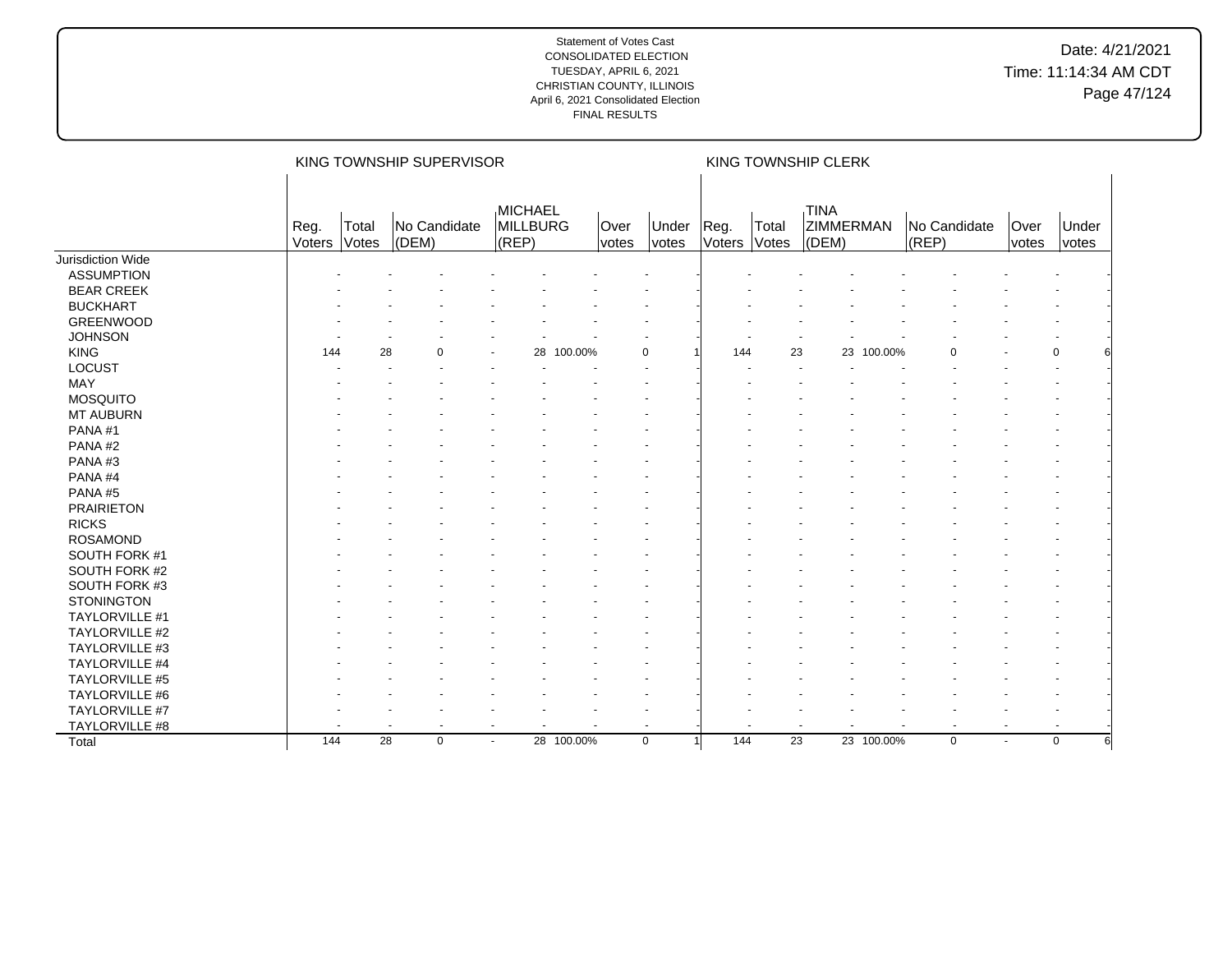Statement of Votes Cast
CONSOLIDATED ELECTION
TUESDAY, APRIL 6, 2021
CHRISTIAN COUNTY, ILLINOIS
April 6, 2021 Consolidated Election
FINAL RESULTS

Date: 4/21/2021
Time: 11:14:34 AM CDT

| | KING TOWNSHIP SUPERVISOR | | | | | | | | | KING TOWNSHIP CLERK | | | | | | | | |
|---|---|---|---|---|---|---|---|---|---|---|---|---|---|---|---|---|---|---|
| | Reg. Voters | Total Votes | No Candidate (DEM) | | MICHAEL MILLBURG (REP) | | Over votes | Under votes | | Reg. Voters | Total Votes | TINA ZIMMERMAN (DEM) | | No Candidate (REP) | | Over votes | Under votes |
| Jurisdiction Wide | | | | | | | | | | | | | | | | | |
| ASSUMPTION | - | - | - | - | - | - | - | - | | - | - | - | - | - | - | - | - |
| BEAR CREEK | - | - | - | - | - | - | - | - | | - | - | - | - | - | - | - | - |
| BUCKHART | - | - | - | - | - | - | - | - | | - | - | - | - | - | - | - | - |
| GREENWOOD | - | - | - | - | - | - | - | - | | - | - | - | - | - | - | - | - |
| JOHNSON | - | - | - | - | - | - | - | - | | - | - | - | - | - | - | - | - |
| KING | 144 | 28 | 0 | - | 28 | 100.00% | 0 | 1 | | 144 | 23 | 23 | 100.00% | 0 | - | 0 | 6 |
| LOCUST | - | - | - | - | - | - | - | - | | - | - | - | - | - | - | - | - |
| MAY | - | - | - | - | - | - | - | - | | - | - | - | - | - | - | - | - |
| MOSQUITO | - | - | - | - | - | - | - | - | | - | - | - | - | - | - | - | - |
| MT AUBURN | - | - | - | - | - | - | - | - | | - | - | - | - | - | - | - | - |
| PANA #1 | - | - | - | - | - | - | - | - | | - | - | - | - | - | - | - | - |
| PANA #2 | - | - | - | - | - | - | - | - | | - | - | - | - | - | - | - | - |
| PANA #3 | - | - | - | - | - | - | - | - | | - | - | - | - | - | - | - | - |
| PANA #4 | - | - | - | - | - | - | - | - | | - | - | - | - | - | - | - | - |
| PANA #5 | - | - | - | - | - | - | - | - | | - | - | - | - | - | - | - | - |
| PRAIRIETON | - | - | - | - | - | - | - | - | | - | - | - | - | - | - | - | - |
| RICKS | - | - | - | - | - | - | - | - | | - | - | - | - | - | - | - | - |
| ROSAMOND | - | - | - | - | - | - | - | - | | - | - | - | - | - | - | - | - |
| SOUTH FORK #1 | - | - | - | - | - | - | - | - | | - | - | - | - | - | - | - | - |
| SOUTH FORK #2 | - | - | - | - | - | - | - | - | | - | - | - | - | - | - | - | - |
| SOUTH FORK #3 | - | - | - | - | - | - | - | - | | - | - | - | - | - | - | - | - |
| STONINGTON | - | - | - | - | - | - | - | - | | - | - | - | - | - | - | - | - |
| TAYLORVILLE #1 | - | - | - | - | - | - | - | - | | - | - | - | - | - | - | - | - |
| TAYLORVILLE #2 | - | - | - | - | - | - | - | - | | - | - | - | - | - | - | - | - |
| TAYLORVILLE #3 | - | - | - | - | - | - | - | - | | - | - | - | - | - | - | - | - |
| TAYLORVILLE #4 | - | - | - | - | - | - | - | - | | - | - | - | - | - | - | - | - |
| TAYLORVILLE #5 | - | - | - | - | - | - | - | - | | - | - | - | - | - | - | - | - |
| TAYLORVILLE #6 | - | - | - | - | - | - | - | - | | - | - | - | - | - | - | - | - |
| TAYLORVILLE #7 | - | - | - | - | - | - | - | - | | - | - | - | - | - | - | - | - |
| TAYLORVILLE #8 | - | - | - | - | - | - | - | - | | - | - | - | - | - | - | - | - |
| Total | 144 | 28 | 0 | - | 28 | 100.00% | 0 | 1 | | 144 | 23 | 23 | 100.00% | 0 | - | 0 | 6 |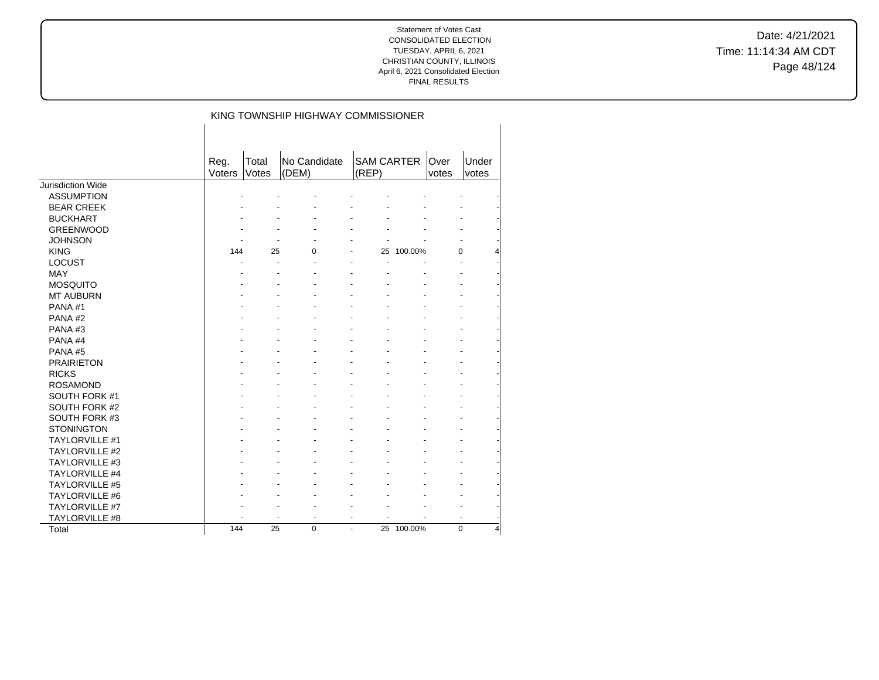## KING TOWNSHIP HIGHWAY COMMISSIONER

| | Reg. Voters | Total Votes | No Candidate (DEM) | | SAM CARTER (REP) | | Over votes | Under votes |
|---|---|---|---|---|---|---|---|---|
| Jurisdiction Wide | | | | | | | | |
| ASSUMPTION | - | - | - | - | - | - | - | - |
| BEAR CREEK | - | - | - | - | - | - | - | - |
| BUCKHART | - | - | - | - | - | - | - | - |
| GREENWOOD | - | - | - | - | - | - | - | - |
| JOHNSON | - | - | - | - | - | - | - | - |
| KING | 144 | 25 | 0 | - | 25 | 100.00% | 0 | 4 |
| LOCUST | - | - | - | - | - | - | - | - |
| MAY | - | - | - | - | - | - | - | - |
| MOSQUITO | - | - | - | - | - | - | - | - |
| MT AUBURN | - | - | - | - | - | - | - | - |
| PANA #1 | - | - | - | - | - | - | - | - |
| PANA #2 | - | - | - | - | - | - | - | - |
| PANA #3 | - | - | - | - | - | - | - | - |
| PANA #4 | - | - | - | - | - | - | - | - |
| PANA #5 | - | - | - | - | - | - | - | - |
| PRAIRIETON | - | - | - | - | - | - | - | - |
| RICKS | - | - | - | - | - | - | - | - |
| ROSAMOND | - | - | - | - | - | - | - | - |
| SOUTH FORK #1 | - | - | - | - | - | - | - | - |
| SOUTH FORK #2 | - | - | - | - | - | - | - | - |
| SOUTH FORK #3 | - | - | - | - | - | - | - | - |
| STONINGTON | - | - | - | - | - | - | - | - |
| TAYLORVILLE #1 | - | - | - | - | - | - | - | - |
| TAYLORVILLE #2 | - | - | - | - | - | - | - | - |
| TAYLORVILLE #3 | - | - | - | - | - | - | - | - |
| TAYLORVILLE #4 | - | - | - | - | - | - | - | - |
| TAYLORVILLE #5 | - | - | - | - | - | - | - | - |
| TAYLORVILLE #6 | - | - | - | - | - | - | - | - |
| TAYLORVILLE #7 | - | - | - | - | - | - | - | - |
| TAYLORVILLE #8 | - | - | - | - | - | - | - | - |
| Total | 144 | 25 | 0 | - | 25 | 100.00% | 0 | 4 |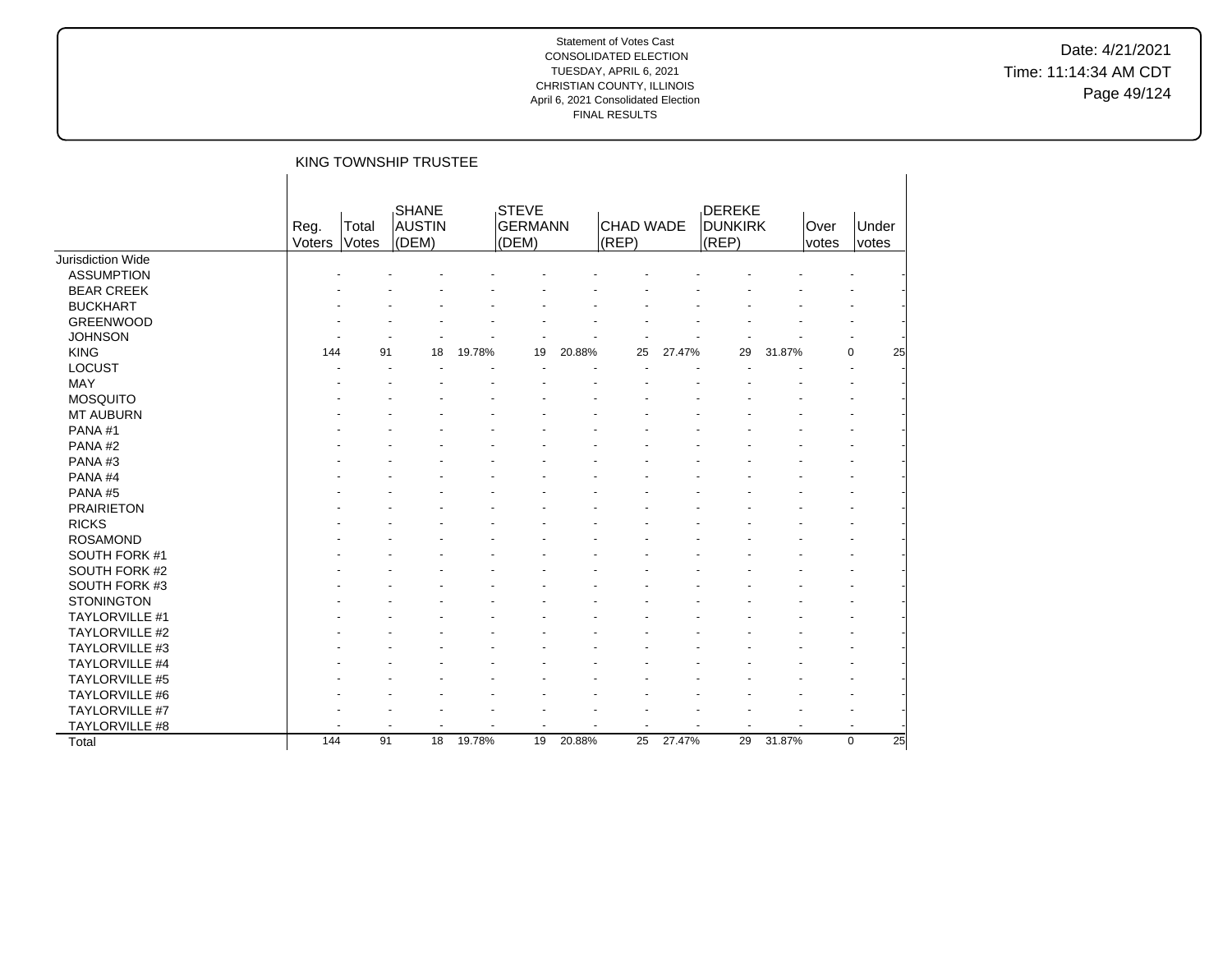Statement of Votes Cast
CONSOLIDATED ELECTION
TUESDAY, APRIL 6, 2021
CHRISTIAN COUNTY, ILLINOIS
April 6, 2021 Consolidated Election
FINAL RESULTS

Date: 4/21/2021
Time: 11:14:34 AM CDT

## KING TOWNSHIP TRUSTEE

| | Reg. Voters | Total Votes | SHANE AUSTIN (DEM) | | STEVE GERMANN (DEM) | | CHAD WADE (REP) | | DEREKE DUNKIRK (REP) | | Over votes | Under votes |
|---|---|---|---|---|---|---|---|---|---|---|---|---|
| Jurisdiction Wide | | | | | | | | | | | | |
| ASSUMPTION | - | - | - | - | - | - | - | - | - | - | - | - |
| BEAR CREEK | - | - | - | - | - | - | - | - | - | - | - | - |
| BUCKHART | - | - | - | - | - | - | - | - | - | - | - | - |
| GREENWOOD | - | - | - | - | - | - | - | - | - | - | - | - |
| JOHNSON | - | - | - | - | - | - | - | - | - | - | - | - |
| KING | 144 | 91 | 18 | 19.78% | 19 | 20.88% | 25 | 27.47% | 29 | 31.87% | 0 | 25 |
| LOCUST | - | - | - | - | - | - | - | - | - | - | - | - |
| MAY | - | - | - | - | - | - | - | - | - | - | - | - |
| MOSQUITO | - | - | - | - | - | - | - | - | - | - | - | - |
| MT AUBURN | - | - | - | - | - | - | - | - | - | - | - | - |
| PANA #1 | - | - | - | - | - | - | - | - | - | - | - | - |
| PANA #2 | - | - | - | - | - | - | - | - | - | - | - | - |
| PANA #3 | - | - | - | - | - | - | - | - | - | - | - | - |
| PANA #4 | - | - | - | - | - | - | - | - | - | - | - | - |
| PANA #5 | - | - | - | - | - | - | - | - | - | - | - | - |
| PRAIRIETON | - | - | - | - | - | - | - | - | - | - | - | - |
| RICKS | - | - | - | - | - | - | - | - | - | - | - | - |
| ROSAMOND | - | - | - | - | - | - | - | - | - | - | - | - |
| SOUTH FORK #1 | - | - | - | - | - | - | - | - | - | - | - | - |
| SOUTH FORK #2 | - | - | - | - | - | - | - | - | - | - | - | - |
| SOUTH FORK #3 | - | - | - | - | - | - | - | - | - | - | - | - |
| STONINGTON | - | - | - | - | - | - | - | - | - | - | - | - |
| TAYLORVILLE #1 | - | - | - | - | - | - | - | - | - | - | - | - |
| TAYLORVILLE #2 | - | - | - | - | - | - | - | - | - | - | - | - |
| TAYLORVILLE #3 | - | - | - | - | - | - | - | - | - | - | - | - |
| TAYLORVILLE #4 | - | - | - | - | - | - | - | - | - | - | - | - |
| TAYLORVILLE #5 | - | - | - | - | - | - | - | - | - | - | - | - |
| TAYLORVILLE #6 | - | - | - | - | - | - | - | - | - | - | - | - |
| TAYLORVILLE #7 | - | - | - | - | - | - | - | - | - | - | - | - |
| TAYLORVILLE #8 | - | - | - | - | - | - | - | - | - | - | - | - |
| Total | 144 | 91 | 18 | 19.78% | 19 | 20.88% | 25 | 27.47% | 29 | 31.87% | 0 | 25 |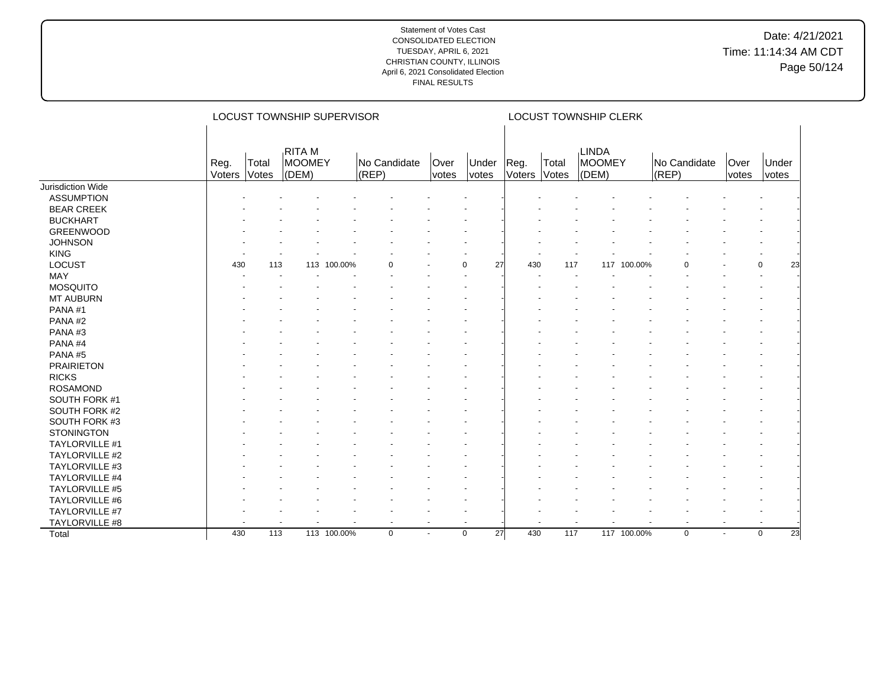Statement of Votes Cast
CONSOLIDATED ELECTION
TUESDAY, APRIL 6, 2021
CHRISTIAN COUNTY, ILLINOIS
April 6, 2021 Consolidated Election
FINAL RESULTS

Date: 4/21/2021
Time: 11:14:34 AM CDT

| | LOCUST TOWNSHIP SUPERVISOR | | | | | | | LOCUST TOWNSHIP CLERK | | | | | | | |
|---|---|---|---|---|---|---|---|---|---|---|---|---|---|---|---|
| | Reg. Voters | Total Votes | RITA M MOOMEY (DEM) | | No Candidate (REP) | | Over votes | Under votes | Reg. Voters | Total Votes | LINDA MOOMEY (DEM) | | No Candidate (REP) | | Over votes | Under votes |
| Jurisdiction Wide | | | | | | | | | | | | | | | | |
| ASSUMPTION | - | - | - | - | - | - | - | - | - | - | - | - | - | - | - | - |
| BEAR CREEK | - | - | - | - | - | - | - | - | - | - | - | - | - | - | - | - |
| BUCKHART | - | - | - | - | - | - | - | - | - | - | - | - | - | - | - | - |
| GREENWOOD | - | - | - | - | - | - | - | - | - | - | - | - | - | - | - | - |
| JOHNSON | - | - | - | - | - | - | - | - | - | - | - | - | - | - | - | - |
| KING | - | - | - | - | - | - | - | - | - | - | - | - | - | - | - | - |
| LOCUST | 430 | 113 | 113 | 100.00% | 0 | - | 0 | 27 | 430 | 117 | 117 | 100.00% | 0 | - | 0 | 23 |
| MAY | - | - | - | - | - | - | - | - | - | - | - | - | - | - | - | - |
| MOSQUITO | - | - | - | - | - | - | - | - | - | - | - | - | - | - | - | - |
| MT AUBURN | - | - | - | - | - | - | - | - | - | - | - | - | - | - | - | - |
| PANA #1 | - | - | - | - | - | - | - | - | - | - | - | - | - | - | - | - |
| PANA #2 | - | - | - | - | - | - | - | - | - | - | - | - | - | - | - | - |
| PANA #3 | - | - | - | - | - | - | - | - | - | - | - | - | - | - | - | - |
| PANA #4 | - | - | - | - | - | - | - | - | - | - | - | - | - | - | - | - |
| PANA #5 | - | - | - | - | - | - | - | - | - | - | - | - | - | - | - | - |
| PRAIRIETON | - | - | - | - | - | - | - | - | - | - | - | - | - | - | - | - |
| RICKS | - | - | - | - | - | - | - | - | - | - | - | - | - | - | - | - |
| ROSAMOND | - | - | - | - | - | - | - | - | - | - | - | - | - | - | - | - |
| SOUTH FORK #1 | - | - | - | - | - | - | - | - | - | - | - | - | - | - | - | - |
| SOUTH FORK #2 | - | - | - | - | - | - | - | - | - | - | - | - | - | - | - | - |
| SOUTH FORK #3 | - | - | - | - | - | - | - | - | - | - | - | - | - | - | - | - |
| STONINGTON | - | - | - | - | - | - | - | - | - | - | - | - | - | - | - | - |
| TAYLORVILLE #1 | - | - | - | - | - | - | - | - | - | - | - | - | - | - | - | - |
| TAYLORVILLE #2 | - | - | - | - | - | - | - | - | - | - | - | - | - | - | - | - |
| TAYLORVILLE #3 | - | - | - | - | - | - | - | - | - | - | - | - | - | - | - | - |
| TAYLORVILLE #4 | - | - | - | - | - | - | - | - | - | - | - | - | - | - | - | - |
| TAYLORVILLE #5 | - | - | - | - | - | - | - | - | - | - | - | - | - | - | - | - |
| TAYLORVILLE #6 | - | - | - | - | - | - | - | - | - | - | - | - | - | - | - | - |
| TAYLORVILLE #7 | - | - | - | - | - | - | - | - | - | - | - | - | - | - | - | - |
| TAYLORVILLE #8 | - | - | - | - | - | - | - | - | - | - | - | - | - | - | - | - |
| Total | 430 | 113 | 113 | 100.00% | 0 | - | 0 | 27 | 430 | 117 | 117 | 100.00% | 0 | - | 0 | 23 |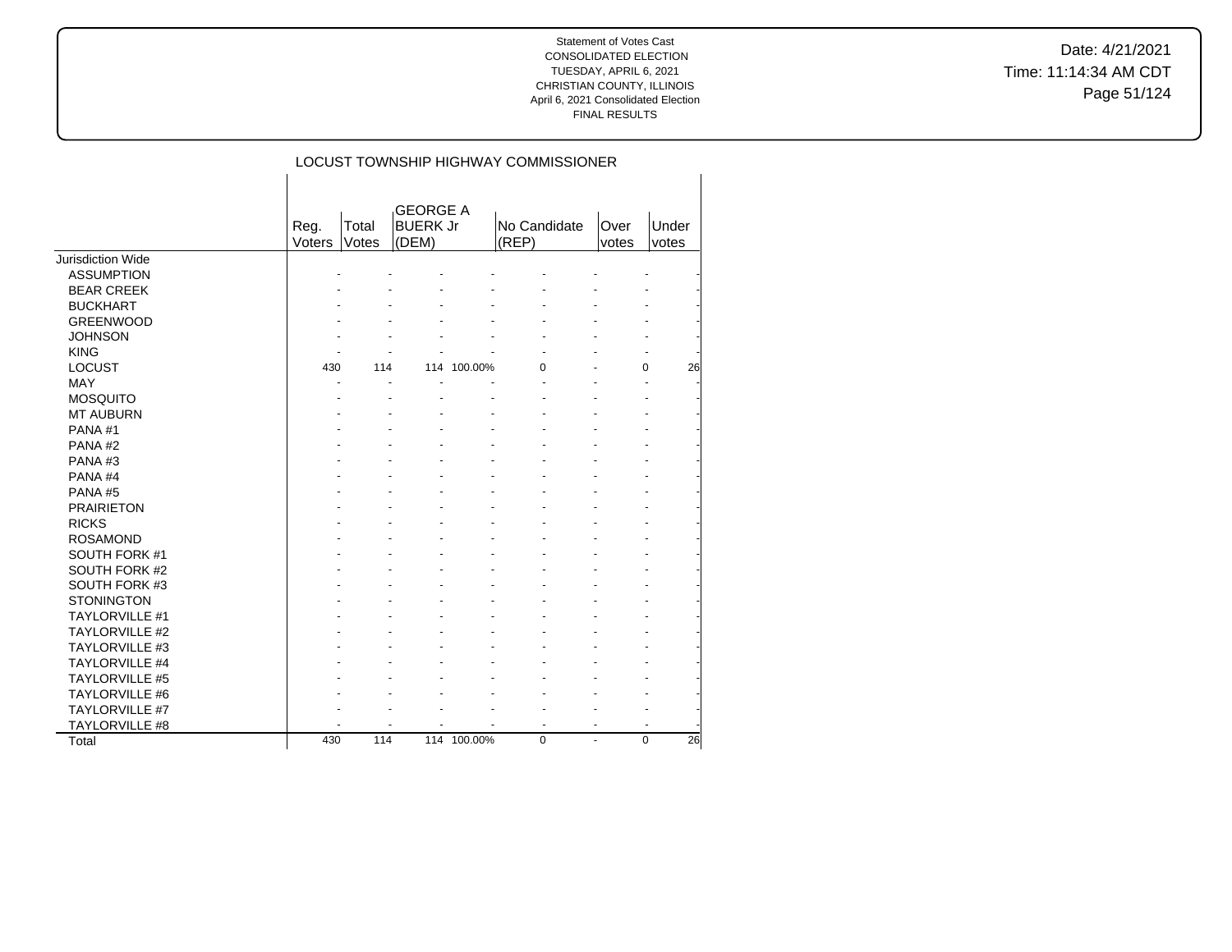Statement of Votes Cast
CONSOLIDATED ELECTION
TUESDAY, APRIL 6, 2021
CHRISTIAN COUNTY, ILLINOIS
April 6, 2021 Consolidated Election
FINAL RESULTS

Date: 4/21/2021
Time: 11:14:34 AM CDT

## LOCUST TOWNSHIP HIGHWAY COMMISSIONER

| | Reg. Voters | Total Votes | GEORGE A BUERK Jr (DEM) | | No Candidate (REP) | | Over votes | Under votes |
|---|---|---|---|---|---|---|---|---|
| Jurisdiction Wide | | | | | | | | |
| ASSUMPTION | - | - | - | - | - | - | - | - |
| BEAR CREEK | - | - | - | - | - | - | - | - |
| BUCKHART | - | - | - | - | - | - | - | - |
| GREENWOOD | - | - | - | - | - | - | - | - |
| JOHNSON | - | - | - | - | - | - | - | - |
| KING | - | - | - | - | - | - | - | - |
| LOCUST | 430 | 114 | 114 | 100.00% | 0 | - | 0 | 26 |
| MAY | - | - | - | - | - | - | - | - |
| MOSQUITO | - | - | - | - | - | - | - | - |
| MT AUBURN | - | - | - | - | - | - | - | - |
| PANA #1 | - | - | - | - | - | - | - | - |
| PANA #2 | - | - | - | - | - | - | - | - |
| PANA #3 | - | - | - | - | - | - | - | - |
| PANA #4 | - | - | - | - | - | - | - | - |
| PANA #5 | - | - | - | - | - | - | - | - |
| PRAIRIETON | - | - | - | - | - | - | - | - |
| RICKS | - | - | - | - | - | - | - | - |
| ROSAMOND | - | - | - | - | - | - | - | - |
| SOUTH FORK #1 | - | - | - | - | - | - | - | - |
| SOUTH FORK #2 | - | - | - | - | - | - | - | - |
| SOUTH FORK #3 | - | - | - | - | - | - | - | - |
| STONINGTON | - | - | - | - | - | - | - | - |
| TAYLORVILLE #1 | - | - | - | - | - | - | - | - |
| TAYLORVILLE #2 | - | - | - | - | - | - | - | - |
| TAYLORVILLE #3 | - | - | - | - | - | - | - | - |
| TAYLORVILLE #4 | - | - | - | - | - | - | - | - |
| TAYLORVILLE #5 | - | - | - | - | - | - | - | - |
| TAYLORVILLE #6 | - | - | - | - | - | - | - | - |
| TAYLORVILLE #7 | - | - | - | - | - | - | - | - |
| TAYLORVILLE #8 | - | - | - | - | - | - | - | - |
| Total | 430 | 114 | 114 | 100.00% | 0 | - | 0 | 26 |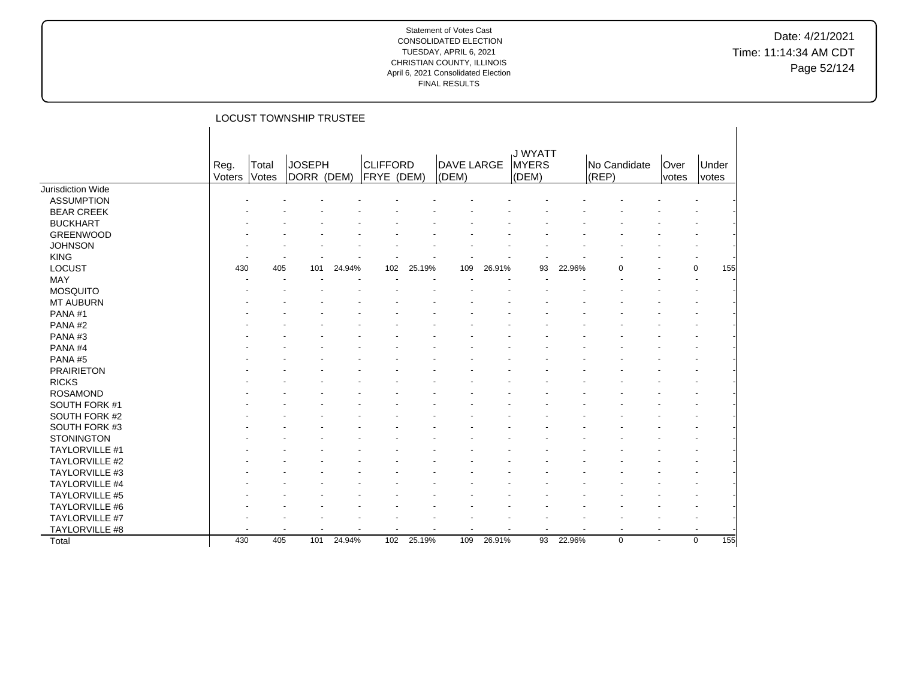## LOCUST TOWNSHIP TRUSTEE

| | Reg. Voters | Total Votes | JOSEPH DORR (DEM) | | CLIFFORD FRYE (DEM) | | DAVE LARGE (DEM) | | J WYATT MYERS (DEM) | | No Candidate (REP) | | Over votes | Under votes |
|---|---|---|---|---|---|---|---|---|---|---|---|---|---|---|
| Jurisdiction Wide | | | | | | | | | | | | | | |
| ASSUMPTION | - | - | - | - | - | - | - | - | - | - | - | - | - | - |
| BEAR CREEK | - | - | - | - | - | - | - | - | - | - | - | - | - | - |
| BUCKHART | - | - | - | - | - | - | - | - | - | - | - | - | - | - |
| GREENWOOD | - | - | - | - | - | - | - | - | - | - | - | - | - | - |
| JOHNSON | - | - | - | - | - | - | - | - | - | - | - | - | - | - |
| KING | - | - | - | - | - | - | - | - | - | - | - | - | - | - |
| LOCUST | 430 | 405 | 101 | 24.94% | 102 | 25.19% | 109 | 26.91% | 93 | 22.96% | 0 | - | 0 | 155 |
| MAY | - | - | - | - | - | - | - | - | - | - | - | - | - | - |
| MOSQUITO | - | - | - | - | - | - | - | - | - | - | - | - | - | - |
| MT AUBURN | - | - | - | - | - | - | - | - | - | - | - | - | - | - |
| PANA #1 | - | - | - | - | - | - | - | - | - | - | - | - | - | - |
| PANA #2 | - | - | - | - | - | - | - | - | - | - | - | - | - | - |
| PANA #3 | - | - | - | - | - | - | - | - | - | - | - | - | - | - |
| PANA #4 | - | - | - | - | - | - | - | - | - | - | - | - | - | - |
| PANA #5 | - | - | - | - | - | - | - | - | - | - | - | - | - | - |
| PRAIRIETON | - | - | - | - | - | - | - | - | - | - | - | - | - | - |
| RICKS | - | - | - | - | - | - | - | - | - | - | - | - | - | - |
| ROSAMOND | - | - | - | - | - | - | - | - | - | - | - | - | - | - |
| SOUTH FORK #1 | - | - | - | - | - | - | - | - | - | - | - | - | - | - |
| SOUTH FORK #2 | - | - | - | - | - | - | - | - | - | - | - | - | - | - |
| SOUTH FORK #3 | - | - | - | - | - | - | - | - | - | - | - | - | - | - |
| STONINGTON | - | - | - | - | - | - | - | - | - | - | - | - | - | - |
| TAYLORVILLE #1 | - | - | - | - | - | - | - | - | - | - | - | - | - | - |
| TAYLORVILLE #2 | - | - | - | - | - | - | - | - | - | - | - | - | - | - |
| TAYLORVILLE #3 | - | - | - | - | - | - | - | - | - | - | - | - | - | - |
| TAYLORVILLE #4 | - | - | - | - | - | - | - | - | - | - | - | - | - | - |
| TAYLORVILLE #5 | - | - | - | - | - | - | - | - | - | - | - | - | - | - |
| TAYLORVILLE #6 | - | - | - | - | - | - | - | - | - | - | - | - | - | - |
| TAYLORVILLE #7 | - | - | - | - | - | - | - | - | - | - | - | - | - | - |
| TAYLORVILLE #8 | - | - | - | - | - | - | - | - | - | - | - | - | - | - |
| Total | 430 | 405 | 101 | 24.94% | 102 | 25.19% | 109 | 26.91% | 93 | 22.96% | 0 | - | 0 | 155 |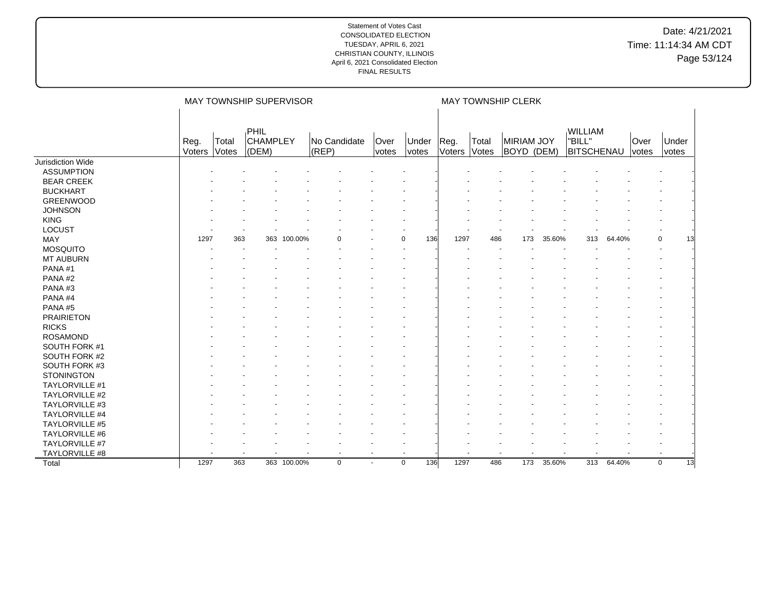Statement of Votes Cast
CONSOLIDATED ELECTION
TUESDAY, APRIL 6, 2021
CHRISTIAN COUNTY, ILLINOIS
April 6, 2021 Consolidated Election
FINAL RESULTS

Date: 4/21/2021
Time: 11:14:34 AM CDT

| | MAY TOWNSHIP SUPERVISOR | | | | | | | | MAY TOWNSHIP CLERK | | | | | | | | |
|---|---|---|---|---|---|---|---|---|---|---|---|---|---|---|---|---|---|
| | Reg. Voters | Total Votes | PHIL CHAMPLEY (DEM) | | No Candidate (REP) | | Over votes | Under votes | Reg. Voters | Total Votes | MIRIAM JOY BOYD (DEM) | | WILLIAM "BILL" BITSCHENAU | | Over votes | Under votes |
| Jurisdiction Wide | | | | | | | | | | | | | | | | |
| ASSUMPTION | - | - | - | - | - | - | - | - | - | - | - | - | - | - | - | - |
| BEAR CREEK | - | - | - | - | - | - | - | - | - | - | - | - | - | - | - | - |
| BUCKHART | - | - | - | - | - | - | - | - | - | - | - | - | - | - | - | - |
| GREENWOOD | - | - | - | - | - | - | - | - | - | - | - | - | - | - | - | - |
| JOHNSON | - | - | - | - | - | - | - | - | - | - | - | - | - | - | - | - |
| KING | - | - | - | - | - | - | - | - | - | - | - | - | - | - | - | - |
| LOCUST | - | - | - | - | - | - | - | - | - | - | - | - | - | - | - | - |
| MAY | 1297 | 363 | 363 | 100.00% | 0 | - | 0 | 136 | 1297 | 486 | 173 | 35.60% | 313 | 64.40% | 0 | 13 |
| MOSQUITO | - | - | - | - | - | - | - | - | - | - | - | - | - | - | - | - |
| MT AUBURN | - | - | - | - | - | - | - | - | - | - | - | - | - | - | - | - |
| PANA #1 | - | - | - | - | - | - | - | - | - | - | - | - | - | - | - | - |
| PANA #2 | - | - | - | - | - | - | - | - | - | - | - | - | - | - | - | - |
| PANA #3 | - | - | - | - | - | - | - | - | - | - | - | - | - | - | - | - |
| PANA #4 | - | - | - | - | - | - | - | - | - | - | - | - | - | - | - | - |
| PANA #5 | - | - | - | - | - | - | - | - | - | - | - | - | - | - | - | - |
| PRAIRIETON | - | - | - | - | - | - | - | - | - | - | - | - | - | - | - | - |
| RICKS | - | - | - | - | - | - | - | - | - | - | - | - | - | - | - | - |
| ROSAMOND | - | - | - | - | - | - | - | - | - | - | - | - | - | - | - | - |
| SOUTH FORK #1 | - | - | - | - | - | - | - | - | - | - | - | - | - | - | - | - |
| SOUTH FORK #2 | - | - | - | - | - | - | - | - | - | - | - | - | - | - | - | - |
| SOUTH FORK #3 | - | - | - | - | - | - | - | - | - | - | - | - | - | - | - | - |
| STONINGTON | - | - | - | - | - | - | - | - | - | - | - | - | - | - | - | - |
| TAYLORVILLE #1 | - | - | - | - | - | - | - | - | - | - | - | - | - | - | - | - |
| TAYLORVILLE #2 | - | - | - | - | - | - | - | - | - | - | - | - | - | - | - | - |
| TAYLORVILLE #3 | - | - | - | - | - | - | - | - | - | - | - | - | - | - | - | - |
| TAYLORVILLE #4 | - | - | - | - | - | - | - | - | - | - | - | - | - | - | - | - |
| TAYLORVILLE #5 | - | - | - | - | - | - | - | - | - | - | - | - | - | - | - | - |
| TAYLORVILLE #6 | - | - | - | - | - | - | - | - | - | - | - | - | - | - | - | - |
| TAYLORVILLE #7 | - | - | - | - | - | - | - | - | - | - | - | - | - | - | - | - |
| TAYLORVILLE #8 | - | - | - | - | - | - | - | - | - | - | - | - | - | - | - | - |
| Total | 1297 | 363 | 363 | 100.00% | 0 | - | 0 | 136 | 1297 | 486 | 173 | 35.60% | 313 | 64.40% | 0 | 13 |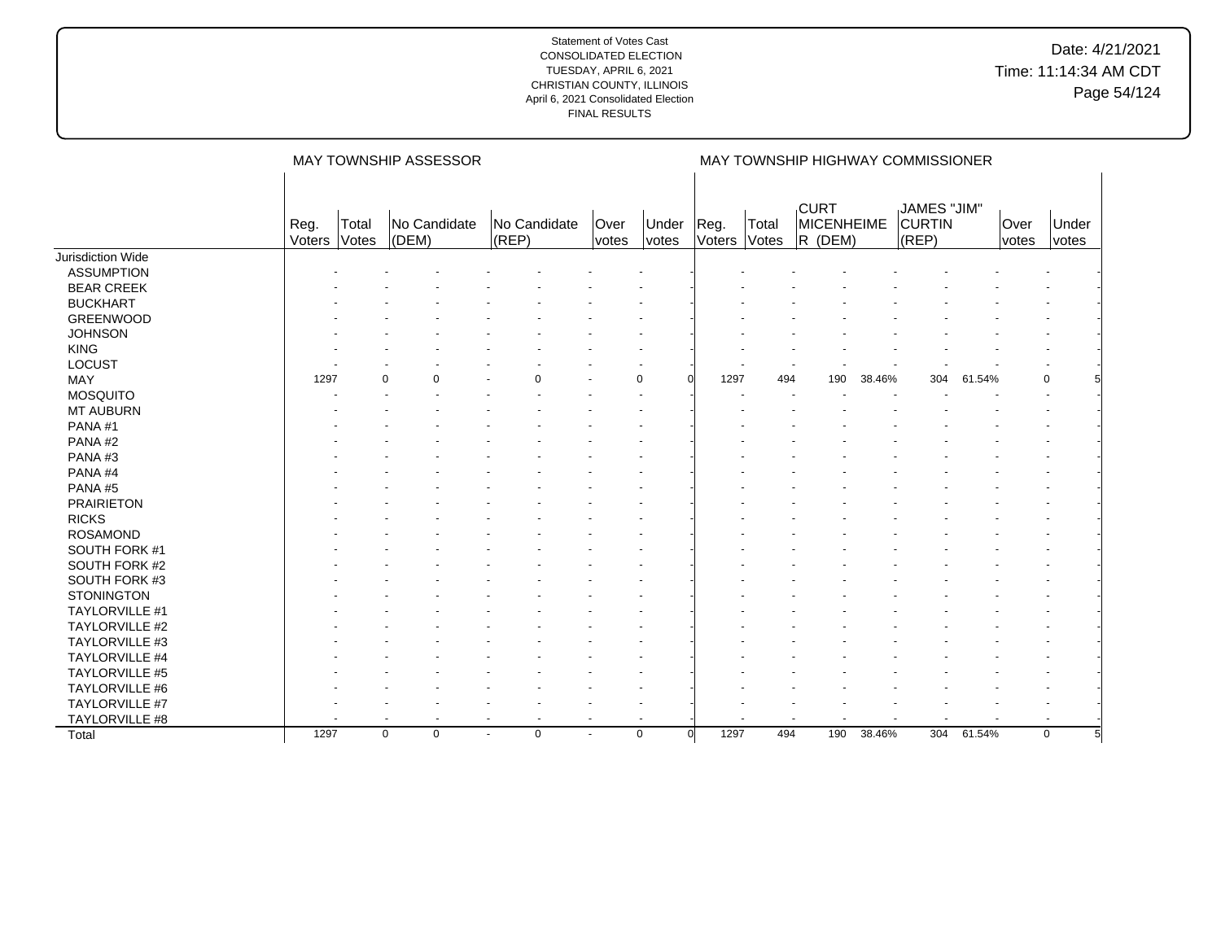Statement of Votes Cast
CONSOLIDATED ELECTION
TUESDAY, APRIL 6, 2021
CHRISTIAN COUNTY, ILLINOIS
April 6, 2021 Consolidated Election
FINAL RESULTS

Date: 4/21/2021
Time: 11:14:34 AM CDT

| | MAY TOWNSHIP ASSESSOR | | | | | | | | MAY TOWNSHIP HIGHWAY COMMISSIONER | | | | | | | |
|---|---|---|---|---|---|---|---|---|---|---|---|---|---|---|---|---|
| | Reg. Voters | Total Votes | No Candidate (DEM) | | No Candidate (REP) | | Over votes | Under votes | Reg. Voters | Total Votes | CURT MICENHEIMER (DEM) | | JAMES "JIM" CURTIN (REP) | | Over votes | Under votes |
| Jurisdiction Wide | | | | | | | | | | | | | | | | |
| ASSUMPTION | - | - | - | - | - | - | - | - | - | - | - | - | - | - | - | - |
| BEAR CREEK | - | - | - | - | - | - | - | - | - | - | - | - | - | - | - | - |
| BUCKHART | - | - | - | - | - | - | - | - | - | - | - | - | - | - | - | - |
| GREENWOOD | - | - | - | - | - | - | - | - | - | - | - | - | - | - | - | - |
| JOHNSON | - | - | - | - | - | - | - | - | - | - | - | - | - | - | - | - |
| KING | - | - | - | - | - | - | - | - | - | - | - | - | - | - | - | - |
| LOCUST | - | - | - | - | - | - | - | - | - | - | - | - | - | - | - | - |
| MAY | 1297 | 0 | 0 | - | 0 | - | 0 | 0 | 1297 | 494 | 190 | 38.46% | 304 | 61.54% | 0 | 5 |
| MOSQUITO | - | - | - | - | - | - | - | - | - | - | - | - | - | - | - | - |
| MT AUBURN | - | - | - | - | - | - | - | - | - | - | - | - | - | - | - | - |
| PANA #1 | - | - | - | - | - | - | - | - | - | - | - | - | - | - | - | - |
| PANA #2 | - | - | - | - | - | - | - | - | - | - | - | - | - | - | - | - |
| PANA #3 | - | - | - | - | - | - | - | - | - | - | - | - | - | - | - | - |
| PANA #4 | - | - | - | - | - | - | - | - | - | - | - | - | - | - | - | - |
| PANA #5 | - | - | - | - | - | - | - | - | - | - | - | - | - | - | - | - |
| PRAIRIETON | - | - | - | - | - | - | - | - | - | - | - | - | - | - | - | - |
| RICKS | - | - | - | - | - | - | - | - | - | - | - | - | - | - | - | - |
| ROSAMOND | - | - | - | - | - | - | - | - | - | - | - | - | - | - | - | - |
| SOUTH FORK #1 | - | - | - | - | - | - | - | - | - | - | - | - | - | - | - | - |
| SOUTH FORK #2 | - | - | - | - | - | - | - | - | - | - | - | - | - | - | - | - |
| SOUTH FORK #3 | - | - | - | - | - | - | - | - | - | - | - | - | - | - | - | - |
| STONINGTON | - | - | - | - | - | - | - | - | - | - | - | - | - | - | - | - |
| TAYLORVILLE #1 | - | - | - | - | - | - | - | - | - | - | - | - | - | - | - | - |
| TAYLORVILLE #2 | - | - | - | - | - | - | - | - | - | - | - | - | - | - | - | - |
| TAYLORVILLE #3 | - | - | - | - | - | - | - | - | - | - | - | - | - | - | - | - |
| TAYLORVILLE #4 | - | - | - | - | - | - | - | - | - | - | - | - | - | - | - | - |
| TAYLORVILLE #5 | - | - | - | - | - | - | - | - | - | - | - | - | - | - | - | - |
| TAYLORVILLE #6 | - | - | - | - | - | - | - | - | - | - | - | - | - | - | - | - |
| TAYLORVILLE #7 | - | - | - | - | - | - | - | - | - | - | - | - | - | - | - | - |
| TAYLORVILLE #8 | - | - | - | - | - | - | - | - | - | - | - | - | - | - | - | - |
| Total | 1297 | 0 | 0 | - | 0 | - | 0 | 0 | 1297 | 494 | 190 | 38.46% | 304 | 61.54% | 0 | 5 |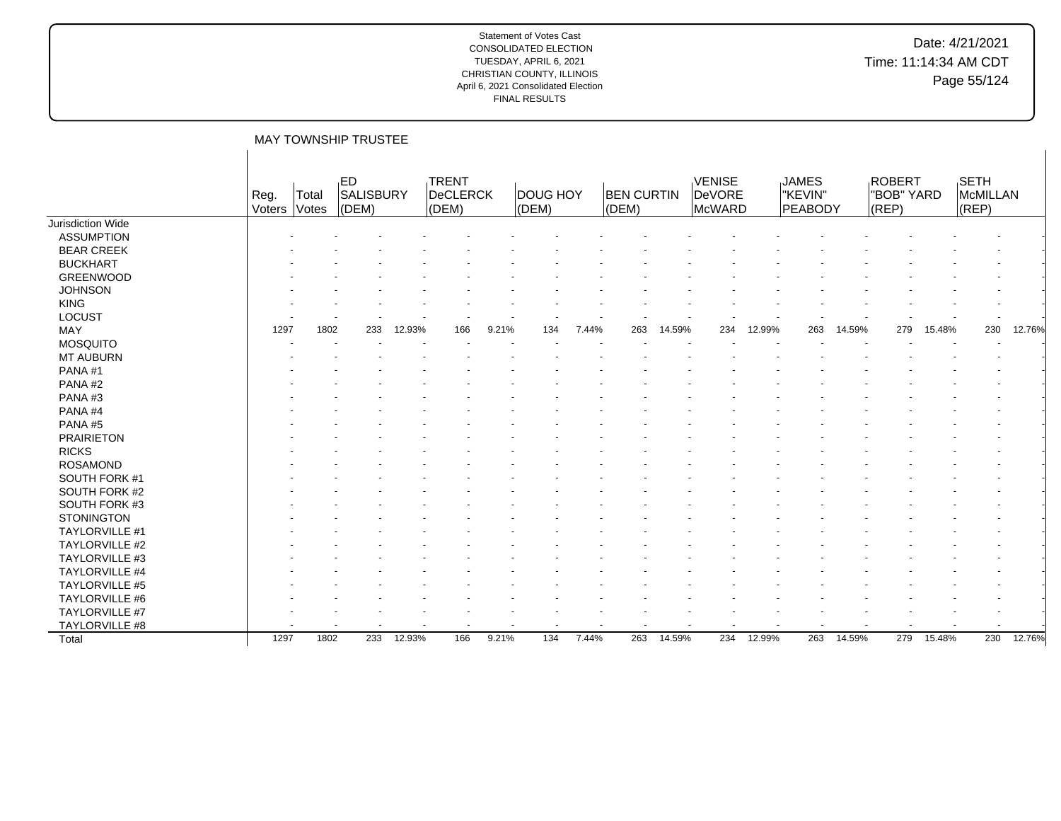Statement of Votes Cast
CONSOLIDATED ELECTION
TUESDAY, APRIL 6, 2021
CHRISTIAN COUNTY, ILLINOIS
April 6, 2021 Consolidated Election
FINAL RESULTS

Date: 4/21/2021
Time: 11:14:34 AM CDT

## MAY TOWNSHIP TRUSTEE

| | Reg. Voters | Total Votes | ED SALISBURY (DEM) | | TRENT DeCLERCK (DEM) | | DOUG HOY (DEM) | | BEN CURTIN (DEM) | | VENISE DeVORE McWARD | | JAMES "KEVIN" PEABODY | | ROBERT "BOB" YARD (REP) | | SETH McMILLAN (REP) | |
|---|---|---|---|---|---|---|---|---|---|---|---|---|---|---|---|---|---|---|
| Jurisdiction Wide | | | | | | | | | | | | | | | | | | |
| ASSUMPTION | - | - | - | - | - | - | - | - | - | - | - | - | - | - | - | - | - | - |
| BEAR CREEK | - | - | - | - | - | - | - | - | - | - | - | - | - | - | - | - | - | - |
| BUCKHART | - | - | - | - | - | - | - | - | - | - | - | - | - | - | - | - | - | - |
| GREENWOOD | - | - | - | - | - | - | - | - | - | - | - | - | - | - | - | - | - | - |
| JOHNSON | - | - | - | - | - | - | - | - | - | - | - | - | - | - | - | - | - | - |
| KING | - | - | - | - | - | - | - | - | - | - | - | - | - | - | - | - | - | - |
| LOCUST | - | - | - | - | - | - | - | - | - | - | - | - | - | - | - | - | - | - |
| MAY | 1297 | 1802 | 233 | 12.93% | 166 | 9.21% | 134 | 7.44% | 263 | 14.59% | 234 | 12.99% | 263 | 14.59% | 279 | 15.48% | 230 | 12.76% |
| MOSQUITO | - | - | - | - | - | - | - | - | - | - | - | - | - | - | - | - | - | - |
| MT AUBURN | - | - | - | - | - | - | - | - | - | - | - | - | - | - | - | - | - | - |
| PANA #1 | - | - | - | - | - | - | - | - | - | - | - | - | - | - | - | - | - | - |
| PANA #2 | - | - | - | - | - | - | - | - | - | - | - | - | - | - | - | - | - | - |
| PANA #3 | - | - | - | - | - | - | - | - | - | - | - | - | - | - | - | - | - | - |
| PANA #4 | - | - | - | - | - | - | - | - | - | - | - | - | - | - | - | - | - | - |
| PANA #5 | - | - | - | - | - | - | - | - | - | - | - | - | - | - | - | - | - | - |
| PRAIRIETON | - | - | - | - | - | - | - | - | - | - | - | - | - | - | - | - | - | - |
| RICKS | - | - | - | - | - | - | - | - | - | - | - | - | - | - | - | - | - | - |
| ROSAMOND | - | - | - | - | - | - | - | - | - | - | - | - | - | - | - | - | - | - |
| SOUTH FORK #1 | - | - | - | - | - | - | - | - | - | - | - | - | - | - | - | - | - | - |
| SOUTH FORK #2 | - | - | - | - | - | - | - | - | - | - | - | - | - | - | - | - | - | - |
| SOUTH FORK #3 | - | - | - | - | - | - | - | - | - | - | - | - | - | - | - | - | - | - |
| STONINGTON | - | - | - | - | - | - | - | - | - | - | - | - | - | - | - | - | - | - |
| TAYLORVILLE #1 | - | - | - | - | - | - | - | - | - | - | - | - | - | - | - | - | - | - |
| TAYLORVILLE #2 | - | - | - | - | - | - | - | - | - | - | - | - | - | - | - | - | - | - |
| TAYLORVILLE #3 | - | - | - | - | - | - | - | - | - | - | - | - | - | - | - | - | - | - |
| TAYLORVILLE #4 | - | - | - | - | - | - | - | - | - | - | - | - | - | - | - | - | - | - |
| TAYLORVILLE #5 | - | - | - | - | - | - | - | - | - | - | - | - | - | - | - | - | - | - |
| TAYLORVILLE #6 | - | - | - | - | - | - | - | - | - | - | - | - | - | - | - | - | - | - |
| TAYLORVILLE #7 | - | - | - | - | - | - | - | - | - | - | - | - | - | - | - | - | - | - |
| TAYLORVILLE #8 | - | - | - | - | - | - | - | - | - | - | - | - | - | - | - | - | - | - |
| Total | 1297 | 1802 | 233 | 12.93% | 166 | 9.21% | 134 | 7.44% | 263 | 14.59% | 234 | 12.99% | 263 | 14.59% | 279 | 15.48% | 230 | 12.76% |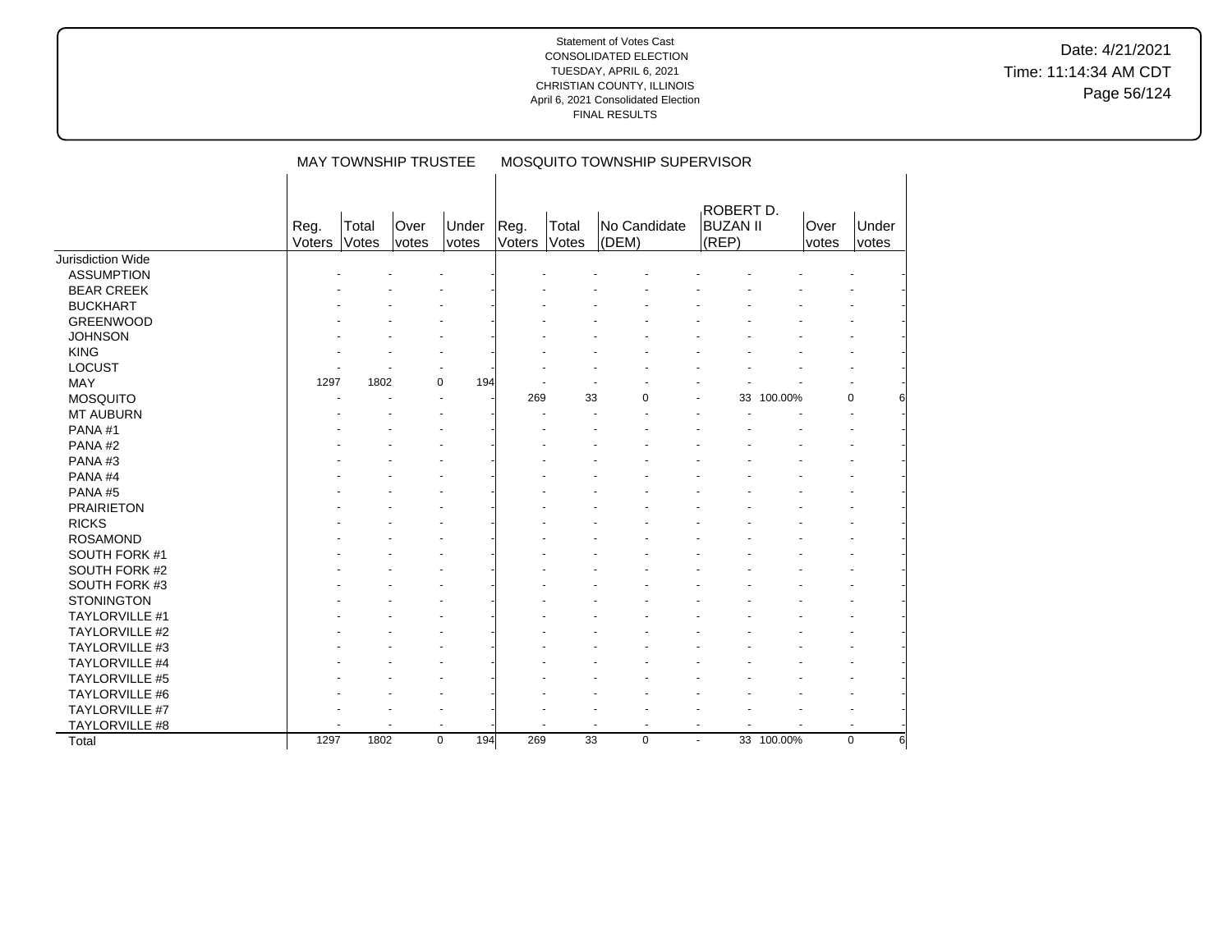Statement of Votes Cast
CONSOLIDATED ELECTION
TUESDAY, APRIL 6, 2021
CHRISTIAN COUNTY, ILLINOIS
April 6, 2021 Consolidated Election
FINAL RESULTS

Date: 4/21/2021
Time: 11:14:34 AM CDT

| | MAY TOWNSHIP TRUSTEE | | | | MOSQUITO TOWNSHIP SUPERVISOR | | | | | | | |
|---|---|---|---|---|---|---|---|---|---|---|---|---|
| | Reg. Voters | Total Votes | Over votes | Under votes | Reg. Voters | Total Votes | No Candidate (DEM) | | ROBERT D. BUZAN II (REP) | | Over votes | Under votes |
| Jurisdiction Wide | | | | | | | | | | | | |
| ASSUMPTION | - | - | - | - | - | - | - | - | - | - | - | - |
| BEAR CREEK | - | - | - | - | - | - | - | - | - | - | - | - |
| BUCKHART | - | - | - | - | - | - | - | - | - | - | - | - |
| GREENWOOD | - | - | - | - | - | - | - | - | - | - | - | - |
| JOHNSON | - | - | - | - | - | - | - | - | - | - | - | - |
| KING | - | - | - | - | - | - | - | - | - | - | - | - |
| LOCUST | - | - | - | - | - | - | - | - | - | - | - | - |
| MAY | 1297 | 1802 | 0 | 194 | - | - | - | - | - | - | - | - |
| MOSQUITO | - | - | - | - | 269 | 33 | 0 | - | 33 | 100.00% | 0 | 6 |
| MT AUBURN | - | - | - | - | - | - | - | - | - | - | - | - |
| PANA #1 | - | - | - | - | - | - | - | - | - | - | - | - |
| PANA #2 | - | - | - | - | - | - | - | - | - | - | - | - |
| PANA #3 | - | - | - | - | - | - | - | - | - | - | - | - |
| PANA #4 | - | - | - | - | - | - | - | - | - | - | - | - |
| PANA #5 | - | - | - | - | - | - | - | - | - | - | - | - |
| PRAIRIETON | - | - | - | - | - | - | - | - | - | - | - | - |
| RICKS | - | - | - | - | - | - | - | - | - | - | - | - |
| ROSAMOND | - | - | - | - | - | - | - | - | - | - | - | - |
| SOUTH FORK #1 | - | - | - | - | - | - | - | - | - | - | - | - |
| SOUTH FORK #2 | - | - | - | - | - | - | - | - | - | - | - | - |
| SOUTH FORK #3 | - | - | - | - | - | - | - | - | - | - | - | - |
| STONINGTON | - | - | - | - | - | - | - | - | - | - | - | - |
| TAYLORVILLE #1 | - | - | - | - | - | - | - | - | - | - | - | - |
| TAYLORVILLE #2 | - | - | - | - | - | - | - | - | - | - | - | - |
| TAYLORVILLE #3 | - | - | - | - | - | - | - | - | - | - | - | - |
| TAYLORVILLE #4 | - | - | - | - | - | - | - | - | - | - | - | - |
| TAYLORVILLE #5 | - | - | - | - | - | - | - | - | - | - | - | - |
| TAYLORVILLE #6 | - | - | - | - | - | - | - | - | - | - | - | - |
| TAYLORVILLE #7 | - | - | - | - | - | - | - | - | - | - | - | - |
| TAYLORVILLE #8 | - | - | - | - | - | - | - | - | - | - | - | - |
| Total | 1297 | 1802 | 0 | 194 | 269 | 33 | 0 | - | 33 | 100.00% | 0 | 6 |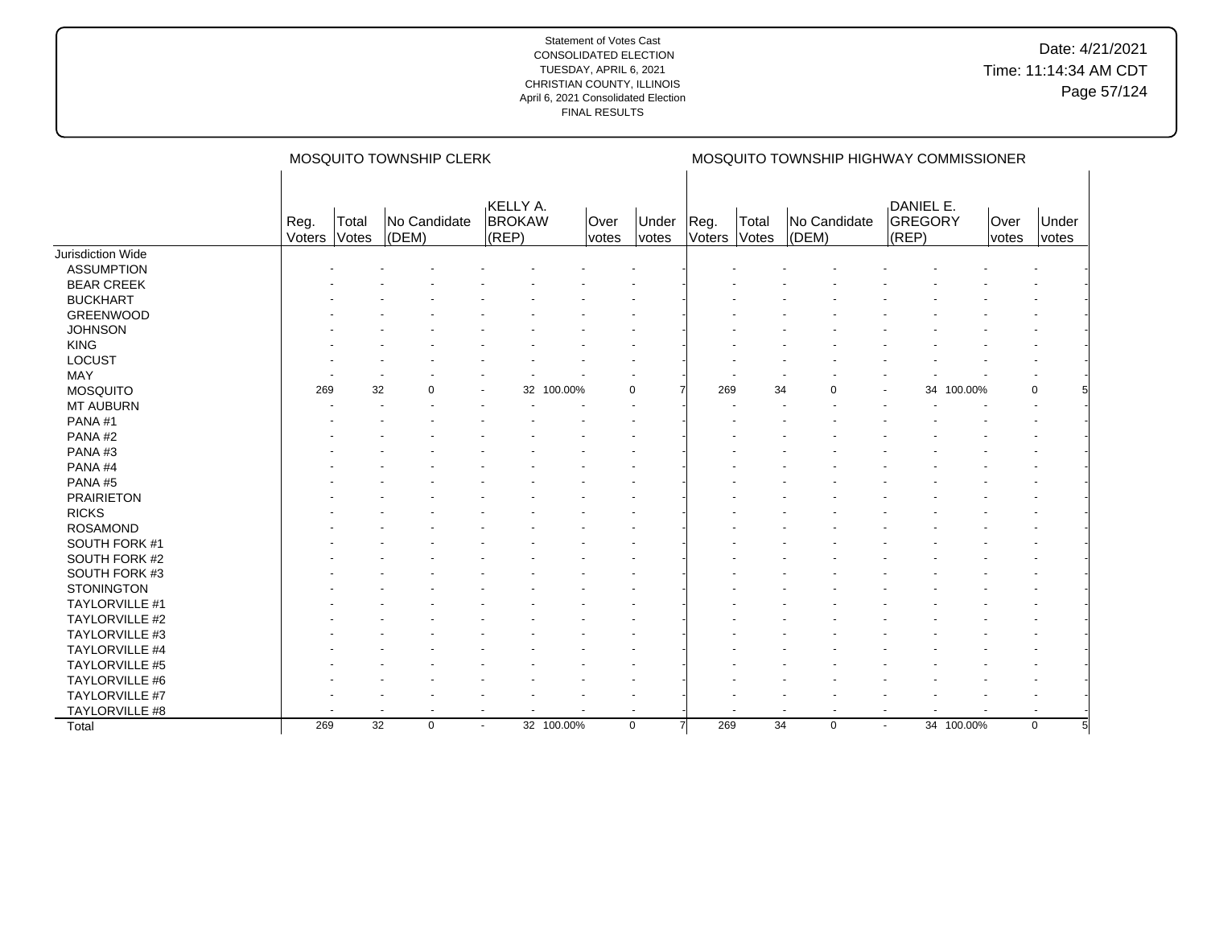Statement of Votes Cast
CONSOLIDATED ELECTION
TUESDAY, APRIL 6, 2021
CHRISTIAN COUNTY, ILLINOIS
April 6, 2021 Consolidated Election
FINAL RESULTS

Date: 4/21/2021
Time: 11:14:34 AM CDT

| | MOSQUITO TOWNSHIP CLERK | | | | | | | | MOSQUITO TOWNSHIP HIGHWAY COMMISSIONER | | | | | | | |
|---|---|---|---|---|---|---|---|---|---|---|---|---|---|---|---|---|
| | Reg. Voters | Total Votes | No Candidate (DEM) | | KELLY A. BROKAW (REP) | | Over votes | Under votes | Reg. Voters | Total Votes | No Candidate (DEM) | | DANIEL E. GREGORY (REP) | | Over votes | Under votes |
| Jurisdiction Wide | | | | | | | | | | | | | | | | |
| ASSUMPTION | - | - | - | - | - | - | - | - | - | - | - | - | - | - | - | - |
| BEAR CREEK | - | - | - | - | - | - | - | - | - | - | - | - | - | - | - | - |
| BUCKHART | - | - | - | - | - | - | - | - | - | - | - | - | - | - | - | - |
| GREENWOOD | - | - | - | - | - | - | - | - | - | - | - | - | - | - | - | - |
| JOHNSON | - | - | - | - | - | - | - | - | - | - | - | - | - | - | - | - |
| KING | - | - | - | - | - | - | - | - | - | - | - | - | - | - | - | - |
| LOCUST | - | - | - | - | - | - | - | - | - | - | - | - | - | - | - | - |
| MAY | - | - | - | - | - | - | - | - | - | - | - | - | - | - | - | - |
| MOSQUITO | 269 | 32 | 0 | - | 32 | 100.00% | 0 | 7 | 269 | 34 | 0 | - | 34 | 100.00% | 0 | 5 |
| MT AUBURN | - | - | - | - | - | - | - | - | - | - | - | - | - | - | - | - |
| PANA #1 | - | - | - | - | - | - | - | - | - | - | - | - | - | - | - | - |
| PANA #2 | - | - | - | - | - | - | - | - | - | - | - | - | - | - | - | - |
| PANA #3 | - | - | - | - | - | - | - | - | - | - | - | - | - | - | - | - |
| PANA #4 | - | - | - | - | - | - | - | - | - | - | - | - | - | - | - | - |
| PANA #5 | - | - | - | - | - | - | - | - | - | - | - | - | - | - | - | - |
| PRAIRIETON | - | - | - | - | - | - | - | - | - | - | - | - | - | - | - | - |
| RICKS | - | - | - | - | - | - | - | - | - | - | - | - | - | - | - | - |
| ROSAMOND | - | - | - | - | - | - | - | - | - | - | - | - | - | - | - | - |
| SOUTH FORK #1 | - | - | - | - | - | - | - | - | - | - | - | - | - | - | - | - |
| SOUTH FORK #2 | - | - | - | - | - | - | - | - | - | - | - | - | - | - | - | - |
| SOUTH FORK #3 | - | - | - | - | - | - | - | - | - | - | - | - | - | - | - | - |
| STONINGTON | - | - | - | - | - | - | - | - | - | - | - | - | - | - | - | - |
| TAYLORVILLE #1 | - | - | - | - | - | - | - | - | - | - | - | - | - | - | - | - |
| TAYLORVILLE #2 | - | - | - | - | - | - | - | - | - | - | - | - | - | - | - | - |
| TAYLORVILLE #3 | - | - | - | - | - | - | - | - | - | - | - | - | - | - | - | - |
| TAYLORVILLE #4 | - | - | - | - | - | - | - | - | - | - | - | - | - | - | - | - |
| TAYLORVILLE #5 | - | - | - | - | - | - | - | - | - | - | - | - | - | - | - | - |
| TAYLORVILLE #6 | - | - | - | - | - | - | - | - | - | - | - | - | - | - | - | - |
| TAYLORVILLE #7 | - | - | - | - | - | - | - | - | - | - | - | - | - | - | - | - |
| TAYLORVILLE #8 | - | - | - | - | - | - | - | - | - | - | - | - | - | - | - | - |
| Total | 269 | 32 | 0 | - | 32 | 100.00% | 0 | 7 | 269 | 34 | 0 | - | 34 | 100.00% | 0 | 5 |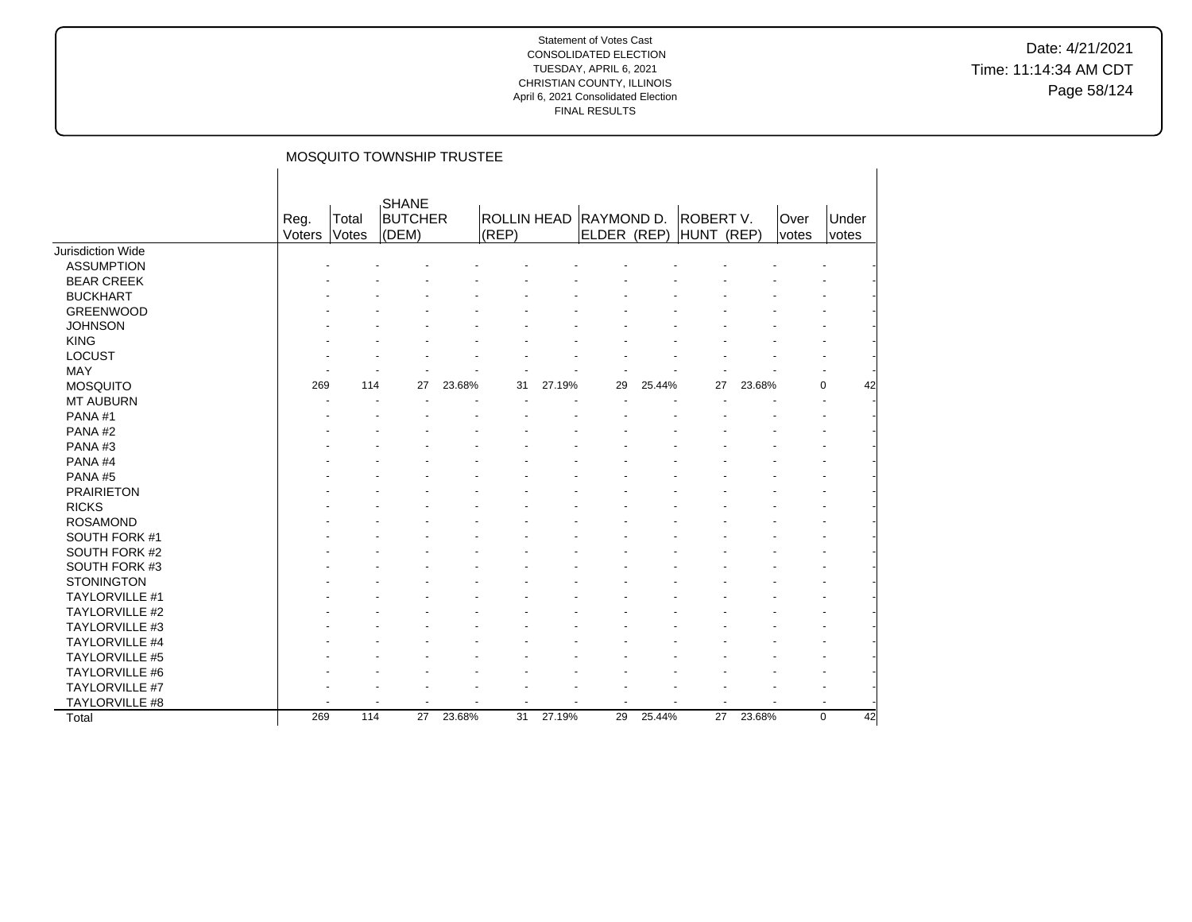Statement of Votes Cast
CONSOLIDATED ELECTION
TUESDAY, APRIL 6, 2021
CHRISTIAN COUNTY, ILLINOIS
April 6, 2021 Consolidated Election
FINAL RESULTS

Date: 4/21/2021
Time: 11:14:34 AM CDT

## MOSQUITO TOWNSHIP TRUSTEE

| | Reg. Voters | Total Votes | SHANE BUTCHER (DEM) | | ROLLIN HEAD (REP) | | RAYMOND D. ELDER (REP) | | ROBERT V. HUNT (REP) | | Over votes | Under votes |
|---|---|---|---|---|---|---|---|---|---|---|---|---|
| Jurisdiction Wide | | | | | | | | | | | | |
| ASSUMPTION | - | - | - | - | - | - | - | - | - | - | - | - |
| BEAR CREEK | - | - | - | - | - | - | - | - | - | - | - | - |
| BUCKHART | - | - | - | - | - | - | - | - | - | - | - | - |
| GREENWOOD | - | - | - | - | - | - | - | - | - | - | - | - |
| JOHNSON | - | - | - | - | - | - | - | - | - | - | - | - |
| KING | - | - | - | - | - | - | - | - | - | - | - | - |
| LOCUST | - | - | - | - | - | - | - | - | - | - | - | - |
| MAY | - | - | - | - | - | - | - | - | - | - | - | - |
| MOSQUITO | 269 | 114 | 27 | 23.68% | 31 | 27.19% | 29 | 25.44% | 27 | 23.68% | 0 | 42 |
| MT AUBURN | - | - | - | - | - | - | - | - | - | - | - | - |
| PANA #1 | - | - | - | - | - | - | - | - | - | - | - | - |
| PANA #2 | - | - | - | - | - | - | - | - | - | - | - | - |
| PANA #3 | - | - | - | - | - | - | - | - | - | - | - | - |
| PANA #4 | - | - | - | - | - | - | - | - | - | - | - | - |
| PANA #5 | - | - | - | - | - | - | - | - | - | - | - | - |
| PRAIRIETON | - | - | - | - | - | - | - | - | - | - | - | - |
| RICKS | - | - | - | - | - | - | - | - | - | - | - | - |
| ROSAMOND | - | - | - | - | - | - | - | - | - | - | - | - |
| SOUTH FORK #1 | - | - | - | - | - | - | - | - | - | - | - | - |
| SOUTH FORK #2 | - | - | - | - | - | - | - | - | - | - | - | - |
| SOUTH FORK #3 | - | - | - | - | - | - | - | - | - | - | - | - |
| STONINGTON | - | - | - | - | - | - | - | - | - | - | - | - |
| TAYLORVILLE #1 | - | - | - | - | - | - | - | - | - | - | - | - |
| TAYLORVILLE #2 | - | - | - | - | - | - | - | - | - | - | - | - |
| TAYLORVILLE #3 | - | - | - | - | - | - | - | - | - | - | - | - |
| TAYLORVILLE #4 | - | - | - | - | - | - | - | - | - | - | - | - |
| TAYLORVILLE #5 | - | - | - | - | - | - | - | - | - | - | - | - |
| TAYLORVILLE #6 | - | - | - | - | - | - | - | - | - | - | - | - |
| TAYLORVILLE #7 | - | - | - | - | - | - | - | - | - | - | - | - |
| TAYLORVILLE #8 | - | - | - | - | - | - | - | - | - | - | - | - |
| Total | 269 | 114 | 27 | 23.68% | 31 | 27.19% | 29 | 25.44% | 27 | 23.68% | 0 | 42 |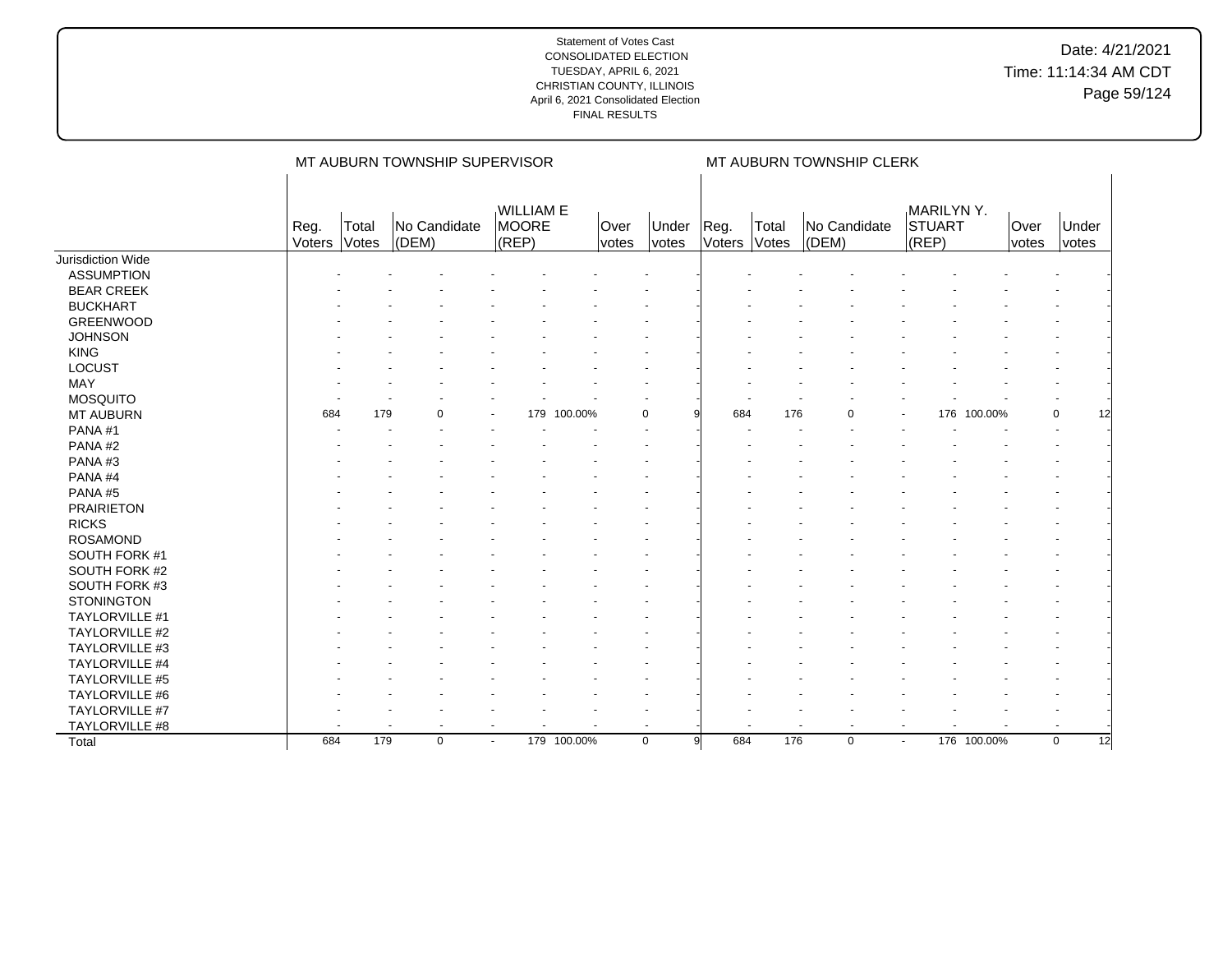Statement of Votes Cast
CONSOLIDATED ELECTION
TUESDAY, APRIL 6, 2021
CHRISTIAN COUNTY, ILLINOIS
April 6, 2021 Consolidated Election
FINAL RESULTS

Date: 4/21/2021
Time: 11:14:34 AM CDT

| | MT AUBURN TOWNSHIP SUPERVISOR | | | | | | | | MT AUBURN TOWNSHIP CLERK | | | | | | | |
|---|---|---|---|---|---|---|---|---|---|---|---|---|---|---|---|---|
| | Reg. Voters | Total Votes | No Candidate (DEM) | | WILLIAM E MOORE (REP) | | Over votes | Under votes | Reg. Voters | Total Votes | No Candidate (DEM) | | MARILYN Y. STUART (REP) | | Over votes | Under votes |
| Jurisdiction Wide | | | | | | | | | | | | | | | | |
| ASSUMPTION | - | - | - | - | - | - | - | - | - | - | - | - | - | - | - | - |
| BEAR CREEK | - | - | - | - | - | - | - | - | - | - | - | - | - | - | - | - |
| BUCKHART | - | - | - | - | - | - | - | - | - | - | - | - | - | - | - | - |
| GREENWOOD | - | - | - | - | - | - | - | - | - | - | - | - | - | - | - | - |
| JOHNSON | - | - | - | - | - | - | - | - | - | - | - | - | - | - | - | - |
| KING | - | - | - | - | - | - | - | - | - | - | - | - | - | - | - | - |
| LOCUST | - | - | - | - | - | - | - | - | - | - | - | - | - | - | - | - |
| MAY | - | - | - | - | - | - | - | - | - | - | - | - | - | - | - | - |
| MOSQUITO | - | - | - | - | - | - | - | - | - | - | - | - | - | - | - | - |
| MT AUBURN | 684 | 179 | 0 | - | 179 | 100.00% | 0 | 9 | 684 | 176 | 0 | - | 176 | 100.00% | 0 | 12 |
| PANA #1 | - | - | - | - | - | - | - | - | - | - | - | - | - | - | - | - |
| PANA #2 | - | - | - | - | - | - | - | - | - | - | - | - | - | - | - | - |
| PANA #3 | - | - | - | - | - | - | - | - | - | - | - | - | - | - | - | - |
| PANA #4 | - | - | - | - | - | - | - | - | - | - | - | - | - | - | - | - |
| PANA #5 | - | - | - | - | - | - | - | - | - | - | - | - | - | - | - | - |
| PRAIRIETON | - | - | - | - | - | - | - | - | - | - | - | - | - | - | - | - |
| RICKS | - | - | - | - | - | - | - | - | - | - | - | - | - | - | - | - |
| ROSAMOND | - | - | - | - | - | - | - | - | - | - | - | - | - | - | - | - |
| SOUTH FORK #1 | - | - | - | - | - | - | - | - | - | - | - | - | - | - | - | - |
| SOUTH FORK #2 | - | - | - | - | - | - | - | - | - | - | - | - | - | - | - | - |
| SOUTH FORK #3 | - | - | - | - | - | - | - | - | - | - | - | - | - | - | - | - |
| STONINGTON | - | - | - | - | - | - | - | - | - | - | - | - | - | - | - | - |
| TAYLORVILLE #1 | - | - | - | - | - | - | - | - | - | - | - | - | - | - | - | - |
| TAYLORVILLE #2 | - | - | - | - | - | - | - | - | - | - | - | - | - | - | - | - |
| TAYLORVILLE #3 | - | - | - | - | - | - | - | - | - | - | - | - | - | - | - | - |
| TAYLORVILLE #4 | - | - | - | - | - | - | - | - | - | - | - | - | - | - | - | - |
| TAYLORVILLE #5 | - | - | - | - | - | - | - | - | - | - | - | - | - | - | - | - |
| TAYLORVILLE #6 | - | - | - | - | - | - | - | - | - | - | - | - | - | - | - | - |
| TAYLORVILLE #7 | - | - | - | - | - | - | - | - | - | - | - | - | - | - | - | - |
| TAYLORVILLE #8 | - | - | - | - | - | - | - | - | - | - | - | - | - | - | - | - |
| Total | 684 | 179 | 0 | - | 179 | 100.00% | 0 | 9 | 684 | 176 | 0 | - | 176 | 100.00% | 0 | 12 |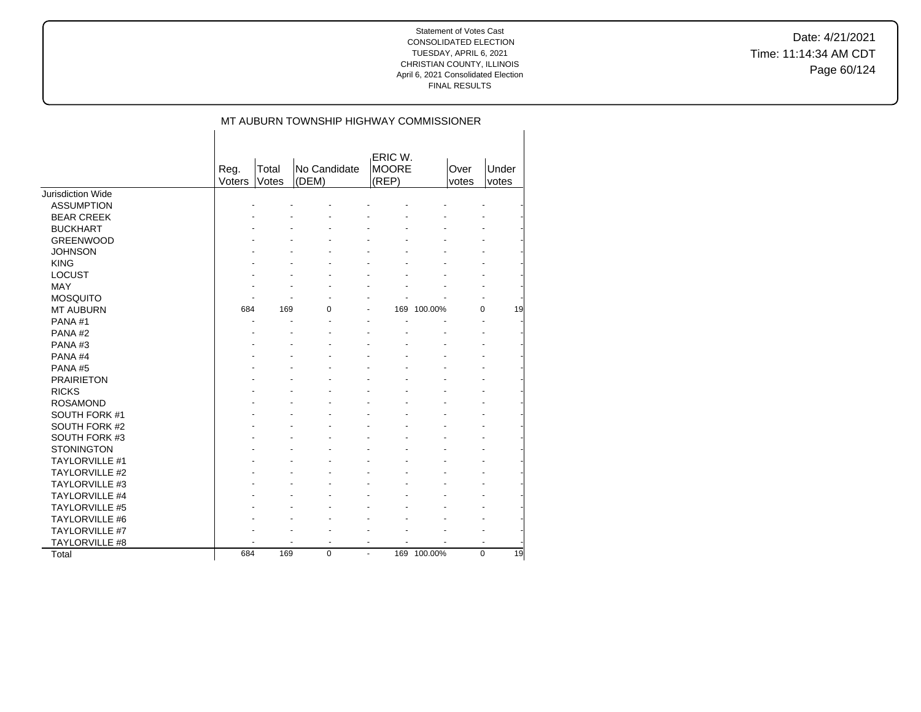Statement of Votes Cast
CONSOLIDATED ELECTION
TUESDAY, APRIL 6, 2021
CHRISTIAN COUNTY, ILLINOIS
April 6, 2021 Consolidated Election
FINAL RESULTS

Date: 4/21/2021
Time: 11:14:34 AM CDT

## MT AUBURN TOWNSHIP HIGHWAY COMMISSIONER

| | Reg. Voters | Total Votes | No Candidate (DEM) | | ERIC W. MOORE (REP) | | Over votes | Under votes |
|---|---|---|---|---|---|---|---|---|
| Jurisdiction Wide | | | | | | | | |
| ASSUMPTION | - | - | - | - | - | - | - | - |
| BEAR CREEK | - | - | - | - | - | - | - | - |
| BUCKHART | - | - | - | - | - | - | - | - |
| GREENWOOD | - | - | - | - | - | - | - | - |
| JOHNSON | - | - | - | - | - | - | - | - |
| KING | - | - | - | - | - | - | - | - |
| LOCUST | - | - | - | - | - | - | - | - |
| MAY | - | - | - | - | - | - | - | - |
| MOSQUITO | - | - | - | - | - | - | - | - |
| MT AUBURN | 684 | 169 | 0 | - | 169 | 100.00% | 0 | 19 |
| PANA #1 | - | - | - | - | - | - | - | - |
| PANA #2 | - | - | - | - | - | - | - | - |
| PANA #3 | - | - | - | - | - | - | - | - |
| PANA #4 | - | - | - | - | - | - | - | - |
| PANA #5 | - | - | - | - | - | - | - | - |
| PRAIRIETON | - | - | - | - | - | - | - | - |
| RICKS | - | - | - | - | - | - | - | - |
| ROSAMOND | - | - | - | - | - | - | - | - |
| SOUTH FORK #1 | - | - | - | - | - | - | - | - |
| SOUTH FORK #2 | - | - | - | - | - | - | - | - |
| SOUTH FORK #3 | - | - | - | - | - | - | - | - |
| STONINGTON | - | - | - | - | - | - | - | - |
| TAYLORVILLE #1 | - | - | - | - | - | - | - | - |
| TAYLORVILLE #2 | - | - | - | - | - | - | - | - |
| TAYLORVILLE #3 | - | - | - | - | - | - | - | - |
| TAYLORVILLE #4 | - | - | - | - | - | - | - | - |
| TAYLORVILLE #5 | - | - | - | - | - | - | - | - |
| TAYLORVILLE #6 | - | - | - | - | - | - | - | - |
| TAYLORVILLE #7 | - | - | - | - | - | - | - | - |
| TAYLORVILLE #8 | - | - | - | - | - | - | - | - |
| Total | 684 | 169 | 0 | - | 169 | 100.00% | 0 | 19 |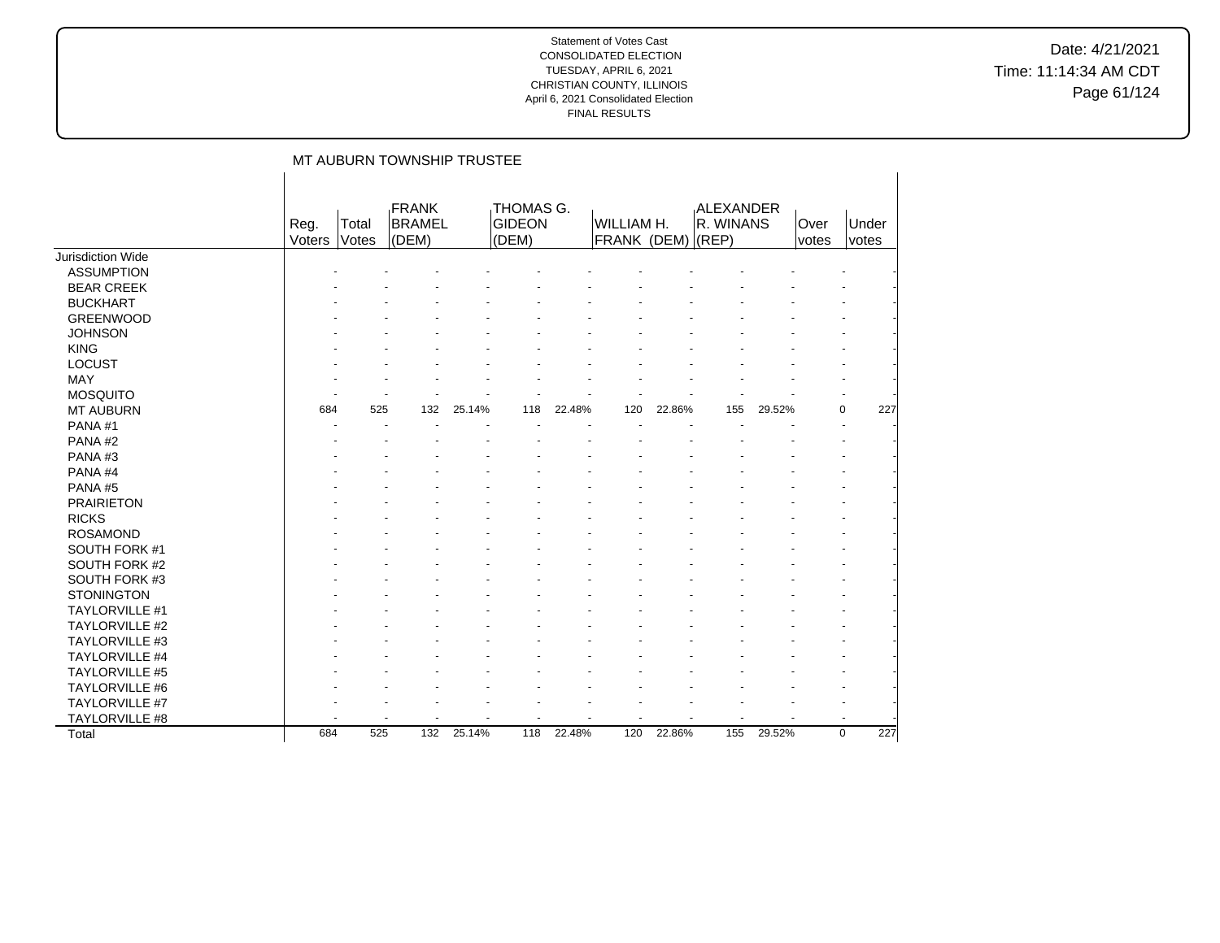Statement of Votes Cast
CONSOLIDATED ELECTION
TUESDAY, APRIL 6, 2021
CHRISTIAN COUNTY, ILLINOIS
April 6, 2021 Consolidated Election
FINAL RESULTS

Date: 4/21/2021
Time: 11:14:34 AM CDT

## MT AUBURN TOWNSHIP TRUSTEE

| | Reg. Voters | Total Votes | FRANK BRAMEL (DEM) | | THOMAS G. GIDEON (DEM) | | WILLIAM H. FRANK (DEM) | | ALEXANDER R. WINANS (REP) | | Over votes | Under votes |
|---|---|---|---|---|---|---|---|---|---|---|---|---|
| Jurisdiction Wide | | | | | | | | | | | | |
| ASSUMPTION | - | - | - | - | - | - | - | - | - | - | - | - |
| BEAR CREEK | - | - | - | - | - | - | - | - | - | - | - | - |
| BUCKHART | - | - | - | - | - | - | - | - | - | - | - | - |
| GREENWOOD | - | - | - | - | - | - | - | - | - | - | - | - |
| JOHNSON | - | - | - | - | - | - | - | - | - | - | - | - |
| KING | - | - | - | - | - | - | - | - | - | - | - | - |
| LOCUST | - | - | - | - | - | - | - | - | - | - | - | - |
| MAY | - | - | - | - | - | - | - | - | - | - | - | - |
| MOSQUITO | - | - | - | - | - | - | - | - | - | - | - | - |
| MT AUBURN | 684 | 525 | 132 | 25.14% | 118 | 22.48% | 120 | 22.86% | 155 | 29.52% | 0 | 227 |
| PANA #1 | - | - | - | - | - | - | - | - | - | - | - | - |
| PANA #2 | - | - | - | - | - | - | - | - | - | - | - | - |
| PANA #3 | - | - | - | - | - | - | - | - | - | - | - | - |
| PANA #4 | - | - | - | - | - | - | - | - | - | - | - | - |
| PANA #5 | - | - | - | - | - | - | - | - | - | - | - | - |
| PRAIRIETON | - | - | - | - | - | - | - | - | - | - | - | - |
| RICKS | - | - | - | - | - | - | - | - | - | - | - | - |
| ROSAMOND | - | - | - | - | - | - | - | - | - | - | - | - |
| SOUTH FORK #1 | - | - | - | - | - | - | - | - | - | - | - | - |
| SOUTH FORK #2 | - | - | - | - | - | - | - | - | - | - | - | - |
| SOUTH FORK #3 | - | - | - | - | - | - | - | - | - | - | - | - |
| STONINGTON | - | - | - | - | - | - | - | - | - | - | - | - |
| TAYLORVILLE #1 | - | - | - | - | - | - | - | - | - | - | - | - |
| TAYLORVILLE #2 | - | - | - | - | - | - | - | - | - | - | - | - |
| TAYLORVILLE #3 | - | - | - | - | - | - | - | - | - | - | - | - |
| TAYLORVILLE #4 | - | - | - | - | - | - | - | - | - | - | - | - |
| TAYLORVILLE #5 | - | - | - | - | - | - | - | - | - | - | - | - |
| TAYLORVILLE #6 | - | - | - | - | - | - | - | - | - | - | - | - |
| TAYLORVILLE #7 | - | - | - | - | - | - | - | - | - | - | - | - |
| TAYLORVILLE #8 | - | - | - | - | - | - | - | - | - | - | - | - |
| Total | 684 | 525 | 132 | 25.14% | 118 | 22.48% | 120 | 22.86% | 155 | 29.52% | 0 | 227 |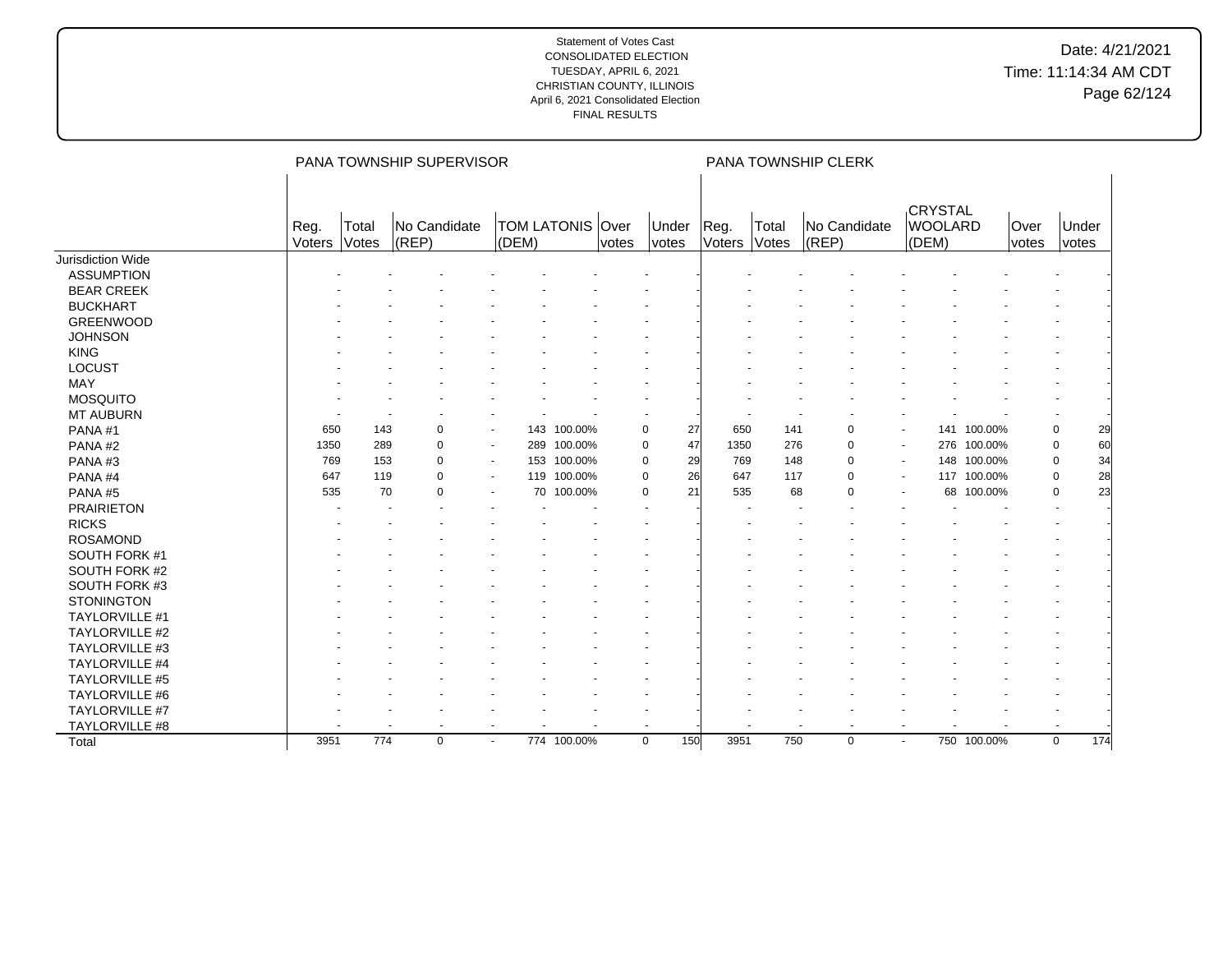Statement of Votes Cast
CONSOLIDATED ELECTION
TUESDAY, APRIL 6, 2021
CHRISTIAN COUNTY, ILLINOIS
April 6, 2021 Consolidated Election
FINAL RESULTS

Date: 4/21/2021
Time: 11:14:34 AM CDT

| | PANA TOWNSHIP SUPERVISOR | | | | | | | | PANA TOWNSHIP CLERK | | | | | | | |
|---|---|---|---|---|---|---|---|---|---|---|---|---|---|---|---|---|
| | Reg. Voters | Total Votes | No Candidate (REP) | | TOM LATONIS (DEM) | | Over votes | Under votes | Reg. Voters | Total Votes | No Candidate (REP) | | CRYSTAL WOOLARD (DEM) | | Over votes | Under votes |
| Jurisdiction Wide | | | | | | | | | | | | | | | | |
| ASSUMPTION | - | - | - | - | - | - | - | - | - | - | - | - | - | - | - | - |
| BEAR CREEK | - | - | - | - | - | - | - | - | - | - | - | - | - | - | - | - |
| BUCKHART | - | - | - | - | - | - | - | - | - | - | - | - | - | - | - | - |
| GREENWOOD | - | - | - | - | - | - | - | - | - | - | - | - | - | - | - | - |
| JOHNSON | - | - | - | - | - | - | - | - | - | - | - | - | - | - | - | - |
| KING | - | - | - | - | - | - | - | - | - | - | - | - | - | - | - | - |
| LOCUST | - | - | - | - | - | - | - | - | - | - | - | - | - | - | - | - |
| MAY | - | - | - | - | - | - | - | - | - | - | - | - | - | - | - | - |
| MOSQUITO | - | - | - | - | - | - | - | - | - | - | - | - | - | - | - | - |
| MT AUBURN | - | - | - | - | - | - | - | - | - | - | - | - | - | - | - | - |
| PANA #1 | 650 | 143 | 0 | - | 143 | 100.00% | 0 | 27 | 650 | 141 | 0 | - | 141 | 100.00% | 0 | 29 |
| PANA #2 | 1350 | 289 | 0 | - | 289 | 100.00% | 0 | 47 | 1350 | 276 | 0 | - | 276 | 100.00% | 0 | 60 |
| PANA #3 | 769 | 153 | 0 | - | 153 | 100.00% | 0 | 29 | 769 | 148 | 0 | - | 148 | 100.00% | 0 | 34 |
| PANA #4 | 647 | 119 | 0 | - | 119 | 100.00% | 0 | 26 | 647 | 117 | 0 | - | 117 | 100.00% | 0 | 28 |
| PANA #5 | 535 | 70 | 0 | - | 70 | 100.00% | 0 | 21 | 535 | 68 | 0 | - | 68 | 100.00% | 0 | 23 |
| PRAIRIETON | - | - | - | - | - | - | - | - | - | - | - | - | - | - | - | - |
| RICKS | - | - | - | - | - | - | - | - | - | - | - | - | - | - | - | - |
| ROSAMOND | - | - | - | - | - | - | - | - | - | - | - | - | - | - | - | - |
| SOUTH FORK #1 | - | - | - | - | - | - | - | - | - | - | - | - | - | - | - | - |
| SOUTH FORK #2 | - | - | - | - | - | - | - | - | - | - | - | - | - | - | - | - |
| SOUTH FORK #3 | - | - | - | - | - | - | - | - | - | - | - | - | - | - | - | - |
| STONINGTON | - | - | - | - | - | - | - | - | - | - | - | - | - | - | - | - |
| TAYLORVILLE #1 | - | - | - | - | - | - | - | - | - | - | - | - | - | - | - | - |
| TAYLORVILLE #2 | - | - | - | - | - | - | - | - | - | - | - | - | - | - | - | - |
| TAYLORVILLE #3 | - | - | - | - | - | - | - | - | - | - | - | - | - | - | - | - |
| TAYLORVILLE #4 | - | - | - | - | - | - | - | - | - | - | - | - | - | - | - | - |
| TAYLORVILLE #5 | - | - | - | - | - | - | - | - | - | - | - | - | - | - | - | - |
| TAYLORVILLE #6 | - | - | - | - | - | - | - | - | - | - | - | - | - | - | - | - |
| TAYLORVILLE #7 | - | - | - | - | - | - | - | - | - | - | - | - | - | - | - | - |
| TAYLORVILLE #8 | - | - | - | - | - | - | - | - | - | - | - | - | - | - | - | - |
| Total | 3951 | 774 | 0 | - | 774 | 100.00% | 0 | 150 | 3951 | 750 | 0 | - | 750 | 100.00% | 0 | 174 |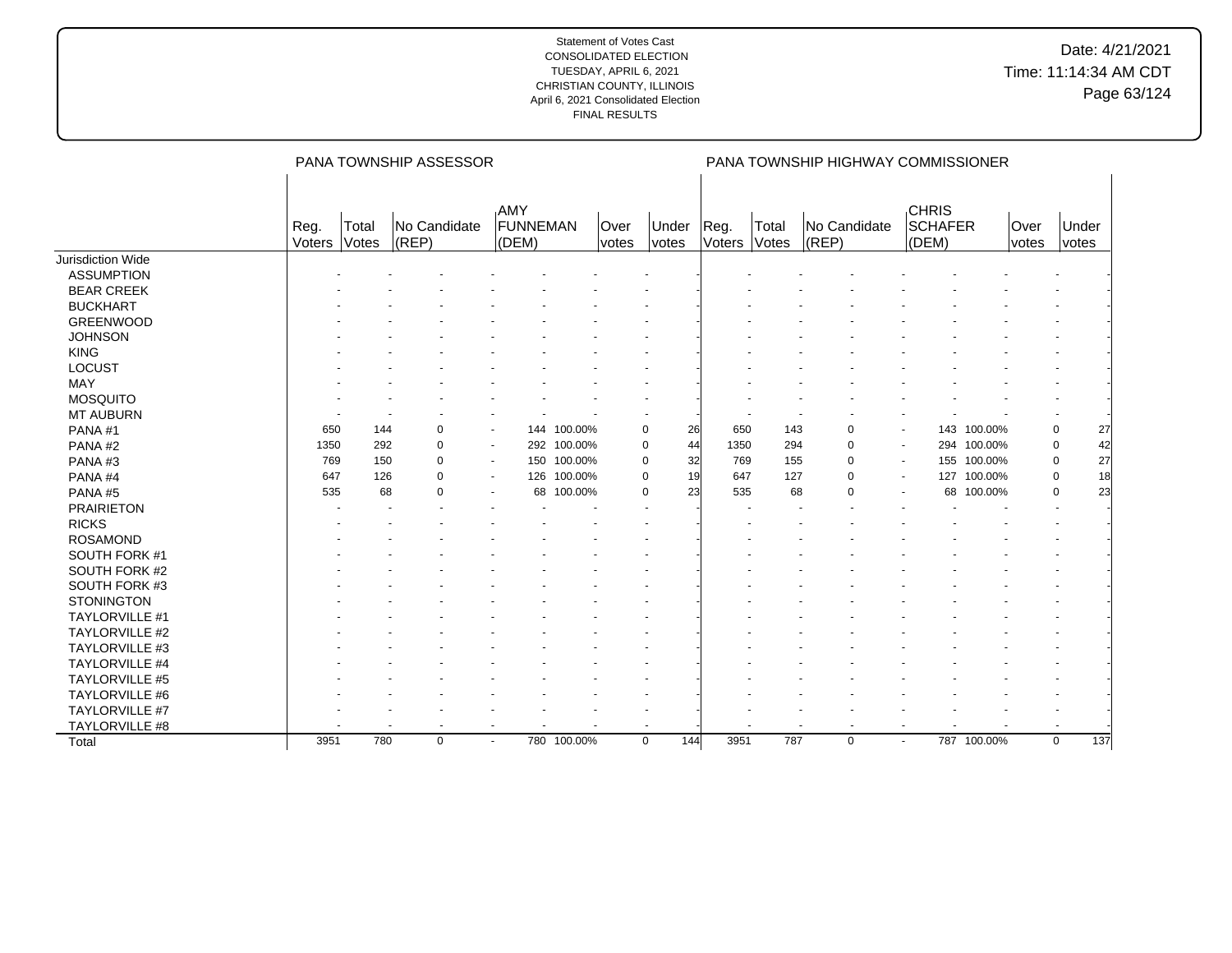Statement of Votes Cast
CONSOLIDATED ELECTION
TUESDAY, APRIL 6, 2021
CHRISTIAN COUNTY, ILLINOIS
April 6, 2021 Consolidated Election
FINAL RESULTS

Date: 4/21/2021
Time: 11:14:34 AM CDT

| | PANA TOWNSHIP ASSESSOR | | | | | | | | PANA TOWNSHIP HIGHWAY COMMISSIONER | | | | | | | |
|---|---|---|---|---|---|---|---|---|---|---|---|---|---|---|---|---|
| | Reg. Voters | Total Votes | No Candidate (REP) | | AMY FUNNEMAN (DEM) | | Over votes | Under votes | Reg. Voters | Total Votes | No Candidate (REP) | | CHRIS SCHAFER (DEM) | | Over votes | Under votes |
| Jurisdiction Wide | | | | | | | | | | | | | | | | |
| ASSUMPTION | - | - | - | - | - | - | - | - | - | - | - | - | - | - | - | - |
| BEAR CREEK | - | - | - | - | - | - | - | - | - | - | - | - | - | - | - | - |
| BUCKHART | - | - | - | - | - | - | - | - | - | - | - | - | - | - | - | - |
| GREENWOOD | - | - | - | - | - | - | - | - | - | - | - | - | - | - | - | - |
| JOHNSON | - | - | - | - | - | - | - | - | - | - | - | - | - | - | - | - |
| KING | - | - | - | - | - | - | - | - | - | - | - | - | - | - | - | - |
| LOCUST | - | - | - | - | - | - | - | - | - | - | - | - | - | - | - | - |
| MAY | - | - | - | - | - | - | - | - | - | - | - | - | - | - | - | - |
| MOSQUITO | - | - | - | - | - | - | - | - | - | - | - | - | - | - | - | - |
| MT AUBURN | - | - | - | - | - | - | - | - | - | - | - | - | - | - | - | - |
| PANA #1 | 650 | 144 | 0 | - | 144 | 100.00% | 0 | 26 | 650 | 143 | 0 | - | 143 | 100.00% | 0 | 27 |
| PANA #2 | 1350 | 292 | 0 | - | 292 | 100.00% | 0 | 44 | 1350 | 294 | 0 | - | 294 | 100.00% | 0 | 42 |
| PANA #3 | 769 | 150 | 0 | - | 150 | 100.00% | 0 | 32 | 769 | 155 | 0 | - | 155 | 100.00% | 0 | 27 |
| PANA #4 | 647 | 126 | 0 | - | 126 | 100.00% | 0 | 19 | 647 | 127 | 0 | - | 127 | 100.00% | 0 | 18 |
| PANA #5 | 535 | 68 | 0 | - | 68 | 100.00% | 0 | 23 | 535 | 68 | 0 | - | 68 | 100.00% | 0 | 23 |
| PRAIRIETON | - | - | - | - | - | - | - | - | - | - | - | - | - | - | - | - |
| RICKS | - | - | - | - | - | - | - | - | - | - | - | - | - | - | - | - |
| ROSAMOND | - | - | - | - | - | - | - | - | - | - | - | - | - | - | - | - |
| SOUTH FORK #1 | - | - | - | - | - | - | - | - | - | - | - | - | - | - | - | - |
| SOUTH FORK #2 | - | - | - | - | - | - | - | - | - | - | - | - | - | - | - | - |
| SOUTH FORK #3 | - | - | - | - | - | - | - | - | - | - | - | - | - | - | - | - |
| STONINGTON | - | - | - | - | - | - | - | - | - | - | - | - | - | - | - | - |
| TAYLORVILLE #1 | - | - | - | - | - | - | - | - | - | - | - | - | - | - | - | - |
| TAYLORVILLE #2 | - | - | - | - | - | - | - | - | - | - | - | - | - | - | - | - |
| TAYLORVILLE #3 | - | - | - | - | - | - | - | - | - | - | - | - | - | - | - | - |
| TAYLORVILLE #4 | - | - | - | - | - | - | - | - | - | - | - | - | - | - | - | - |
| TAYLORVILLE #5 | - | - | - | - | - | - | - | - | - | - | - | - | - | - | - | - |
| TAYLORVILLE #6 | - | - | - | - | - | - | - | - | - | - | - | - | - | - | - | - |
| TAYLORVILLE #7 | - | - | - | - | - | - | - | - | - | - | - | - | - | - | - | - |
| TAYLORVILLE #8 | - | - | - | - | - | - | - | - | - | - | - | - | - | - | - | - |
| Total | 3951 | 780 | 0 | - | 780 | 100.00% | 0 | 144 | 3951 | 787 | 0 | - | 787 | 100.00% | 0 | 137 |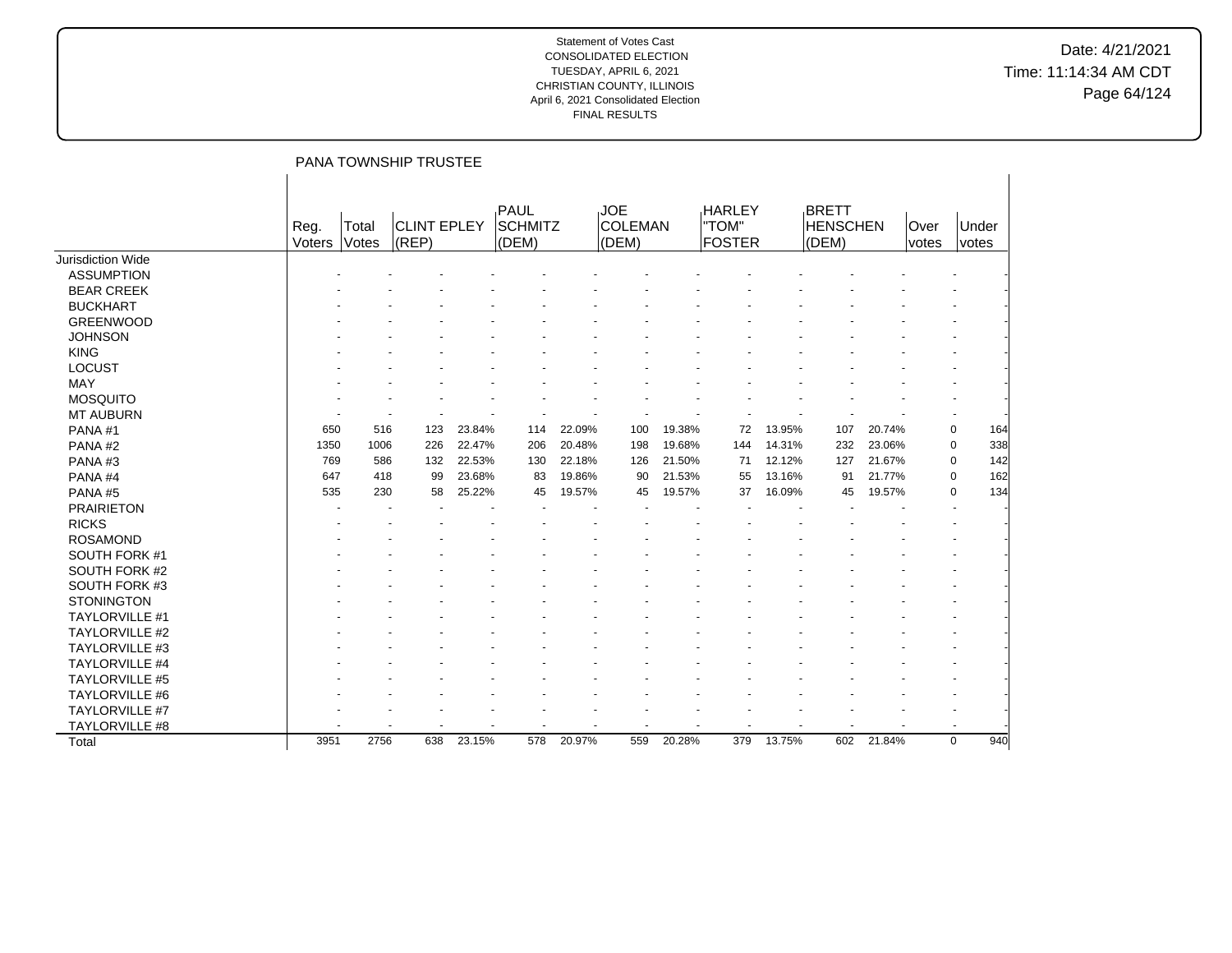Statement of Votes Cast
CONSOLIDATED ELECTION
TUESDAY, APRIL 6, 2021
CHRISTIAN COUNTY, ILLINOIS
April 6, 2021 Consolidated Election
FINAL RESULTS

Date: 4/21/2021
Time: 11:14:34 AM CDT

## PANA TOWNSHIP TRUSTEE

| | Reg. Voters | Total Votes | CLINT EPLEY (REP) | | PAUL SCHMITZ (DEM) | | JOE COLEMAN (DEM) | | HARLEY "TOM" FOSTER | | BRETT HENSCHEN (DEM) | | Over votes | Under votes |
|---|---|---|---|---|---|---|---|---|---|---|---|---|---|---|
| Jurisdiction Wide | | | | | | | | | | | | | | |
| ASSUMPTION | - | - | - | - | - | - | - | - | - | - | - | - | - | - |
| BEAR CREEK | - | - | - | - | - | - | - | - | - | - | - | - | - | - |
| BUCKHART | - | - | - | - | - | - | - | - | - | - | - | - | - | - |
| GREENWOOD | - | - | - | - | - | - | - | - | - | - | - | - | - | - |
| JOHNSON | - | - | - | - | - | - | - | - | - | - | - | - | - | - |
| KING | - | - | - | - | - | - | - | - | - | - | - | - | - | - |
| LOCUST | - | - | - | - | - | - | - | - | - | - | - | - | - | - |
| MAY | - | - | - | - | - | - | - | - | - | - | - | - | - | - |
| MOSQUITO | - | - | - | - | - | - | - | - | - | - | - | - | - | - |
| MT AUBURN | - | - | - | - | - | - | - | - | - | - | - | - | - | - |
| PANA #1 | 650 | 516 | 123 | 23.84% | 114 | 22.09% | 100 | 19.38% | 72 | 13.95% | 107 | 20.74% | 0 | 164 |
| PANA #2 | 1350 | 1006 | 226 | 22.47% | 206 | 20.48% | 198 | 19.68% | 144 | 14.31% | 232 | 23.06% | 0 | 338 |
| PANA #3 | 769 | 586 | 132 | 22.53% | 130 | 22.18% | 126 | 21.50% | 71 | 12.12% | 127 | 21.67% | 0 | 142 |
| PANA #4 | 647 | 418 | 99 | 23.68% | 83 | 19.86% | 90 | 21.53% | 55 | 13.16% | 91 | 21.77% | 0 | 162 |
| PANA #5 | 535 | 230 | 58 | 25.22% | 45 | 19.57% | 45 | 19.57% | 37 | 16.09% | 45 | 19.57% | 0 | 134 |
| PRAIRIETON | - | - | - | - | - | - | - | - | - | - | - | - | - | - |
| RICKS | - | - | - | - | - | - | - | - | - | - | - | - | - | - |
| ROSAMOND | - | - | - | - | - | - | - | - | - | - | - | - | - | - |
| SOUTH FORK #1 | - | - | - | - | - | - | - | - | - | - | - | - | - | - |
| SOUTH FORK #2 | - | - | - | - | - | - | - | - | - | - | - | - | - | - |
| SOUTH FORK #3 | - | - | - | - | - | - | - | - | - | - | - | - | - | - |
| STONINGTON | - | - | - | - | - | - | - | - | - | - | - | - | - | - |
| TAYLORVILLE #1 | - | - | - | - | - | - | - | - | - | - | - | - | - | - |
| TAYLORVILLE #2 | - | - | - | - | - | - | - | - | - | - | - | - | - | - |
| TAYLORVILLE #3 | - | - | - | - | - | - | - | - | - | - | - | - | - | - |
| TAYLORVILLE #4 | - | - | - | - | - | - | - | - | - | - | - | - | - | - |
| TAYLORVILLE #5 | - | - | - | - | - | - | - | - | - | - | - | - | - | - |
| TAYLORVILLE #6 | - | - | - | - | - | - | - | - | - | - | - | - | - | - |
| TAYLORVILLE #7 | - | - | - | - | - | - | - | - | - | - | - | - | - | - |
| TAYLORVILLE #8 | - | - | - | - | - | - | - | - | - | - | - | - | - | - |
| Total | 3951 | 2756 | 638 | 23.15% | 578 | 20.97% | 559 | 20.28% | 379 | 13.75% | 602 | 21.84% | 0 | 940 |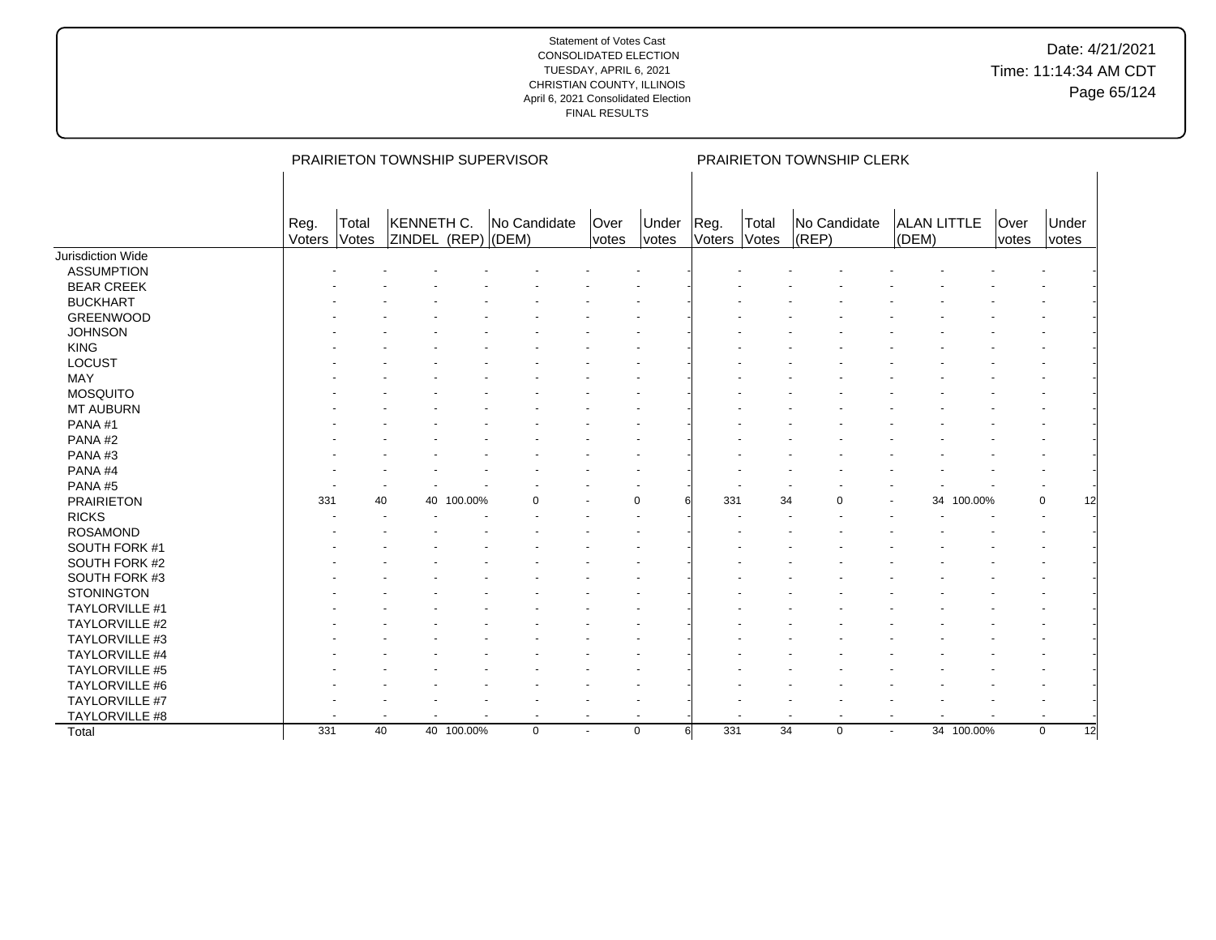Statement of Votes Cast
CONSOLIDATED ELECTION
TUESDAY, APRIL 6, 2021
CHRISTIAN COUNTY, ILLINOIS
April 6, 2021 Consolidated Election
FINAL RESULTS

Date: 4/21/2021
Time: 11:14:34 AM CDT

| | PRAIRIETON TOWNSHIP SUPERVISOR | | | | | | | | PRAIRIETON TOWNSHIP CLERK | | | | | | | |
|---|---|---|---|---|---|---|---|---|---|---|---|---|---|---|---|---|
| | Reg. Voters | Total Votes | KENNETH C. ZINDEL (REP) | | No Candidate (DEM) | | Over votes | Under votes | Reg. Voters | Total Votes | No Candidate (REP) | | ALAN LITTLE (DEM) | | Over votes | Under votes |
| Jurisdiction Wide | | | | | | | | | | | | | | | | |
| ASSUMPTION | - | - | - | - | - | - | - | - | - | - | - | - | - | - | - | - |
| BEAR CREEK | - | - | - | - | - | - | - | - | - | - | - | - | - | - | - | - |
| BUCKHART | - | - | - | - | - | - | - | - | - | - | - | - | - | - | - | - |
| GREENWOOD | - | - | - | - | - | - | - | - | - | - | - | - | - | - | - | - |
| JOHNSON | - | - | - | - | - | - | - | - | - | - | - | - | - | - | - | - |
| KING | - | - | - | - | - | - | - | - | - | - | - | - | - | - | - | - |
| LOCUST | - | - | - | - | - | - | - | - | - | - | - | - | - | - | - | - |
| MAY | - | - | - | - | - | - | - | - | - | - | - | - | - | - | - | - |
| MOSQUITO | - | - | - | - | - | - | - | - | - | - | - | - | - | - | - | - |
| MT AUBURN | - | - | - | - | - | - | - | - | - | - | - | - | - | - | - | - |
| PANA #1 | - | - | - | - | - | - | - | - | - | - | - | - | - | - | - | - |
| PANA #2 | - | - | - | - | - | - | - | - | - | - | - | - | - | - | - | - |
| PANA #3 | - | - | - | - | - | - | - | - | - | - | - | - | - | - | - | - |
| PANA #4 | - | - | - | - | - | - | - | - | - | - | - | - | - | - | - | - |
| PANA #5 | - | - | - | - | - | - | - | - | - | - | - | - | - | - | - | - |
| PRAIRIETON | 331 | 40 | 40 | 100.00% | 0 | - | 0 | 6 | 331 | 34 | 0 | - | 34 | 100.00% | 0 | 12 |
| RICKS | - | - | - | - | - | - | - | - | - | - | - | - | - | - | - | - |
| ROSAMOND | - | - | - | - | - | - | - | - | - | - | - | - | - | - | - | - |
| SOUTH FORK #1 | - | - | - | - | - | - | - | - | - | - | - | - | - | - | - | - |
| SOUTH FORK #2 | - | - | - | - | - | - | - | - | - | - | - | - | - | - | - | - |
| SOUTH FORK #3 | - | - | - | - | - | - | - | - | - | - | - | - | - | - | - | - |
| STONINGTON | - | - | - | - | - | - | - | - | - | - | - | - | - | - | - | - |
| TAYLORVILLE #1 | - | - | - | - | - | - | - | - | - | - | - | - | - | - | - | - |
| TAYLORVILLE #2 | - | - | - | - | - | - | - | - | - | - | - | - | - | - | - | - |
| TAYLORVILLE #3 | - | - | - | - | - | - | - | - | - | - | - | - | - | - | - | - |
| TAYLORVILLE #4 | - | - | - | - | - | - | - | - | - | - | - | - | - | - | - | - |
| TAYLORVILLE #5 | - | - | - | - | - | - | - | - | - | - | - | - | - | - | - | - |
| TAYLORVILLE #6 | - | - | - | - | - | - | - | - | - | - | - | - | - | - | - | - |
| TAYLORVILLE #7 | - | - | - | - | - | - | - | - | - | - | - | - | - | - | - | - |
| TAYLORVILLE #8 | - | - | - | - | - | - | - | - | - | - | - | - | - | - | - | - |
| Total | 331 | 40 | 40 | 100.00% | 0 | - | 0 | 6 | 331 | 34 | 0 | - | 34 | 100.00% | 0 | 12 |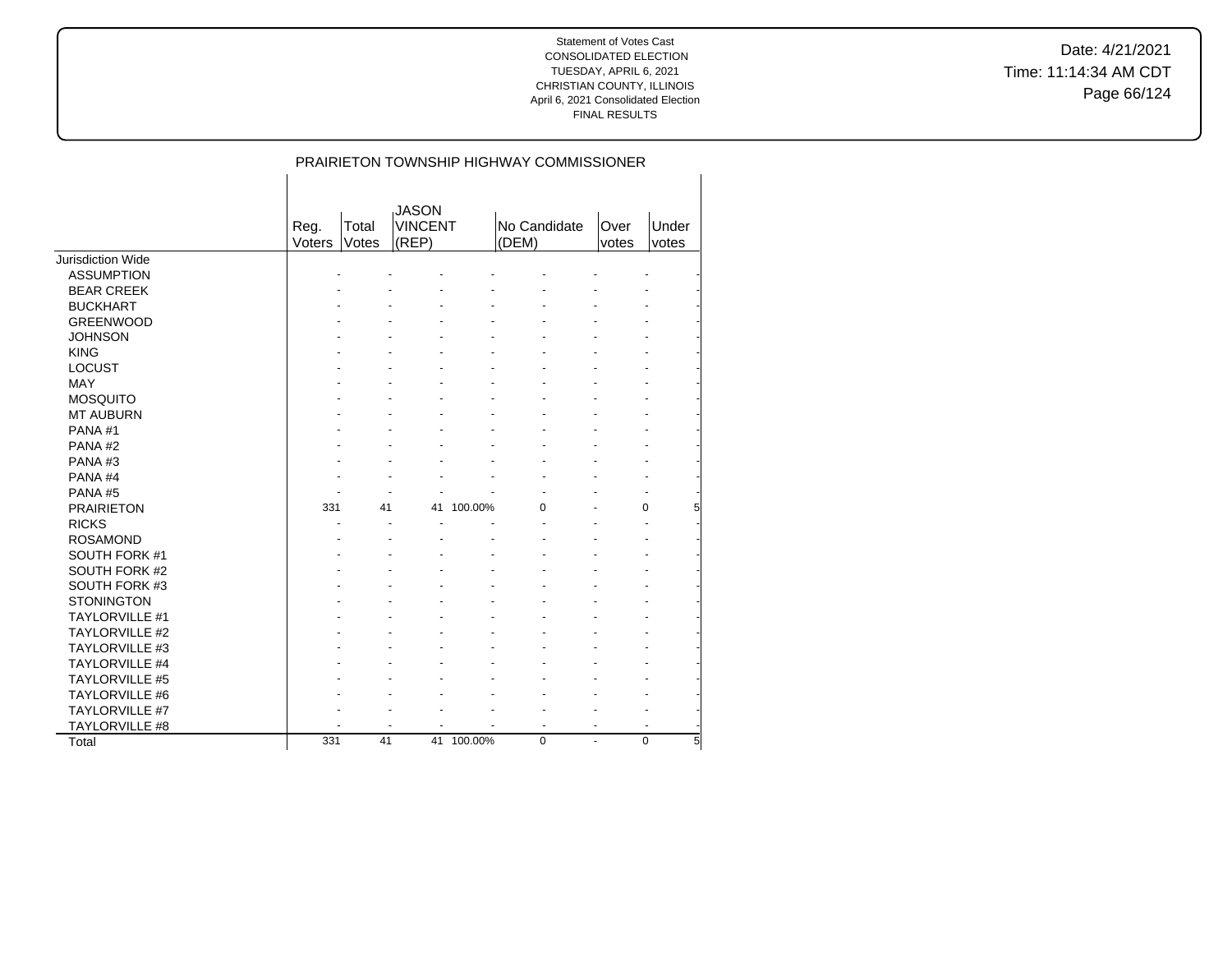Statement of Votes Cast
CONSOLIDATED ELECTION
TUESDAY, APRIL 6, 2021
CHRISTIAN COUNTY, ILLINOIS
April 6, 2021 Consolidated Election
FINAL RESULTS

Date: 4/21/2021
Time: 11:14:34 AM CDT

## PRAIRIETON TOWNSHIP HIGHWAY COMMISSIONER

| | Reg. Voters | Total Votes | JASON VINCENT (REP) | | No Candidate (DEM) | | Over votes | Under votes |
|---|---|---|---|---|---|---|---|---|
| Jurisdiction Wide | | | | | | | | |
| ASSUMPTION | - | - | - | - | - | - | - | - |
| BEAR CREEK | - | - | - | - | - | - | - | - |
| BUCKHART | - | - | - | - | - | - | - | - |
| GREENWOOD | - | - | - | - | - | - | - | - |
| JOHNSON | - | - | - | - | - | - | - | - |
| KING | - | - | - | - | - | - | - | - |
| LOCUST | - | - | - | - | - | - | - | - |
| MAY | - | - | - | - | - | - | - | - |
| MOSQUITO | - | - | - | - | - | - | - | - |
| MT AUBURN | - | - | - | - | - | - | - | - |
| PANA #1 | - | - | - | - | - | - | - | - |
| PANA #2 | - | - | - | - | - | - | - | - |
| PANA #3 | - | - | - | - | - | - | - | - |
| PANA #4 | - | - | - | - | - | - | - | - |
| PANA #5 | - | - | - | - | - | - | - | - |
| PRAIRIETON | 331 | 41 | 41 | 100.00% | 0 | - | 0 | 5 |
| RICKS | - | - | - | - | - | - | - | - |
| ROSAMOND | - | - | - | - | - | - | - | - |
| SOUTH FORK #1 | - | - | - | - | - | - | - | - |
| SOUTH FORK #2 | - | - | - | - | - | - | - | - |
| SOUTH FORK #3 | - | - | - | - | - | - | - | - |
| STONINGTON | - | - | - | - | - | - | - | - |
| TAYLORVILLE #1 | - | - | - | - | - | - | - | - |
| TAYLORVILLE #2 | - | - | - | - | - | - | - | - |
| TAYLORVILLE #3 | - | - | - | - | - | - | - | - |
| TAYLORVILLE #4 | - | - | - | - | - | - | - | - |
| TAYLORVILLE #5 | - | - | - | - | - | - | - | - |
| TAYLORVILLE #6 | - | - | - | - | - | - | - | - |
| TAYLORVILLE #7 | - | - | - | - | - | - | - | - |
| TAYLORVILLE #8 | - | - | - | - | - | - | - | - |
| Total | 331 | 41 | 41 | 100.00% | 0 | - | 0 | 5 |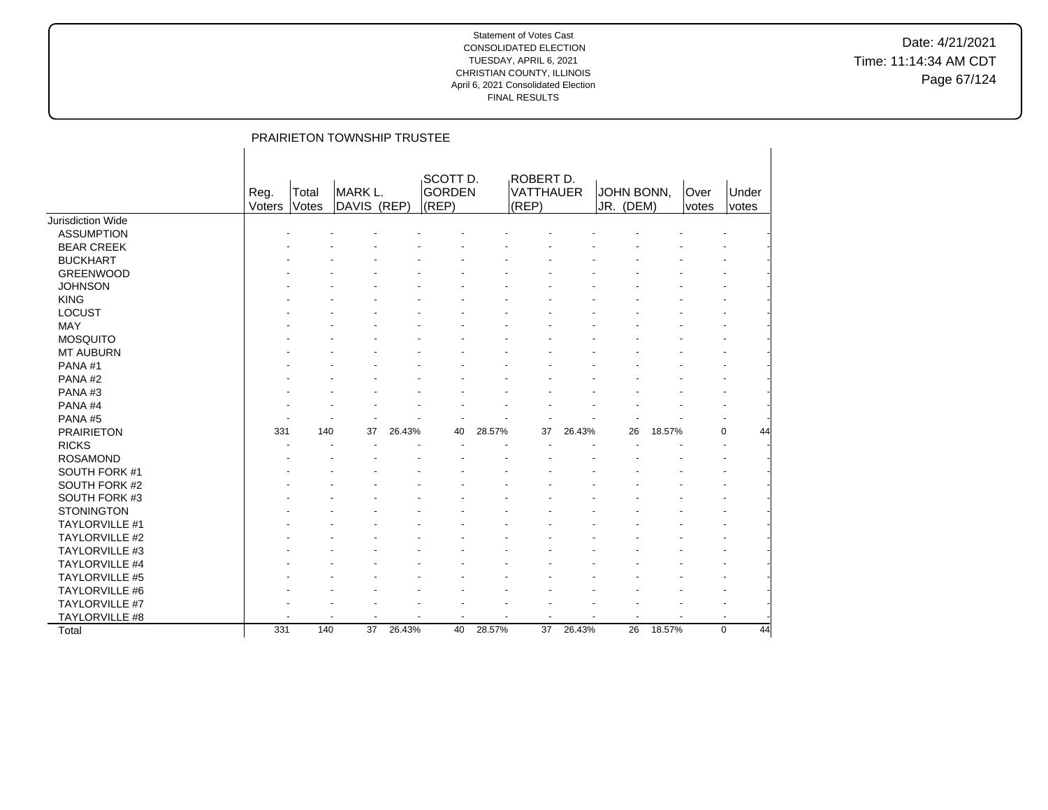Statement of Votes Cast
CONSOLIDATED ELECTION
TUESDAY, APRIL 6, 2021
CHRISTIAN COUNTY, ILLINOIS
April 6, 2021 Consolidated Election
FINAL RESULTS

Date: 4/21/2021
Time: 11:14:34 AM CDT

## PRAIRIETON TOWNSHIP TRUSTEE

| | Reg. Voters | Total Votes | MARK L. DAVIS (REP) | | SCOTT D. GORDEN (REP) | | ROBERT D. VATTHAUER (REP) | | JOHN BONN, JR. (DEM) | | Over votes | Under votes |
|---|---|---|---|---|---|---|---|---|---|---|---|---|
| Jurisdiction Wide | | | | | | | | | | | | |
| ASSUMPTION | - | - | - | - | - | - | - | - | - | - | - | - |
| BEAR CREEK | - | - | - | - | - | - | - | - | - | - | - | - |
| BUCKHART | - | - | - | - | - | - | - | - | - | - | - | - |
| GREENWOOD | - | - | - | - | - | - | - | - | - | - | - | - |
| JOHNSON | - | - | - | - | - | - | - | - | - | - | - | - |
| KING | - | - | - | - | - | - | - | - | - | - | - | - |
| LOCUST | - | - | - | - | - | - | - | - | - | - | - | - |
| MAY | - | - | - | - | - | - | - | - | - | - | - | - |
| MOSQUITO | - | - | - | - | - | - | - | - | - | - | - | - |
| MT AUBURN | - | - | - | - | - | - | - | - | - | - | - | - |
| PANA #1 | - | - | - | - | - | - | - | - | - | - | - | - |
| PANA #2 | - | - | - | - | - | - | - | - | - | - | - | - |
| PANA #3 | - | - | - | - | - | - | - | - | - | - | - | - |
| PANA #4 | - | - | - | - | - | - | - | - | - | - | - | - |
| PANA #5 | - | - | - | - | - | - | - | - | - | - | - | - |
| PRAIRIETON | 331 | 140 | 37 | 26.43% | 40 | 28.57% | 37 | 26.43% | 26 | 18.57% | 0 | 44 |
| RICKS | - | - | - | - | - | - | - | - | - | - | - | - |
| ROSAMOND | - | - | - | - | - | - | - | - | - | - | - | - |
| SOUTH FORK #1 | - | - | - | - | - | - | - | - | - | - | - | - |
| SOUTH FORK #2 | - | - | - | - | - | - | - | - | - | - | - | - |
| SOUTH FORK #3 | - | - | - | - | - | - | - | - | - | - | - | - |
| STONINGTON | - | - | - | - | - | - | - | - | - | - | - | - |
| TAYLORVILLE #1 | - | - | - | - | - | - | - | - | - | - | - | - |
| TAYLORVILLE #2 | - | - | - | - | - | - | - | - | - | - | - | - |
| TAYLORVILLE #3 | - | - | - | - | - | - | - | - | - | - | - | - |
| TAYLORVILLE #4 | - | - | - | - | - | - | - | - | - | - | - | - |
| TAYLORVILLE #5 | - | - | - | - | - | - | - | - | - | - | - | - |
| TAYLORVILLE #6 | - | - | - | - | - | - | - | - | - | - | - | - |
| TAYLORVILLE #7 | - | - | - | - | - | - | - | - | - | - | - | - |
| TAYLORVILLE #8 | - | - | - | - | - | - | - | - | - | - | - | - |
| Total | 331 | 140 | 37 | 26.43% | 40 | 28.57% | 37 | 26.43% | 26 | 18.57% | 0 | 44 |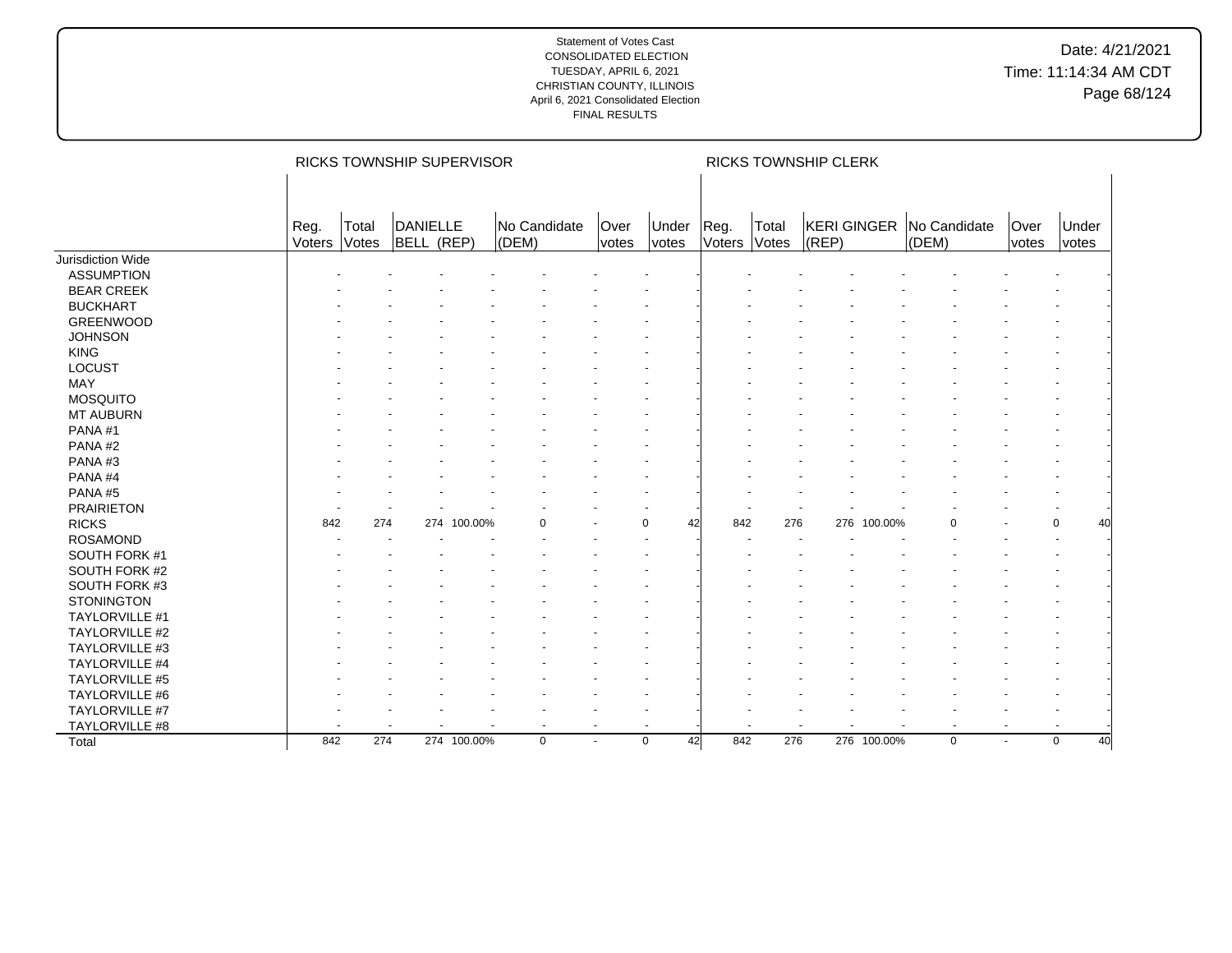Statement of Votes Cast
CONSOLIDATED ELECTION
TUESDAY, APRIL 6, 2021
CHRISTIAN COUNTY, ILLINOIS
April 6, 2021 Consolidated Election
FINAL RESULTS

Date: 4/21/2021
Time: 11:14:34 AM CDT

| | RICKS TOWNSHIP SUPERVISOR | | | | | | | RICKS TOWNSHIP CLERK | | | | | | |
|---|---|---|---|---|---|---|---|---|---|---|---|---|---|---|
| | Reg. Voters | Total Votes | DANIELLE BELL (REP) | | No Candidate (DEM) | Over votes | Under votes | Reg. Voters | Total Votes | KERI GINGER (REP) | | No Candidate (DEM) | Over votes | Under votes |
| Jurisdiction Wide | | | | | | | | | | | | | | |
| ASSUMPTION | - | - | - | - | - | - | - | - | - | - | - | - | - | - |
| BEAR CREEK | - | - | - | - | - | - | - | - | - | - | - | - | - | - |
| BUCKHART | - | - | - | - | - | - | - | - | - | - | - | - | - | - |
| GREENWOOD | - | - | - | - | - | - | - | - | - | - | - | - | - | - |
| JOHNSON | - | - | - | - | - | - | - | - | - | - | - | - | - | - |
| KING | - | - | - | - | - | - | - | - | - | - | - | - | - | - |
| LOCUST | - | - | - | - | - | - | - | - | - | - | - | - | - | - |
| MAY | - | - | - | - | - | - | - | - | - | - | - | - | - | - |
| MOSQUITO | - | - | - | - | - | - | - | - | - | - | - | - | - | - |
| MT AUBURN | - | - | - | - | - | - | - | - | - | - | - | - | - | - |
| PANA #1 | - | - | - | - | - | - | - | - | - | - | - | - | - | - |
| PANA #2 | - | - | - | - | - | - | - | - | - | - | - | - | - | - |
| PANA #3 | - | - | - | - | - | - | - | - | - | - | - | - | - | - |
| PANA #4 | - | - | - | - | - | - | - | - | - | - | - | - | - | - |
| PANA #5 | - | - | - | - | - | - | - | - | - | - | - | - | - | - |
| PRAIRIETON | - | - | - | - | - | - | - | - | - | - | - | - | - | - |
| RICKS | 842 | 274 | 274 | 100.00% | 0 | - | 0 | 42 | 842 | 276 | 276 | 100.00% | 0 | - | 0 | 40 |
| ROSAMOND | - | - | - | - | - | - | - | - | - | - | - | - | - | - |
| SOUTH FORK #1 | - | - | - | - | - | - | - | - | - | - | - | - | - | - |
| SOUTH FORK #2 | - | - | - | - | - | - | - | - | - | - | - | - | - | - |
| SOUTH FORK #3 | - | - | - | - | - | - | - | - | - | - | - | - | - | - |
| STONINGTON | - | - | - | - | - | - | - | - | - | - | - | - | - | - |
| TAYLORVILLE #1 | - | - | - | - | - | - | - | - | - | - | - | - | - | - |
| TAYLORVILLE #2 | - | - | - | - | - | - | - | - | - | - | - | - | - | - |
| TAYLORVILLE #3 | - | - | - | - | - | - | - | - | - | - | - | - | - | - |
| TAYLORVILLE #4 | - | - | - | - | - | - | - | - | - | - | - | - | - | - |
| TAYLORVILLE #5 | - | - | - | - | - | - | - | - | - | - | - | - | - | - |
| TAYLORVILLE #6 | - | - | - | - | - | - | - | - | - | - | - | - | - | - |
| TAYLORVILLE #7 | - | - | - | - | - | - | - | - | - | - | - | - | - | - |
| TAYLORVILLE #8 | - | - | - | - | - | - | - | - | - | - | - | - | - | - |
| Total | 842 | 274 | 274 | 100.00% | 0 | - | 0 | 42 | 842 | 276 | 276 | 100.00% | 0 | - | 0 | 40 |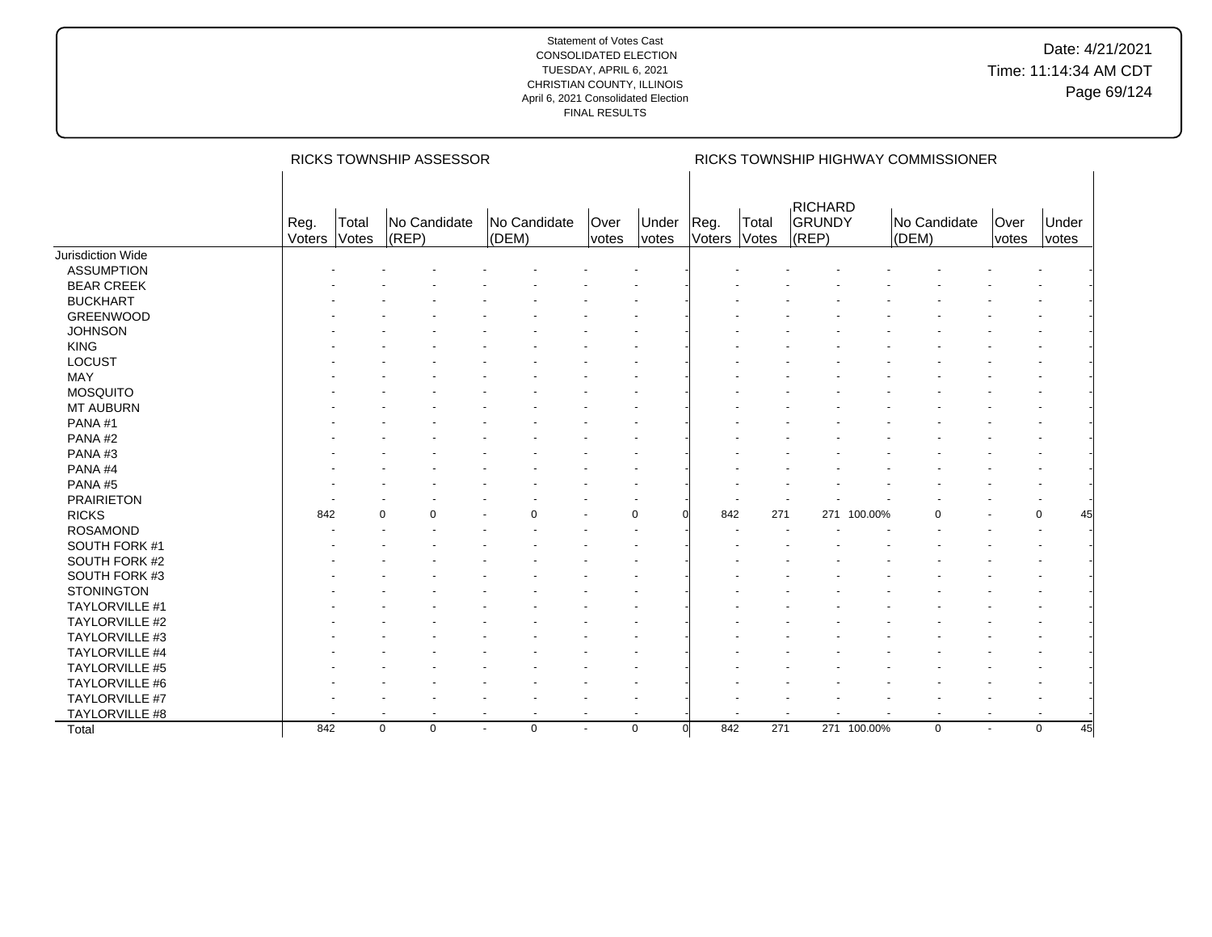| | RICKS TOWNSHIP ASSESSOR | | | | | | | | RICKS TOWNSHIP HIGHWAY COMMISSIONER | | | | | | | |
|---|---|---|---|---|---|---|---|---|---|---|---|---|---|---|---|---|
| | Reg. Voters | Total Votes | No Candidate (REP) | | No Candidate (DEM) | | Over votes | Under votes | Reg. Voters | Total Votes | RICHARD GRUNDY (REP) | | No Candidate (DEM) | | Over votes | Under votes |
| Jurisdiction Wide | | | | | | | | | | | | | | | | |
| ASSUMPTION | - | - | - | - | - | - | - | - | - | - | - | - | - | - | - | - |
| BEAR CREEK | - | - | - | - | - | - | - | - | - | - | - | - | - | - | - | - |
| BUCKHART | - | - | - | - | - | - | - | - | - | - | - | - | - | - | - | - |
| GREENWOOD | - | - | - | - | - | - | - | - | - | - | - | - | - | - | - | - |
| JOHNSON | - | - | - | - | - | - | - | - | - | - | - | - | - | - | - | - |
| KING | - | - | - | - | - | - | - | - | - | - | - | - | - | - | - | - |
| LOCUST | - | - | - | - | - | - | - | - | - | - | - | - | - | - | - | - |
| MAY | - | - | - | - | - | - | - | - | - | - | - | - | - | - | - | - |
| MOSQUITO | - | - | - | - | - | - | - | - | - | - | - | - | - | - | - | - |
| MT AUBURN | - | - | - | - | - | - | - | - | - | - | - | - | - | - | - | - |
| PANA #1 | - | - | - | - | - | - | - | - | - | - | - | - | - | - | - | - |
| PANA #2 | - | - | - | - | - | - | - | - | - | - | - | - | - | - | - | - |
| PANA #3 | - | - | - | - | - | - | - | - | - | - | - | - | - | - | - | - |
| PANA #4 | - | - | - | - | - | - | - | - | - | - | - | - | - | - | - | - |
| PANA #5 | - | - | - | - | - | - | - | - | - | - | - | - | - | - | - | - |
| PRAIRIETON | - | - | - | - | - | - | - | - | - | - | - | - | - | - | - | - |
| RICKS | 842 | 0 | 0 | - | 0 | - | 0 | 0 | 842 | 271 | 271 | 100.00% | 0 | - | 0 | 45 |
| ROSAMOND | - | - | - | - | - | - | - | - | - | - | - | - | - | - | - | - |
| SOUTH FORK #1 | - | - | - | - | - | - | - | - | - | - | - | - | - | - | - | - |
| SOUTH FORK #2 | - | - | - | - | - | - | - | - | - | - | - | - | - | - | - | - |
| SOUTH FORK #3 | - | - | - | - | - | - | - | - | - | - | - | - | - | - | - | - |
| STONINGTON | - | - | - | - | - | - | - | - | - | - | - | - | - | - | - | - |
| TAYLORVILLE #1 | - | - | - | - | - | - | - | - | - | - | - | - | - | - | - | - |
| TAYLORVILLE #2 | - | - | - | - | - | - | - | - | - | - | - | - | - | - | - | - |
| TAYLORVILLE #3 | - | - | - | - | - | - | - | - | - | - | - | - | - | - | - | - |
| TAYLORVILLE #4 | - | - | - | - | - | - | - | - | - | - | - | - | - | - | - | - |
| TAYLORVILLE #5 | - | - | - | - | - | - | - | - | - | - | - | - | - | - | - | - |
| TAYLORVILLE #6 | - | - | - | - | - | - | - | - | - | - | - | - | - | - | - | - |
| TAYLORVILLE #7 | - | - | - | - | - | - | - | - | - | - | - | - | - | - | - | - |
| TAYLORVILLE #8 | - | - | - | - | - | - | - | - | - | - | - | - | - | - | - | - |
| Total | 842 | 0 | 0 | - | 0 | - | 0 | 0 | 842 | 271 | 271 | 100.00% | 0 | - | 0 | 45 |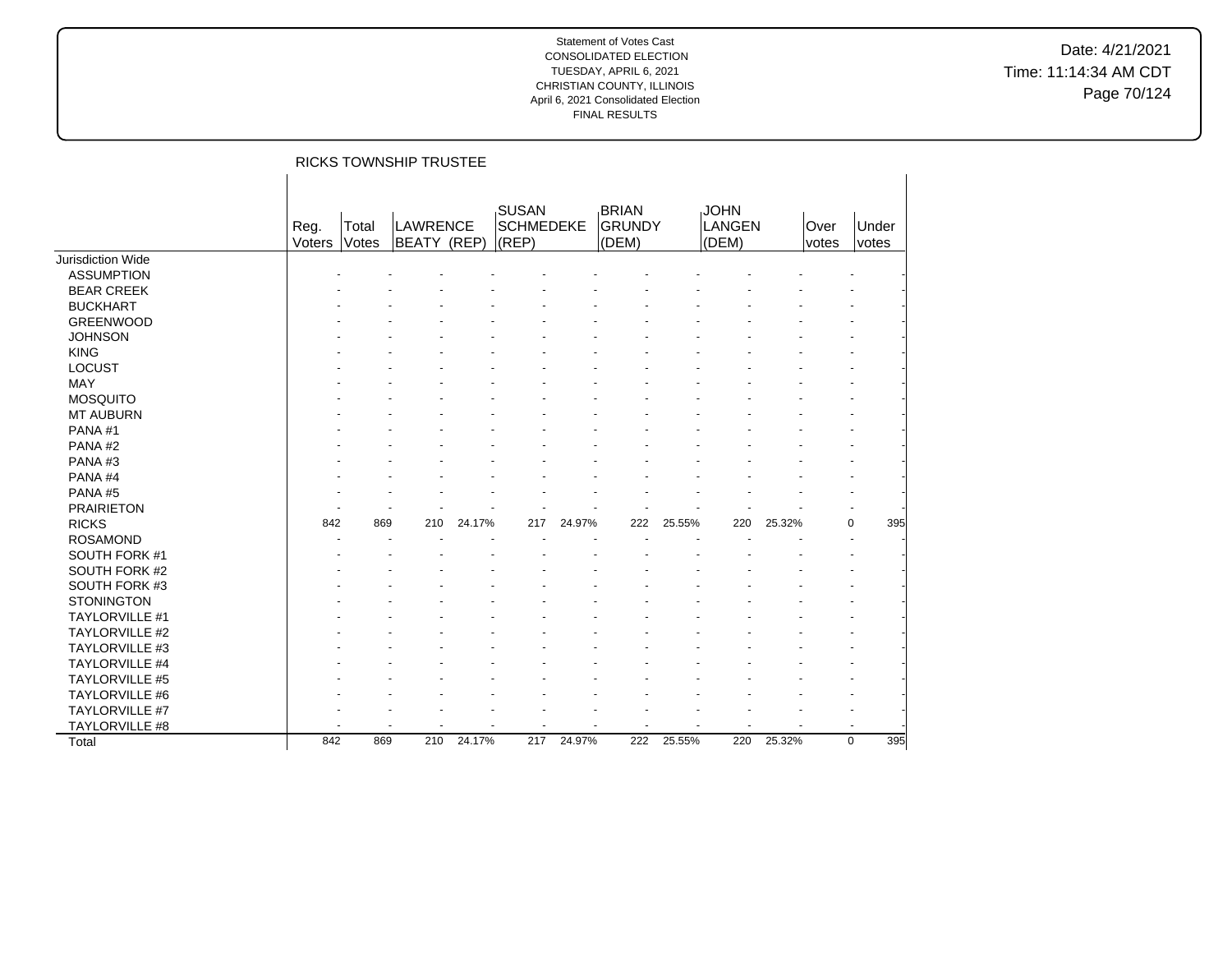Statement of Votes Cast
CONSOLIDATED ELECTION
TUESDAY, APRIL 6, 2021
CHRISTIAN COUNTY, ILLINOIS
April 6, 2021 Consolidated Election
FINAL RESULTS

Date: 4/21/2021
Time: 11:14:34 AM CDT

## RICKS TOWNSHIP TRUSTEE

| | Reg. Voters | Total Votes | LAWRENCE BEATY (REP) | | SUSAN SCHMEDEKE (REP) | | BRIAN GRUNDY (DEM) | | JOHN LANGEN (DEM) | | Over votes | Under votes |
|---|---|---|---|---|---|---|---|---|---|---|---|---|
| Jurisdiction Wide | | | | | | | | | | | | |
| ASSUMPTION | - | - | - | - | - | - | - | - | - | - | - | - |
| BEAR CREEK | - | - | - | - | - | - | - | - | - | - | - | - |
| BUCKHART | - | - | - | - | - | - | - | - | - | - | - | - |
| GREENWOOD | - | - | - | - | - | - | - | - | - | - | - | - |
| JOHNSON | - | - | - | - | - | - | - | - | - | - | - | - |
| KING | - | - | - | - | - | - | - | - | - | - | - | - |
| LOCUST | - | - | - | - | - | - | - | - | - | - | - | - |
| MAY | - | - | - | - | - | - | - | - | - | - | - | - |
| MOSQUITO | - | - | - | - | - | - | - | - | - | - | - | - |
| MT AUBURN | - | - | - | - | - | - | - | - | - | - | - | - |
| PANA #1 | - | - | - | - | - | - | - | - | - | - | - | - |
| PANA #2 | - | - | - | - | - | - | - | - | - | - | - | - |
| PANA #3 | - | - | - | - | - | - | - | - | - | - | - | - |
| PANA #4 | - | - | - | - | - | - | - | - | - | - | - | - |
| PANA #5 | - | - | - | - | - | - | - | - | - | - | - | - |
| PRAIRIETON | - | - | - | - | - | - | - | - | - | - | - | - |
| RICKS | 842 | 869 | 210 | 24.17% | 217 | 24.97% | 222 | 25.55% | 220 | 25.32% | 0 | 395 |
| ROSAMOND | - | - | - | - | - | - | - | - | - | - | - | - |
| SOUTH FORK #1 | - | - | - | - | - | - | - | - | - | - | - | - |
| SOUTH FORK #2 | - | - | - | - | - | - | - | - | - | - | - | - |
| SOUTH FORK #3 | - | - | - | - | - | - | - | - | - | - | - | - |
| STONINGTON | - | - | - | - | - | - | - | - | - | - | - | - |
| TAYLORVILLE #1 | - | - | - | - | - | - | - | - | - | - | - | - |
| TAYLORVILLE #2 | - | - | - | - | - | - | - | - | - | - | - | - |
| TAYLORVILLE #3 | - | - | - | - | - | - | - | - | - | - | - | - |
| TAYLORVILLE #4 | - | - | - | - | - | - | - | - | - | - | - | - |
| TAYLORVILLE #5 | - | - | - | - | - | - | - | - | - | - | - | - |
| TAYLORVILLE #6 | - | - | - | - | - | - | - | - | - | - | - | - |
| TAYLORVILLE #7 | - | - | - | - | - | - | - | - | - | - | - | - |
| TAYLORVILLE #8 | - | - | - | - | - | - | - | - | - | - | - | - |
| Total | 842 | 869 | 210 | 24.17% | 217 | 24.97% | 222 | 25.55% | 220 | 25.32% | 0 | 395 |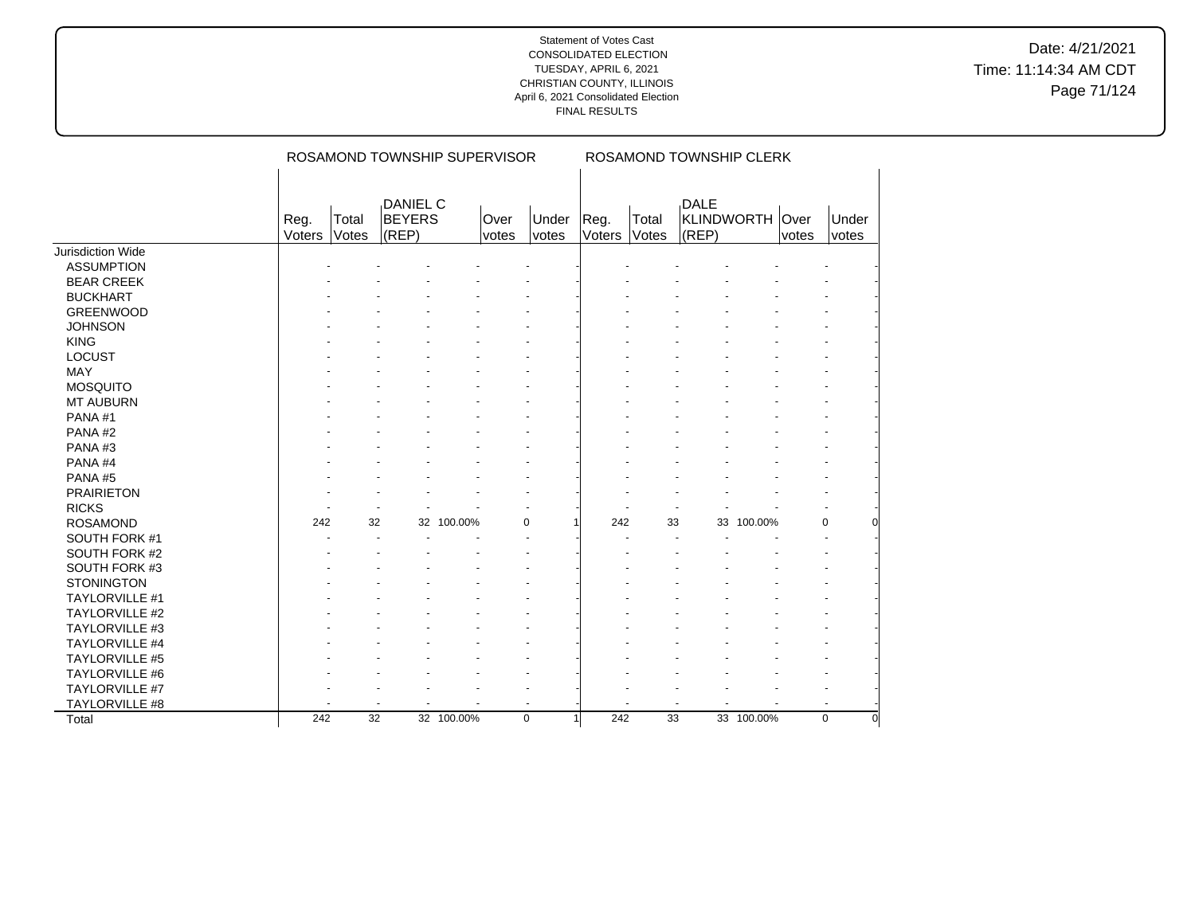Statement of Votes Cast
CONSOLIDATED ELECTION
TUESDAY, APRIL 6, 2021
CHRISTIAN COUNTY, ILLINOIS
April 6, 2021 Consolidated Election
FINAL RESULTS

Date: 4/21/2021
Time: 11:14:34 AM CDT

| | ROSAMOND TOWNSHIP SUPERVISOR | | | | | | ROSAMOND TOWNSHIP CLERK | | | | | |
|---|---|---|---|---|---|---|---|---|---|---|---|---|
| | Reg. Voters | Total Votes | DANIEL C BEYERS (REP) | | Over votes | Under votes | Reg. Voters | Total Votes | DALE KLINDWORTH (REP) | | Over votes | Under votes |
| Jurisdiction Wide | | | | | | | | | | | | |
| ASSUMPTION | - | - | - | - | - | - | - | - | - | - | - | - |
| BEAR CREEK | - | - | - | - | - | - | - | - | - | - | - | - |
| BUCKHART | - | - | - | - | - | - | - | - | - | - | - | - |
| GREENWOOD | - | - | - | - | - | - | - | - | - | - | - | - |
| JOHNSON | - | - | - | - | - | - | - | - | - | - | - | - |
| KING | - | - | - | - | - | - | - | - | - | - | - | - |
| LOCUST | - | - | - | - | - | - | - | - | - | - | - | - |
| MAY | - | - | - | - | - | - | - | - | - | - | - | - |
| MOSQUITO | - | - | - | - | - | - | - | - | - | - | - | - |
| MT AUBURN | - | - | - | - | - | - | - | - | - | - | - | - |
| PANA #1 | - | - | - | - | - | - | - | - | - | - | - | - |
| PANA #2 | - | - | - | - | - | - | - | - | - | - | - | - |
| PANA #3 | - | - | - | - | - | - | - | - | - | - | - | - |
| PANA #4 | - | - | - | - | - | - | - | - | - | - | - | - |
| PANA #5 | - | - | - | - | - | - | - | - | - | - | - | - |
| PRAIRIETON | - | - | - | - | - | - | - | - | - | - | - | - |
| RICKS | - | - | - | - | - | - | - | - | - | - | - | - |
| ROSAMOND | 242 | 32 | 32 | 100.00% | 0 | 1 | 242 | 33 | 33 | 100.00% | 0 | 0 |
| SOUTH FORK #1 | - | - | - | - | - | - | - | - | - | - | - | - |
| SOUTH FORK #2 | - | - | - | - | - | - | - | - | - | - | - | - |
| SOUTH FORK #3 | - | - | - | - | - | - | - | - | - | - | - | - |
| STONINGTON | - | - | - | - | - | - | - | - | - | - | - | - |
| TAYLORVILLE #1 | - | - | - | - | - | - | - | - | - | - | - | - |
| TAYLORVILLE #2 | - | - | - | - | - | - | - | - | - | - | - | - |
| TAYLORVILLE #3 | - | - | - | - | - | - | - | - | - | - | - | - |
| TAYLORVILLE #4 | - | - | - | - | - | - | - | - | - | - | - | - |
| TAYLORVILLE #5 | - | - | - | - | - | - | - | - | - | - | - | - |
| TAYLORVILLE #6 | - | - | - | - | - | - | - | - | - | - | - | - |
| TAYLORVILLE #7 | - | - | - | - | - | - | - | - | - | - | - | - |
| TAYLORVILLE #8 | - | - | - | - | - | - | - | - | - | - | - | - |
| Total | 242 | 32 | 32 | 100.00% | 0 | 1 | 242 | 33 | 33 | 100.00% | 0 | 0 |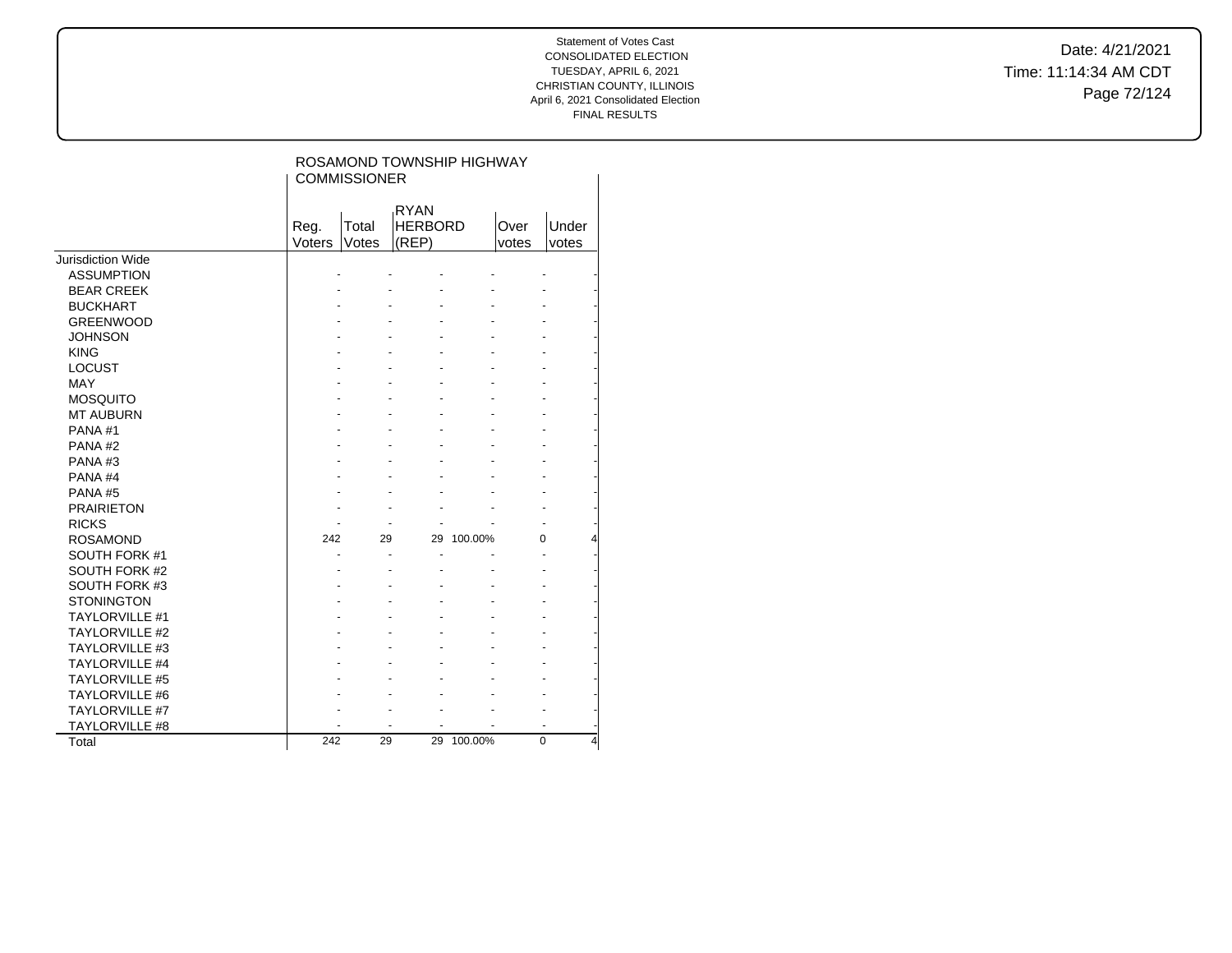Statement of Votes Cast
CONSOLIDATED ELECTION
TUESDAY, APRIL 6, 2021
CHRISTIAN COUNTY, ILLINOIS
April 6, 2021 Consolidated Election
FINAL RESULTS

Date: 4/21/2021
Time: 11:14:34 AM CDT

## ROSAMOND TOWNSHIP HIGHWAY COMMISSIONER

| | Reg. Voters | Total Votes | RYAN HERBORD (REP) | | Over votes | Under votes |
|---|---|---|---|---|---|---|
| Jurisdiction Wide | | | | | | |
| ASSUMPTION | - | - | - | - | - | - |
| BEAR CREEK | - | - | - | - | - | - |
| BUCKHART | - | - | - | - | - | - |
| GREENWOOD | - | - | - | - | - | - |
| JOHNSON | - | - | - | - | - | - |
| KING | - | - | - | - | - | - |
| LOCUST | - | - | - | - | - | - |
| MAY | - | - | - | - | - | - |
| MOSQUITO | - | - | - | - | - | - |
| MT AUBURN | - | - | - | - | - | - |
| PANA #1 | - | - | - | - | - | - |
| PANA #2 | - | - | - | - | - | - |
| PANA #3 | - | - | - | - | - | - |
| PANA #4 | - | - | - | - | - | - |
| PANA #5 | - | - | - | - | - | - |
| PRAIRIETON | - | - | - | - | - | - |
| RICKS | - | - | - | - | - | - |
| ROSAMOND | 242 | 29 | 29 | 100.00% | 0 | 4 |
| SOUTH FORK #1 | - | - | - | - | - | - |
| SOUTH FORK #2 | - | - | - | - | - | - |
| SOUTH FORK #3 | - | - | - | - | - | - |
| STONINGTON | - | - | - | - | - | - |
| TAYLORVILLE #1 | - | - | - | - | - | - |
| TAYLORVILLE #2 | - | - | - | - | - | - |
| TAYLORVILLE #3 | - | - | - | - | - | - |
| TAYLORVILLE #4 | - | - | - | - | - | - |
| TAYLORVILLE #5 | - | - | - | - | - | - |
| TAYLORVILLE #6 | - | - | - | - | - | - |
| TAYLORVILLE #7 | - | - | - | - | - | - |
| TAYLORVILLE #8 | - | - | - | - | - | - |
| Total | 242 | 29 | 29 | 100.00% | 0 | 4 |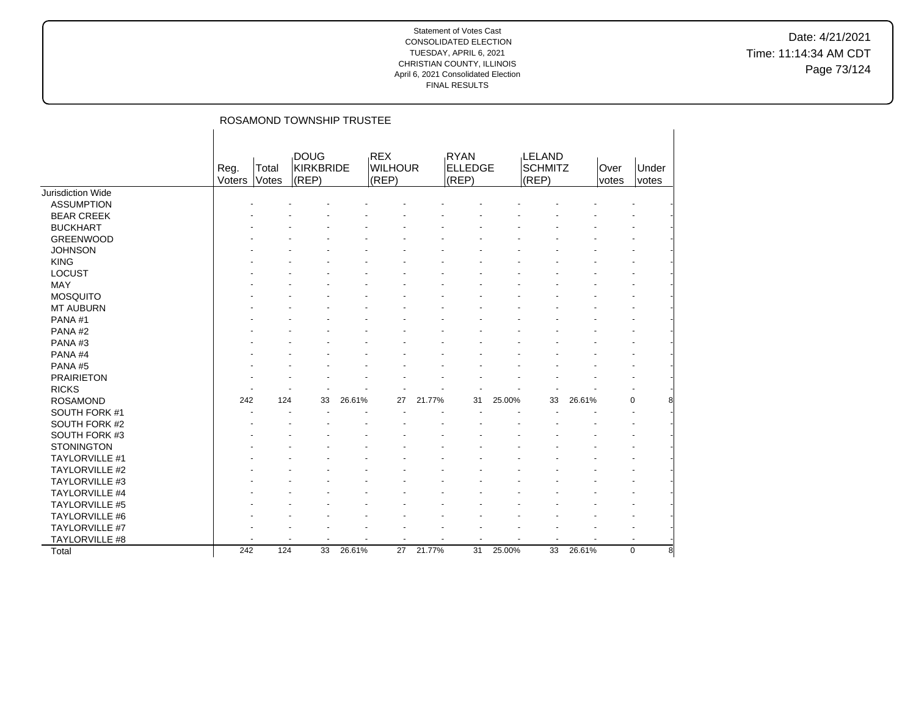Statement of Votes Cast
CONSOLIDATED ELECTION
TUESDAY, APRIL 6, 2021
CHRISTIAN COUNTY, ILLINOIS
April 6, 2021 Consolidated Election
FINAL RESULTS

Date: 4/21/2021
Time: 11:14:34 AM CDT

## ROSAMOND TOWNSHIP TRUSTEE

| | Reg. Voters | Total Votes | DOUG KIRKBRIDE (REP) | | REX WILHOUR (REP) | | RYAN ELLEDGE (REP) | | LELAND SCHMITZ (REP) | | Over votes | Under votes |
|---|---|---|---|---|---|---|---|---|---|---|---|---|
| Jurisdiction Wide | | | | | | | | | | | | |
| ASSUMPTION | - | - | - | - | - | - | - | - | - | - | - | - |
| BEAR CREEK | - | - | - | - | - | - | - | - | - | - | - | - |
| BUCKHART | - | - | - | - | - | - | - | - | - | - | - | - |
| GREENWOOD | - | - | - | - | - | - | - | - | - | - | - | - |
| JOHNSON | - | - | - | - | - | - | - | - | - | - | - | - |
| KING | - | - | - | - | - | - | - | - | - | - | - | - |
| LOCUST | - | - | - | - | - | - | - | - | - | - | - | - |
| MAY | - | - | - | - | - | - | - | - | - | - | - | - |
| MOSQUITO | - | - | - | - | - | - | - | - | - | - | - | - |
| MT AUBURN | - | - | - | - | - | - | - | - | - | - | - | - |
| PANA #1 | - | - | - | - | - | - | - | - | - | - | - | - |
| PANA #2 | - | - | - | - | - | - | - | - | - | - | - | - |
| PANA #3 | - | - | - | - | - | - | - | - | - | - | - | - |
| PANA #4 | - | - | - | - | - | - | - | - | - | - | - | - |
| PANA #5 | - | - | - | - | - | - | - | - | - | - | - | - |
| PRAIRIETON | - | - | - | - | - | - | - | - | - | - | - | - |
| RICKS | - | - | - | - | - | - | - | - | - | - | - | - |
| ROSAMOND | 242 | 124 | 33 | 26.61% | 27 | 21.77% | 31 | 25.00% | 33 | 26.61% | 0 | 8 |
| SOUTH FORK #1 | - | - | - | - | - | - | - | - | - | - | - | - |
| SOUTH FORK #2 | - | - | - | - | - | - | - | - | - | - | - | - |
| SOUTH FORK #3 | - | - | - | - | - | - | - | - | - | - | - | - |
| STONINGTON | - | - | - | - | - | - | - | - | - | - | - | - |
| TAYLORVILLE #1 | - | - | - | - | - | - | - | - | - | - | - | - |
| TAYLORVILLE #2 | - | - | - | - | - | - | - | - | - | - | - | - |
| TAYLORVILLE #3 | - | - | - | - | - | - | - | - | - | - | - | - |
| TAYLORVILLE #4 | - | - | - | - | - | - | - | - | - | - | - | - |
| TAYLORVILLE #5 | - | - | - | - | - | - | - | - | - | - | - | - |
| TAYLORVILLE #6 | - | - | - | - | - | - | - | - | - | - | - | - |
| TAYLORVILLE #7 | - | - | - | - | - | - | - | - | - | - | - | - |
| TAYLORVILLE #8 | - | - | - | - | - | - | - | - | - | - | - | - |
| Total | 242 | 124 | 33 | 26.61% | 27 | 21.77% | 31 | 25.00% | 33 | 26.61% | 0 | 8 |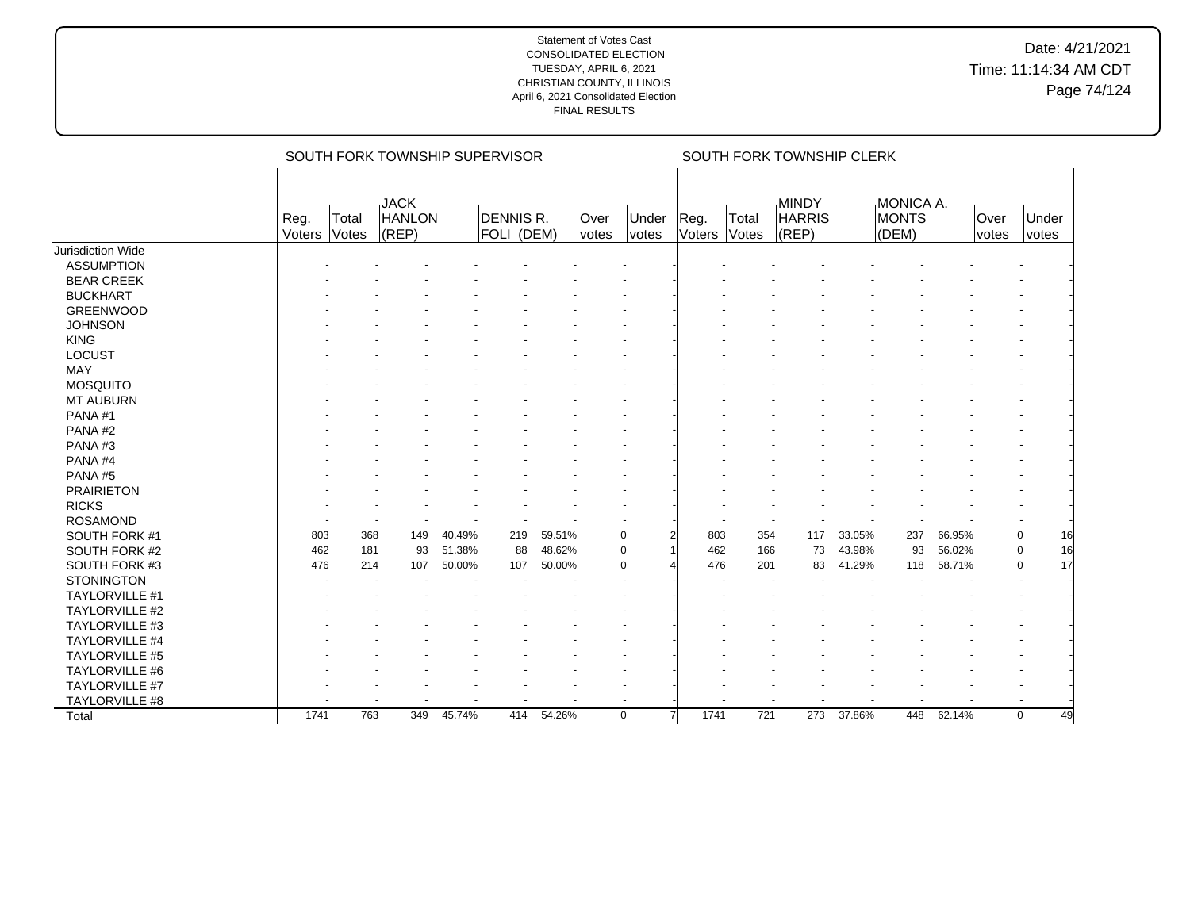Statement of Votes Cast
CONSOLIDATED ELECTION
TUESDAY, APRIL 6, 2021
CHRISTIAN COUNTY, ILLINOIS
April 6, 2021 Consolidated Election
FINAL RESULTS

Date: 4/21/2021
Time: 11:14:34 AM CDT

| | SOUTH FORK TOWNSHIP SUPERVISOR | | | | | | | | SOUTH FORK TOWNSHIP CLERK | | | | | | | |
|---|---|---|---|---|---|---|---|---|---|---|---|---|---|---|---|---|
| | Reg. Voters | Total Votes | JACK HANLON (REP) | | DENNIS R. FOLI (DEM) | | Over votes | Under votes | Reg. Voters | Total Votes | MINDY HARRIS (REP) | | MONICA A. MONTS (DEM) | | Over votes | Under votes |
| Jurisdiction Wide | | | | | | | | | | | | | | | | |
| ASSUMPTION | - | - | - | - | - | - | - | - | - | - | - | - | - | - | - | - |
| BEAR CREEK | - | - | - | - | - | - | - | - | - | - | - | - | - | - | - | - |
| BUCKHART | - | - | - | - | - | - | - | - | - | - | - | - | - | - | - | - |
| GREENWOOD | - | - | - | - | - | - | - | - | - | - | - | - | - | - | - | - |
| JOHNSON | - | - | - | - | - | - | - | - | - | - | - | - | - | - | - | - |
| KING | - | - | - | - | - | - | - | - | - | - | - | - | - | - | - | - |
| LOCUST | - | - | - | - | - | - | - | - | - | - | - | - | - | - | - | - |
| MAY | - | - | - | - | - | - | - | - | - | - | - | - | - | - | - | - |
| MOSQUITO | - | - | - | - | - | - | - | - | - | - | - | - | - | - | - | - |
| MT AUBURN | - | - | - | - | - | - | - | - | - | - | - | - | - | - | - | - |
| PANA #1 | - | - | - | - | - | - | - | - | - | - | - | - | - | - | - | - |
| PANA #2 | - | - | - | - | - | - | - | - | - | - | - | - | - | - | - | - |
| PANA #3 | - | - | - | - | - | - | - | - | - | - | - | - | - | - | - | - |
| PANA #4 | - | - | - | - | - | - | - | - | - | - | - | - | - | - | - | - |
| PANA #5 | - | - | - | - | - | - | - | - | - | - | - | - | - | - | - | - |
| PRAIRIETON | - | - | - | - | - | - | - | - | - | - | - | - | - | - | - | - |
| RICKS | - | - | - | - | - | - | - | - | - | - | - | - | - | - | - | - |
| ROSAMOND | - | - | - | - | - | - | - | - | - | - | - | - | - | - | - | - |
| SOUTH FORK #1 | 803 | 368 | 149 | 40.49% | 219 | 59.51% | 0 | 2 | 803 | 354 | 117 | 33.05% | 237 | 66.95% | 0 | 16 |
| SOUTH FORK #2 | 462 | 181 | 93 | 51.38% | 88 | 48.62% | 0 | 1 | 462 | 166 | 73 | 43.98% | 93 | 56.02% | 0 | 16 |
| SOUTH FORK #3 | 476 | 214 | 107 | 50.00% | 107 | 50.00% | 0 | 4 | 476 | 201 | 83 | 41.29% | 118 | 58.71% | 0 | 17 |
| STONINGTON | - | - | - | - | - | - | - | - | - | - | - | - | - | - | - | - |
| TAYLORVILLE #1 | - | - | - | - | - | - | - | - | - | - | - | - | - | - | - | - |
| TAYLORVILLE #2 | - | - | - | - | - | - | - | - | - | - | - | - | - | - | - | - |
| TAYLORVILLE #3 | - | - | - | - | - | - | - | - | - | - | - | - | - | - | - | - |
| TAYLORVILLE #4 | - | - | - | - | - | - | - | - | - | - | - | - | - | - | - | - |
| TAYLORVILLE #5 | - | - | - | - | - | - | - | - | - | - | - | - | - | - | - | - |
| TAYLORVILLE #6 | - | - | - | - | - | - | - | - | - | - | - | - | - | - | - | - |
| TAYLORVILLE #7 | - | - | - | - | - | - | - | - | - | - | - | - | - | - | - | - |
| TAYLORVILLE #8 | - | - | - | - | - | - | - | - | - | - | - | - | - | - | - | - |
| Total | 1741 | 763 | 349 | 45.74% | 414 | 54.26% | 0 | 7 | 1741 | 721 | 273 | 37.86% | 448 | 62.14% | 0 | 49 |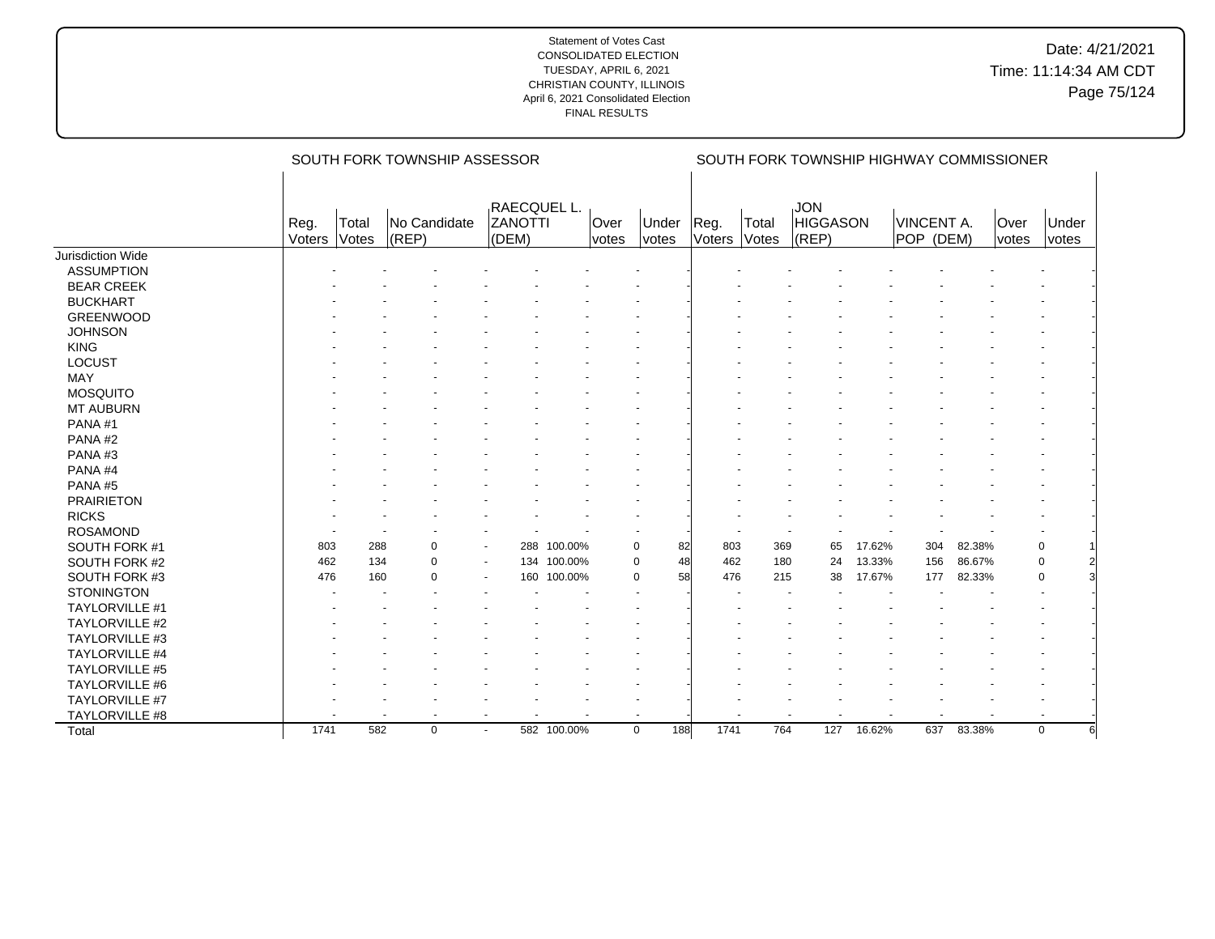Statement of Votes Cast
CONSOLIDATED ELECTION
TUESDAY, APRIL 6, 2021
CHRISTIAN COUNTY, ILLINOIS
April 6, 2021 Consolidated Election
FINAL RESULTS

Date: 4/21/2021
Time: 11:14:34 AM CDT

| | SOUTH FORK TOWNSHIP ASSESSOR | | | | | | | | SOUTH FORK TOWNSHIP HIGHWAY COMMISSIONER | | | | | | | |
|---|---|---|---|---|---|---|---|---|---|---|---|---|---|---|---|---|
| | Reg. Voters | Total Votes | No Candidate (REP) | | RAECQUEL L. ZANOTTI (DEM) | | Over votes | Under votes | Reg. Voters | Total Votes | JON HIGGASON (REP) | | VINCENT A. POP (DEM) | | Over votes | Under votes |
| Jurisdiction Wide | | | | | | | | | | | | | | | | |
| ASSUMPTION | - | - | - | - | - | - | - | - | - | - | - | - | - | - | - | - |
| BEAR CREEK | - | - | - | - | - | - | - | - | - | - | - | - | - | - | - | - |
| BUCKHART | - | - | - | - | - | - | - | - | - | - | - | - | - | - | - | - |
| GREENWOOD | - | - | - | - | - | - | - | - | - | - | - | - | - | - | - | - |
| JOHNSON | - | - | - | - | - | - | - | - | - | - | - | - | - | - | - | - |
| KING | - | - | - | - | - | - | - | - | - | - | - | - | - | - | - | - |
| LOCUST | - | - | - | - | - | - | - | - | - | - | - | - | - | - | - | - |
| MAY | - | - | - | - | - | - | - | - | - | - | - | - | - | - | - | - |
| MOSQUITO | - | - | - | - | - | - | - | - | - | - | - | - | - | - | - | - |
| MT AUBURN | - | - | - | - | - | - | - | - | - | - | - | - | - | - | - | - |
| PANA #1 | - | - | - | - | - | - | - | - | - | - | - | - | - | - | - | - |
| PANA #2 | - | - | - | - | - | - | - | - | - | - | - | - | - | - | - | - |
| PANA #3 | - | - | - | - | - | - | - | - | - | - | - | - | - | - | - | - |
| PANA #4 | - | - | - | - | - | - | - | - | - | - | - | - | - | - | - | - |
| PANA #5 | - | - | - | - | - | - | - | - | - | - | - | - | - | - | - | - |
| PRAIRIETON | - | - | - | - | - | - | - | - | - | - | - | - | - | - | - | - |
| RICKS | - | - | - | - | - | - | - | - | - | - | - | - | - | - | - | - |
| ROSAMOND | - | - | - | - | - | - | - | - | - | - | - | - | - | - | - | - |
| SOUTH FORK #1 | 803 | 288 | 0 | - | 288 | 100.00% | 0 | 82 | 803 | 369 | 65 | 17.62% | 304 | 82.38% | 0 | 1 |
| SOUTH FORK #2 | 462 | 134 | 0 | - | 134 | 100.00% | 0 | 48 | 462 | 180 | 24 | 13.33% | 156 | 86.67% | 0 | 2 |
| SOUTH FORK #3 | 476 | 160 | 0 | - | 160 | 100.00% | 0 | 58 | 476 | 215 | 38 | 17.67% | 177 | 82.33% | 0 | 3 |
| STONINGTON | - | - | - | - | - | - | - | - | - | - | - | - | - | - | - | - |
| TAYLORVILLE #1 | - | - | - | - | - | - | - | - | - | - | - | - | - | - | - | - |
| TAYLORVILLE #2 | - | - | - | - | - | - | - | - | - | - | - | - | - | - | - | - |
| TAYLORVILLE #3 | - | - | - | - | - | - | - | - | - | - | - | - | - | - | - | - |
| TAYLORVILLE #4 | - | - | - | - | - | - | - | - | - | - | - | - | - | - | - | - |
| TAYLORVILLE #5 | - | - | - | - | - | - | - | - | - | - | - | - | - | - | - | - |
| TAYLORVILLE #6 | - | - | - | - | - | - | - | - | - | - | - | - | - | - | - | - |
| TAYLORVILLE #7 | - | - | - | - | - | - | - | - | - | - | - | - | - | - | - | - |
| TAYLORVILLE #8 | - | - | - | - | - | - | - | - | - | - | - | - | - | - | - | - |
| Total | 1741 | 582 | 0 | - | 582 | 100.00% | 0 | 188 | 1741 | 764 | 127 | 16.62% | 637 | 83.38% | 0 | 6 |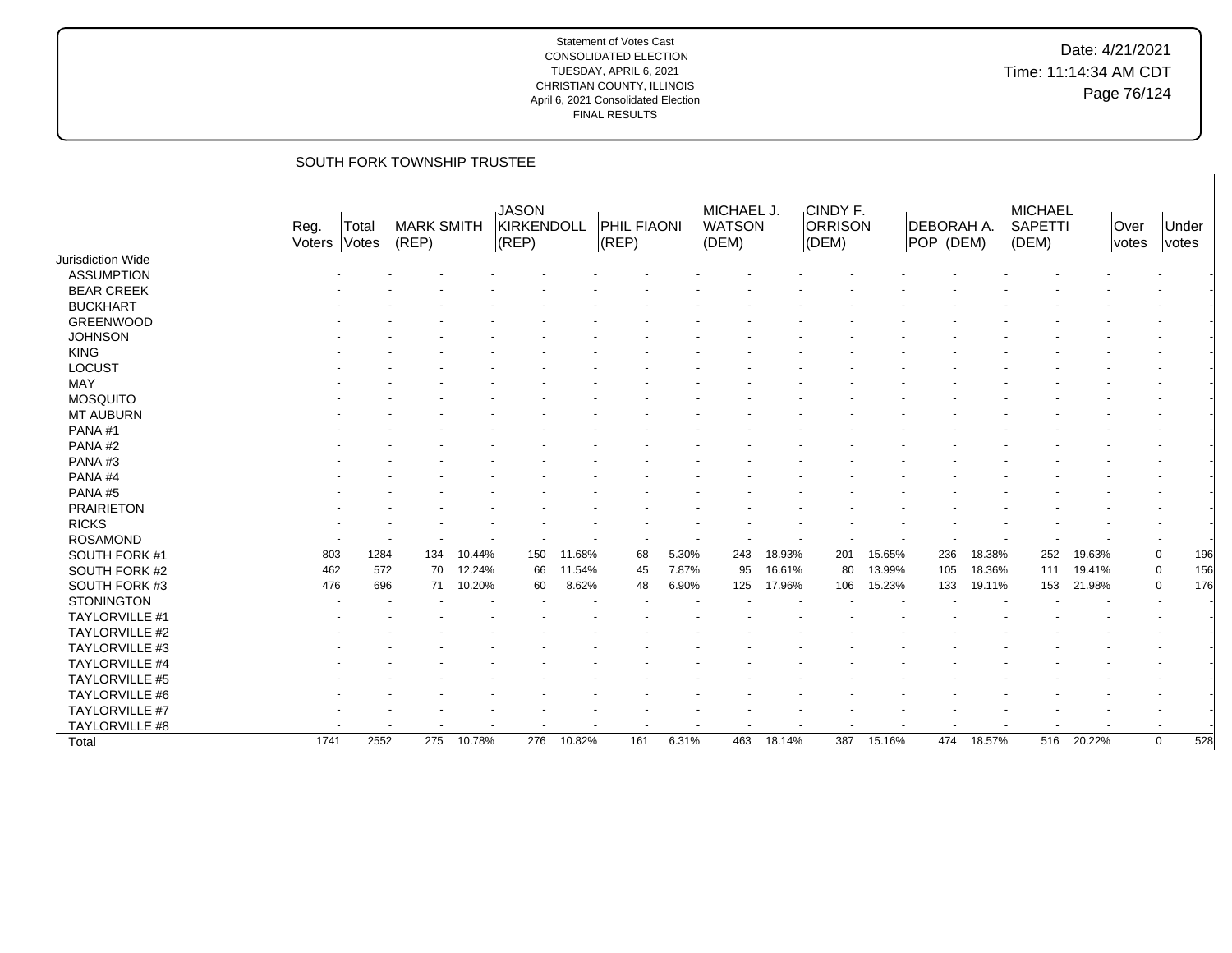Statement of Votes Cast
CONSOLIDATED ELECTION
TUESDAY, APRIL 6, 2021
CHRISTIAN COUNTY, ILLINOIS
April 6, 2021 Consolidated Election
FINAL RESULTS

Date: 4/21/2021
Time: 11:14:34 AM CDT

## SOUTH FORK TOWNSHIP TRUSTEE

| | Reg. Voters | Total Votes | MARK SMITH (REP) | | JASON KIRKENDOLL (REP) | | PHIL FIAONI (REP) | | MICHAEL J. WATSON (DEM) | | CINDY F. ORRISON (DEM) | | DEBORAH A. POP (DEM) | | MICHAEL SAPETTI (DEM) | | Over votes | Under votes |
|---|---|---|---|---|---|---|---|---|---|---|---|---|---|---|---|---|---|---|
| Jurisdiction Wide | | | | | | | | | | | | | | | | | | |
| ASSUMPTION | - | - | - | - | - | - | - | - | - | - | - | - | - | - | - | - | - | - |
| BEAR CREEK | - | - | - | - | - | - | - | - | - | - | - | - | - | - | - | - | - | - |
| BUCKHART | - | - | - | - | - | - | - | - | - | - | - | - | - | - | - | - | - | - |
| GREENWOOD | - | - | - | - | - | - | - | - | - | - | - | - | - | - | - | - | - | - |
| JOHNSON | - | - | - | - | - | - | - | - | - | - | - | - | - | - | - | - | - | - |
| KING | - | - | - | - | - | - | - | - | - | - | - | - | - | - | - | - | - | - |
| LOCUST | - | - | - | - | - | - | - | - | - | - | - | - | - | - | - | - | - | - |
| MAY | - | - | - | - | - | - | - | - | - | - | - | - | - | - | - | - | - | - |
| MOSQUITO | - | - | - | - | - | - | - | - | - | - | - | - | - | - | - | - | - | - |
| MT AUBURN | - | - | - | - | - | - | - | - | - | - | - | - | - | - | - | - | - | - |
| PANA #1 | - | - | - | - | - | - | - | - | - | - | - | - | - | - | - | - | - | - |
| PANA #2 | - | - | - | - | - | - | - | - | - | - | - | - | - | - | - | - | - | - |
| PANA #3 | - | - | - | - | - | - | - | - | - | - | - | - | - | - | - | - | - | - |
| PANA #4 | - | - | - | - | - | - | - | - | - | - | - | - | - | - | - | - | - | - |
| PANA #5 | - | - | - | - | - | - | - | - | - | - | - | - | - | - | - | - | - | - |
| PRAIRIETON | - | - | - | - | - | - | - | - | - | - | - | - | - | - | - | - | - | - |
| RICKS | - | - | - | - | - | - | - | - | - | - | - | - | - | - | - | - | - | - |
| ROSAMOND | - | - | - | - | - | - | - | - | - | - | - | - | - | - | - | - | - | - |
| SOUTH FORK #1 | 803 | 1284 | 134 | 10.44% | 150 | 11.68% | 68 | 5.30% | 243 | 18.93% | 201 | 15.65% | 236 | 18.38% | 252 | 19.63% | 0 | 196 |
| SOUTH FORK #2 | 462 | 572 | 70 | 12.24% | 66 | 11.54% | 45 | 7.87% | 95 | 16.61% | 80 | 13.99% | 105 | 18.36% | 111 | 19.41% | 0 | 156 |
| SOUTH FORK #3 | 476 | 696 | 71 | 10.20% | 60 | 8.62% | 48 | 6.90% | 125 | 17.96% | 106 | 15.23% | 133 | 19.11% | 153 | 21.98% | 0 | 176 |
| STONINGTON | - | - | - | - | - | - | - | - | - | - | - | - | - | - | - | - | - | - |
| TAYLORVILLE #1 | - | - | - | - | - | - | - | - | - | - | - | - | - | - | - | - | - | - |
| TAYLORVILLE #2 | - | - | - | - | - | - | - | - | - | - | - | - | - | - | - | - | - | - |
| TAYLORVILLE #3 | - | - | - | - | - | - | - | - | - | - | - | - | - | - | - | - | - | - |
| TAYLORVILLE #4 | - | - | - | - | - | - | - | - | - | - | - | - | - | - | - | - | - | - |
| TAYLORVILLE #5 | - | - | - | - | - | - | - | - | - | - | - | - | - | - | - | - | - | - |
| TAYLORVILLE #6 | - | - | - | - | - | - | - | - | - | - | - | - | - | - | - | - | - | - |
| TAYLORVILLE #7 | - | - | - | - | - | - | - | - | - | - | - | - | - | - | - | - | - | - |
| TAYLORVILLE #8 | - | - | - | - | - | - | - | - | - | - | - | - | - | - | - | - | - | - |
| Total | 1741 | 2552 | 275 | 10.78% | 276 | 10.82% | 161 | 6.31% | 463 | 18.14% | 387 | 15.16% | 474 | 18.57% | 516 | 20.22% | 0 | 528 |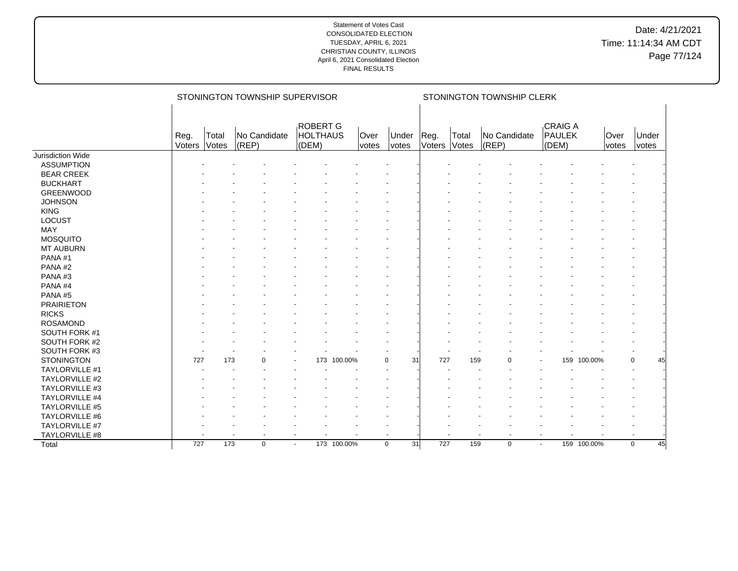Statement of Votes Cast
CONSOLIDATED ELECTION
TUESDAY, APRIL 6, 2021
CHRISTIAN COUNTY, ILLINOIS
April 6, 2021 Consolidated Election
FINAL RESULTS

Date: 4/21/2021
Time: 11:14:34 AM CDT

| | STONINGTON TOWNSHIP SUPERVISOR | | | | | | | | STONINGTON TOWNSHIP CLERK | | | | | | | |
|---|---|---|---|---|---|---|---|---|---|---|---|---|---|---|---|---|
| | Reg. Voters | Total Votes | No Candidate (REP) | | ROBERT G HOLTHAUS (DEM) | | Over votes | Under votes | Reg. Voters | Total Votes | No Candidate (REP) | | CRAIG A PAULEK (DEM) | | Over votes | Under votes |
| Jurisdiction Wide | | | | | | | | | | | | | | | | |
| ASSUMPTION | - | - | - | - | - | - | - | - | - | - | - | - | - | - | - | - |
| BEAR CREEK | - | - | - | - | - | - | - | - | - | - | - | - | - | - | - | - |
| BUCKHART | - | - | - | - | - | - | - | - | - | - | - | - | - | - | - | - |
| GREENWOOD | - | - | - | - | - | - | - | - | - | - | - | - | - | - | - | - |
| JOHNSON | - | - | - | - | - | - | - | - | - | - | - | - | - | - | - | - |
| KING | - | - | - | - | - | - | - | - | - | - | - | - | - | - | - | - |
| LOCUST | - | - | - | - | - | - | - | - | - | - | - | - | - | - | - | - |
| MAY | - | - | - | - | - | - | - | - | - | - | - | - | - | - | - | - |
| MOSQUITO | - | - | - | - | - | - | - | - | - | - | - | - | - | - | - | - |
| MT AUBURN | - | - | - | - | - | - | - | - | - | - | - | - | - | - | - | - |
| PANA #1 | - | - | - | - | - | - | - | - | - | - | - | - | - | - | - | - |
| PANA #2 | - | - | - | - | - | - | - | - | - | - | - | - | - | - | - | - |
| PANA #3 | - | - | - | - | - | - | - | - | - | - | - | - | - | - | - | - |
| PANA #4 | - | - | - | - | - | - | - | - | - | - | - | - | - | - | - | - |
| PANA #5 | - | - | - | - | - | - | - | - | - | - | - | - | - | - | - | - |
| PRAIRIETON | - | - | - | - | - | - | - | - | - | - | - | - | - | - | - | - |
| RICKS | - | - | - | - | - | - | - | - | - | - | - | - | - | - | - | - |
| ROSAMOND | - | - | - | - | - | - | - | - | - | - | - | - | - | - | - | - |
| SOUTH FORK #1 | - | - | - | - | - | - | - | - | - | - | - | - | - | - | - | - |
| SOUTH FORK #2 | - | - | - | - | - | - | - | - | - | - | - | - | - | - | - | - |
| SOUTH FORK #3 | - | - | - | - | - | - | - | - | - | - | - | - | - | - | - | - |
| STONINGTON | 727 | 173 | 0 | - | 173 | 100.00% | 0 | 31 | 727 | 159 | 0 | - | 159 | 100.00% | 0 | 45 |
| TAYLORVILLE #1 | - | - | - | - | - | - | - | - | - | - | - | - | - | - | - | - |
| TAYLORVILLE #2 | - | - | - | - | - | - | - | - | - | - | - | - | - | - | - | - |
| TAYLORVILLE #3 | - | - | - | - | - | - | - | - | - | - | - | - | - | - | - | - |
| TAYLORVILLE #4 | - | - | - | - | - | - | - | - | - | - | - | - | - | - | - | - |
| TAYLORVILLE #5 | - | - | - | - | - | - | - | - | - | - | - | - | - | - | - | - |
| TAYLORVILLE #6 | - | - | - | - | - | - | - | - | - | - | - | - | - | - | - | - |
| TAYLORVILLE #7 | - | - | - | - | - | - | - | - | - | - | - | - | - | - | - | - |
| TAYLORVILLE #8 | - | - | - | - | - | - | - | - | - | - | - | - | - | - | - | - |
| Total | 727 | 173 | 0 | - | 173 | 100.00% | 0 | 31 | 727 | 159 | 0 | - | 159 | 100.00% | 0 | 45 |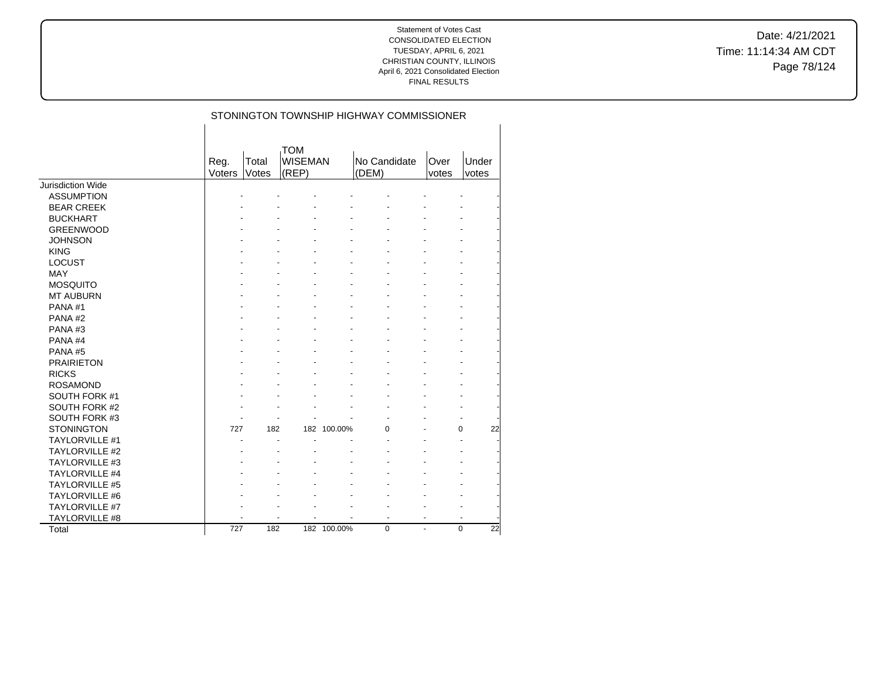Statement of Votes Cast
CONSOLIDATED ELECTION
TUESDAY, APRIL 6, 2021
CHRISTIAN COUNTY, ILLINOIS
April 6, 2021 Consolidated Election
FINAL RESULTS

Date: 4/21/2021
Time: 11:14:34 AM CDT

## STONINGTON TOWNSHIP HIGHWAY COMMISSIONER

| | Reg. Voters | Total Votes | TOM WISEMAN (REP) | | No Candidate (DEM) | | Over votes | Under votes |
|---|---|---|---|---|---|---|---|---|
| Jurisdiction Wide | | | | | | | | |
| ASSUMPTION | - | - | - | - | - | - | - | - |
| BEAR CREEK | - | - | - | - | - | - | - | - |
| BUCKHART | - | - | - | - | - | - | - | - |
| GREENWOOD | - | - | - | - | - | - | - | - |
| JOHNSON | - | - | - | - | - | - | - | - |
| KING | - | - | - | - | - | - | - | - |
| LOCUST | - | - | - | - | - | - | - | - |
| MAY | - | - | - | - | - | - | - | - |
| MOSQUITO | - | - | - | - | - | - | - | - |
| MT AUBURN | - | - | - | - | - | - | - | - |
| PANA #1 | - | - | - | - | - | - | - | - |
| PANA #2 | - | - | - | - | - | - | - | - |
| PANA #3 | - | - | - | - | - | - | - | - |
| PANA #4 | - | - | - | - | - | - | - | - |
| PANA #5 | - | - | - | - | - | - | - | - |
| PRAIRIETON | - | - | - | - | - | - | - | - |
| RICKS | - | - | - | - | - | - | - | - |
| ROSAMOND | - | - | - | - | - | - | - | - |
| SOUTH FORK #1 | - | - | - | - | - | - | - | - |
| SOUTH FORK #2 | - | - | - | - | - | - | - | - |
| SOUTH FORK #3 | - | - | - | - | - | - | - | - |
| STONINGTON | 727 | 182 | 182 | 100.00% | 0 | - | 0 | 22 |
| TAYLORVILLE #1 | - | - | - | - | - | - | - | - |
| TAYLORVILLE #2 | - | - | - | - | - | - | - | - |
| TAYLORVILLE #3 | - | - | - | - | - | - | - | - |
| TAYLORVILLE #4 | - | - | - | - | - | - | - | - |
| TAYLORVILLE #5 | - | - | - | - | - | - | - | - |
| TAYLORVILLE #6 | - | - | - | - | - | - | - | - |
| TAYLORVILLE #7 | - | - | - | - | - | - | - | - |
| TAYLORVILLE #8 | - | - | - | - | - | - | - | - |
| Total | 727 | 182 | 182 | 100.00% | 0 | - | 0 | 22 |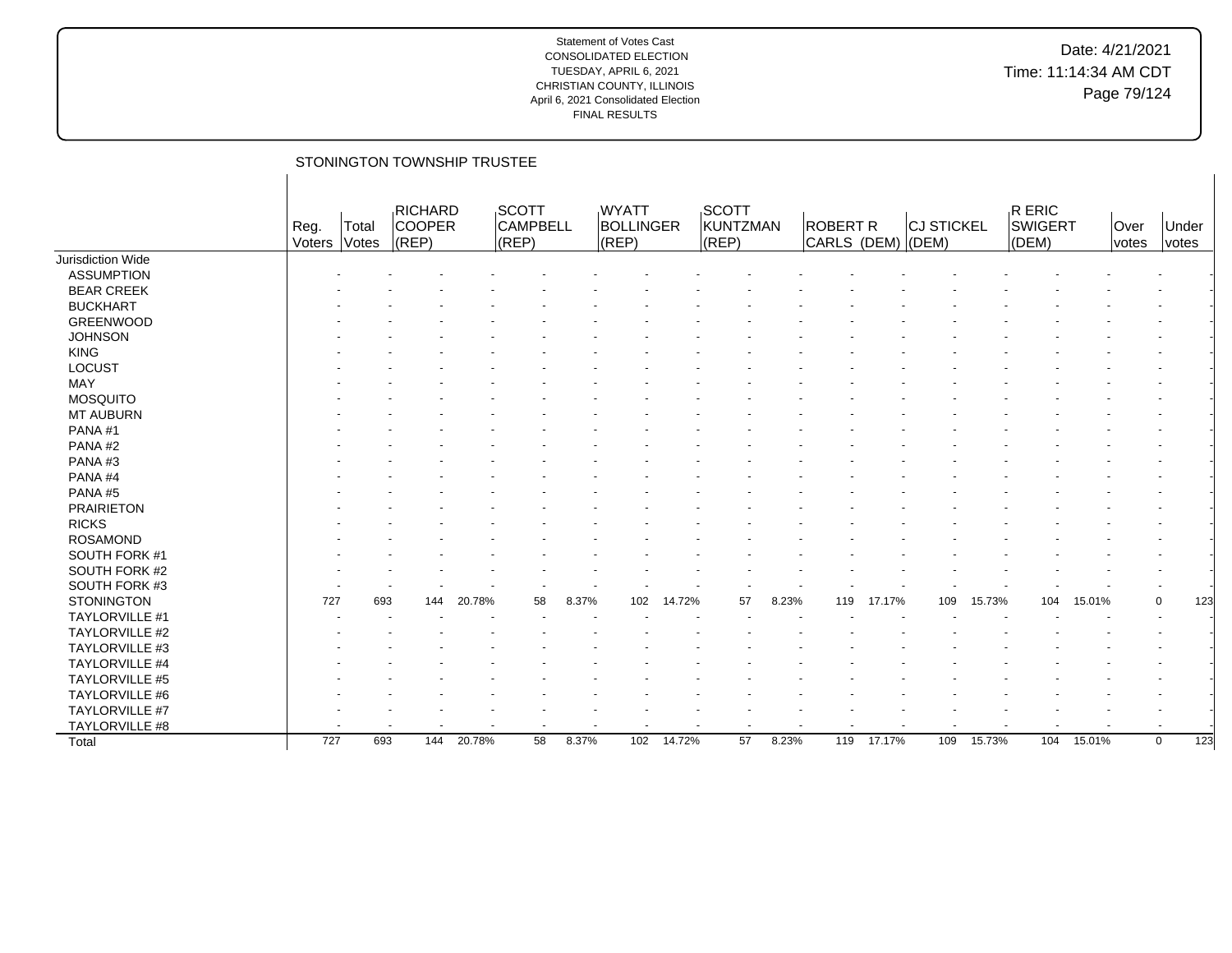Statement of Votes Cast
CONSOLIDATED ELECTION
TUESDAY, APRIL 6, 2021
CHRISTIAN COUNTY, ILLINOIS
April 6, 2021 Consolidated Election
FINAL RESULTS

Date: 4/21/2021
Time: 11:14:34 AM CDT

## STONINGTON TOWNSHIP TRUSTEE

| | Reg. Voters | Total Votes | RICHARD COOPER (REP) | | SCOTT CAMPBELL (REP) | | WYATT BOLLINGER (REP) | | SCOTT KUNTZMAN (REP) | | ROBERT R CARLS (DEM) | | CJ STICKEL (DEM) | | R ERIC SWIGERT (DEM) | | Over votes | Under votes |
|---|---|---|---|---|---|---|---|---|---|---|---|---|---|---|---|---|---|---|
| Jurisdiction Wide | | | | | | | | | | | | | | | | | | |
| ASSUMPTION | - | - | - | - | - | - | - | - | - | - | - | - | - | - | - | - | - | - |
| BEAR CREEK | - | - | - | - | - | - | - | - | - | - | - | - | - | - | - | - | - | - |
| BUCKHART | - | - | - | - | - | - | - | - | - | - | - | - | - | - | - | - | - | - |
| GREENWOOD | - | - | - | - | - | - | - | - | - | - | - | - | - | - | - | - | - | - |
| JOHNSON | - | - | - | - | - | - | - | - | - | - | - | - | - | - | - | - | - | - |
| KING | - | - | - | - | - | - | - | - | - | - | - | - | - | - | - | - | - | - |
| LOCUST | - | - | - | - | - | - | - | - | - | - | - | - | - | - | - | - | - | - |
| MAY | - | - | - | - | - | - | - | - | - | - | - | - | - | - | - | - | - | - |
| MOSQUITO | - | - | - | - | - | - | - | - | - | - | - | - | - | - | - | - | - | - |
| MT AUBURN | - | - | - | - | - | - | - | - | - | - | - | - | - | - | - | - | - | - |
| PANA #1 | - | - | - | - | - | - | - | - | - | - | - | - | - | - | - | - | - | - |
| PANA #2 | - | - | - | - | - | - | - | - | - | - | - | - | - | - | - | - | - | - |
| PANA #3 | - | - | - | - | - | - | - | - | - | - | - | - | - | - | - | - | - | - |
| PANA #4 | - | - | - | - | - | - | - | - | - | - | - | - | - | - | - | - | - | - |
| PANA #5 | - | - | - | - | - | - | - | - | - | - | - | - | - | - | - | - | - | - |
| PRAIRIETON | - | - | - | - | - | - | - | - | - | - | - | - | - | - | - | - | - | - |
| RICKS | - | - | - | - | - | - | - | - | - | - | - | - | - | - | - | - | - | - |
| ROSAMOND | - | - | - | - | - | - | - | - | - | - | - | - | - | - | - | - | - | - |
| SOUTH FORK #1 | - | - | - | - | - | - | - | - | - | - | - | - | - | - | - | - | - | - |
| SOUTH FORK #2 | - | - | - | - | - | - | - | - | - | - | - | - | - | - | - | - | - | - |
| SOUTH FORK #3 | - | - | - | - | - | - | - | - | - | - | - | - | - | - | - | - | - | - |
| STONINGTON | 727 | 693 | 144 | 20.78% | 58 | 8.37% | 102 | 14.72% | 57 | 8.23% | 119 | 17.17% | 109 | 15.73% | 104 | 15.01% | 0 | 123 |
| TAYLORVILLE #1 | - | - | - | - | - | - | - | - | - | - | - | - | - | - | - | - | - | - |
| TAYLORVILLE #2 | - | - | - | - | - | - | - | - | - | - | - | - | - | - | - | - | - | - |
| TAYLORVILLE #3 | - | - | - | - | - | - | - | - | - | - | - | - | - | - | - | - | - | - |
| TAYLORVILLE #4 | - | - | - | - | - | - | - | - | - | - | - | - | - | - | - | - | - | - |
| TAYLORVILLE #5 | - | - | - | - | - | - | - | - | - | - | - | - | - | - | - | - | - | - |
| TAYLORVILLE #6 | - | - | - | - | - | - | - | - | - | - | - | - | - | - | - | - | - | - |
| TAYLORVILLE #7 | - | - | - | - | - | - | - | - | - | - | - | - | - | - | - | - | - | - |
| TAYLORVILLE #8 | - | - | - | - | - | - | - | - | - | - | - | - | - | - | - | - | - | - |
| Total | 727 | 693 | 144 | 20.78% | 58 | 8.37% | 102 | 14.72% | 57 | 8.23% | 119 | 17.17% | 109 | 15.73% | 104 | 15.01% | 0 | 123 |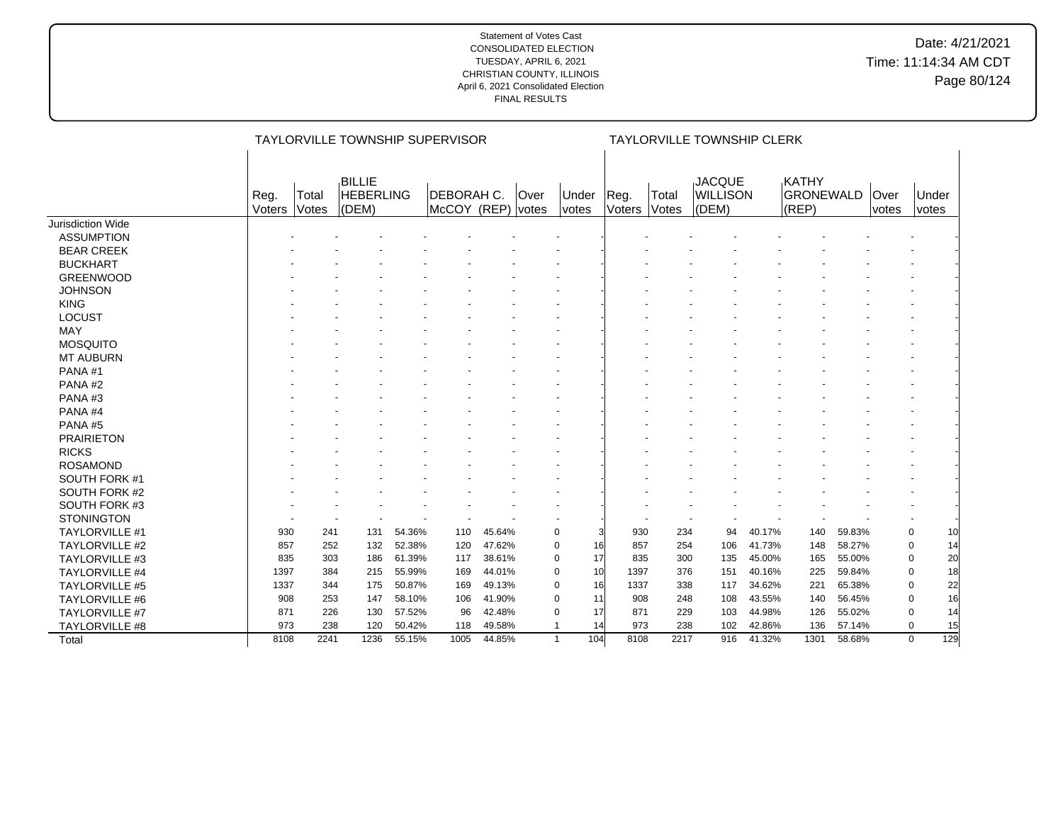Statement of Votes Cast
CONSOLIDATED ELECTION
TUESDAY, APRIL 6, 2021
CHRISTIAN COUNTY, ILLINOIS
April 6, 2021 Consolidated Election
FINAL RESULTS

Date: 4/21/2021
Time: 11:14:34 AM CDT

| | TAYLORVILLE TOWNSHIP SUPERVISOR | | | | | | | | TAYLORVILLE TOWNSHIP CLERK | | | | | | | |
|---|---|---|---|---|---|---|---|---|---|---|---|---|---|---|---|---|
| | Reg. Voters | Total Votes | BILLIE HEBERLING (DEM) | | DEBORAH C. McCOY (REP) | | Over votes | Under votes | Reg. Voters | Total Votes | JACQUE WILLISON (DEM) | | KATHY GRONEWALD (REP) | | Over votes | Under votes |
| Jurisdiction Wide | | | | | | | | | | | | | | | | |
| ASSUMPTION | - | - | - | - | - | - | - | - | - | - | - | - | - | - | - | - |
| BEAR CREEK | - | - | - | - | - | - | - | - | - | - | - | - | - | - | - | - |
| BUCKHART | - | - | - | - | - | - | - | - | - | - | - | - | - | - | - | - |
| GREENWOOD | - | - | - | - | - | - | - | - | - | - | - | - | - | - | - | - |
| JOHNSON | - | - | - | - | - | - | - | - | - | - | - | - | - | - | - | - |
| KING | - | - | - | - | - | - | - | - | - | - | - | - | - | - | - | - |
| LOCUST | - | - | - | - | - | - | - | - | - | - | - | - | - | - | - | - |
| MAY | - | - | - | - | - | - | - | - | - | - | - | - | - | - | - | - |
| MOSQUITO | - | - | - | - | - | - | - | - | - | - | - | - | - | - | - | - |
| MT AUBURN | - | - | - | - | - | - | - | - | - | - | - | - | - | - | - | - |
| PANA #1 | - | - | - | - | - | - | - | - | - | - | - | - | - | - | - | - |
| PANA #2 | - | - | - | - | - | - | - | - | - | - | - | - | - | - | - | - |
| PANA #3 | - | - | - | - | - | - | - | - | - | - | - | - | - | - | - | - |
| PANA #4 | - | - | - | - | - | - | - | - | - | - | - | - | - | - | - | - |
| PANA #5 | - | - | - | - | - | - | - | - | - | - | - | - | - | - | - | - |
| PRAIRIETON | - | - | - | - | - | - | - | - | - | - | - | - | - | - | - | - |
| RICKS | - | - | - | - | - | - | - | - | - | - | - | - | - | - | - | - |
| ROSAMOND | - | - | - | - | - | - | - | - | - | - | - | - | - | - | - | - |
| SOUTH FORK #1 | - | - | - | - | - | - | - | - | - | - | - | - | - | - | - | - |
| SOUTH FORK #2 | - | - | - | - | - | - | - | - | - | - | - | - | - | - | - | - |
| SOUTH FORK #3 | - | - | - | - | - | - | - | - | - | - | - | - | - | - | - | - |
| STONINGTON | - | - | - | - | - | - | - | - | - | - | - | - | - | - | - | - |
| TAYLORVILLE #1 | 930 | 241 | 131 | 54.36% | 110 | 45.64% | 0 | 3 | 930 | 234 | 94 | 40.17% | 140 | 59.83% | 0 | 10 |
| TAYLORVILLE #2 | 857 | 252 | 132 | 52.38% | 120 | 47.62% | 0 | 16 | 857 | 254 | 106 | 41.73% | 148 | 58.27% | 0 | 14 |
| TAYLORVILLE #3 | 835 | 303 | 186 | 61.39% | 117 | 38.61% | 0 | 17 | 835 | 300 | 135 | 45.00% | 165 | 55.00% | 0 | 20 |
| TAYLORVILLE #4 | 1397 | 384 | 215 | 55.99% | 169 | 44.01% | 0 | 10 | 1397 | 376 | 151 | 40.16% | 225 | 59.84% | 0 | 18 |
| TAYLORVILLE #5 | 1337 | 344 | 175 | 50.87% | 169 | 49.13% | 0 | 16 | 1337 | 338 | 117 | 34.62% | 221 | 65.38% | 0 | 22 |
| TAYLORVILLE #6 | 908 | 253 | 147 | 58.10% | 106 | 41.90% | 0 | 11 | 908 | 248 | 108 | 43.55% | 140 | 56.45% | 0 | 16 |
| TAYLORVILLE #7 | 871 | 226 | 130 | 57.52% | 96 | 42.48% | 0 | 17 | 871 | 229 | 103 | 44.98% | 126 | 55.02% | 0 | 14 |
| TAYLORVILLE #8 | 973 | 238 | 120 | 50.42% | 118 | 49.58% | 1 | 14 | 973 | 238 | 102 | 42.86% | 136 | 57.14% | 0 | 15 |
| Total | 8108 | 2241 | 1236 | 55.15% | 1005 | 44.85% | 1 | 104 | 8108 | 2217 | 916 | 41.32% | 1301 | 58.68% | 0 | 129 |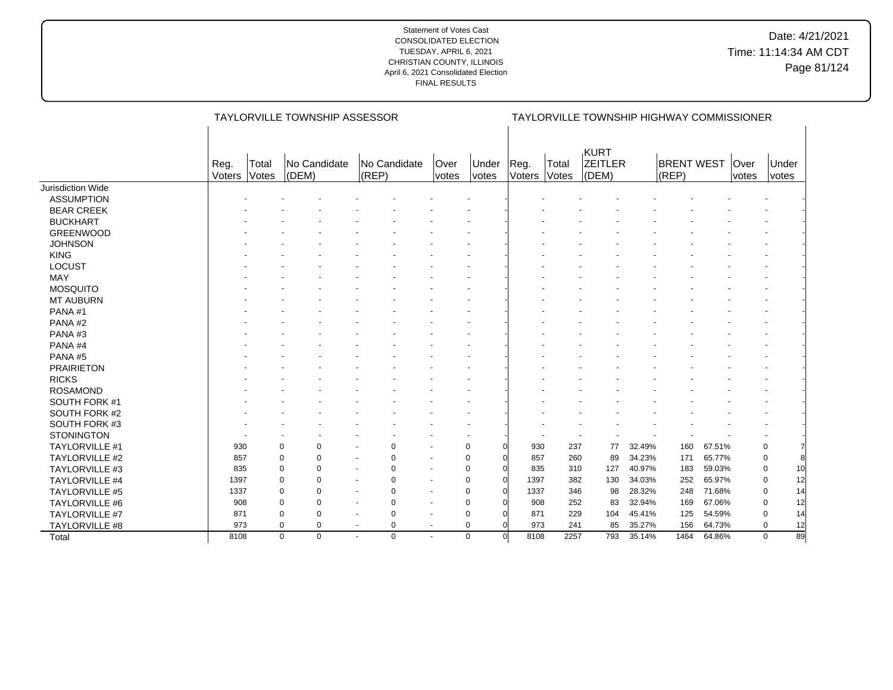Statement of Votes Cast
CONSOLIDATED ELECTION
TUESDAY, APRIL 6, 2021
CHRISTIAN COUNTY, ILLINOIS
April 6, 2021 Consolidated Election
FINAL RESULTS

Date: 4/21/2021
Time: 11:14:34 AM CDT

| | TAYLORVILLE TOWNSHIP ASSESSOR | | | | | | | | TAYLORVILLE TOWNSHIP HIGHWAY COMMISSIONER | | | | | | | |
|---|---|---|---|---|---|---|---|---|---|---|---|---|---|---|---|---|
| | Reg. Voters | Total Votes | No Candidate (DEM) | | No Candidate (REP) | | Over votes | Under votes | Reg. Voters | Total Votes | KURT ZEITLER (DEM) | | BRENT WEST (REP) | | Over votes | Under votes |
| Jurisdiction Wide | | | | | | | | | | | | | | | | |
| ASSUMPTION | - | - | - | - | - | - | - | - | - | - | - | - | - | - | - | - |
| BEAR CREEK | - | - | - | - | - | - | - | - | - | - | - | - | - | - | - | - |
| BUCKHART | - | - | - | - | - | - | - | - | - | - | - | - | - | - | - | - |
| GREENWOOD | - | - | - | - | - | - | - | - | - | - | - | - | - | - | - | - |
| JOHNSON | - | - | - | - | - | - | - | - | - | - | - | - | - | - | - | - |
| KING | - | - | - | - | - | - | - | - | - | - | - | - | - | - | - | - |
| LOCUST | - | - | - | - | - | - | - | - | - | - | - | - | - | - | - | - |
| MAY | - | - | - | - | - | - | - | - | - | - | - | - | - | - | - | - |
| MOSQUITO | - | - | - | - | - | - | - | - | - | - | - | - | - | - | - | - |
| MT AUBURN | - | - | - | - | - | - | - | - | - | - | - | - | - | - | - | - |
| PANA #1 | - | - | - | - | - | - | - | - | - | - | - | - | - | - | - | - |
| PANA #2 | - | - | - | - | - | - | - | - | - | - | - | - | - | - | - | - |
| PANA #3 | - | - | - | - | - | - | - | - | - | - | - | - | - | - | - | - |
| PANA #4 | - | - | - | - | - | - | - | - | - | - | - | - | - | - | - | - |
| PANA #5 | - | - | - | - | - | - | - | - | - | - | - | - | - | - | - | - |
| PRAIRIETON | - | - | - | - | - | - | - | - | - | - | - | - | - | - | - | - |
| RICKS | - | - | - | - | - | - | - | - | - | - | - | - | - | - | - | - |
| ROSAMOND | - | - | - | - | - | - | - | - | - | - | - | - | - | - | - | - |
| SOUTH FORK #1 | - | - | - | - | - | - | - | - | - | - | - | - | - | - | - | - |
| SOUTH FORK #2 | - | - | - | - | - | - | - | - | - | - | - | - | - | - | - | - |
| SOUTH FORK #3 | - | - | - | - | - | - | - | - | - | - | - | - | - | - | - | - |
| STONINGTON | - | - | - | - | - | - | - | - | - | - | - | - | - | - | - | - |
| TAYLORVILLE #1 | 930 | 0 | 0 | - | 0 | - | 0 | 0 | 930 | 237 | 77 | 32.49% | 160 | 67.51% | 0 | 7 |
| TAYLORVILLE #2 | 857 | 0 | 0 | - | 0 | - | 0 | 0 | 857 | 260 | 89 | 34.23% | 171 | 65.77% | 0 | 8 |
| TAYLORVILLE #3 | 835 | 0 | 0 | - | 0 | - | 0 | 0 | 835 | 310 | 127 | 40.97% | 183 | 59.03% | 0 | 10 |
| TAYLORVILLE #4 | 1397 | 0 | 0 | - | 0 | - | 0 | 0 | 1397 | 382 | 130 | 34.03% | 252 | 65.97% | 0 | 12 |
| TAYLORVILLE #5 | 1337 | 0 | 0 | - | 0 | - | 0 | 0 | 1337 | 346 | 98 | 28.32% | 248 | 71.68% | 0 | 14 |
| TAYLORVILLE #6 | 908 | 0 | 0 | - | 0 | - | 0 | 0 | 908 | 252 | 83 | 32.94% | 169 | 67.06% | 0 | 12 |
| TAYLORVILLE #7 | 871 | 0 | 0 | - | 0 | - | 0 | 0 | 871 | 229 | 104 | 45.41% | 125 | 54.59% | 0 | 14 |
| TAYLORVILLE #8 | 973 | 0 | 0 | - | 0 | - | 0 | 0 | 973 | 241 | 85 | 35.27% | 156 | 64.73% | 0 | 12 |
| Total | 8108 | 0 | 0 | - | 0 | - | 0 | 0 | 8108 | 2257 | 793 | 35.14% | 1464 | 64.86% | 0 | 89 |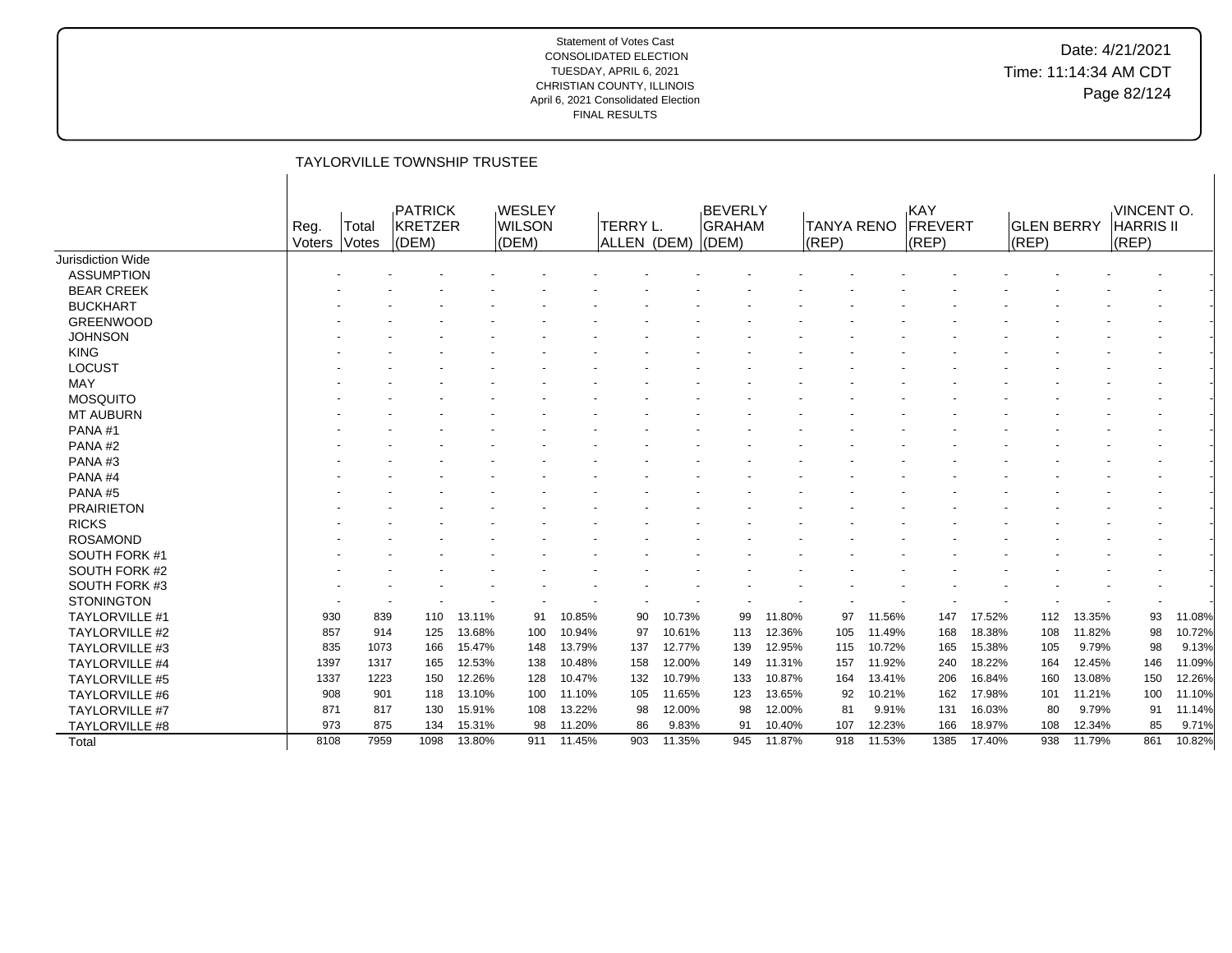Statement of Votes Cast
CONSOLIDATED ELECTION
TUESDAY, APRIL 6, 2021
CHRISTIAN COUNTY, ILLINOIS
April 6, 2021 Consolidated Election
FINAL RESULTS

Date: 4/21/2021
Time: 11:14:34 AM CDT

## TAYLORVILLE TOWNSHIP TRUSTEE

| | Reg. Voters | Total Votes | PATRICK KRETZER (DEM) | | WESLEY WILSON (DEM) | | TERRY L. ALLEN (DEM) | | BEVERLY GRAHAM (DEM) | | TANYA RENO (REP) | | KAY FREVERT (REP) | | GLEN BERRY (REP) | | VINCENT O. HARRIS II (REP) | |
|---|---|---|---|---|---|---|---|---|---|---|---|---|---|---|---|---|---|---|
| Jurisdiction Wide | | | | | | | | | | | | | | | | | | |
| ASSUMPTION | - | - | - | - | - | - | - | - | - | - | - | - | - | - | - | - | - | - |
| BEAR CREEK | - | - | - | - | - | - | - | - | - | - | - | - | - | - | - | - | - | - |
| BUCKHART | - | - | - | - | - | - | - | - | - | - | - | - | - | - | - | - | - | - |
| GREENWOOD | - | - | - | - | - | - | - | - | - | - | - | - | - | - | - | - | - | - |
| JOHNSON | - | - | - | - | - | - | - | - | - | - | - | - | - | - | - | - | - | - |
| KING | - | - | - | - | - | - | - | - | - | - | - | - | - | - | - | - | - | - |
| LOCUST | - | - | - | - | - | - | - | - | - | - | - | - | - | - | - | - | - | - |
| MAY | - | - | - | - | - | - | - | - | - | - | - | - | - | - | - | - | - | - |
| MOSQUITO | - | - | - | - | - | - | - | - | - | - | - | - | - | - | - | - | - | - |
| MT AUBURN | - | - | - | - | - | - | - | - | - | - | - | - | - | - | - | - | - | - |
| PANA #1 | - | - | - | - | - | - | - | - | - | - | - | - | - | - | - | - | - | - |
| PANA #2 | - | - | - | - | - | - | - | - | - | - | - | - | - | - | - | - | - | - |
| PANA #3 | - | - | - | - | - | - | - | - | - | - | - | - | - | - | - | - | - | - |
| PANA #4 | - | - | - | - | - | - | - | - | - | - | - | - | - | - | - | - | - | - |
| PANA #5 | - | - | - | - | - | - | - | - | - | - | - | - | - | - | - | - | - | - |
| PRAIRIETON | - | - | - | - | - | - | - | - | - | - | - | - | - | - | - | - | - | - |
| RICKS | - | - | - | - | - | - | - | - | - | - | - | - | - | - | - | - | - | - |
| ROSAMOND | - | - | - | - | - | - | - | - | - | - | - | - | - | - | - | - | - | - |
| SOUTH FORK #1 | - | - | - | - | - | - | - | - | - | - | - | - | - | - | - | - | - | - |
| SOUTH FORK #2 | - | - | - | - | - | - | - | - | - | - | - | - | - | - | - | - | - | - |
| SOUTH FORK #3 | - | - | - | - | - | - | - | - | - | - | - | - | - | - | - | - | - | - |
| STONINGTON | - | - | - | - | - | - | - | - | - | - | - | - | - | - | - | - | - | - |
| TAYLORVILLE #1 | 930 | 839 | 110 | 13.11% | 91 | 10.85% | 90 | 10.73% | 99 | 11.80% | 97 | 11.56% | 147 | 17.52% | 112 | 13.35% | 93 | 11.08% |
| TAYLORVILLE #2 | 857 | 914 | 125 | 13.68% | 100 | 10.94% | 97 | 10.61% | 113 | 12.36% | 105 | 11.49% | 168 | 18.38% | 108 | 11.82% | 98 | 10.72% |
| TAYLORVILLE #3 | 835 | 1073 | 166 | 15.47% | 148 | 13.79% | 137 | 12.77% | 139 | 12.95% | 115 | 10.72% | 165 | 15.38% | 105 | 9.79% | 98 | 9.13% |
| TAYLORVILLE #4 | 1397 | 1317 | 165 | 12.53% | 138 | 10.48% | 158 | 12.00% | 149 | 11.31% | 157 | 11.92% | 240 | 18.22% | 164 | 12.45% | 146 | 11.09% |
| TAYLORVILLE #5 | 1337 | 1223 | 150 | 12.26% | 128 | 10.47% | 132 | 10.79% | 133 | 10.87% | 164 | 13.41% | 206 | 16.84% | 160 | 13.08% | 150 | 12.26% |
| TAYLORVILLE #6 | 908 | 901 | 118 | 13.10% | 100 | 11.10% | 105 | 11.65% | 123 | 13.65% | 92 | 10.21% | 162 | 17.98% | 101 | 11.21% | 100 | 11.10% |
| TAYLORVILLE #7 | 871 | 817 | 130 | 15.91% | 108 | 13.22% | 98 | 12.00% | 98 | 12.00% | 81 | 9.91% | 131 | 16.03% | 80 | 9.79% | 91 | 11.14% |
| TAYLORVILLE #8 | 973 | 875 | 134 | 15.31% | 98 | 11.20% | 86 | 9.83% | 91 | 10.40% | 107 | 12.23% | 166 | 18.97% | 108 | 12.34% | 85 | 9.71% |
| Total | 8108 | 7959 | 1098 | 13.80% | 911 | 11.45% | 903 | 11.35% | 945 | 11.87% | 918 | 11.53% | 1385 | 17.40% | 938 | 11.79% | 861 | 10.82% |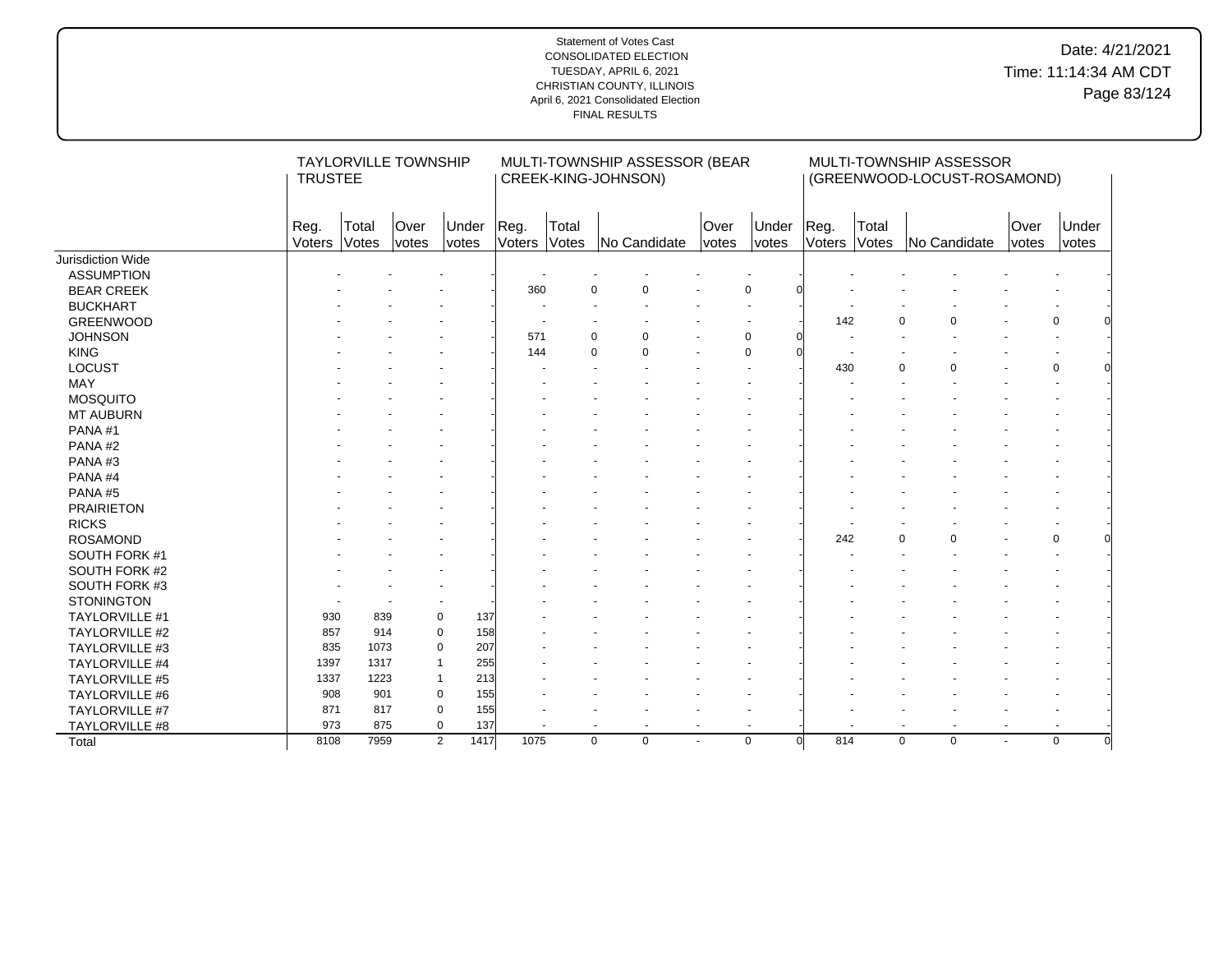Statement of Votes Cast
CONSOLIDATED ELECTION
TUESDAY, APRIL 6, 2021
CHRISTIAN COUNTY, ILLINOIS
April 6, 2021 Consolidated Election
FINAL RESULTS

Date: 4/21/2021
Time: 11:14:34 AM CDT

| | TAYLORVILLE TOWNSHIP TRUSTEE | | | | MULTI-TOWNSHIP ASSESSOR (BEAR CREEK-KING-JOHNSON) | | | | | MULTI-TOWNSHIP ASSESSOR (GREENWOOD-LOCUST-ROSAMOND) | | | | |
|---|---|---|---|---|---|---|---|---|---|---|---|---|---|---|
| | Reg. Voters | Total Votes | Over votes | Under votes | Reg. Voters | Total Votes | No Candidate | Over votes | Under votes | Reg. Voters | Total Votes | No Candidate | Over votes | Under votes |
| Jurisdiction Wide | | | | | | | | | | | | | | |
| ASSUMPTION | - | - | - | - | - | - | - | - | - | - | - | - | - | - |
| BEAR CREEK | - | - | - | - | 360 | 0 | 0 | - | 0 | 0 | - | - | - | - |
| BUCKHART | - | - | - | - | - | - | - | - | - | - | - | - | - | - |
| GREENWOOD | - | - | - | - | - | - | - | - | - | 142 | 0 | 0 | - | 0 |
| JOHNSON | - | - | - | - | 571 | 0 | 0 | - | 0 | 0 | - | - | - | - |
| KING | - | - | - | - | 144 | 0 | 0 | - | 0 | 0 | - | - | - | - |
| LOCUST | - | - | - | - | - | - | - | - | - | 430 | 0 | 0 | - | 0 |
| MAY | - | - | - | - | - | - | - | - | - | - | - | - | - | - |
| MOSQUITO | - | - | - | - | - | - | - | - | - | - | - | - | - | - |
| MT AUBURN | - | - | - | - | - | - | - | - | - | - | - | - | - | - |
| PANA #1 | - | - | - | - | - | - | - | - | - | - | - | - | - | - |
| PANA #2 | - | - | - | - | - | - | - | - | - | - | - | - | - | - |
| PANA #3 | - | - | - | - | - | - | - | - | - | - | - | - | - | - |
| PANA #4 | - | - | - | - | - | - | - | - | - | - | - | - | - | - |
| PANA #5 | - | - | - | - | - | - | - | - | - | - | - | - | - | - |
| PRAIRIETON | - | - | - | - | - | - | - | - | - | - | - | - | - | - |
| RICKS | - | - | - | - | - | - | - | - | - | - | - | - | - | - |
| ROSAMOND | - | - | - | - | - | - | - | - | - | 242 | 0 | 0 | - | 0 |
| SOUTH FORK #1 | - | - | - | - | - | - | - | - | - | - | - | - | - | - |
| SOUTH FORK #2 | - | - | - | - | - | - | - | - | - | - | - | - | - | - |
| SOUTH FORK #3 | - | - | - | - | - | - | - | - | - | - | - | - | - | - |
| STONINGTON | - | - | - | - | - | - | - | - | - | - | - | - | - | - |
| TAYLORVILLE #1 | 930 | 839 | 0 | 137 | - | - | - | - | - | - | - | - | - | - |
| TAYLORVILLE #2 | 857 | 914 | 0 | 158 | - | - | - | - | - | - | - | - | - | - |
| TAYLORVILLE #3 | 835 | 1073 | 0 | 207 | - | - | - | - | - | - | - | - | - | - |
| TAYLORVILLE #4 | 1397 | 1317 | 1 | 255 | - | - | - | - | - | - | - | - | - | - |
| TAYLORVILLE #5 | 1337 | 1223 | 1 | 213 | - | - | - | - | - | - | - | - | - | - |
| TAYLORVILLE #6 | 908 | 901 | 0 | 155 | - | - | - | - | - | - | - | - | - | - |
| TAYLORVILLE #7 | 871 | 817 | 0 | 155 | - | - | - | - | - | - | - | - | - | - |
| TAYLORVILLE #8 | 973 | 875 | 0 | 137 | - | - | - | - | - | - | - | - | - | - |
| Total | 8108 | 7959 | 2 | 1417 | 1075 | 0 | 0 | - | 0 | 0 | 814 | 0 | 0 | - | 0 | 0 |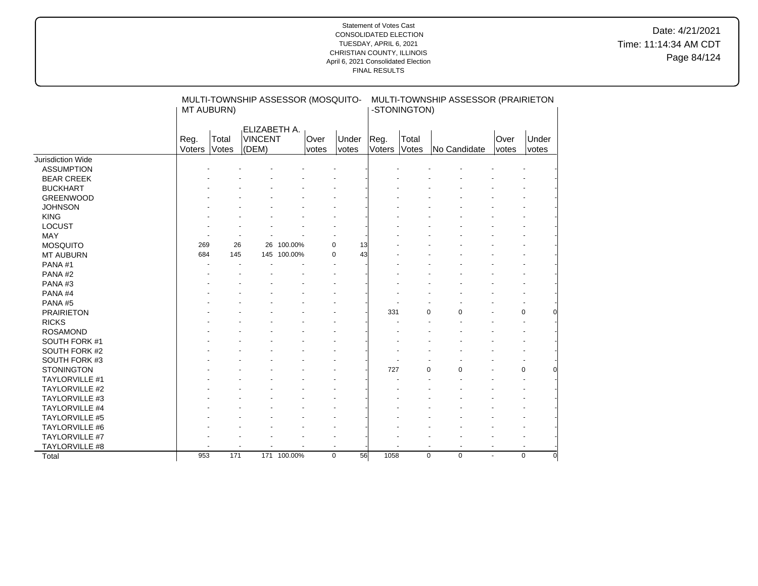Statement of Votes Cast
CONSOLIDATED ELECTION
TUESDAY, APRIL 6, 2021
CHRISTIAN COUNTY, ILLINOIS
April 6, 2021 Consolidated Election
FINAL RESULTS

Date: 4/21/2021
Time: 11:14:34 AM CDT

| | MULTI-TOWNSHIP ASSESSOR (MOSQUITO-MT AUBURN) | | | | | | MULTI-TOWNSHIP ASSESSOR (PRAIRIETON-STONINGTON) | | | | | |
|---|---|---|---|---|---|---|---|---|---|---|---|---|
| | Reg. Voters | Total Votes | ELIZABETH A. VINCENT (DEM) | | Over votes | Under votes | Reg. Voters | Total Votes | No Candidate | | Over votes | Under votes |
| Jurisdiction Wide | | | | | | | | | | | | |
| ASSUMPTION | - | - | - | - | - | - | - | - | - | - | - | - |
| BEAR CREEK | - | - | - | - | - | - | - | - | - | - | - | - |
| BUCKHART | - | - | - | - | - | - | - | - | - | - | - | - |
| GREENWOOD | - | - | - | - | - | - | - | - | - | - | - | - |
| JOHNSON | - | - | - | - | - | - | - | - | - | - | - | - |
| KING | - | - | - | - | - | - | - | - | - | - | - | - |
| LOCUST | - | - | - | - | - | - | - | - | - | - | - | - |
| MAY | - | - | - | - | - | - | - | - | - | - | - | - |
| MOSQUITO | 269 | 26 | 26 | 100.00% | 0 | 13 | - | - | - | - | - | - |
| MT AUBURN | 684 | 145 | 145 | 100.00% | 0 | 43 | - | - | - | - | - | - |
| PANA #1 | - | - | - | - | - | - | - | - | - | - | - | - |
| PANA #2 | - | - | - | - | - | - | - | - | - | - | - | - |
| PANA #3 | - | - | - | - | - | - | - | - | - | - | - | - |
| PANA #4 | - | - | - | - | - | - | - | - | - | - | - | - |
| PANA #5 | - | - | - | - | - | - | - | - | - | - | - | - |
| PRAIRIETON | - | - | - | - | - | - | 331 | 0 | 0 | - | 0 | 0 |
| RICKS | - | - | - | - | - | - | - | - | - | - | - | - |
| ROSAMOND | - | - | - | - | - | - | - | - | - | - | - | - |
| SOUTH FORK #1 | - | - | - | - | - | - | - | - | - | - | - | - |
| SOUTH FORK #2 | - | - | - | - | - | - | - | - | - | - | - | - |
| SOUTH FORK #3 | - | - | - | - | - | - | - | - | - | - | - | - |
| STONINGTON | - | - | - | - | - | - | 727 | 0 | 0 | - | 0 | 0 |
| TAYLORVILLE #1 | - | - | - | - | - | - | - | - | - | - | - | - |
| TAYLORVILLE #2 | - | - | - | - | - | - | - | - | - | - | - | - |
| TAYLORVILLE #3 | - | - | - | - | - | - | - | - | - | - | - | - |
| TAYLORVILLE #4 | - | - | - | - | - | - | - | - | - | - | - | - |
| TAYLORVILLE #5 | - | - | - | - | - | - | - | - | - | - | - | - |
| TAYLORVILLE #6 | - | - | - | - | - | - | - | - | - | - | - | - |
| TAYLORVILLE #7 | - | - | - | - | - | - | - | - | - | - | - | - |
| TAYLORVILLE #8 | - | - | - | - | - | - | - | - | - | - | - | - |
| Total | 953 | 171 | 171 | 100.00% | 0 | 56 | 1058 | 0 | 0 | - | 0 | 0 |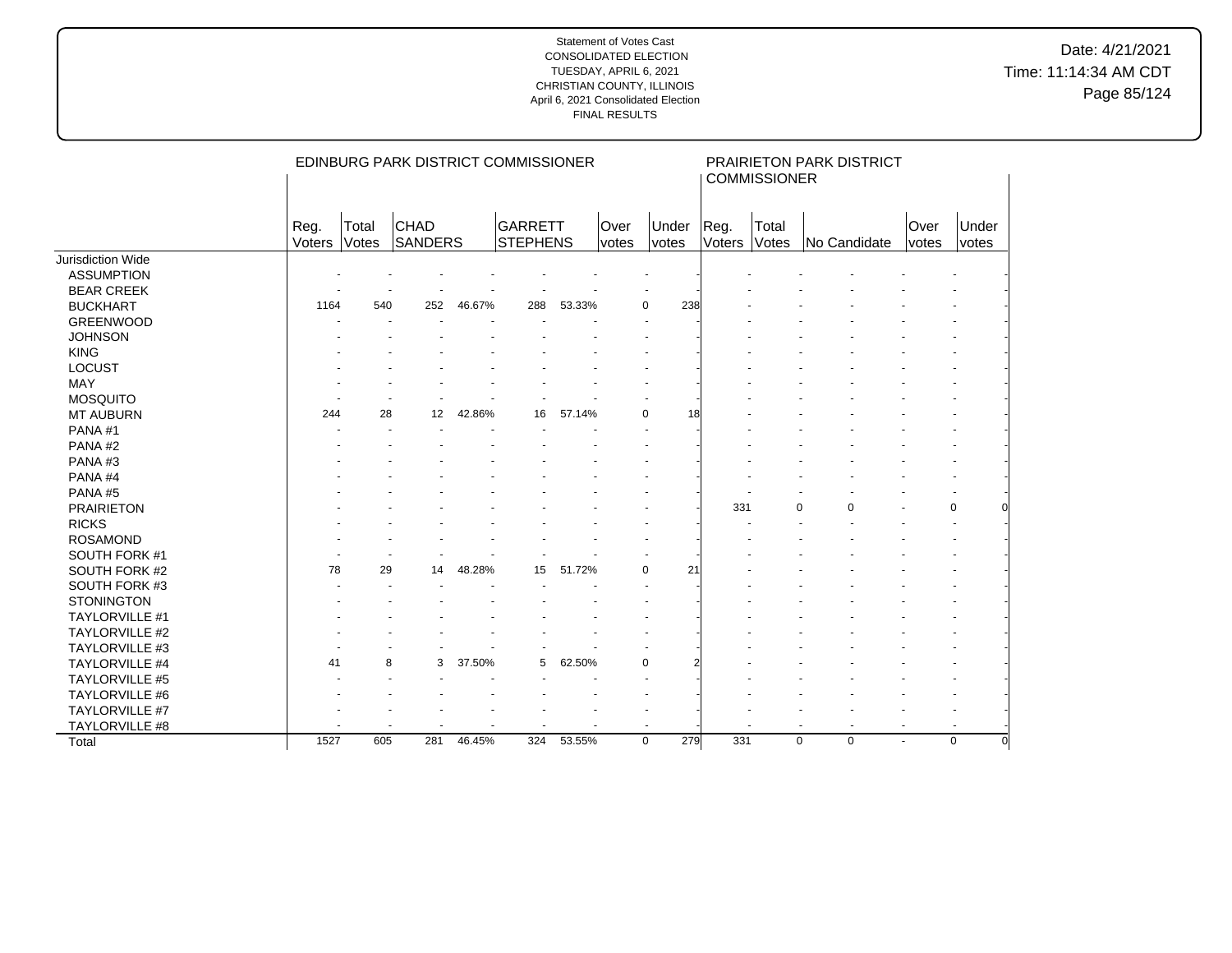Statement of Votes Cast
CONSOLIDATED ELECTION
TUESDAY, APRIL 6, 2021
CHRISTIAN COUNTY, ILLINOIS
April 6, 2021 Consolidated Election
FINAL RESULTS

Date: 4/21/2021
Time: 11:14:34 AM CDT

| | EDINBURG PARK DISTRICT COMMISSIONER | | | | | | | | PRAIRIETON PARK DISTRICT COMMISSIONER | | | | | |
|---|---|---|---|---|---|---|---|---|---|---|---|---|---|---|
| | Reg. Voters | Total Votes | CHAD SANDERS | | GARRETT STEPHENS | | Over votes | Under votes | Reg. Voters | Total Votes | No Candidate | | Over votes | Under votes |
| Jurisdiction Wide | | | | | | | | | | | | | | |
| ASSUMPTION | - | - | - | - | - | - | - | - | - | - | - | - | - | - |
| BEAR CREEK | - | - | - | - | - | - | - | - | - | - | - | - | - | - |
| BUCKHART | 1164 | 540 | 252 | 46.67% | 288 | 53.33% | 0 | 238 | - | - | - | - | - | - |
| GREENWOOD | - | - | - | - | - | - | - | - | - | - | - | - | - | - |
| JOHNSON | - | - | - | - | - | - | - | - | - | - | - | - | - | - |
| KING | - | - | - | - | - | - | - | - | - | - | - | - | - | - |
| LOCUST | - | - | - | - | - | - | - | - | - | - | - | - | - | - |
| MAY | - | - | - | - | - | - | - | - | - | - | - | - | - | - |
| MOSQUITO | - | - | - | - | - | - | - | - | - | - | - | - | - | - |
| MT AUBURN | 244 | 28 | 12 | 42.86% | 16 | 57.14% | 0 | 18 | - | - | - | - | - | - |
| PANA #1 | - | - | - | - | - | - | - | - | - | - | - | - | - | - |
| PANA #2 | - | - | - | - | - | - | - | - | - | - | - | - | - | - |
| PANA #3 | - | - | - | - | - | - | - | - | - | - | - | - | - | - |
| PANA #4 | - | - | - | - | - | - | - | - | - | - | - | - | - | - |
| PANA #5 | - | - | - | - | - | - | - | - | - | - | - | - | - | - |
| PRAIRIETON | - | - | - | - | - | - | - | - | 331 | 0 | 0 | - | 0 | 0 |
| RICKS | - | - | - | - | - | - | - | - | - | - | - | - | - | - |
| ROSAMOND | - | - | - | - | - | - | - | - | - | - | - | - | - | - |
| SOUTH FORK #1 | - | - | - | - | - | - | - | - | - | - | - | - | - | - |
| SOUTH FORK #2 | 78 | 29 | 14 | 48.28% | 15 | 51.72% | 0 | 21 | - | - | - | - | - | - |
| SOUTH FORK #3 | - | - | - | - | - | - | - | - | - | - | - | - | - | - |
| STONINGTON | - | - | - | - | - | - | - | - | - | - | - | - | - | - |
| TAYLORVILLE #1 | - | - | - | - | - | - | - | - | - | - | - | - | - | - |
| TAYLORVILLE #2 | - | - | - | - | - | - | - | - | - | - | - | - | - | - |
| TAYLORVILLE #3 | - | - | - | - | - | - | - | - | - | - | - | - | - | - |
| TAYLORVILLE #4 | 41 | 8 | 3 | 37.50% | 5 | 62.50% | 0 | 2 | - | - | - | - | - | - |
| TAYLORVILLE #5 | - | - | - | - | - | - | - | - | - | - | - | - | - | - |
| TAYLORVILLE #6 | - | - | - | - | - | - | - | - | - | - | - | - | - | - |
| TAYLORVILLE #7 | - | - | - | - | - | - | - | - | - | - | - | - | - | - |
| TAYLORVILLE #8 | - | - | - | - | - | - | - | - | - | - | - | - | - | - |
| Total | 1527 | 605 | 281 | 46.45% | 324 | 53.55% | 0 | 279 | 331 | 0 | 0 | - | 0 | 0 |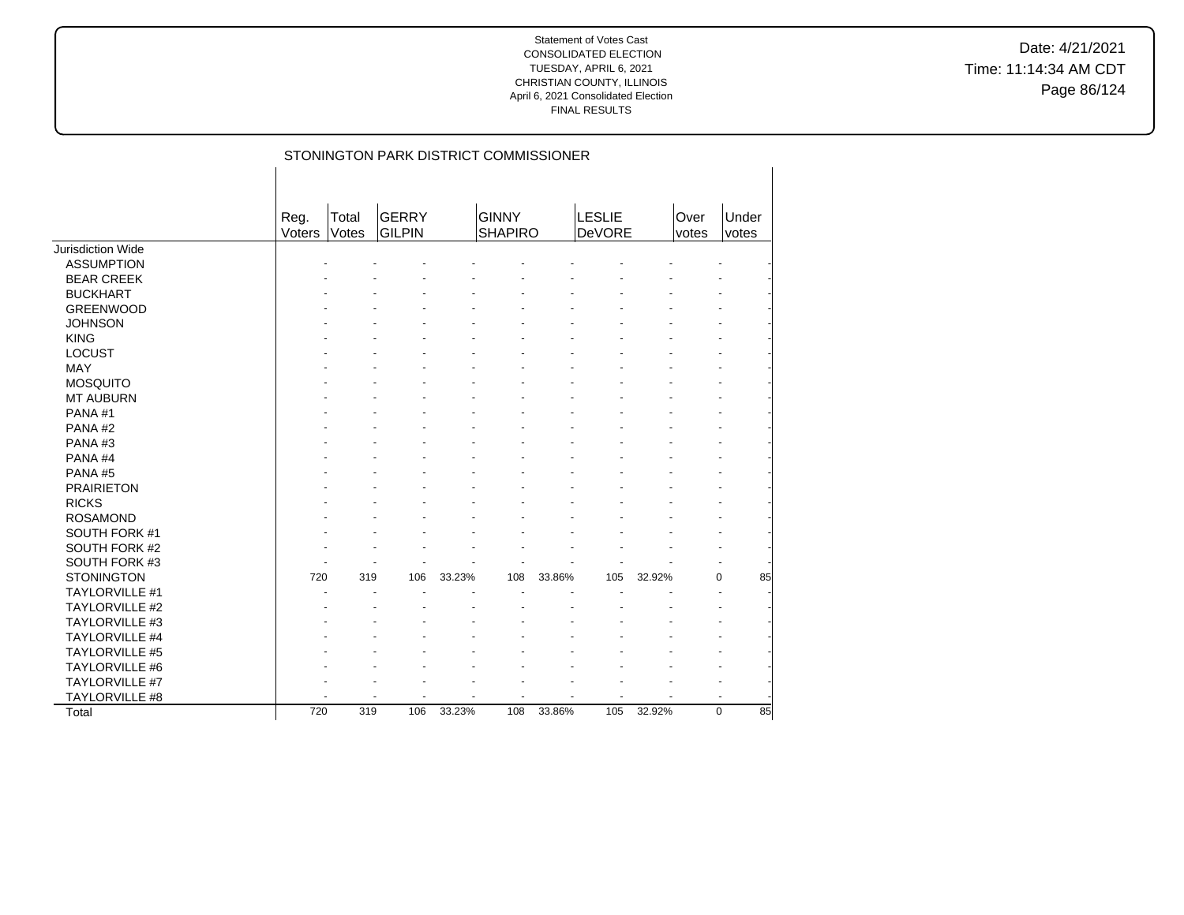Statement of Votes Cast
CONSOLIDATED ELECTION
TUESDAY, APRIL 6, 2021
CHRISTIAN COUNTY, ILLINOIS
April 6, 2021 Consolidated Election
FINAL RESULTS

Date: 4/21/2021
Time: 11:14:34 AM CDT

## STONINGTON PARK DISTRICT COMMISSIONER

| | Reg. Voters | Total Votes | GERRY GILPIN | | GINNY SHAPIRO | | LESLIE DeVORE | | Over votes | Under votes |
|---|---|---|---|---|---|---|---|---|---|---|
| Jurisdiction Wide | | | | | | | | | | |
| ASSUMPTION | - | - | - | - | - | - | - | - | - | - |
| BEAR CREEK | - | - | - | - | - | - | - | - | - | - |
| BUCKHART | - | - | - | - | - | - | - | - | - | - |
| GREENWOOD | - | - | - | - | - | - | - | - | - | - |
| JOHNSON | - | - | - | - | - | - | - | - | - | - |
| KING | - | - | - | - | - | - | - | - | - | - |
| LOCUST | - | - | - | - | - | - | - | - | - | - |
| MAY | - | - | - | - | - | - | - | - | - | - |
| MOSQUITO | - | - | - | - | - | - | - | - | - | - |
| MT AUBURN | - | - | - | - | - | - | - | - | - | - |
| PANA #1 | - | - | - | - | - | - | - | - | - | - |
| PANA #2 | - | - | - | - | - | - | - | - | - | - |
| PANA #3 | - | - | - | - | - | - | - | - | - | - |
| PANA #4 | - | - | - | - | - | - | - | - | - | - |
| PANA #5 | - | - | - | - | - | - | - | - | - | - |
| PRAIRIETON | - | - | - | - | - | - | - | - | - | - |
| RICKS | - | - | - | - | - | - | - | - | - | - |
| ROSAMOND | - | - | - | - | - | - | - | - | - | - |
| SOUTH FORK #1 | - | - | - | - | - | - | - | - | - | - |
| SOUTH FORK #2 | - | - | - | - | - | - | - | - | - | - |
| SOUTH FORK #3 | - | - | - | - | - | - | - | - | - | - |
| STONINGTON | 720 | 319 | 106 | 33.23% | 108 | 33.86% | 105 | 32.92% | 0 | 85 |
| TAYLORVILLE #1 | - | - | - | - | - | - | - | - | - | - |
| TAYLORVILLE #2 | - | - | - | - | - | - | - | - | - | - |
| TAYLORVILLE #3 | - | - | - | - | - | - | - | - | - | - |
| TAYLORVILLE #4 | - | - | - | - | - | - | - | - | - | - |
| TAYLORVILLE #5 | - | - | - | - | - | - | - | - | - | - |
| TAYLORVILLE #6 | - | - | - | - | - | - | - | - | - | - |
| TAYLORVILLE #7 | - | - | - | - | - | - | - | - | - | - |
| TAYLORVILLE #8 | - | - | - | - | - | - | - | - | - | - |
| Total | 720 | 319 | 106 | 33.23% | 108 | 33.86% | 105 | 32.92% | 0 | 85 |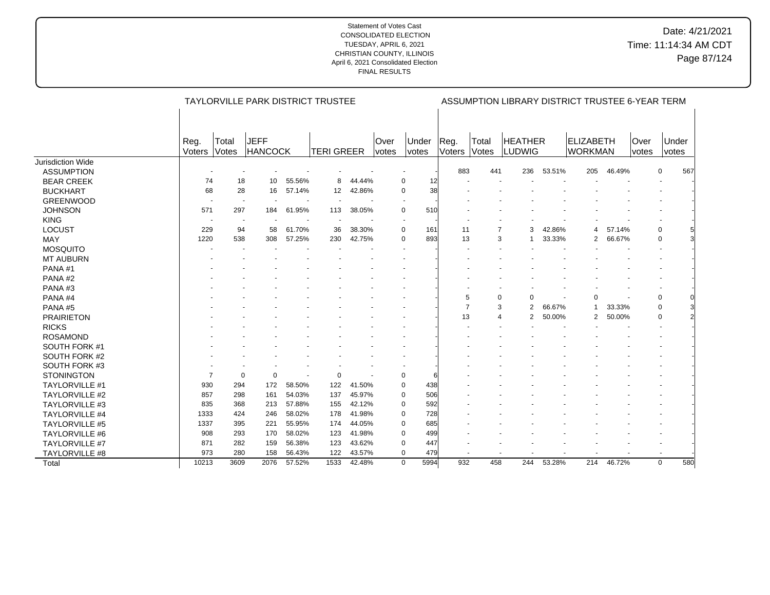Statement of Votes Cast
CONSOLIDATED ELECTION
TUESDAY, APRIL 6, 2021
CHRISTIAN COUNTY, ILLINOIS
April 6, 2021 Consolidated Election
FINAL RESULTS

Date: 4/21/2021
Time: 11:14:34 AM CDT

| | TAYLORVILLE PARK DISTRICT TRUSTEE | | | | | | | | ASSUMPTION LIBRARY DISTRICT TRUSTEE 6-YEAR TERM | | | | | | | |
|---|---|---|---|---|---|---|---|---|---|---|---|---|---|---|---|---|
| | Reg. Voters | Total Votes | JEFF HANCOCK | | TERI GREER | | Over votes | Under votes | Reg. Voters | Total Votes | HEATHER LUDWIG | | ELIZABETH WORKMAN | | Over votes | Under votes |
| Jurisdiction Wide | | | | | | | | | | | | | | | | |
| ASSUMPTION | - | - | - | - | - | - | - | - | 883 | 441 | 236 | 53.51% | 205 | 46.49% | 0 | 567 |
| BEAR CREEK | 74 | 18 | 10 | 55.56% | 8 | 44.44% | 0 | 12 | - | - | - | - | - | - | - | - |
| BUCKHART | 68 | 28 | 16 | 57.14% | 12 | 42.86% | 0 | 38 | - | - | - | - | - | - | - | - |
| GREENWOOD | - | - | - | - | - | - | - | - | - | - | - | - | - | - | - | - |
| JOHNSON | 571 | 297 | 184 | 61.95% | 113 | 38.05% | 0 | 510 | - | - | - | - | - | - | - | - |
| KING | - | - | - | - | - | - | - | - | - | - | - | - | - | - | - | - |
| LOCUST | 229 | 94 | 58 | 61.70% | 36 | 38.30% | 0 | 161 | 11 | 7 | 3 | 42.86% | 4 | 57.14% | 0 | 5 |
| MAY | 1220 | 538 | 308 | 57.25% | 230 | 42.75% | 0 | 893 | 13 | 3 | 1 | 33.33% | 2 | 66.67% | 0 | 3 |
| MOSQUITO | - | - | - | - | - | - | - | - | - | - | - | - | - | - | - | - |
| MT AUBURN | - | - | - | - | - | - | - | - | - | - | - | - | - | - | - | - |
| PANA #1 | - | - | - | - | - | - | - | - | - | - | - | - | - | - | - | - |
| PANA #2 | - | - | - | - | - | - | - | - | - | - | - | - | - | - | - | - |
| PANA #3 | - | - | - | - | - | - | - | - | - | - | - | - | - | - | - | - |
| PANA #4 | - | - | - | - | - | - | - | - | 5 | 0 | 0 | - | 0 | - | 0 | 0 |
| PANA #5 | - | - | - | - | - | - | - | - | 7 | 3 | 2 | 66.67% | 1 | 33.33% | 0 | 3 |
| PRAIRIETON | - | - | - | - | - | - | - | - | 13 | 4 | 2 | 50.00% | 2 | 50.00% | 0 | 2 |
| RICKS | - | - | - | - | - | - | - | - | - | - | - | - | - | - | - | - |
| ROSAMOND | - | - | - | - | - | - | - | - | - | - | - | - | - | - | - | - |
| SOUTH FORK #1 | - | - | - | - | - | - | - | - | - | - | - | - | - | - | - | - |
| SOUTH FORK #2 | - | - | - | - | - | - | - | - | - | - | - | - | - | - | - | - |
| SOUTH FORK #3 | - | - | - | - | - | - | - | - | - | - | - | - | - | - | - | - |
| STONINGTON | 7 | 0 | 0 | - | 0 | - | 0 | 6 | - | - | - | - | - | - | - | - |
| TAYLORVILLE #1 | 930 | 294 | 172 | 58.50% | 122 | 41.50% | 0 | 438 | - | - | - | - | - | - | - | - |
| TAYLORVILLE #2 | 857 | 298 | 161 | 54.03% | 137 | 45.97% | 0 | 506 | - | - | - | - | - | - | - | - |
| TAYLORVILLE #3 | 835 | 368 | 213 | 57.88% | 155 | 42.12% | 0 | 592 | - | - | - | - | - | - | - | - |
| TAYLORVILLE #4 | 1333 | 424 | 246 | 58.02% | 178 | 41.98% | 0 | 728 | - | - | - | - | - | - | - | - |
| TAYLORVILLE #5 | 1337 | 395 | 221 | 55.95% | 174 | 44.05% | 0 | 685 | - | - | - | - | - | - | - | - |
| TAYLORVILLE #6 | 908 | 293 | 170 | 58.02% | 123 | 41.98% | 0 | 499 | - | - | - | - | - | - | - | - |
| TAYLORVILLE #7 | 871 | 282 | 159 | 56.38% | 123 | 43.62% | 0 | 447 | - | - | - | - | - | - | - | - |
| TAYLORVILLE #8 | 973 | 280 | 158 | 56.43% | 122 | 43.57% | 0 | 479 | - | - | - | - | - | - | - | - |
| Total | 10213 | 3609 | 2076 | 57.52% | 1533 | 42.48% | 0 | 5994 | 932 | 458 | 244 | 53.28% | 214 | 46.72% | 0 | 580 |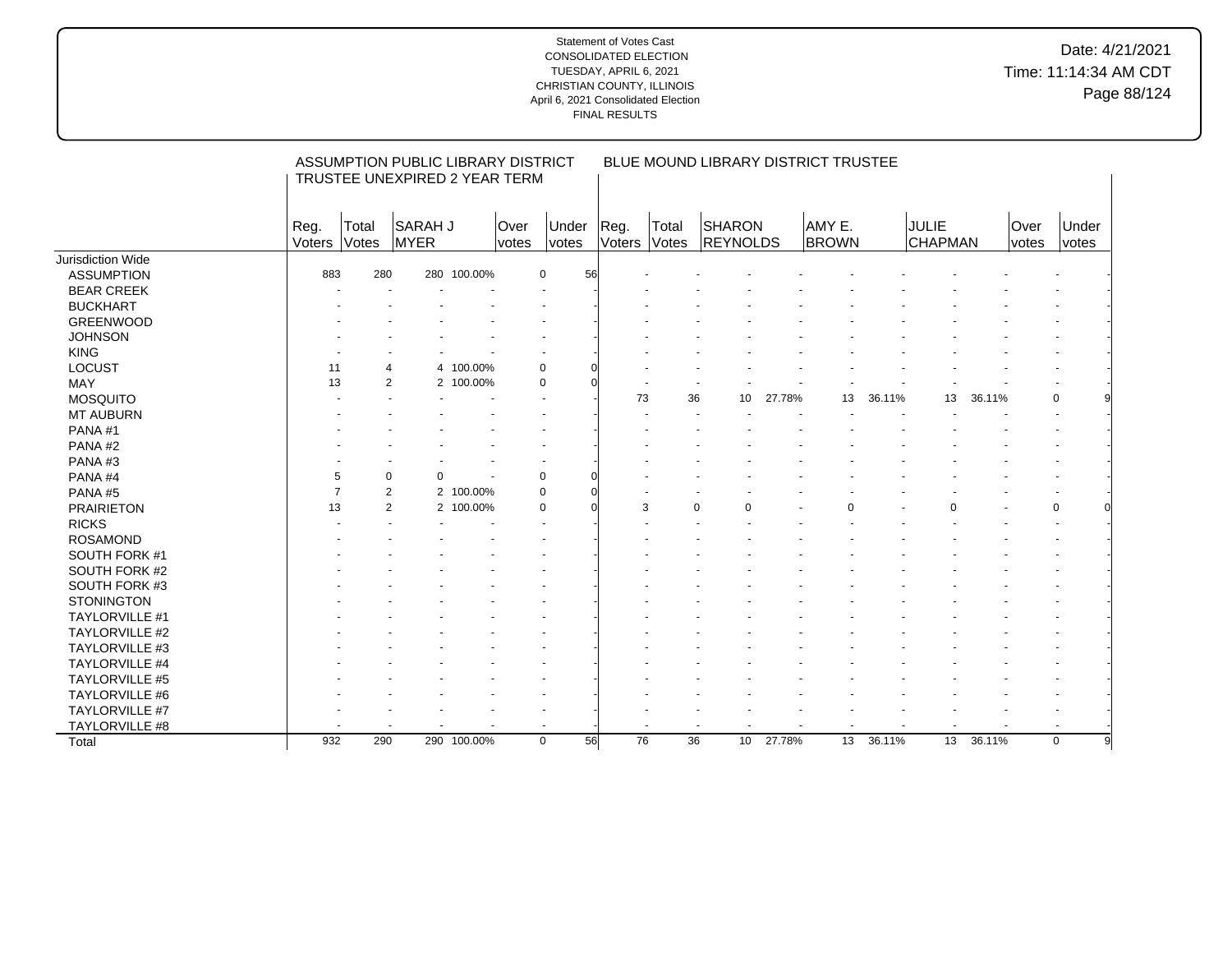Statement of Votes Cast
CONSOLIDATED ELECTION
TUESDAY, APRIL 6, 2021
CHRISTIAN COUNTY, ILLINOIS
April 6, 2021 Consolidated Election
FINAL RESULTS

Date: 4/21/2021
Time: 11:14:34 AM CDT

| | ASSUMPTION PUBLIC LIBRARY DISTRICT TRUSTEE UNEXPIRED 2 YEAR TERM | | | | | | BLUE MOUND LIBRARY DISTRICT TRUSTEE | | | | | | | | | |
|---|---|---|---|---|---|---|---|---|---|---|---|---|---|---|---|---|
| | Reg. Voters | Total Votes | SARAH J MYER | | Over votes | Under votes | Reg. Voters | Total Votes | SHARON REYNOLDS | | AMY E. BROWN | | JULIE CHAPMAN | | Over votes | Under votes |
| Jurisdiction Wide | | | | | | | | | | | | | | | | |
| ASSUMPTION | 883 | 280 | 280 | 100.00% | 0 | 56 | - | - | - | - | - | - | - | - | - | - |
| BEAR CREEK | - | - | - | - | - | - | - | - | - | - | - | - | - | - | - | - |
| BUCKHART | - | - | - | - | - | - | - | - | - | - | - | - | - | - | - | - |
| GREENWOOD | - | - | - | - | - | - | - | - | - | - | - | - | - | - | - | - |
| JOHNSON | - | - | - | - | - | - | - | - | - | - | - | - | - | - | - | - |
| KING | - | - | - | - | - | - | - | - | - | - | - | - | - | - | - | - |
| LOCUST | 11 | 4 | 4 | 100.00% | 0 | 0 | - | - | - | - | - | - | - | - | - | - |
| MAY | 13 | 2 | 2 | 100.00% | 0 | 0 | - | - | - | - | - | - | - | - | - | - |
| MOSQUITO | - | - | - | - | - | - | 73 | 36 | 10 | 27.78% | 13 | 36.11% | 13 | 36.11% | 0 | 9 |
| MT AUBURN | - | - | - | - | - | - | - | - | - | - | - | - | - | - | - | - |
| PANA #1 | - | - | - | - | - | - | - | - | - | - | - | - | - | - | - | - |
| PANA #2 | - | - | - | - | - | - | - | - | - | - | - | - | - | - | - | - |
| PANA #3 | - | - | - | - | - | - | - | - | - | - | - | - | - | - | - | - |
| PANA #4 | 5 | 0 | 0 | - | 0 | 0 | - | - | - | - | - | - | - | - | - | - |
| PANA #5 | 7 | 2 | 2 | 100.00% | 0 | 0 | - | - | - | - | - | - | - | - | - | - |
| PRAIRIETON | 13 | 2 | 2 | 100.00% | 0 | 0 | 3 | 0 | 0 | - | 0 | - | 0 | - | 0 | 0 |
| RICKS | - | - | - | - | - | - | - | - | - | - | - | - | - | - | - | - |
| ROSAMOND | - | - | - | - | - | - | - | - | - | - | - | - | - | - | - | - |
| SOUTH FORK #1 | - | - | - | - | - | - | - | - | - | - | - | - | - | - | - | - |
| SOUTH FORK #2 | - | - | - | - | - | - | - | - | - | - | - | - | - | - | - | - |
| SOUTH FORK #3 | - | - | - | - | - | - | - | - | - | - | - | - | - | - | - | - |
| STONINGTON | - | - | - | - | - | - | - | - | - | - | - | - | - | - | - | - |
| TAYLORVILLE #1 | - | - | - | - | - | - | - | - | - | - | - | - | - | - | - | - |
| TAYLORVILLE #2 | - | - | - | - | - | - | - | - | - | - | - | - | - | - | - | - |
| TAYLORVILLE #3 | - | - | - | - | - | - | - | - | - | - | - | - | - | - | - | - |
| TAYLORVILLE #4 | - | - | - | - | - | - | - | - | - | - | - | - | - | - | - | - |
| TAYLORVILLE #5 | - | - | - | - | - | - | - | - | - | - | - | - | - | - | - | - |
| TAYLORVILLE #6 | - | - | - | - | - | - | - | - | - | - | - | - | - | - | - | - |
| TAYLORVILLE #7 | - | - | - | - | - | - | - | - | - | - | - | - | - | - | - | - |
| TAYLORVILLE #8 | - | - | - | - | - | - | - | - | - | - | - | - | - | - | - | - |
| Total | 932 | 290 | 290 | 100.00% | 0 | 56 | 76 | 36 | 10 | 27.78% | 13 | 36.11% | 13 | 36.11% | 0 | 9 |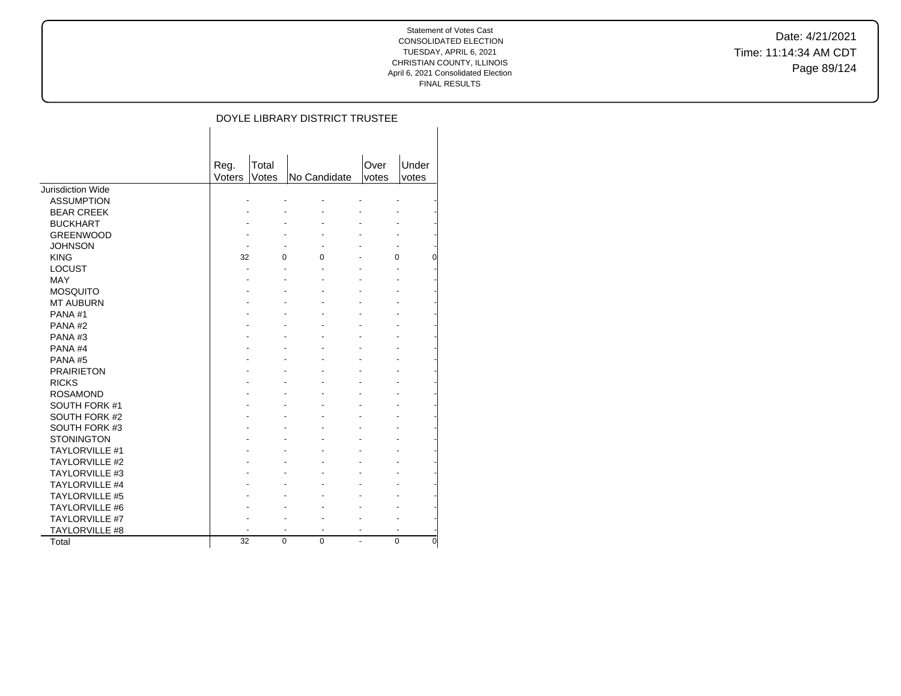## DOYLE LIBRARY DISTRICT TRUSTEE

| | Reg. Voters | Total Votes | No Candidate | | Over votes | Under votes |
|---|---|---|---|---|---|---|
| Jurisdiction Wide | | | | | | |
| ASSUMPTION | - | - | - | - | - | - |
| BEAR CREEK | - | - | - | - | - | - |
| BUCKHART | - | - | - | - | - | - |
| GREENWOOD | - | - | - | - | - | - |
| JOHNSON | - | - | - | - | - | - |
| KING | 32 | 0 | 0 | - | 0 | 0 |
| LOCUST | - | - | - | - | - | - |
| MAY | - | - | - | - | - | - |
| MOSQUITO | - | - | - | - | - | - |
| MT AUBURN | - | - | - | - | - | - |
| PANA #1 | - | - | - | - | - | - |
| PANA #2 | - | - | - | - | - | - |
| PANA #3 | - | - | - | - | - | - |
| PANA #4 | - | - | - | - | - | - |
| PANA #5 | - | - | - | - | - | - |
| PRAIRIETON | - | - | - | - | - | - |
| RICKS | - | - | - | - | - | - |
| ROSAMOND | - | - | - | - | - | - |
| SOUTH FORK #1 | - | - | - | - | - | - |
| SOUTH FORK #2 | - | - | - | - | - | - |
| SOUTH FORK #3 | - | - | - | - | - | - |
| STONINGTON | - | - | - | - | - | - |
| TAYLORVILLE #1 | - | - | - | - | - | - |
| TAYLORVILLE #2 | - | - | - | - | - | - |
| TAYLORVILLE #3 | - | - | - | - | - | - |
| TAYLORVILLE #4 | - | - | - | - | - | - |
| TAYLORVILLE #5 | - | - | - | - | - | - |
| TAYLORVILLE #6 | - | - | - | - | - | - |
| TAYLORVILLE #7 | - | - | - | - | - | - |
| TAYLORVILLE #8 | - | - | - | - | - | - |
| Total | 32 | 0 | 0 | - | 0 | 0 |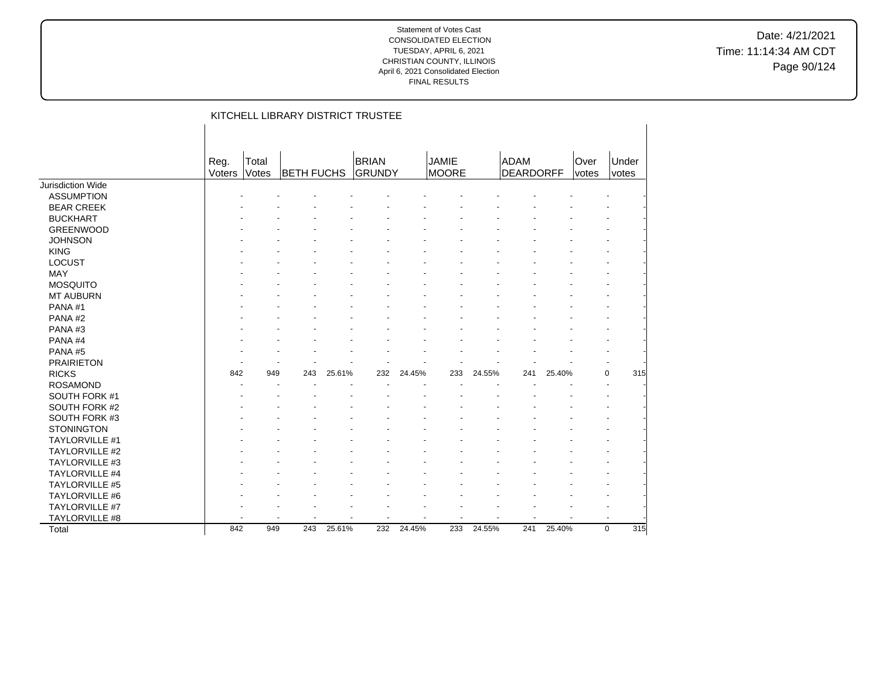Statement of Votes Cast
CONSOLIDATED ELECTION
TUESDAY, APRIL 6, 2021
CHRISTIAN COUNTY, ILLINOIS
April 6, 2021 Consolidated Election
FINAL RESULTS

Date: 4/21/2021
Time: 11:14:34 AM CDT

## KITCHELL LIBRARY DISTRICT TRUSTEE

| | Reg. Voters | Total Votes | BETH FUCHS | | BRIAN GRUNDY | | JAMIE MOORE | | ADAM DEARDORFF | | Over votes | Under votes |
|---|---|---|---|---|---|---|---|---|---|---|---|---|
| Jurisdiction Wide | | | | | | | | | | | | |
| ASSUMPTION | - | - | - | - | - | - | - | - | - | - | - | - |
| BEAR CREEK | - | - | - | - | - | - | - | - | - | - | - | - |
| BUCKHART | - | - | - | - | - | - | - | - | - | - | - | - |
| GREENWOOD | - | - | - | - | - | - | - | - | - | - | - | - |
| JOHNSON | - | - | - | - | - | - | - | - | - | - | - | - |
| KING | - | - | - | - | - | - | - | - | - | - | - | - |
| LOCUST | - | - | - | - | - | - | - | - | - | - | - | - |
| MAY | - | - | - | - | - | - | - | - | - | - | - | - |
| MOSQUITO | - | - | - | - | - | - | - | - | - | - | - | - |
| MT AUBURN | - | - | - | - | - | - | - | - | - | - | - | - |
| PANA #1 | - | - | - | - | - | - | - | - | - | - | - | - |
| PANA #2 | - | - | - | - | - | - | - | - | - | - | - | - |
| PANA #3 | - | - | - | - | - | - | - | - | - | - | - | - |
| PANA #4 | - | - | - | - | - | - | - | - | - | - | - | - |
| PANA #5 | - | - | - | - | - | - | - | - | - | - | - | - |
| PRAIRIETON | - | - | - | - | - | - | - | - | - | - | - | - |
| RICKS | 842 | 949 | 243 | 25.61% | 232 | 24.45% | 233 | 24.55% | 241 | 25.40% | 0 | 315 |
| ROSAMOND | - | - | - | - | - | - | - | - | - | - | - | - |
| SOUTH FORK #1 | - | - | - | - | - | - | - | - | - | - | - | - |
| SOUTH FORK #2 | - | - | - | - | - | - | - | - | - | - | - | - |
| SOUTH FORK #3 | - | - | - | - | - | - | - | - | - | - | - | - |
| STONINGTON | - | - | - | - | - | - | - | - | - | - | - | - |
| TAYLORVILLE #1 | - | - | - | - | - | - | - | - | - | - | - | - |
| TAYLORVILLE #2 | - | - | - | - | - | - | - | - | - | - | - | - |
| TAYLORVILLE #3 | - | - | - | - | - | - | - | - | - | - | - | - |
| TAYLORVILLE #4 | - | - | - | - | - | - | - | - | - | - | - | - |
| TAYLORVILLE #5 | - | - | - | - | - | - | - | - | - | - | - | - |
| TAYLORVILLE #6 | - | - | - | - | - | - | - | - | - | - | - | - |
| TAYLORVILLE #7 | - | - | - | - | - | - | - | - | - | - | - | - |
| TAYLORVILLE #8 | - | - | - | - | - | - | - | - | - | - | - | - |
| Total | 842 | 949 | 243 | 25.61% | 232 | 24.45% | 233 | 24.55% | 241 | 25.40% | 0 | 315 |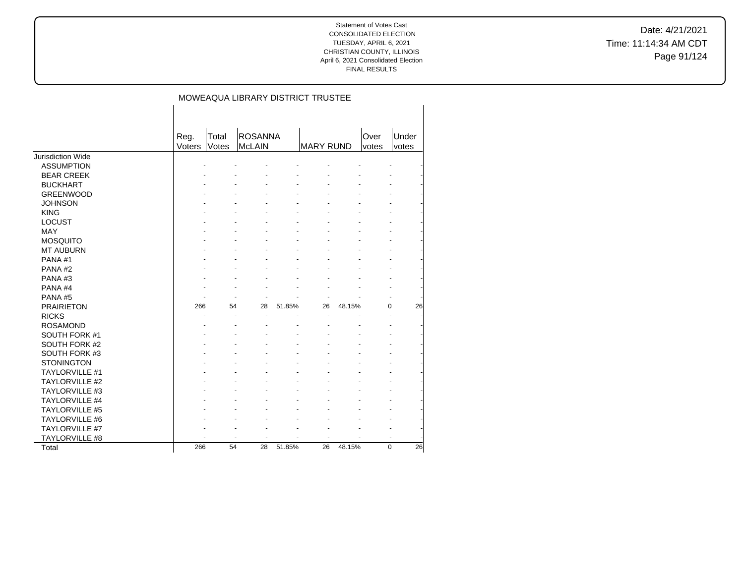Statement of Votes Cast
CONSOLIDATED ELECTION
TUESDAY, APRIL 6, 2021
CHRISTIAN COUNTY, ILLINOIS
April 6, 2021 Consolidated Election
FINAL RESULTS

Date: 4/21/2021
Time: 11:14:34 AM CDT

## MOWEAQUA LIBRARY DISTRICT TRUSTEE

| | Reg. Voters | Total Votes | ROSANNA McLAIN | | MARY RUND | | Over votes | Under votes |
|---|---|---|---|---|---|---|---|---|
| Jurisdiction Wide | | | | | | | | |
| ASSUMPTION | - | - | - | - | - | - | - | - |
| BEAR CREEK | - | - | - | - | - | - | - | - |
| BUCKHART | - | - | - | - | - | - | - | - |
| GREENWOOD | - | - | - | - | - | - | - | - |
| JOHNSON | - | - | - | - | - | - | - | - |
| KING | - | - | - | - | - | - | - | - |
| LOCUST | - | - | - | - | - | - | - | - |
| MAY | - | - | - | - | - | - | - | - |
| MOSQUITO | - | - | - | - | - | - | - | - |
| MT AUBURN | - | - | - | - | - | - | - | - |
| PANA #1 | - | - | - | - | - | - | - | - |
| PANA #2 | - | - | - | - | - | - | - | - |
| PANA #3 | - | - | - | - | - | - | - | - |
| PANA #4 | - | - | - | - | - | - | - | - |
| PANA #5 | - | - | - | - | - | - | - | - |
| PRAIRIETON | 266 | 54 | 28 | 51.85% | 26 | 48.15% | 0 | 26 |
| RICKS | - | - | - | - | - | - | - | - |
| ROSAMOND | - | - | - | - | - | - | - | - |
| SOUTH FORK #1 | - | - | - | - | - | - | - | - |
| SOUTH FORK #2 | - | - | - | - | - | - | - | - |
| SOUTH FORK #3 | - | - | - | - | - | - | - | - |
| STONINGTON | - | - | - | - | - | - | - | - |
| TAYLORVILLE #1 | - | - | - | - | - | - | - | - |
| TAYLORVILLE #2 | - | - | - | - | - | - | - | - |
| TAYLORVILLE #3 | - | - | - | - | - | - | - | - |
| TAYLORVILLE #4 | - | - | - | - | - | - | - | - |
| TAYLORVILLE #5 | - | - | - | - | - | - | - | - |
| TAYLORVILLE #6 | - | - | - | - | - | - | - | - |
| TAYLORVILLE #7 | - | - | - | - | - | - | - | - |
| TAYLORVILLE #8 | - | - | - | - | - | - | - | - |
| Total | 266 | 54 | 28 | 51.85% | 26 | 48.15% | 0 | 26 |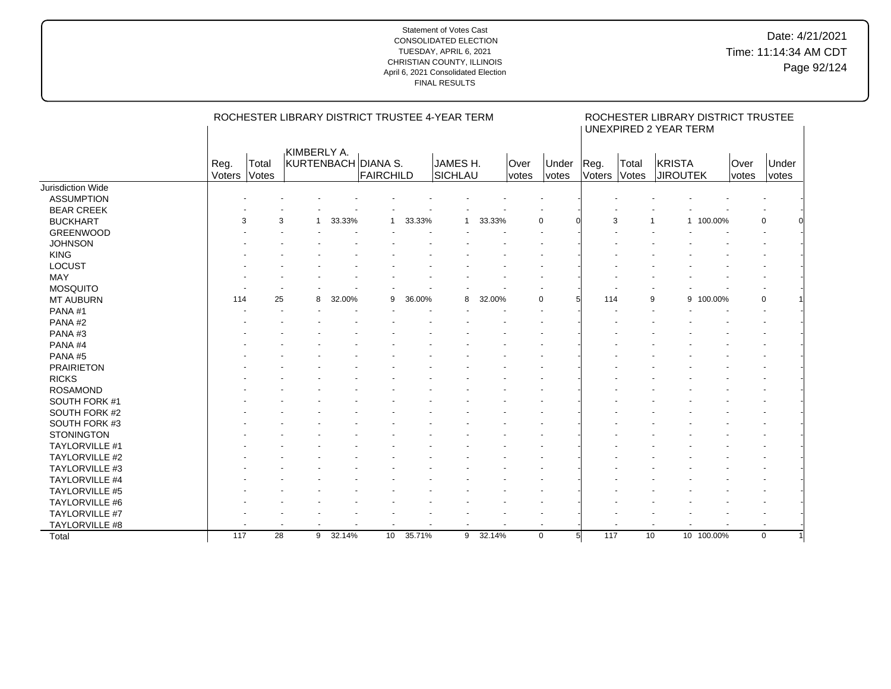Statement of Votes Cast
CONSOLIDATED ELECTION
TUESDAY, APRIL 6, 2021
CHRISTIAN COUNTY, ILLINOIS
April 6, 2021 Consolidated Election
FINAL RESULTS

Date: 4/21/2021
Time: 11:14:34 AM CDT

| | ROCHESTER LIBRARY DISTRICT TRUSTEE 4-YEAR TERM | | | | | | | | | | | ROCHESTER LIBRARY DISTRICT TRUSTEE UNEXPIRED 2 YEAR TERM | | | | | |
|---|---|---|---|---|---|---|---|---|---|---|---|---|---|---|---|---|---|
| | Reg. Voters | Total Votes | KIMBERLY A. KURTENBACH | | DIANA S. FAIRCHILD | | JAMES H. SICHLAU | | Over votes | Under votes | | Reg. Voters | Total Votes | KRISTA JIROUTEK | | Over votes | Under votes |
| Jurisdiction Wide | | | | | | | | | | | | | | | | | |
| ASSUMPTION | - | - | - | - | - | - | - | - | - | - | | - | - | - | - | - | - |
| BEAR CREEK | - | - | - | - | - | - | - | - | - | - | | - | - | - | - | - | - |
| BUCKHART | 3 | 3 | 1 | 33.33% | 1 | 33.33% | 1 | 33.33% | 0 | 0 | | 3 | 1 | 1 | 100.00% | 0 | 0 |
| GREENWOOD | - | - | - | - | - | - | - | - | - | - | | - | - | - | - | - | - |
| JOHNSON | - | - | - | - | - | - | - | - | - | - | | - | - | - | - | - | - |
| KING | - | - | - | - | - | - | - | - | - | - | | - | - | - | - | - | - |
| LOCUST | - | - | - | - | - | - | - | - | - | - | | - | - | - | - | - | - |
| MAY | - | - | - | - | - | - | - | - | - | - | | - | - | - | - | - | - |
| MOSQUITO | - | - | - | - | - | - | - | - | - | - | | - | - | - | - | - | - |
| MT AUBURN | 114 | 25 | 8 | 32.00% | 9 | 36.00% | 8 | 32.00% | 0 | 5 | | 114 | 9 | 9 | 100.00% | 0 | 1 |
| PANA #1 | - | - | - | - | - | - | - | - | - | - | | - | - | - | - | - | - |
| PANA #2 | - | - | - | - | - | - | - | - | - | - | | - | - | - | - | - | - |
| PANA #3 | - | - | - | - | - | - | - | - | - | - | | - | - | - | - | - | - |
| PANA #4 | - | - | - | - | - | - | - | - | - | - | | - | - | - | - | - | - |
| PANA #5 | - | - | - | - | - | - | - | - | - | - | | - | - | - | - | - | - |
| PRAIRIETON | - | - | - | - | - | - | - | - | - | - | | - | - | - | - | - | - |
| RICKS | - | - | - | - | - | - | - | - | - | - | | - | - | - | - | - | - |
| ROSAMOND | - | - | - | - | - | - | - | - | - | - | | - | - | - | - | - | - |
| SOUTH FORK #1 | - | - | - | - | - | - | - | - | - | - | | - | - | - | - | - | - |
| SOUTH FORK #2 | - | - | - | - | - | - | - | - | - | - | | - | - | - | - | - | - |
| SOUTH FORK #3 | - | - | - | - | - | - | - | - | - | - | | - | - | - | - | - | - |
| STONINGTON | - | - | - | - | - | - | - | - | - | - | | - | - | - | - | - | - |
| TAYLORVILLE #1 | - | - | - | - | - | - | - | - | - | - | | - | - | - | - | - | - |
| TAYLORVILLE #2 | - | - | - | - | - | - | - | - | - | - | | - | - | - | - | - | - |
| TAYLORVILLE #3 | - | - | - | - | - | - | - | - | - | - | | - | - | - | - | - | - |
| TAYLORVILLE #4 | - | - | - | - | - | - | - | - | - | - | | - | - | - | - | - | - |
| TAYLORVILLE #5 | - | - | - | - | - | - | - | - | - | - | | - | - | - | - | - | - |
| TAYLORVILLE #6 | - | - | - | - | - | - | - | - | - | - | | - | - | - | - | - | - |
| TAYLORVILLE #7 | - | - | - | - | - | - | - | - | - | - | | - | - | - | - | - | - |
| TAYLORVILLE #8 | - | - | - | - | - | - | - | - | - | - | | - | - | - | - | - | - |
| Total | 117 | 28 | 9 | 32.14% | 10 | 35.71% | 9 | 32.14% | 0 | 5 | | 117 | 10 | 10 | 100.00% | 0 | 1 |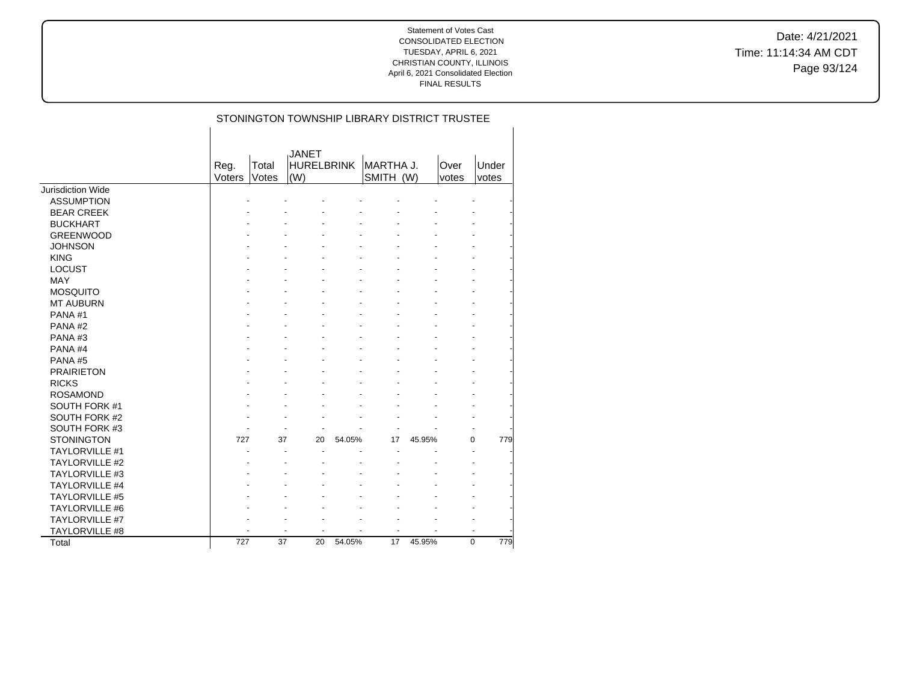Statement of Votes Cast
CONSOLIDATED ELECTION
TUESDAY, APRIL 6, 2021
CHRISTIAN COUNTY, ILLINOIS
April 6, 2021 Consolidated Election
FINAL RESULTS

Date: 4/21/2021
Time: 11:14:34 AM CDT

## STONINGTON TOWNSHIP LIBRARY DISTRICT TRUSTEE

| | Reg. Voters | Total Votes | JANET HURELBRINK (W) | | MARTHA J. SMITH (W) | | Over votes | Under votes |
|---|---|---|---|---|---|---|---|---|
| Jurisdiction Wide | | | | | | | | |
| ASSUMPTION | - | - | - | - | - | - | - | - |
| BEAR CREEK | - | - | - | - | - | - | - | - |
| BUCKHART | - | - | - | - | - | - | - | - |
| GREENWOOD | - | - | - | - | - | - | - | - |
| JOHNSON | - | - | - | - | - | - | - | - |
| KING | - | - | - | - | - | - | - | - |
| LOCUST | - | - | - | - | - | - | - | - |
| MAY | - | - | - | - | - | - | - | - |
| MOSQUITO | - | - | - | - | - | - | - | - |
| MT AUBURN | - | - | - | - | - | - | - | - |
| PANA #1 | - | - | - | - | - | - | - | - |
| PANA #2 | - | - | - | - | - | - | - | - |
| PANA #3 | - | - | - | - | - | - | - | - |
| PANA #4 | - | - | - | - | - | - | - | - |
| PANA #5 | - | - | - | - | - | - | - | - |
| PRAIRIETON | - | - | - | - | - | - | - | - |
| RICKS | - | - | - | - | - | - | - | - |
| ROSAMOND | - | - | - | - | - | - | - | - |
| SOUTH FORK #1 | - | - | - | - | - | - | - | - |
| SOUTH FORK #2 | - | - | - | - | - | - | - | - |
| SOUTH FORK #3 | - | - | - | - | - | - | - | - |
| STONINGTON | 727 | 37 | 20 | 54.05% | 17 | 45.95% | 0 | 779 |
| TAYLORVILLE #1 | - | - | - | - | - | - | - | - |
| TAYLORVILLE #2 | - | - | - | - | - | - | - | - |
| TAYLORVILLE #3 | - | - | - | - | - | - | - | - |
| TAYLORVILLE #4 | - | - | - | - | - | - | - | - |
| TAYLORVILLE #5 | - | - | - | - | - | - | - | - |
| TAYLORVILLE #6 | - | - | - | - | - | - | - | - |
| TAYLORVILLE #7 | - | - | - | - | - | - | - | - |
| TAYLORVILLE #8 | - | - | - | - | - | - | - | - |
| Total | 727 | 37 | 20 | 54.05% | 17 | 45.95% | 0 | 779 |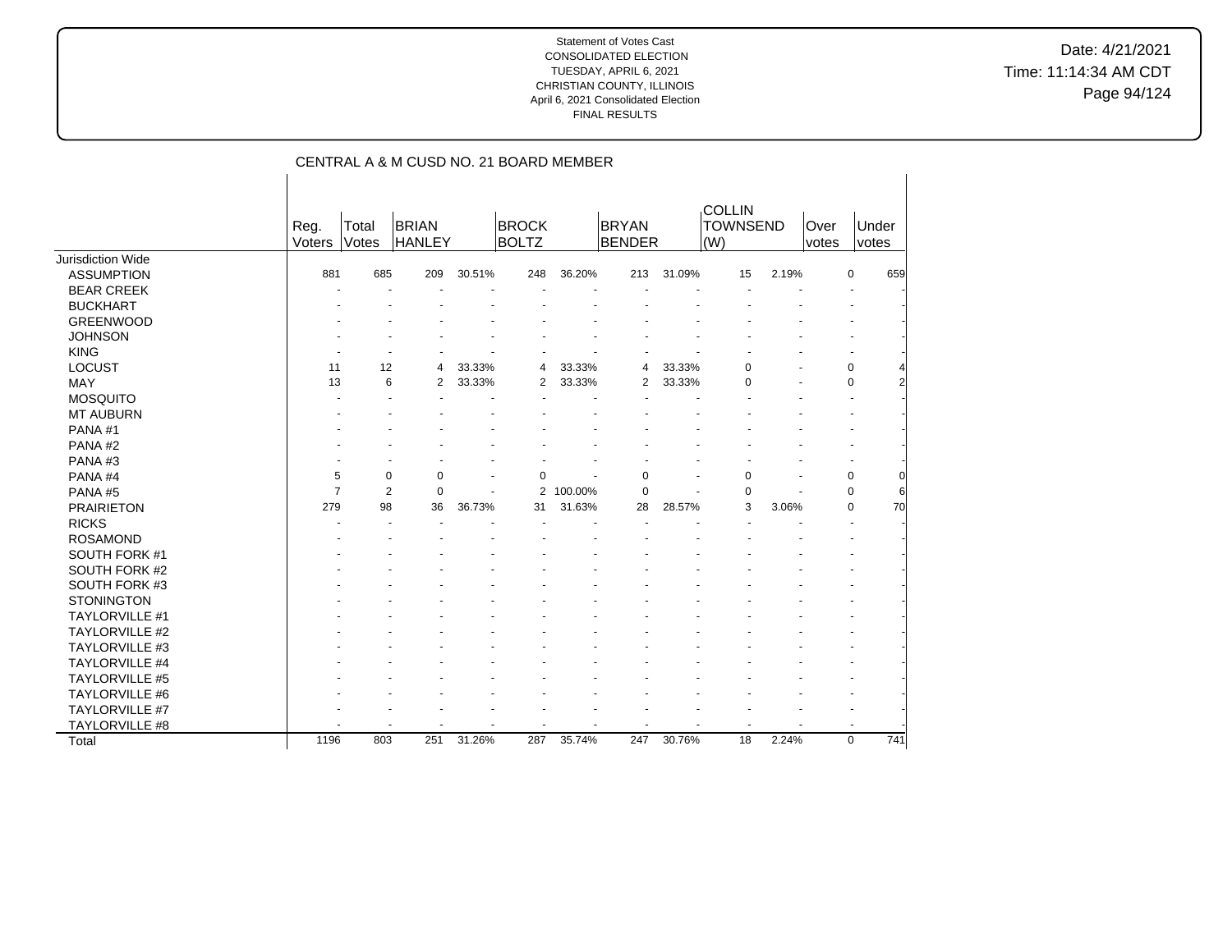Statement of Votes Cast
CONSOLIDATED ELECTION
TUESDAY, APRIL 6, 2021
CHRISTIAN COUNTY, ILLINOIS
April 6, 2021 Consolidated Election
FINAL RESULTS

Date: 4/21/2021
Time: 11:14:34 AM CDT

## CENTRAL A & M CUSD NO. 21 BOARD MEMBER

| | Reg. Voters | Total Votes | BRIAN HANLEY | | BROCK BOLTZ | | BRYAN BENDER | | COLLIN TOWNSEND (W) | | Over votes | Under votes |
|---|---|---|---|---|---|---|---|---|---|---|---|---|
| Jurisdiction Wide | | | | | | | | | | | | |
| ASSUMPTION | 881 | 685 | 209 | 30.51% | 248 | 36.20% | 213 | 31.09% | 15 | 2.19% | 0 | 659 |
| BEAR CREEK | - | - | - | - | - | - | - | - | - | - | - | - |
| BUCKHART | - | - | - | - | - | - | - | - | - | - | - | - |
| GREENWOOD | - | - | - | - | - | - | - | - | - | - | - | - |
| JOHNSON | - | - | - | - | - | - | - | - | - | - | - | - |
| KING | - | - | - | - | - | - | - | - | - | - | - | - |
| LOCUST | 11 | 12 | 4 | 33.33% | 4 | 33.33% | 4 | 33.33% | 0 | - | 0 | 4 |
| MAY | 13 | 6 | 2 | 33.33% | 2 | 33.33% | 2 | 33.33% | 0 | - | 0 | 2 |
| MOSQUITO | - | - | - | - | - | - | - | - | - | - | - | - |
| MT AUBURN | - | - | - | - | - | - | - | - | - | - | - | - |
| PANA #1 | - | - | - | - | - | - | - | - | - | - | - | - |
| PANA #2 | - | - | - | - | - | - | - | - | - | - | - | - |
| PANA #3 | - | - | - | - | - | - | - | - | - | - | - | - |
| PANA #4 | 5 | 0 | 0 | - | 0 | - | 0 | - | 0 | - | 0 | 0 |
| PANA #5 | 7 | 2 | 0 | - | 2 | 100.00% | 0 | - | 0 | - | 0 | 6 |
| PRAIRIETON | 279 | 98 | 36 | 36.73% | 31 | 31.63% | 28 | 28.57% | 3 | 3.06% | 0 | 70 |
| RICKS | - | - | - | - | - | - | - | - | - | - | - | - |
| ROSAMOND | - | - | - | - | - | - | - | - | - | - | - | - |
| SOUTH FORK #1 | - | - | - | - | - | - | - | - | - | - | - | - |
| SOUTH FORK #2 | - | - | - | - | - | - | - | - | - | - | - | - |
| SOUTH FORK #3 | - | - | - | - | - | - | - | - | - | - | - | - |
| STONINGTON | - | - | - | - | - | - | - | - | - | - | - | - |
| TAYLORVILLE #1 | - | - | - | - | - | - | - | - | - | - | - | - |
| TAYLORVILLE #2 | - | - | - | - | - | - | - | - | - | - | - | - |
| TAYLORVILLE #3 | - | - | - | - | - | - | - | - | - | - | - | - |
| TAYLORVILLE #4 | - | - | - | - | - | - | - | - | - | - | - | - |
| TAYLORVILLE #5 | - | - | - | - | - | - | - | - | - | - | - | - |
| TAYLORVILLE #6 | - | - | - | - | - | - | - | - | - | - | - | - |
| TAYLORVILLE #7 | - | - | - | - | - | - | - | - | - | - | - | - |
| TAYLORVILLE #8 | - | - | - | - | - | - | - | - | - | - | - | - |
| Total | 1196 | 803 | 251 | 31.26% | 287 | 35.74% | 247 | 30.76% | 18 | 2.24% | 0 | 741 |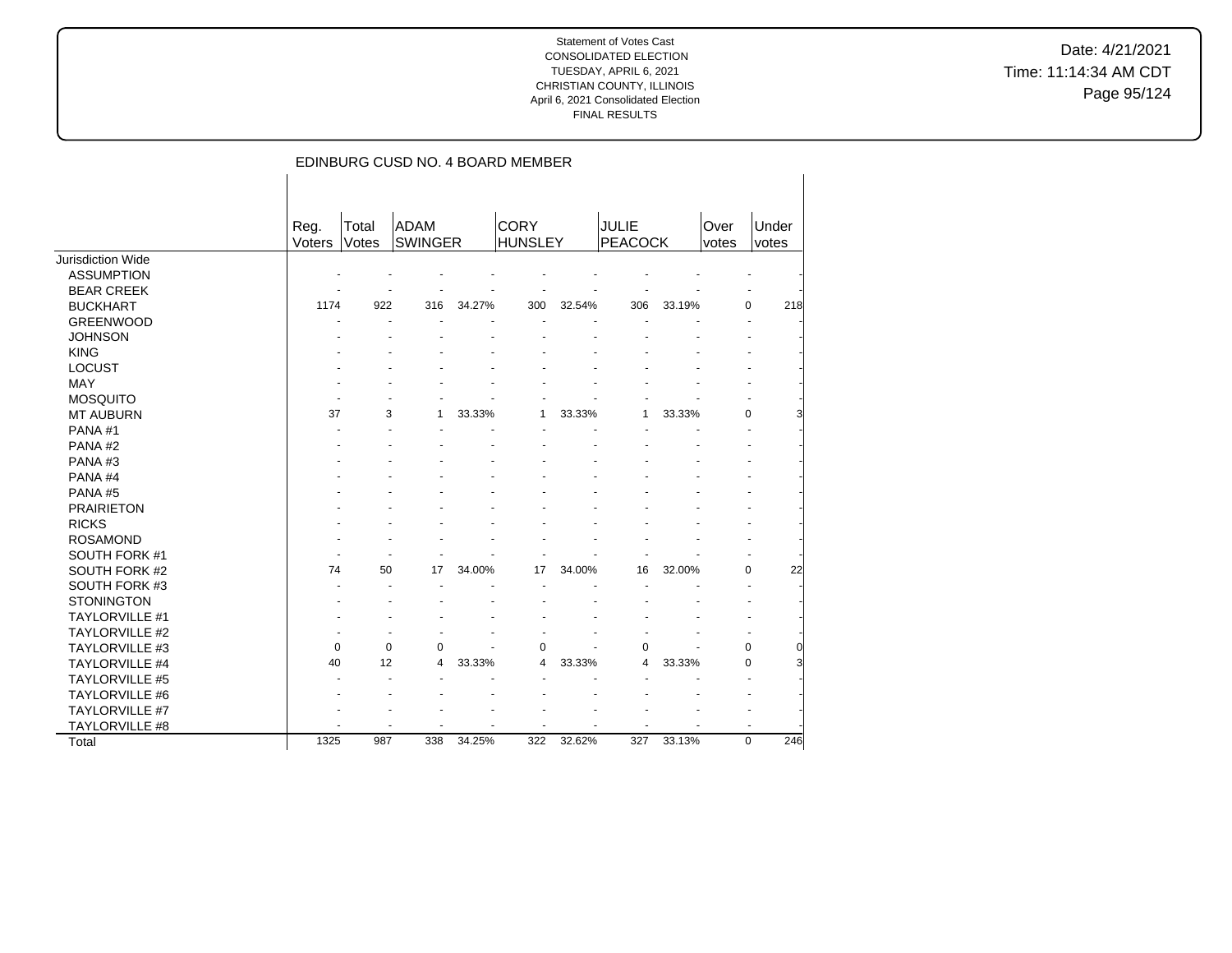Statement of Votes Cast
CONSOLIDATED ELECTION
TUESDAY, APRIL 6, 2021
CHRISTIAN COUNTY, ILLINOIS
April 6, 2021 Consolidated Election
FINAL RESULTS

Date: 4/21/2021
Time: 11:14:34 AM CDT

## EDINBURG CUSD NO. 4 BOARD MEMBER

| | Reg. Voters | Total Votes | ADAM SWINGER | | CORY HUNSLEY | | JULIE PEACOCK | | Over votes | Under votes |
|---|---|---|---|---|---|---|---|---|---|---|
| Jurisdiction Wide | | | | | | | | | | |
| ASSUMPTION | - | - | - | - | - | - | - | - | - | - |
| BEAR CREEK | - | - | - | - | - | - | - | - | - | - |
| BUCKHART | 1174 | 922 | 316 | 34.27% | 300 | 32.54% | 306 | 33.19% | 0 | 218 |
| GREENWOOD | - | - | - | - | - | - | - | - | - | - |
| JOHNSON | - | - | - | - | - | - | - | - | - | - |
| KING | - | - | - | - | - | - | - | - | - | - |
| LOCUST | - | - | - | - | - | - | - | - | - | - |
| MAY | - | - | - | - | - | - | - | - | - | - |
| MOSQUITO | - | - | - | - | - | - | - | - | - | - |
| MT AUBURN | 37 | 3 | 1 | 33.33% | 1 | 33.33% | 1 | 33.33% | 0 | 3 |
| PANA #1 | - | - | - | - | - | - | - | - | - | - |
| PANA #2 | - | - | - | - | - | - | - | - | - | - |
| PANA #3 | - | - | - | - | - | - | - | - | - | - |
| PANA #4 | - | - | - | - | - | - | - | - | - | - |
| PANA #5 | - | - | - | - | - | - | - | - | - | - |
| PRAIRIETON | - | - | - | - | - | - | - | - | - | - |
| RICKS | - | - | - | - | - | - | - | - | - | - |
| ROSAMOND | - | - | - | - | - | - | - | - | - | - |
| SOUTH FORK #1 | - | - | - | - | - | - | - | - | - | - |
| SOUTH FORK #2 | 74 | 50 | 17 | 34.00% | 17 | 34.00% | 16 | 32.00% | 0 | 22 |
| SOUTH FORK #3 | - | - | - | - | - | - | - | - | - | - |
| STONINGTON | - | - | - | - | - | - | - | - | - | - |
| TAYLORVILLE #1 | - | - | - | - | - | - | - | - | - | - |
| TAYLORVILLE #2 | - | - | - | - | - | - | - | - | - | - |
| TAYLORVILLE #3 | 0 | 0 | 0 | - | 0 | - | 0 | - | 0 | 0 |
| TAYLORVILLE #4 | 40 | 12 | 4 | 33.33% | 4 | 33.33% | 4 | 33.33% | 0 | 3 |
| TAYLORVILLE #5 | - | - | - | - | - | - | - | - | - | - |
| TAYLORVILLE #6 | - | - | - | - | - | - | - | - | - | - |
| TAYLORVILLE #7 | - | - | - | - | - | - | - | - | - | - |
| TAYLORVILLE #8 | - | - | - | - | - | - | - | - | - | - |
| Total | 1325 | 987 | 338 | 34.25% | 322 | 32.62% | 327 | 33.13% | 0 | 246 |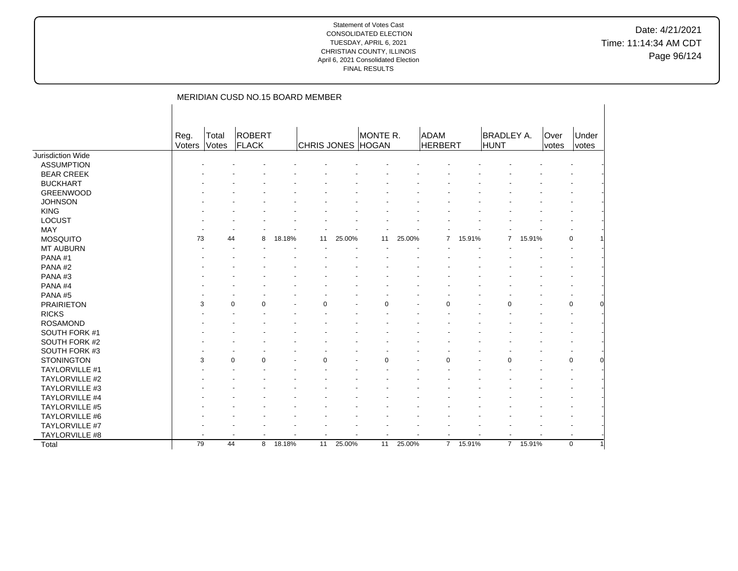Statement of Votes Cast
CONSOLIDATED ELECTION
TUESDAY, APRIL 6, 2021
CHRISTIAN COUNTY, ILLINOIS
April 6, 2021 Consolidated Election
FINAL RESULTS

Date: 4/21/2021
Time: 11:14:34 AM CDT

## MERIDIAN CUSD NO.15 BOARD MEMBER

| | Reg. Voters | Total Votes | ROBERT FLACK | | CHRIS JONES | | MONTE R. HOGAN | | ADAM HERBERT | | BRADLEY A. HUNT | | Over votes | Under votes |
|---|---|---|---|---|---|---|---|---|---|---|---|---|---|---|
| Jurisdiction Wide | | | | | | | | | | | | | | |
| ASSUMPTION | - | - | - | - | - | - | - | - | - | - | - | - | - | - |
| BEAR CREEK | - | - | - | - | - | - | - | - | - | - | - | - | - | - |
| BUCKHART | - | - | - | - | - | - | - | - | - | - | - | - | - | - |
| GREENWOOD | - | - | - | - | - | - | - | - | - | - | - | - | - | - |
| JOHNSON | - | - | - | - | - | - | - | - | - | - | - | - | - | - |
| KING | - | - | - | - | - | - | - | - | - | - | - | - | - | - |
| LOCUST | - | - | - | - | - | - | - | - | - | - | - | - | - | - |
| MAY | - | - | - | - | - | - | - | - | - | - | - | - | - | - |
| MOSQUITO | 73 | 44 | 8 | 18.18% | 11 | 25.00% | 11 | 25.00% | 7 | 15.91% | 7 | 15.91% | 0 | 1 |
| MT AUBURN | - | - | - | - | - | - | - | - | - | - | - | - | - | - |
| PANA #1 | - | - | - | - | - | - | - | - | - | - | - | - | - | - |
| PANA #2 | - | - | - | - | - | - | - | - | - | - | - | - | - | - |
| PANA #3 | - | - | - | - | - | - | - | - | - | - | - | - | - | - |
| PANA #4 | - | - | - | - | - | - | - | - | - | - | - | - | - | - |
| PANA #5 | - | - | - | - | - | - | - | - | - | - | - | - | - | - |
| PRAIRIETON | 3 | 0 | 0 | - | 0 | - | 0 | - | 0 | - | 0 | - | 0 | 0 |
| RICKS | - | - | - | - | - | - | - | - | - | - | - | - | - | - |
| ROSAMOND | - | - | - | - | - | - | - | - | - | - | - | - | - | - |
| SOUTH FORK #1 | - | - | - | - | - | - | - | - | - | - | - | - | - | - |
| SOUTH FORK #2 | - | - | - | - | - | - | - | - | - | - | - | - | - | - |
| SOUTH FORK #3 | - | - | - | - | - | - | - | - | - | - | - | - | - | - |
| STONINGTON | 3 | 0 | 0 | - | 0 | - | 0 | - | 0 | - | 0 | - | 0 | 0 |
| TAYLORVILLE #1 | - | - | - | - | - | - | - | - | - | - | - | - | - | - |
| TAYLORVILLE #2 | - | - | - | - | - | - | - | - | - | - | - | - | - | - |
| TAYLORVILLE #3 | - | - | - | - | - | - | - | - | - | - | - | - | - | - |
| TAYLORVILLE #4 | - | - | - | - | - | - | - | - | - | - | - | - | - | - |
| TAYLORVILLE #5 | - | - | - | - | - | - | - | - | - | - | - | - | - | - |
| TAYLORVILLE #6 | - | - | - | - | - | - | - | - | - | - | - | - | - | - |
| TAYLORVILLE #7 | - | - | - | - | - | - | - | - | - | - | - | - | - | - |
| TAYLORVILLE #8 | - | - | - | - | - | - | - | - | - | - | - | - | - | - |
| Total | 79 | 44 | 8 | 18.18% | 11 | 25.00% | 11 | 25.00% | 7 | 15.91% | 7 | 15.91% | 0 | 1 |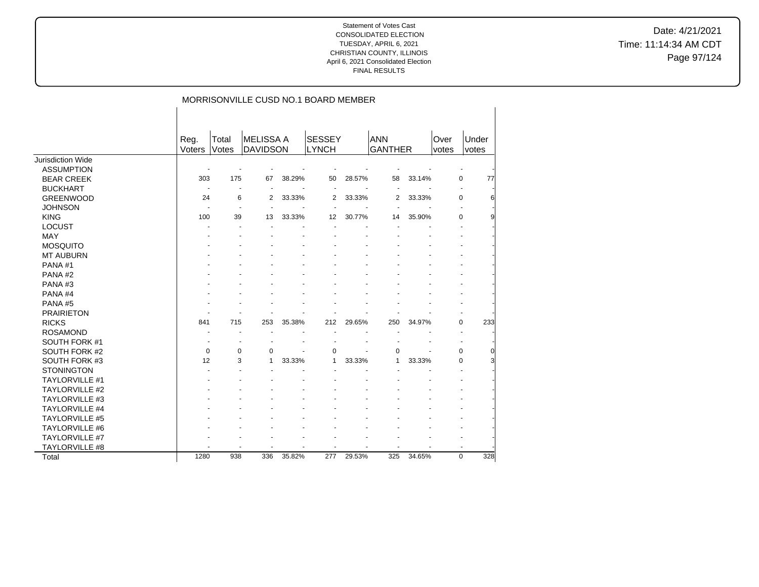Statement of Votes Cast
CONSOLIDATED ELECTION
TUESDAY, APRIL 6, 2021
CHRISTIAN COUNTY, ILLINOIS
April 6, 2021 Consolidated Election
FINAL RESULTS

Date: 4/21/2021
Time: 11:14:34 AM CDT

## MORRISONVILLE CUSD NO.1 BOARD MEMBER

| | Reg. Voters | Total Votes | MELISSA A DAVIDSON | | SESSEY LYNCH | | ANN GANTHER | | Over votes | Under votes |
|---|---|---|---|---|---|---|---|---|---|---|
| Jurisdiction Wide | | | | | | | | | | |
| ASSUMPTION | - | - | - | - | - | - | - | - | - | - |
| BEAR CREEK | 303 | 175 | 67 | 38.29% | 50 | 28.57% | 58 | 33.14% | 0 | 77 |
| BUCKHART | - | - | - | - | - | - | - | - | - | - |
| GREENWOOD | 24 | 6 | 2 | 33.33% | 2 | 33.33% | 2 | 33.33% | 0 | 6 |
| JOHNSON | - | - | - | - | - | - | - | - | - | - |
| KING | 100 | 39 | 13 | 33.33% | 12 | 30.77% | 14 | 35.90% | 0 | 9 |
| LOCUST | - | - | - | - | - | - | - | - | - | - |
| MAY | - | - | - | - | - | - | - | - | - | - |
| MOSQUITO | - | - | - | - | - | - | - | - | - | - |
| MT AUBURN | - | - | - | - | - | - | - | - | - | - |
| PANA #1 | - | - | - | - | - | - | - | - | - | - |
| PANA #2 | - | - | - | - | - | - | - | - | - | - |
| PANA #3 | - | - | - | - | - | - | - | - | - | - |
| PANA #4 | - | - | - | - | - | - | - | - | - | - |
| PANA #5 | - | - | - | - | - | - | - | - | - | - |
| PRAIRIETON | - | - | - | - | - | - | - | - | - | - |
| RICKS | 841 | 715 | 253 | 35.38% | 212 | 29.65% | 250 | 34.97% | 0 | 233 |
| ROSAMOND | - | - | - | - | - | - | - | - | - | - |
| SOUTH FORK #1 | - | - | - | - | - | - | - | - | - | - |
| SOUTH FORK #2 | 0 | 0 | 0 | - | 0 | - | 0 | - | 0 | 0 |
| SOUTH FORK #3 | 12 | 3 | 1 | 33.33% | 1 | 33.33% | 1 | 33.33% | 0 | 3 |
| STONINGTON | - | - | - | - | - | - | - | - | - | - |
| TAYLORVILLE #1 | - | - | - | - | - | - | - | - | - | - |
| TAYLORVILLE #2 | - | - | - | - | - | - | - | - | - | - |
| TAYLORVILLE #3 | - | - | - | - | - | - | - | - | - | - |
| TAYLORVILLE #4 | - | - | - | - | - | - | - | - | - | - |
| TAYLORVILLE #5 | - | - | - | - | - | - | - | - | - | - |
| TAYLORVILLE #6 | - | - | - | - | - | - | - | - | - | - |
| TAYLORVILLE #7 | - | - | - | - | - | - | - | - | - | - |
| TAYLORVILLE #8 | - | - | - | - | - | - | - | - | - | - |
| Total | 1280 | 938 | 336 | 35.82% | 277 | 29.53% | 325 | 34.65% | 0 | 328 |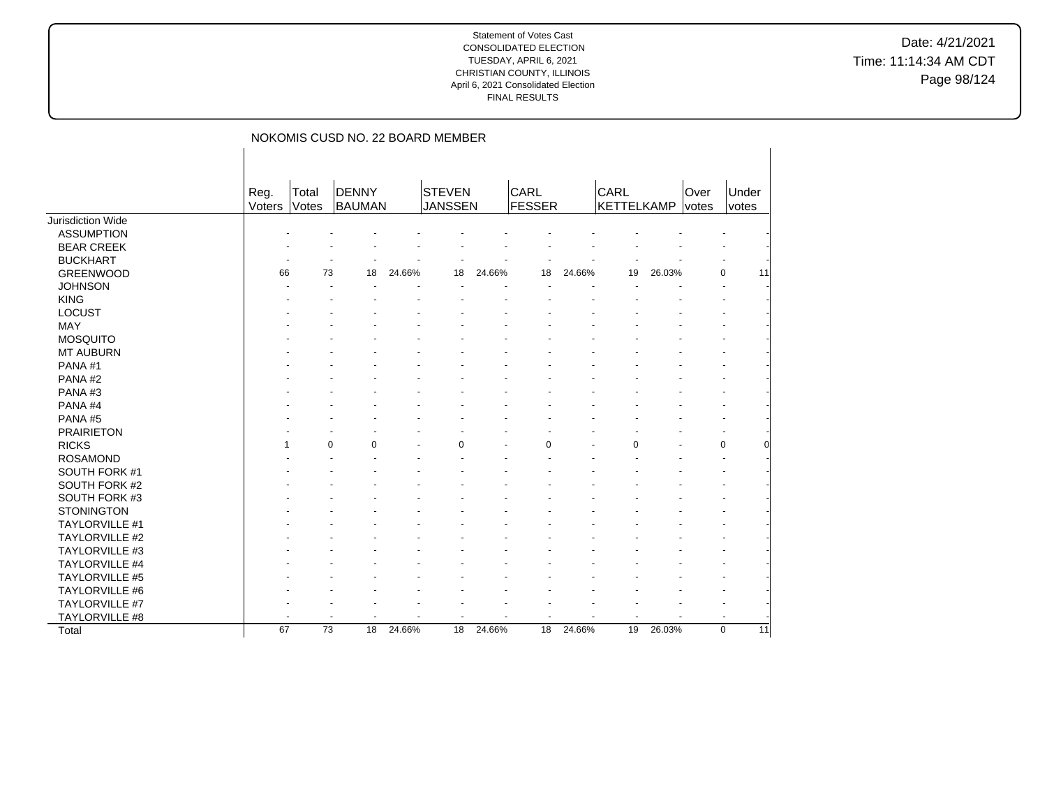Statement of Votes Cast
CONSOLIDATED ELECTION
TUESDAY, APRIL 6, 2021
CHRISTIAN COUNTY, ILLINOIS
April 6, 2021 Consolidated Election
FINAL RESULTS

Date: 4/21/2021
Time: 11:14:34 AM CDT

## NOKOMIS CUSD NO. 22 BOARD MEMBER

| | Reg. Voters | Total Votes | DENNY BAUMAN | | STEVEN JANSSEN | | CARL FESSER | | CARL KETTELKAMP | | Over votes | Under votes |
|---|---|---|---|---|---|---|---|---|---|---|---|---|
| Jurisdiction Wide | | | | | | | | | | | | |
| ASSUMPTION | - | - | - | - | - | - | - | - | - | - | - | - |
| BEAR CREEK | - | - | - | - | - | - | - | - | - | - | - | - |
| BUCKHART | - | - | - | - | - | - | - | - | - | - | - | - |
| GREENWOOD | 66 | 73 | 18 | 24.66% | 18 | 24.66% | 18 | 24.66% | 19 | 26.03% | 0 | 11 |
| JOHNSON | - | - | - | - | - | - | - | - | - | - | - | - |
| KING | - | - | - | - | - | - | - | - | - | - | - | - |
| LOCUST | - | - | - | - | - | - | - | - | - | - | - | - |
| MAY | - | - | - | - | - | - | - | - | - | - | - | - |
| MOSQUITO | - | - | - | - | - | - | - | - | - | - | - | - |
| MT AUBURN | - | - | - | - | - | - | - | - | - | - | - | - |
| PANA #1 | - | - | - | - | - | - | - | - | - | - | - | - |
| PANA #2 | - | - | - | - | - | - | - | - | - | - | - | - |
| PANA #3 | - | - | - | - | - | - | - | - | - | - | - | - |
| PANA #4 | - | - | - | - | - | - | - | - | - | - | - | - |
| PANA #5 | - | - | - | - | - | - | - | - | - | - | - | - |
| PRAIRIETON | - | - | - | - | - | - | - | - | - | - | - | - |
| RICKS | 1 | 0 | 0 | - | 0 | - | 0 | - | 0 | - | 0 | 0 |
| ROSAMOND | - | - | - | - | - | - | - | - | - | - | - | - |
| SOUTH FORK #1 | - | - | - | - | - | - | - | - | - | - | - | - |
| SOUTH FORK #2 | - | - | - | - | - | - | - | - | - | - | - | - |
| SOUTH FORK #3 | - | - | - | - | - | - | - | - | - | - | - | - |
| STONINGTON | - | - | - | - | - | - | - | - | - | - | - | - |
| TAYLORVILLE #1 | - | - | - | - | - | - | - | - | - | - | - | - |
| TAYLORVILLE #2 | - | - | - | - | - | - | - | - | - | - | - | - |
| TAYLORVILLE #3 | - | - | - | - | - | - | - | - | - | - | - | - |
| TAYLORVILLE #4 | - | - | - | - | - | - | - | - | - | - | - | - |
| TAYLORVILLE #5 | - | - | - | - | - | - | - | - | - | - | - | - |
| TAYLORVILLE #6 | - | - | - | - | - | - | - | - | - | - | - | - |
| TAYLORVILLE #7 | - | - | - | - | - | - | - | - | - | - | - | - |
| TAYLORVILLE #8 | - | - | - | - | - | - | - | - | - | - | - | - |
| Total | 67 | 73 | 18 | 24.66% | 18 | 24.66% | 18 | 24.66% | 19 | 26.03% | 0 | 11 |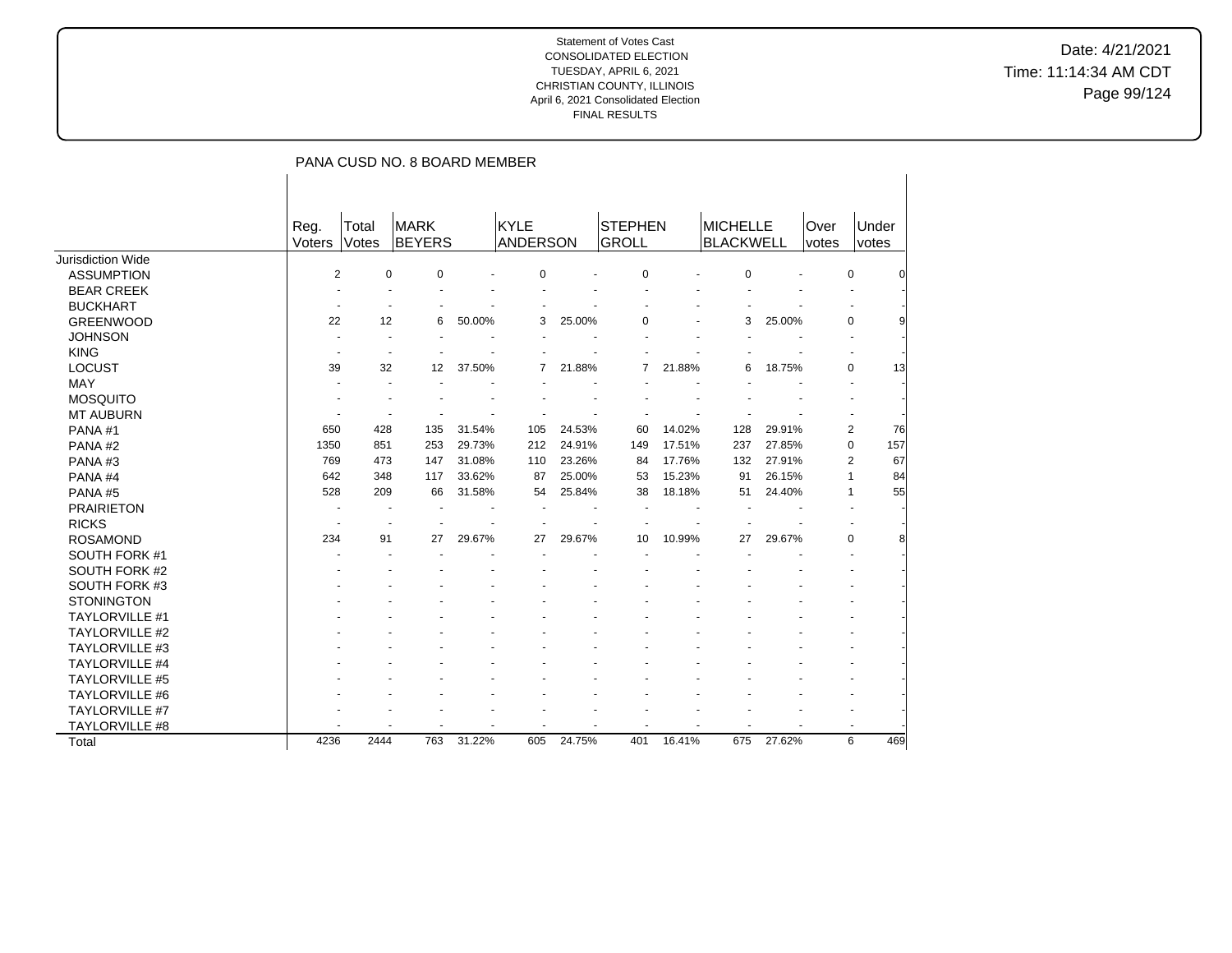Statement of Votes Cast
CONSOLIDATED ELECTION
TUESDAY, APRIL 6, 2021
CHRISTIAN COUNTY, ILLINOIS
April 6, 2021 Consolidated Election
FINAL RESULTS

Date: 4/21/2021
Time: 11:14:34 AM CDT

## PANA CUSD NO. 8 BOARD MEMBER

| | Reg. Voters | Total Votes | MARK BEYERS | | KYLE ANDERSON | | STEPHEN GROLL | | MICHELLE BLACKWELL | | Over votes | Under votes |
|---|---|---|---|---|---|---|---|---|---|---|---|---|
| Jurisdiction Wide | | | | | | | | | | | | |
| ASSUMPTION | 2 | 0 | 0 | - | 0 | - | 0 | - | 0 | - | 0 | 0 |
| BEAR CREEK | - | - | - | - | - | - | - | - | - | - | - | - |
| BUCKHART | - | - | - | - | - | - | - | - | - | - | - | - |
| GREENWOOD | 22 | 12 | 6 | 50.00% | 3 | 25.00% | 0 | - | 3 | 25.00% | 0 | 9 |
| JOHNSON | - | - | - | - | - | - | - | - | - | - | - | - |
| KING | - | - | - | - | - | - | - | - | - | - | - | - |
| LOCUST | 39 | 32 | 12 | 37.50% | 7 | 21.88% | 7 | 21.88% | 6 | 18.75% | 0 | 13 |
| MAY | - | - | - | - | - | - | - | - | - | - | - | - |
| MOSQUITO | - | - | - | - | - | - | - | - | - | - | - | - |
| MT AUBURN | - | - | - | - | - | - | - | - | - | - | - | - |
| PANA #1 | 650 | 428 | 135 | 31.54% | 105 | 24.53% | 60 | 14.02% | 128 | 29.91% | 2 | 76 |
| PANA #2 | 1350 | 851 | 253 | 29.73% | 212 | 24.91% | 149 | 17.51% | 237 | 27.85% | 0 | 157 |
| PANA #3 | 769 | 473 | 147 | 31.08% | 110 | 23.26% | 84 | 17.76% | 132 | 27.91% | 2 | 67 |
| PANA #4 | 642 | 348 | 117 | 33.62% | 87 | 25.00% | 53 | 15.23% | 91 | 26.15% | 1 | 84 |
| PANA #5 | 528 | 209 | 66 | 31.58% | 54 | 25.84% | 38 | 18.18% | 51 | 24.40% | 1 | 55 |
| PRAIRIETON | - | - | - | - | - | - | - | - | - | - | - | - |
| RICKS | - | - | - | - | - | - | - | - | - | - | - | - |
| ROSAMOND | 234 | 91 | 27 | 29.67% | 27 | 29.67% | 10 | 10.99% | 27 | 29.67% | 0 | 8 |
| SOUTH FORK #1 | - | - | - | - | - | - | - | - | - | - | - | - |
| SOUTH FORK #2 | - | - | - | - | - | - | - | - | - | - | - | - |
| SOUTH FORK #3 | - | - | - | - | - | - | - | - | - | - | - | - |
| STONINGTON | - | - | - | - | - | - | - | - | - | - | - | - |
| TAYLORVILLE #1 | - | - | - | - | - | - | - | - | - | - | - | - |
| TAYLORVILLE #2 | - | - | - | - | - | - | - | - | - | - | - | - |
| TAYLORVILLE #3 | - | - | - | - | - | - | - | - | - | - | - | - |
| TAYLORVILLE #4 | - | - | - | - | - | - | - | - | - | - | - | - |
| TAYLORVILLE #5 | - | - | - | - | - | - | - | - | - | - | - | - |
| TAYLORVILLE #6 | - | - | - | - | - | - | - | - | - | - | - | - |
| TAYLORVILLE #7 | - | - | - | - | - | - | - | - | - | - | - | - |
| TAYLORVILLE #8 | - | - | - | - | - | - | - | - | - | - | - | - |
| Total | 4236 | 2444 | 763 | 31.22% | 605 | 24.75% | 401 | 16.41% | 675 | 27.62% | 6 | 469 |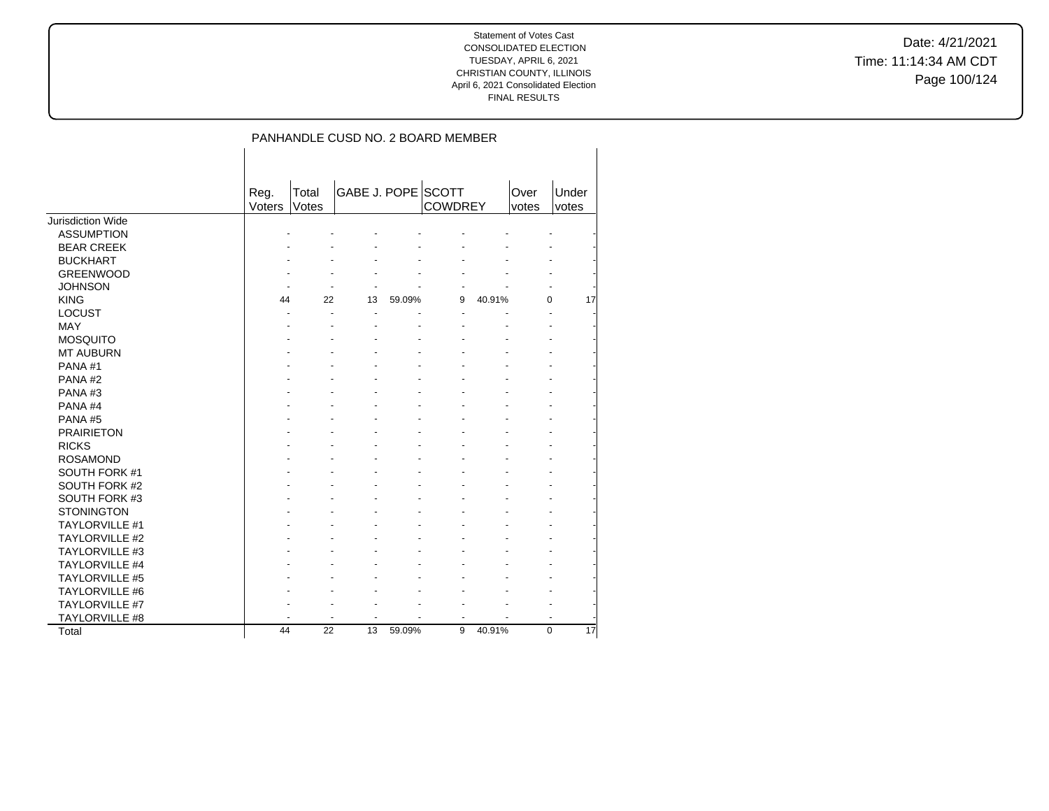Statement of Votes Cast
CONSOLIDATED ELECTION
TUESDAY, APRIL 6, 2021
CHRISTIAN COUNTY, ILLINOIS
April 6, 2021 Consolidated Election
FINAL RESULTS

Date: 4/21/2021
Time: 11:14:34 AM CDT

## PANHANDLE CUSD NO. 2 BOARD MEMBER

| | Reg. Voters | Total Votes | GABE J. POPE | | SCOTT COWDREY | | Over votes | Under votes |
|---|---|---|---|---|---|---|---|---|
| Jurisdiction Wide | | | | | | | | |
| ASSUMPTION | - | - | - | - | - | - | - | - |
| BEAR CREEK | - | - | - | - | - | - | - | - |
| BUCKHART | - | - | - | - | - | - | - | - |
| GREENWOOD | - | - | - | - | - | - | - | - |
| JOHNSON | - | - | - | - | - | - | - | - |
| KING | 44 | 22 | 13 | 59.09% | 9 | 40.91% | 0 | 17 |
| LOCUST | - | - | - | - | - | - | - | - |
| MAY | - | - | - | - | - | - | - | - |
| MOSQUITO | - | - | - | - | - | - | - | - |
| MT AUBURN | - | - | - | - | - | - | - | - |
| PANA #1 | - | - | - | - | - | - | - | - |
| PANA #2 | - | - | - | - | - | - | - | - |
| PANA #3 | - | - | - | - | - | - | - | - |
| PANA #4 | - | - | - | - | - | - | - | - |
| PANA #5 | - | - | - | - | - | - | - | - |
| PRAIRIETON | - | - | - | - | - | - | - | - |
| RICKS | - | - | - | - | - | - | - | - |
| ROSAMOND | - | - | - | - | - | - | - | - |
| SOUTH FORK #1 | - | - | - | - | - | - | - | - |
| SOUTH FORK #2 | - | - | - | - | - | - | - | - |
| SOUTH FORK #3 | - | - | - | - | - | - | - | - |
| STONINGTON | - | - | - | - | - | - | - | - |
| TAYLORVILLE #1 | - | - | - | - | - | - | - | - |
| TAYLORVILLE #2 | - | - | - | - | - | - | - | - |
| TAYLORVILLE #3 | - | - | - | - | - | - | - | - |
| TAYLORVILLE #4 | - | - | - | - | - | - | - | - |
| TAYLORVILLE #5 | - | - | - | - | - | - | - | - |
| TAYLORVILLE #6 | - | - | - | - | - | - | - | - |
| TAYLORVILLE #7 | - | - | - | - | - | - | - | - |
| TAYLORVILLE #8 | - | - | - | - | - | - | - | - |
| Total | 44 | 22 | 13 | 59.09% | 9 | 40.91% | 0 | 17 |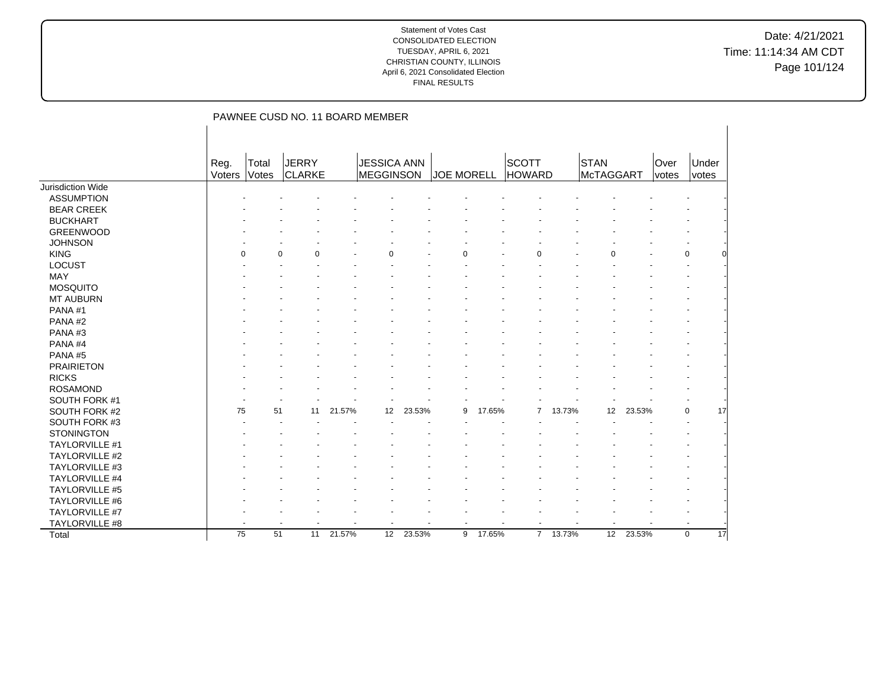Statement of Votes Cast
CONSOLIDATED ELECTION
TUESDAY, APRIL 6, 2021
CHRISTIAN COUNTY, ILLINOIS
April 6, 2021 Consolidated Election
FINAL RESULTS

Date: 4/21/2021
Time: 11:14:34 AM CDT

## PAWNEE CUSD NO. 11 BOARD MEMBER

| | Reg. Voters | Total Votes | JERRY CLARKE | | JESSICA ANN MEGGINSON | | JOE MORELL | | SCOTT HOWARD | | STAN McTAGGART | | Over votes | Under votes |
|---|---|---|---|---|---|---|---|---|---|---|---|---|---|---|
| Jurisdiction Wide | | | | | | | | | | | | | | |
| ASSUMPTION | - | - | - | - | - | - | - | - | - | - | - | - | - | - |
| BEAR CREEK | - | - | - | - | - | - | - | - | - | - | - | - | - | - |
| BUCKHART | - | - | - | - | - | - | - | - | - | - | - | - | - | - |
| GREENWOOD | - | - | - | - | - | - | - | - | - | - | - | - | - | - |
| JOHNSON | - | - | - | - | - | - | - | - | - | - | - | - | - | - |
| KING | 0 | 0 | 0 | - | 0 | - | 0 | - | 0 | - | 0 | - | 0 | 0 |
| LOCUST | - | - | - | - | - | - | - | - | - | - | - | - | - | - |
| MAY | - | - | - | - | - | - | - | - | - | - | - | - | - | - |
| MOSQUITO | - | - | - | - | - | - | - | - | - | - | - | - | - | - |
| MT AUBURN | - | - | - | - | - | - | - | - | - | - | - | - | - | - |
| PANA #1 | - | - | - | - | - | - | - | - | - | - | - | - | - | - |
| PANA #2 | - | - | - | - | - | - | - | - | - | - | - | - | - | - |
| PANA #3 | - | - | - | - | - | - | - | - | - | - | - | - | - | - |
| PANA #4 | - | - | - | - | - | - | - | - | - | - | - | - | - | - |
| PANA #5 | - | - | - | - | - | - | - | - | - | - | - | - | - | - |
| PRAIRIETON | - | - | - | - | - | - | - | - | - | - | - | - | - | - |
| RICKS | - | - | - | - | - | - | - | - | - | - | - | - | - | - |
| ROSAMOND | - | - | - | - | - | - | - | - | - | - | - | - | - | - |
| SOUTH FORK #1 | - | - | - | - | - | - | - | - | - | - | - | - | - | - |
| SOUTH FORK #2 | 75 | 51 | 11 | 21.57% | 12 | 23.53% | 9 | 17.65% | 7 | 13.73% | 12 | 23.53% | 0 | 17 |
| SOUTH FORK #3 | - | - | - | - | - | - | - | - | - | - | - | - | - | - |
| STONINGTON | - | - | - | - | - | - | - | - | - | - | - | - | - | - |
| TAYLORVILLE #1 | - | - | - | - | - | - | - | - | - | - | - | - | - | - |
| TAYLORVILLE #2 | - | - | - | - | - | - | - | - | - | - | - | - | - | - |
| TAYLORVILLE #3 | - | - | - | - | - | - | - | - | - | - | - | - | - | - |
| TAYLORVILLE #4 | - | - | - | - | - | - | - | - | - | - | - | - | - | - |
| TAYLORVILLE #5 | - | - | - | - | - | - | - | - | - | - | - | - | - | - |
| TAYLORVILLE #6 | - | - | - | - | - | - | - | - | - | - | - | - | - | - |
| TAYLORVILLE #7 | - | - | - | - | - | - | - | - | - | - | - | - | - | - |
| TAYLORVILLE #8 | - | - | - | - | - | - | - | - | - | - | - | - | - | - |
| Total | 75 | 51 | 11 | 21.57% | 12 | 23.53% | 9 | 17.65% | 7 | 13.73% | 12 | 23.53% | 0 | 17 |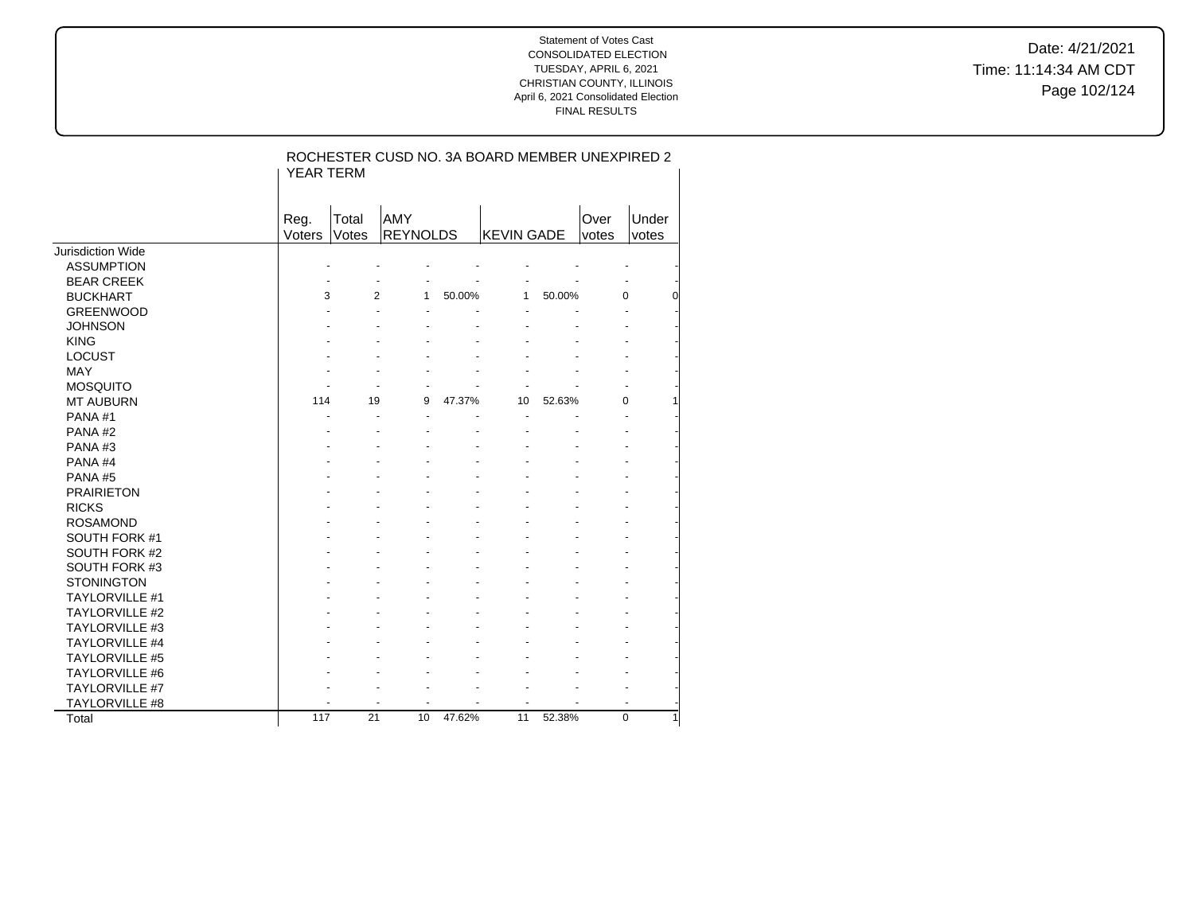Statement of Votes Cast
CONSOLIDATED ELECTION
TUESDAY, APRIL 6, 2021
CHRISTIAN COUNTY, ILLINOIS
April 6, 2021 Consolidated Election
FINAL RESULTS

Date: 4/21/2021
Time: 11:14:34 AM CDT

## ROCHESTER CUSD NO. 3A BOARD MEMBER UNEXPIRED 2 YEAR TERM

| | Reg. Voters | Total Votes | AMY REYNOLDS | | KEVIN GADE | | Over votes | Under votes |
|---|---|---|---|---|---|---|---|---|
| Jurisdiction Wide | | | | | | | | |
| ASSUMPTION | - | - | - | - | - | - | - | - |
| BEAR CREEK | - | - | - | - | - | - | - | - |
| BUCKHART | 3 | 2 | 1 | 50.00% | 1 | 50.00% | 0 | 0 |
| GREENWOOD | - | - | - | - | - | - | - | - |
| JOHNSON | - | - | - | - | - | - | - | - |
| KING | - | - | - | - | - | - | - | - |
| LOCUST | - | - | - | - | - | - | - | - |
| MAY | - | - | - | - | - | - | - | - |
| MOSQUITO | - | - | - | - | - | - | - | - |
| MT AUBURN | 114 | 19 | 9 | 47.37% | 10 | 52.63% | 0 | 1 |
| PANA #1 | - | - | - | - | - | - | - | - |
| PANA #2 | - | - | - | - | - | - | - | - |
| PANA #3 | - | - | - | - | - | - | - | - |
| PANA #4 | - | - | - | - | - | - | - | - |
| PANA #5 | - | - | - | - | - | - | - | - |
| PRAIRIETON | - | - | - | - | - | - | - | - |
| RICKS | - | - | - | - | - | - | - | - |
| ROSAMOND | - | - | - | - | - | - | - | - |
| SOUTH FORK #1 | - | - | - | - | - | - | - | - |
| SOUTH FORK #2 | - | - | - | - | - | - | - | - |
| SOUTH FORK #3 | - | - | - | - | - | - | - | - |
| STONINGTON | - | - | - | - | - | - | - | - |
| TAYLORVILLE #1 | - | - | - | - | - | - | - | - |
| TAYLORVILLE #2 | - | - | - | - | - | - | - | - |
| TAYLORVILLE #3 | - | - | - | - | - | - | - | - |
| TAYLORVILLE #4 | - | - | - | - | - | - | - | - |
| TAYLORVILLE #5 | - | - | - | - | - | - | - | - |
| TAYLORVILLE #6 | - | - | - | - | - | - | - | - |
| TAYLORVILLE #7 | - | - | - | - | - | - | - | - |
| TAYLORVILLE #8 | - | - | - | - | - | - | - | - |
| Total | 117 | 21 | 10 | 47.62% | 11 | 52.38% | 0 | 1 |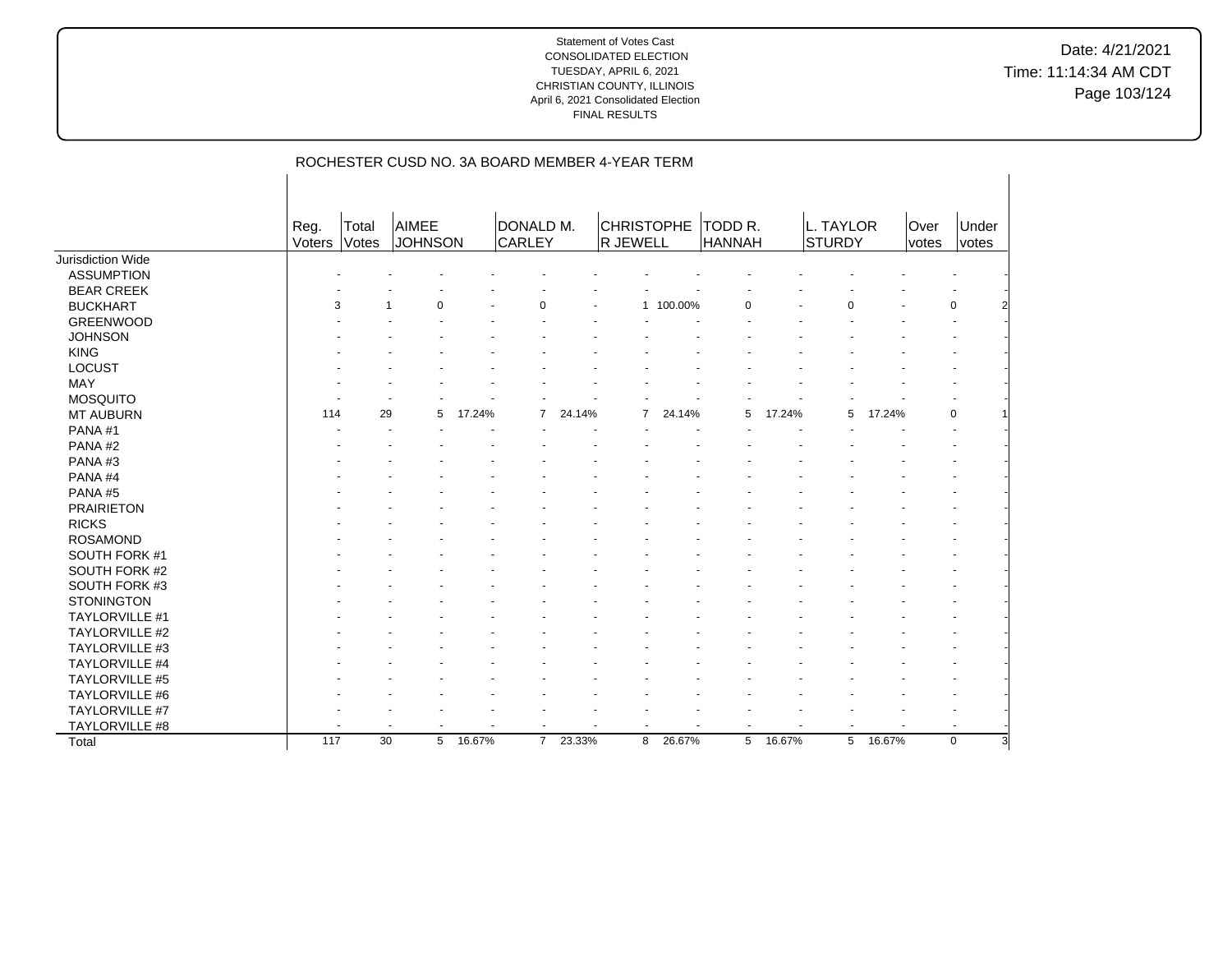Statement of Votes Cast
CONSOLIDATED ELECTION
TUESDAY, APRIL 6, 2021
CHRISTIAN COUNTY, ILLINOIS
April 6, 2021 Consolidated Election
FINAL RESULTS

Date: 4/21/2021
Time: 11:14:34 AM CDT

## ROCHESTER CUSD NO. 3A BOARD MEMBER 4-YEAR TERM

| | Reg. Voters | Total Votes | AIMEE JOHNSON | | DONALD M. CARLEY | | CHRISTOPHER JEWELL | | TODD R. HANNAH | | L. TAYLOR STURDY | | Over votes | Under votes |
|---|---|---|---|---|---|---|---|---|---|---|---|---|---|---|
| Jurisdiction Wide | | | | | | | | | | | | | | |
| ASSUMPTION | - | - | - | - | - | - | - | - | - | - | - | - | - | - |
| BEAR CREEK | - | - | - | - | - | - | - | - | - | - | - | - | - | - |
| BUCKHART | 3 | 1 | 0 | - | 0 | - | 1 | 100.00% | 0 | - | 0 | - | 0 | 2 |
| GREENWOOD | - | - | - | - | - | - | - | - | - | - | - | - | - | - |
| JOHNSON | - | - | - | - | - | - | - | - | - | - | - | - | - | - |
| KING | - | - | - | - | - | - | - | - | - | - | - | - | - | - |
| LOCUST | - | - | - | - | - | - | - | - | - | - | - | - | - | - |
| MAY | - | - | - | - | - | - | - | - | - | - | - | - | - | - |
| MOSQUITO | - | - | - | - | - | - | - | - | - | - | - | - | - | - |
| MT AUBURN | 114 | 29 | 5 | 17.24% | 7 | 24.14% | 7 | 24.14% | 5 | 17.24% | 5 | 17.24% | 0 | 1 |
| PANA #1 | - | - | - | - | - | - | - | - | - | - | - | - | - | - |
| PANA #2 | - | - | - | - | - | - | - | - | - | - | - | - | - | - |
| PANA #3 | - | - | - | - | - | - | - | - | - | - | - | - | - | - |
| PANA #4 | - | - | - | - | - | - | - | - | - | - | - | - | - | - |
| PANA #5 | - | - | - | - | - | - | - | - | - | - | - | - | - | - |
| PRAIRIETON | - | - | - | - | - | - | - | - | - | - | - | - | - | - |
| RICKS | - | - | - | - | - | - | - | - | - | - | - | - | - | - |
| ROSAMOND | - | - | - | - | - | - | - | - | - | - | - | - | - | - |
| SOUTH FORK #1 | - | - | - | - | - | - | - | - | - | - | - | - | - | - |
| SOUTH FORK #2 | - | - | - | - | - | - | - | - | - | - | - | - | - | - |
| SOUTH FORK #3 | - | - | - | - | - | - | - | - | - | - | - | - | - | - |
| STONINGTON | - | - | - | - | - | - | - | - | - | - | - | - | - | - |
| TAYLORVILLE #1 | - | - | - | - | - | - | - | - | - | - | - | - | - | - |
| TAYLORVILLE #2 | - | - | - | - | - | - | - | - | - | - | - | - | - | - |
| TAYLORVILLE #3 | - | - | - | - | - | - | - | - | - | - | - | - | - | - |
| TAYLORVILLE #4 | - | - | - | - | - | - | - | - | - | - | - | - | - | - |
| TAYLORVILLE #5 | - | - | - | - | - | - | - | - | - | - | - | - | - | - |
| TAYLORVILLE #6 | - | - | - | - | - | - | - | - | - | - | - | - | - | - |
| TAYLORVILLE #7 | - | - | - | - | - | - | - | - | - | - | - | - | - | - |
| TAYLORVILLE #8 | - | - | - | - | - | - | - | - | - | - | - | - | - | - |
| Total | 117 | 30 | 5 | 16.67% | 7 | 23.33% | 8 | 26.67% | 5 | 16.67% | 5 | 16.67% | 0 | 3 |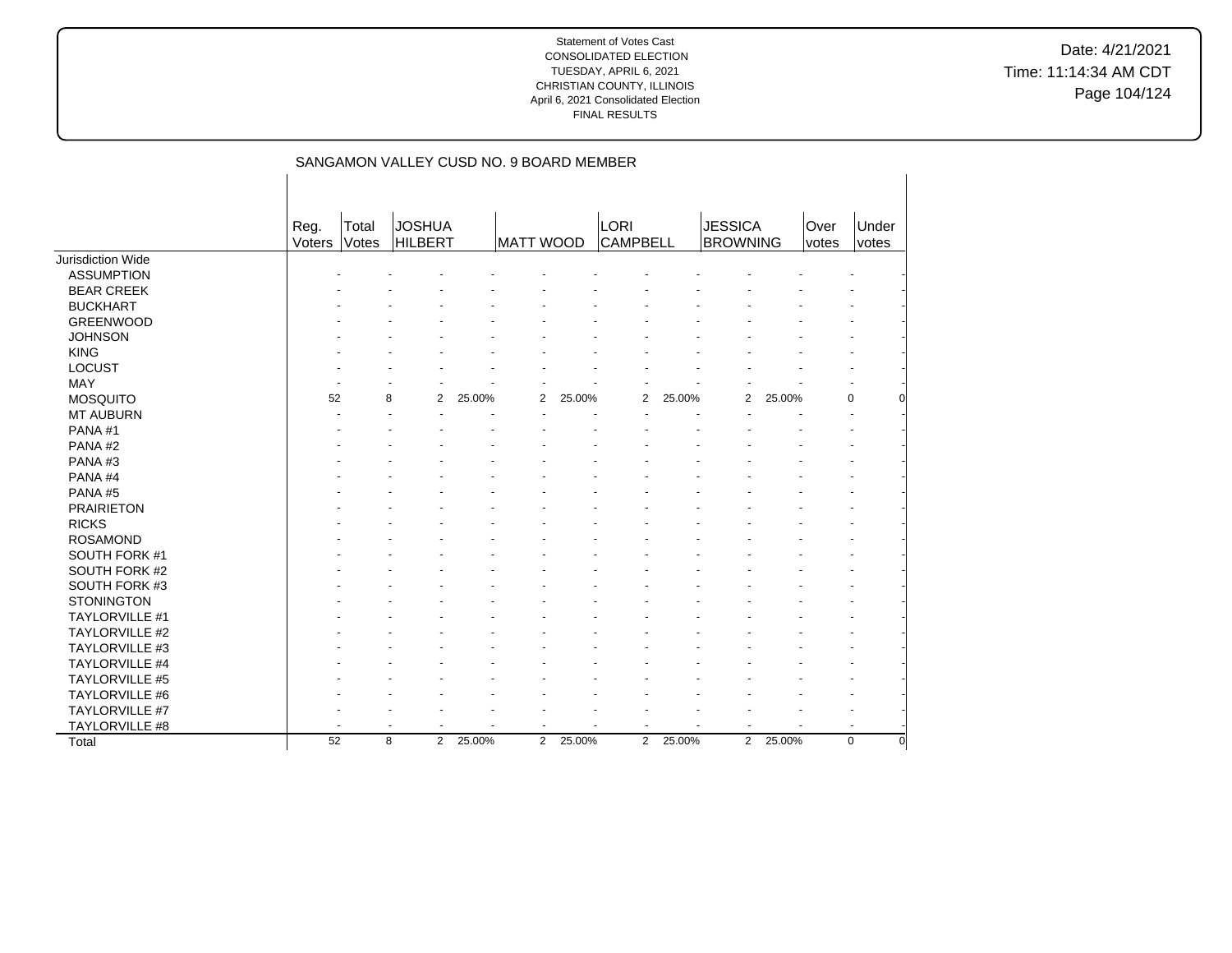Statement of Votes Cast
CONSOLIDATED ELECTION
TUESDAY, APRIL 6, 2021
CHRISTIAN COUNTY, ILLINOIS
April 6, 2021 Consolidated Election
FINAL RESULTS

Date: 4/21/2021
Time: 11:14:34 AM CDT

## SANGAMON VALLEY CUSD NO. 9 BOARD MEMBER

| | Reg. Voters | Total Votes | JOSHUA HILBERT | | MATT WOOD | | LORI CAMPBELL | | JESSICA BROWNING | | Over votes | Under votes |
|---|---|---|---|---|---|---|---|---|---|---|---|---|
| Jurisdiction Wide | | | | | | | | | | | | |
| ASSUMPTION | - | - | - | - | - | - | - | - | - | - | - | - |
| BEAR CREEK | - | - | - | - | - | - | - | - | - | - | - | - |
| BUCKHART | - | - | - | - | - | - | - | - | - | - | - | - |
| GREENWOOD | - | - | - | - | - | - | - | - | - | - | - | - |
| JOHNSON | - | - | - | - | - | - | - | - | - | - | - | - |
| KING | - | - | - | - | - | - | - | - | - | - | - | - |
| LOCUST | - | - | - | - | - | - | - | - | - | - | - | - |
| MAY | - | - | - | - | - | - | - | - | - | - | - | - |
| MOSQUITO | 52 | 8 | 2 | 25.00% | 2 | 25.00% | 2 | 25.00% | 2 | 25.00% | 0 | 0 |
| MT AUBURN | - | - | - | - | - | - | - | - | - | - | - | - |
| PANA #1 | - | - | - | - | - | - | - | - | - | - | - | - |
| PANA #2 | - | - | - | - | - | - | - | - | - | - | - | - |
| PANA #3 | - | - | - | - | - | - | - | - | - | - | - | - |
| PANA #4 | - | - | - | - | - | - | - | - | - | - | - | - |
| PANA #5 | - | - | - | - | - | - | - | - | - | - | - | - |
| PRAIRIETON | - | - | - | - | - | - | - | - | - | - | - | - |
| RICKS | - | - | - | - | - | - | - | - | - | - | - | - |
| ROSAMOND | - | - | - | - | - | - | - | - | - | - | - | - |
| SOUTH FORK #1 | - | - | - | - | - | - | - | - | - | - | - | - |
| SOUTH FORK #2 | - | - | - | - | - | - | - | - | - | - | - | - |
| SOUTH FORK #3 | - | - | - | - | - | - | - | - | - | - | - | - |
| STONINGTON | - | - | - | - | - | - | - | - | - | - | - | - |
| TAYLORVILLE #1 | - | - | - | - | - | - | - | - | - | - | - | - |
| TAYLORVILLE #2 | - | - | - | - | - | - | - | - | - | - | - | - |
| TAYLORVILLE #3 | - | - | - | - | - | - | - | - | - | - | - | - |
| TAYLORVILLE #4 | - | - | - | - | - | - | - | - | - | - | - | - |
| TAYLORVILLE #5 | - | - | - | - | - | - | - | - | - | - | - | - |
| TAYLORVILLE #6 | - | - | - | - | - | - | - | - | - | - | - | - |
| TAYLORVILLE #7 | - | - | - | - | - | - | - | - | - | - | - | - |
| TAYLORVILLE #8 | - | - | - | - | - | - | - | - | - | - | - | - |
| Total | 52 | 8 | 2 | 25.00% | 2 | 25.00% | 2 | 25.00% | 2 | 25.00% | 0 | 0 |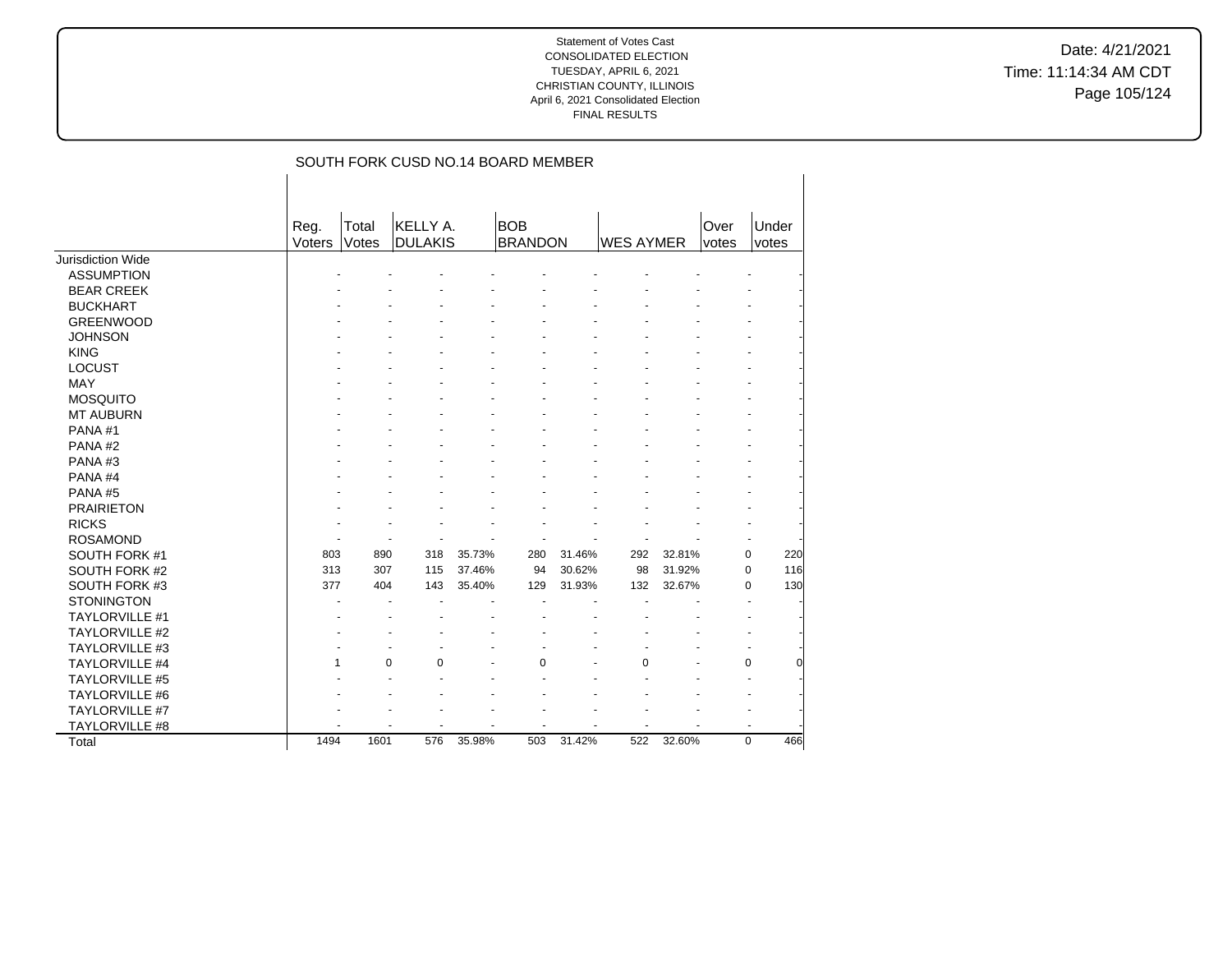Statement of Votes Cast
CONSOLIDATED ELECTION
TUESDAY, APRIL 6, 2021
CHRISTIAN COUNTY, ILLINOIS
April 6, 2021 Consolidated Election
FINAL RESULTS

Date: 4/21/2021
Time: 11:14:34 AM CDT

## SOUTH FORK CUSD NO.14 BOARD MEMBER

| | Reg. Voters | Total Votes | KELLY A. DULAKIS | | BOB BRANDON | | WES AYMER | | Over votes | Under votes |
|---|---|---|---|---|---|---|---|---|---|---|
| Jurisdiction Wide | | | | | | | | | | |
| ASSUMPTION | - | - | - | - | - | - | - | - | - | - |
| BEAR CREEK | - | - | - | - | - | - | - | - | - | - |
| BUCKHART | - | - | - | - | - | - | - | - | - | - |
| GREENWOOD | - | - | - | - | - | - | - | - | - | - |
| JOHNSON | - | - | - | - | - | - | - | - | - | - |
| KING | - | - | - | - | - | - | - | - | - | - |
| LOCUST | - | - | - | - | - | - | - | - | - | - |
| MAY | - | - | - | - | - | - | - | - | - | - |
| MOSQUITO | - | - | - | - | - | - | - | - | - | - |
| MT AUBURN | - | - | - | - | - | - | - | - | - | - |
| PANA #1 | - | - | - | - | - | - | - | - | - | - |
| PANA #2 | - | - | - | - | - | - | - | - | - | - |
| PANA #3 | - | - | - | - | - | - | - | - | - | - |
| PANA #4 | - | - | - | - | - | - | - | - | - | - |
| PANA #5 | - | - | - | - | - | - | - | - | - | - |
| PRAIRIETON | - | - | - | - | - | - | - | - | - | - |
| RICKS | - | - | - | - | - | - | - | - | - | - |
| ROSAMOND | - | - | - | - | - | - | - | - | - | - |
| SOUTH FORK #1 | 803 | 890 | 318 | 35.73% | 280 | 31.46% | 292 | 32.81% | 0 | 220 |
| SOUTH FORK #2 | 313 | 307 | 115 | 37.46% | 94 | 30.62% | 98 | 31.92% | 0 | 116 |
| SOUTH FORK #3 | 377 | 404 | 143 | 35.40% | 129 | 31.93% | 132 | 32.67% | 0 | 130 |
| STONINGTON | - | - | - | - | - | - | - | - | - | - |
| TAYLORVILLE #1 | - | - | - | - | - | - | - | - | - | - |
| TAYLORVILLE #2 | - | - | - | - | - | - | - | - | - | - |
| TAYLORVILLE #3 | - | - | - | - | - | - | - | - | - | - |
| TAYLORVILLE #4 | 1 | 0 | 0 | - | 0 | - | 0 | - | 0 | 0 |
| TAYLORVILLE #5 | - | - | - | - | - | - | - | - | - | - |
| TAYLORVILLE #6 | - | - | - | - | - | - | - | - | - | - |
| TAYLORVILLE #7 | - | - | - | - | - | - | - | - | - | - |
| TAYLORVILLE #8 | - | - | - | - | - | - | - | - | - | - |
| Total | 1494 | 1601 | 576 | 35.98% | 503 | 31.42% | 522 | 32.60% | 0 | 466 |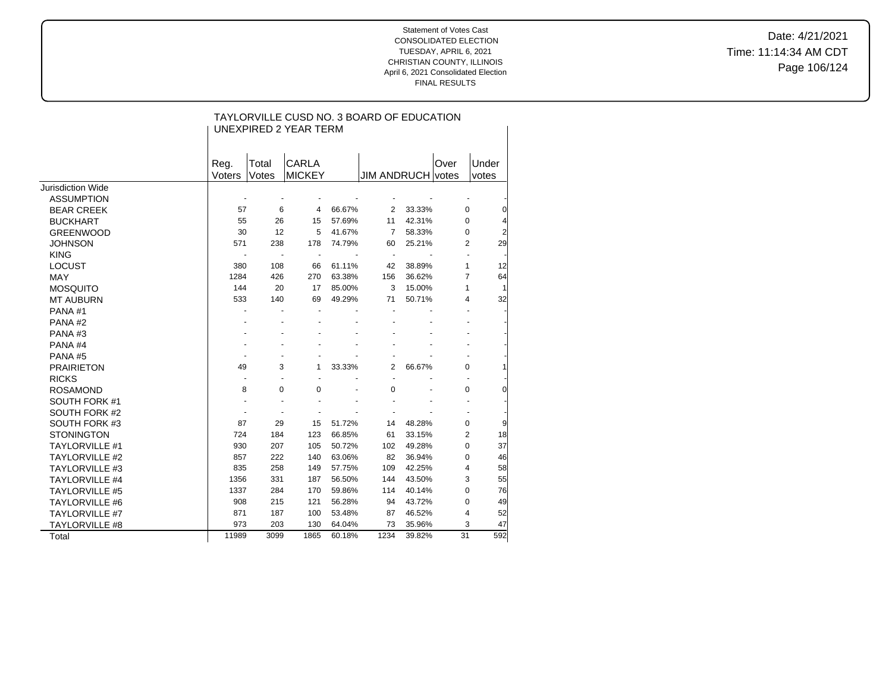Statement of Votes Cast
CONSOLIDATED ELECTION
TUESDAY, APRIL 6, 2021
CHRISTIAN COUNTY, ILLINOIS
April 6, 2021 Consolidated Election
FINAL RESULTS

Date: 4/21/2021
Time: 11:14:34 AM CDT

## TAYLORVILLE CUSD NO. 3 BOARD OF EDUCATION UNEXPIRED 2 YEAR TERM

| | Reg. Voters | Total Votes | CARLA MICKEY | | JIM ANDRUCH | | Over votes | Under votes |
|---|---|---|---|---|---|---|---|---|
| Jurisdiction Wide | | | | | | | | |
| ASSUMPTION | - | - | - | - | - | - | - | - |
| BEAR CREEK | 57 | 6 | 4 | 66.67% | 2 | 33.33% | 0 | 0 |
| BUCKHART | 55 | 26 | 15 | 57.69% | 11 | 42.31% | 0 | 4 |
| GREENWOOD | 30 | 12 | 5 | 41.67% | 7 | 58.33% | 0 | 2 |
| JOHNSON | 571 | 238 | 178 | 74.79% | 60 | 25.21% | 2 | 29 |
| KING | - | - | - | - | - | - | - | - |
| LOCUST | 380 | 108 | 66 | 61.11% | 42 | 38.89% | 1 | 12 |
| MAY | 1284 | 426 | 270 | 63.38% | 156 | 36.62% | 7 | 64 |
| MOSQUITO | 144 | 20 | 17 | 85.00% | 3 | 15.00% | 1 | 1 |
| MT AUBURN | 533 | 140 | 69 | 49.29% | 71 | 50.71% | 4 | 32 |
| PANA #1 | - | - | - | - | - | - | - | - |
| PANA #2 | - | - | - | - | - | - | - | - |
| PANA #3 | - | - | - | - | - | - | - | - |
| PANA #4 | - | - | - | - | - | - | - | - |
| PANA #5 | - | - | - | - | - | - | - | - |
| PRAIRIETON | 49 | 3 | 1 | 33.33% | 2 | 66.67% | 0 | 1 |
| RICKS | - | - | - | - | - | - | - | - |
| ROSAMOND | 8 | 0 | 0 | - | 0 | - | 0 | 0 |
| SOUTH FORK #1 | - | - | - | - | - | - | - | - |
| SOUTH FORK #2 | - | - | - | - | - | - | - | - |
| SOUTH FORK #3 | 87 | 29 | 15 | 51.72% | 14 | 48.28% | 0 | 9 |
| STONINGTON | 724 | 184 | 123 | 66.85% | 61 | 33.15% | 2 | 18 |
| TAYLORVILLE #1 | 930 | 207 | 105 | 50.72% | 102 | 49.28% | 0 | 37 |
| TAYLORVILLE #2 | 857 | 222 | 140 | 63.06% | 82 | 36.94% | 0 | 46 |
| TAYLORVILLE #3 | 835 | 258 | 149 | 57.75% | 109 | 42.25% | 4 | 58 |
| TAYLORVILLE #4 | 1356 | 331 | 187 | 56.50% | 144 | 43.50% | 3 | 55 |
| TAYLORVILLE #5 | 1337 | 284 | 170 | 59.86% | 114 | 40.14% | 0 | 76 |
| TAYLORVILLE #6 | 908 | 215 | 121 | 56.28% | 94 | 43.72% | 0 | 49 |
| TAYLORVILLE #7 | 871 | 187 | 100 | 53.48% | 87 | 46.52% | 4 | 52 |
| TAYLORVILLE #8 | 973 | 203 | 130 | 64.04% | 73 | 35.96% | 3 | 47 |
| Total | 11989 | 3099 | 1865 | 60.18% | 1234 | 39.82% | 31 | 592 |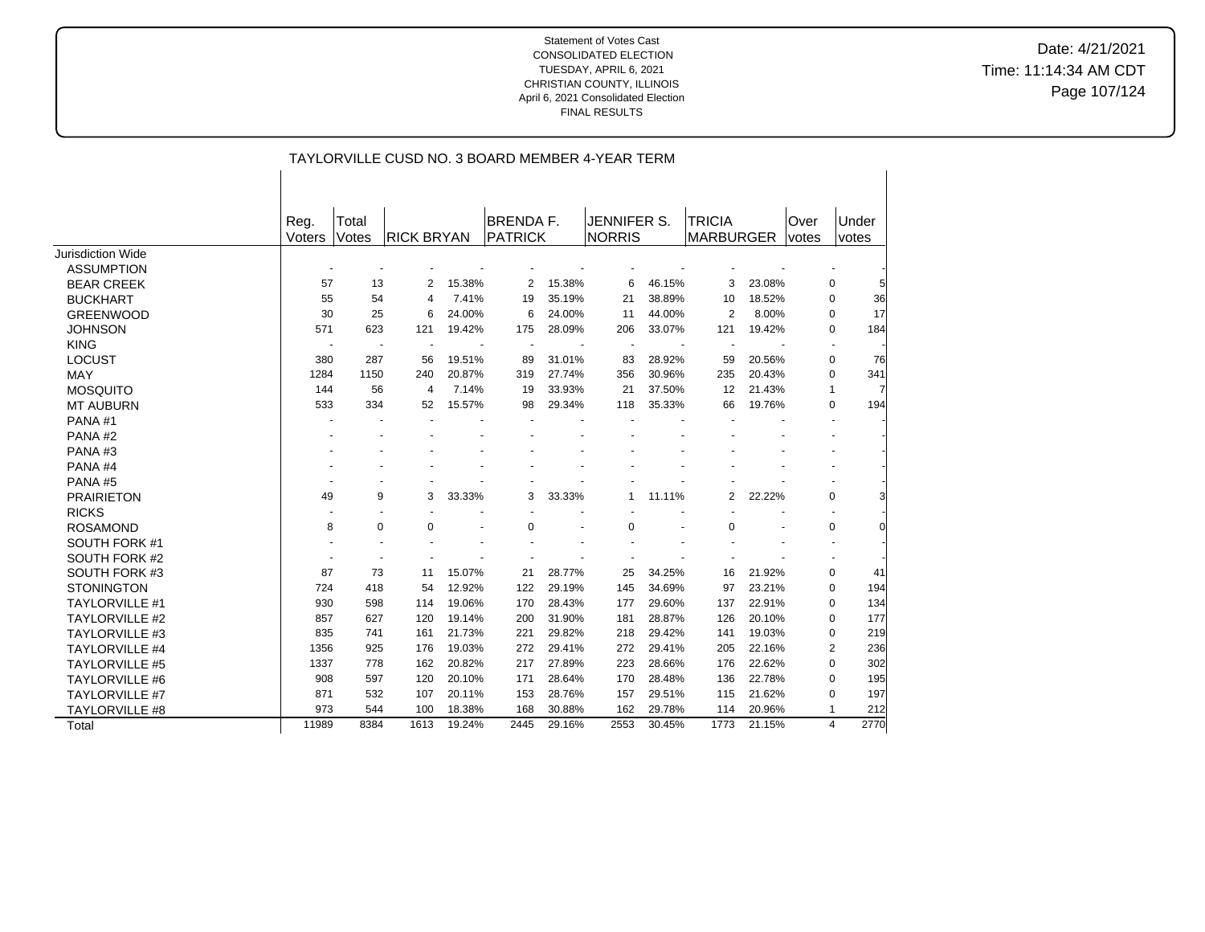Statement of Votes Cast
CONSOLIDATED ELECTION
TUESDAY, APRIL 6, 2021
CHRISTIAN COUNTY, ILLINOIS
April 6, 2021 Consolidated Election
FINAL RESULTS

Date: 4/21/2021
Time: 11:14:34 AM CDT

## TAYLORVILLE CUSD NO. 3 BOARD MEMBER 4-YEAR TERM

| | Reg. Voters | Total Votes | RICK BRYAN | | BRENDA F. PATRICK | | JENNIFER S. NORRIS | | TRICIA MARBURGER | | Over votes | Under votes |
|---|---|---|---|---|---|---|---|---|---|---|---|---|
| Jurisdiction Wide | | | | | | | | | | | | |
| ASSUMPTION | - | - | - | - | - | - | - | - | - | - | - | - |
| BEAR CREEK | 57 | 13 | 2 | 15.38% | 2 | 15.38% | 6 | 46.15% | 3 | 23.08% | 0 | 5 |
| BUCKHART | 55 | 54 | 4 | 7.41% | 19 | 35.19% | 21 | 38.89% | 10 | 18.52% | 0 | 36 |
| GREENWOOD | 30 | 25 | 6 | 24.00% | 6 | 24.00% | 11 | 44.00% | 2 | 8.00% | 0 | 17 |
| JOHNSON | 571 | 623 | 121 | 19.42% | 175 | 28.09% | 206 | 33.07% | 121 | 19.42% | 0 | 184 |
| KING | - | - | - | - | - | - | - | - | - | - | - | - |
| LOCUST | 380 | 287 | 56 | 19.51% | 89 | 31.01% | 83 | 28.92% | 59 | 20.56% | 0 | 76 |
| MAY | 1284 | 1150 | 240 | 20.87% | 319 | 27.74% | 356 | 30.96% | 235 | 20.43% | 0 | 341 |
| MOSQUITO | 144 | 56 | 4 | 7.14% | 19 | 33.93% | 21 | 37.50% | 12 | 21.43% | 1 | 7 |
| MT AUBURN | 533 | 334 | 52 | 15.57% | 98 | 29.34% | 118 | 35.33% | 66 | 19.76% | 0 | 194 |
| PANA #1 | - | - | - | - | - | - | - | - | - | - | - | - |
| PANA #2 | - | - | - | - | - | - | - | - | - | - | - | - |
| PANA #3 | - | - | - | - | - | - | - | - | - | - | - | - |
| PANA #4 | - | - | - | - | - | - | - | - | - | - | - | - |
| PANA #5 | - | - | - | - | - | - | - | - | - | - | - | - |
| PRAIRIETON | 49 | 9 | 3 | 33.33% | 3 | 33.33% | 1 | 11.11% | 2 | 22.22% | 0 | 3 |
| RICKS | - | - | - | - | - | - | - | - | - | - | - | - |
| ROSAMOND | 8 | 0 | 0 | - | 0 | - | 0 | - | 0 | - | 0 | 0 |
| SOUTH FORK #1 | - | - | - | - | - | - | - | - | - | - | - | - |
| SOUTH FORK #2 | - | - | - | - | - | - | - | - | - | - | - | - |
| SOUTH FORK #3 | 87 | 73 | 11 | 15.07% | 21 | 28.77% | 25 | 34.25% | 16 | 21.92% | 0 | 41 |
| STONINGTON | 724 | 418 | 54 | 12.92% | 122 | 29.19% | 145 | 34.69% | 97 | 23.21% | 0 | 194 |
| TAYLORVILLE #1 | 930 | 598 | 114 | 19.06% | 170 | 28.43% | 177 | 29.60% | 137 | 22.91% | 0 | 134 |
| TAYLORVILLE #2 | 857 | 627 | 120 | 19.14% | 200 | 31.90% | 181 | 28.87% | 126 | 20.10% | 0 | 177 |
| TAYLORVILLE #3 | 835 | 741 | 161 | 21.73% | 221 | 29.82% | 218 | 29.42% | 141 | 19.03% | 0 | 219 |
| TAYLORVILLE #4 | 1356 | 925 | 176 | 19.03% | 272 | 29.41% | 272 | 29.41% | 205 | 22.16% | 2 | 236 |
| TAYLORVILLE #5 | 1337 | 778 | 162 | 20.82% | 217 | 27.89% | 223 | 28.66% | 176 | 22.62% | 0 | 302 |
| TAYLORVILLE #6 | 908 | 597 | 120 | 20.10% | 171 | 28.64% | 170 | 28.48% | 136 | 22.78% | 0 | 195 |
| TAYLORVILLE #7 | 871 | 532 | 107 | 20.11% | 153 | 28.76% | 157 | 29.51% | 115 | 21.62% | 0 | 197 |
| TAYLORVILLE #8 | 973 | 544 | 100 | 18.38% | 168 | 30.88% | 162 | 29.78% | 114 | 20.96% | 1 | 212 |
| Total | 11989 | 8384 | 1613 | 19.24% | 2445 | 29.16% | 2553 | 30.45% | 1773 | 21.15% | 4 | 2770 |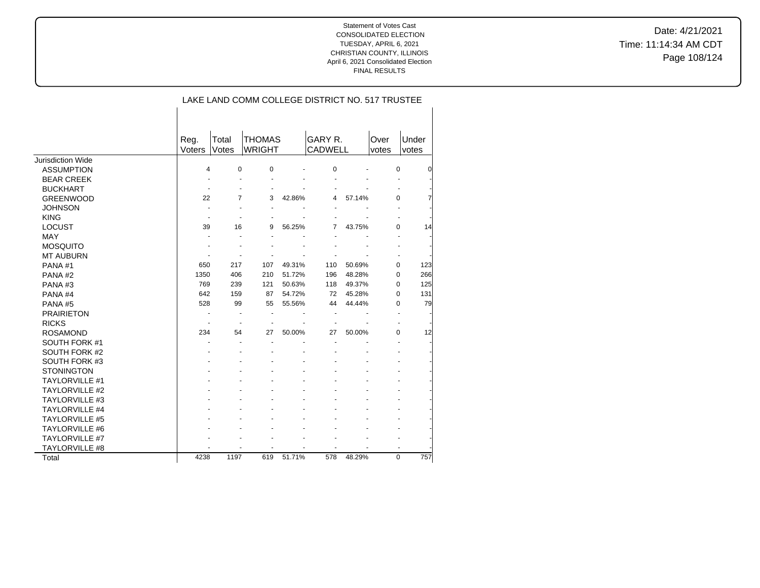Statement of Votes Cast
CONSOLIDATED ELECTION
TUESDAY, APRIL 6, 2021
CHRISTIAN COUNTY, ILLINOIS
April 6, 2021 Consolidated Election
FINAL RESULTS

Date: 4/21/2021
Time: 11:14:34 AM CDT

## LAKE LAND COMM COLLEGE DISTRICT NO. 517 TRUSTEE

| | Reg. Voters | Total Votes | THOMAS WRIGHT | | GARY R. CADWELL | | Over votes | Under votes |
|---|---|---|---|---|---|---|---|---|
| Jurisdiction Wide | | | | | | | | |
| ASSUMPTION | 4 | 0 | 0 | - | 0 | - | 0 | 0 |
| BEAR CREEK | - | - | - | - | - | - | - | - |
| BUCKHART | - | - | - | - | - | - | - | - |
| GREENWOOD | 22 | 7 | 3 | 42.86% | 4 | 57.14% | 0 | 7 |
| JOHNSON | - | - | - | - | - | - | - | - |
| KING | - | - | - | - | - | - | - | - |
| LOCUST | 39 | 16 | 9 | 56.25% | 7 | 43.75% | 0 | 14 |
| MAY | - | - | - | - | - | - | - | - |
| MOSQUITO | - | - | - | - | - | - | - | - |
| MT AUBURN | - | - | - | - | - | - | - | - |
| PANA #1 | 650 | 217 | 107 | 49.31% | 110 | 50.69% | 0 | 123 |
| PANA #2 | 1350 | 406 | 210 | 51.72% | 196 | 48.28% | 0 | 266 |
| PANA #3 | 769 | 239 | 121 | 50.63% | 118 | 49.37% | 0 | 125 |
| PANA #4 | 642 | 159 | 87 | 54.72% | 72 | 45.28% | 0 | 131 |
| PANA #5 | 528 | 99 | 55 | 55.56% | 44 | 44.44% | 0 | 79 |
| PRAIRIETON | - | - | - | - | - | - | - | - |
| RICKS | - | - | - | - | - | - | - | - |
| ROSAMOND | 234 | 54 | 27 | 50.00% | 27 | 50.00% | 0 | 12 |
| SOUTH FORK #1 | - | - | - | - | - | - | - | - |
| SOUTH FORK #2 | - | - | - | - | - | - | - | - |
| SOUTH FORK #3 | - | - | - | - | - | - | - | - |
| STONINGTON | - | - | - | - | - | - | - | - |
| TAYLORVILLE #1 | - | - | - | - | - | - | - | - |
| TAYLORVILLE #2 | - | - | - | - | - | - | - | - |
| TAYLORVILLE #3 | - | - | - | - | - | - | - | - |
| TAYLORVILLE #4 | - | - | - | - | - | - | - | - |
| TAYLORVILLE #5 | - | - | - | - | - | - | - | - |
| TAYLORVILLE #6 | - | - | - | - | - | - | - | - |
| TAYLORVILLE #7 | - | - | - | - | - | - | - | - |
| TAYLORVILLE #8 | - | - | - | - | - | - | - | - |
| Total | 4238 | 1197 | 619 | 51.71% | 578 | 48.29% | 0 | 757 |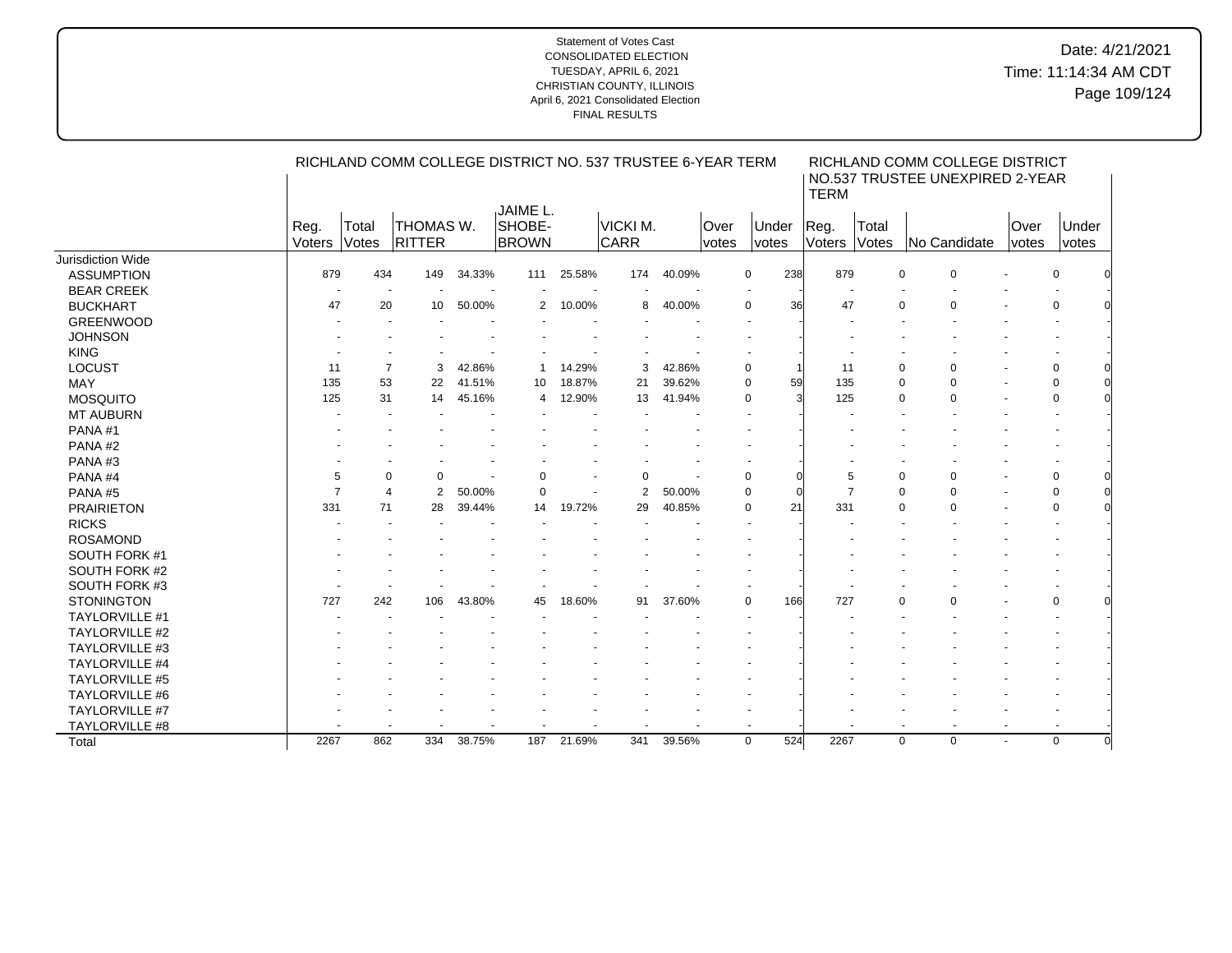Statement of Votes Cast
CONSOLIDATED ELECTION
TUESDAY, APRIL 6, 2021
CHRISTIAN COUNTY, ILLINOIS
April 6, 2021 Consolidated Election
FINAL RESULTS

Date: 4/21/2021
Time: 11:14:34 AM CDT

| | RICHLAND COMM COLLEGE DISTRICT NO. 537 TRUSTEE 6-YEAR TERM | | | | | | | | | | RICHLAND COMM COLLEGE DISTRICT NO.537 TRUSTEE UNEXPIRED 2-YEAR TERM | | | | | |
|---|---|---|---|---|---|---|---|---|---|---|---|---|---|---|---|---|
| | Reg. Voters | Total Votes | THOMAS W. RITTER | | JAIME L. SHOBE-BROWN | | VICKI M. CARR | | Over votes | Under votes | Reg. Voters | Total Votes | No Candidate | | Over votes | Under votes |
| Jurisdiction Wide | | | | | | | | | | | | | | | | |
| ASSUMPTION | 879 | 434 | 149 | 34.33% | 111 | 25.58% | 174 | 40.09% | 0 | 238 | 879 | 0 | 0 | - | 0 | 0 |
| BEAR CREEK | - | - | - | - | - | - | - | - | - | - | - | - | - | - | - | - |
| BUCKHART | 47 | 20 | 10 | 50.00% | 2 | 10.00% | 8 | 40.00% | 0 | 36 | 47 | 0 | 0 | - | 0 | 0 |
| GREENWOOD | - | - | - | - | - | - | - | - | - | - | - | - | - | - | - | - |
| JOHNSON | - | - | - | - | - | - | - | - | - | - | - | - | - | - | - | - |
| KING | - | - | - | - | - | - | - | - | - | - | - | - | - | - | - | - |
| LOCUST | 11 | 7 | 3 | 42.86% | 1 | 14.29% | 3 | 42.86% | 0 | 1 | 11 | 0 | 0 | - | 0 | 0 |
| MAY | 135 | 53 | 22 | 41.51% | 10 | 18.87% | 21 | 39.62% | 0 | 59 | 135 | 0 | 0 | - | 0 | 0 |
| MOSQUITO | 125 | 31 | 14 | 45.16% | 4 | 12.90% | 13 | 41.94% | 0 | 3 | 125 | 0 | 0 | - | 0 | 0 |
| MT AUBURN | - | - | - | - | - | - | - | - | - | - | - | - | - | - | - | - |
| PANA #1 | - | - | - | - | - | - | - | - | - | - | - | - | - | - | - | - |
| PANA #2 | - | - | - | - | - | - | - | - | - | - | - | - | - | - | - | - |
| PANA #3 | - | - | - | - | - | - | - | - | - | - | - | - | - | - | - | - |
| PANA #4 | 5 | 0 | 0 | - | 0 | - | 0 | - | 0 | 0 | 5 | 0 | 0 | - | 0 | 0 |
| PANA #5 | 7 | 4 | 2 | 50.00% | 0 | - | 2 | 50.00% | 0 | 0 | 7 | 0 | 0 | - | 0 | 0 |
| PRAIRIETON | 331 | 71 | 28 | 39.44% | 14 | 19.72% | 29 | 40.85% | 0 | 21 | 331 | 0 | 0 | - | 0 | 0 |
| RICKS | - | - | - | - | - | - | - | - | - | - | - | - | - | - | - | - |
| ROSAMOND | - | - | - | - | - | - | - | - | - | - | - | - | - | - | - | - |
| SOUTH FORK #1 | - | - | - | - | - | - | - | - | - | - | - | - | - | - | - | - |
| SOUTH FORK #2 | - | - | - | - | - | - | - | - | - | - | - | - | - | - | - | - |
| SOUTH FORK #3 | - | - | - | - | - | - | - | - | - | - | - | - | - | - | - | - |
| STONINGTON | 727 | 242 | 106 | 43.80% | 45 | 18.60% | 91 | 37.60% | 0 | 166 | 727 | 0 | 0 | - | 0 | 0 |
| TAYLORVILLE #1 | - | - | - | - | - | - | - | - | - | - | - | - | - | - | - | - |
| TAYLORVILLE #2 | - | - | - | - | - | - | - | - | - | - | - | - | - | - | - | - |
| TAYLORVILLE #3 | - | - | - | - | - | - | - | - | - | - | - | - | - | - | - | - |
| TAYLORVILLE #4 | - | - | - | - | - | - | - | - | - | - | - | - | - | - | - | - |
| TAYLORVILLE #5 | - | - | - | - | - | - | - | - | - | - | - | - | - | - | - | - |
| TAYLORVILLE #6 | - | - | - | - | - | - | - | - | - | - | - | - | - | - | - | - |
| TAYLORVILLE #7 | - | - | - | - | - | - | - | - | - | - | - | - | - | - | - | - |
| TAYLORVILLE #8 | - | - | - | - | - | - | - | - | - | - | - | - | - | - | - | - |
| Total | 2267 | 862 | 334 | 38.75% | 187 | 21.69% | 341 | 39.56% | 0 | 524 | 2267 | 0 | 0 | - | 0 | 0 |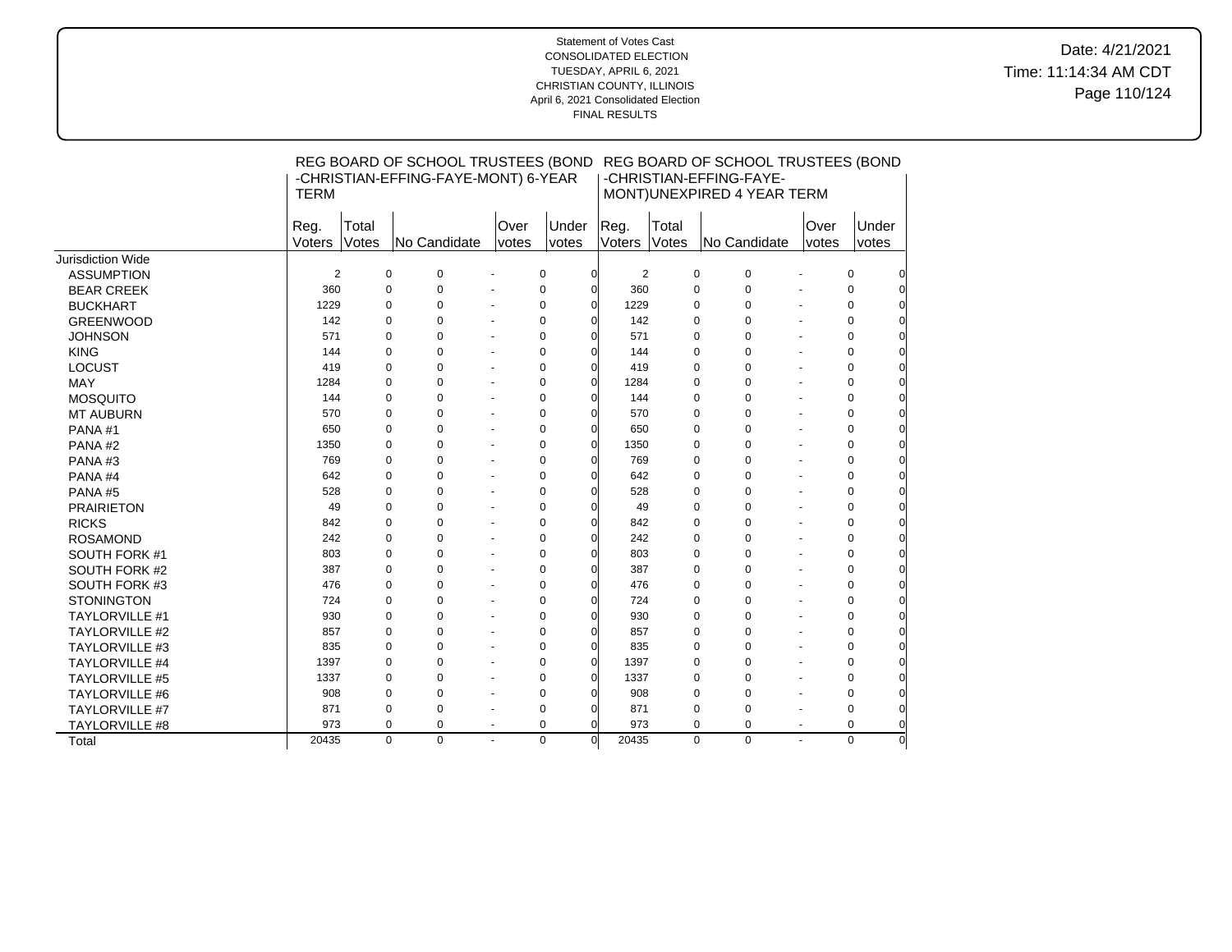Statement of Votes Cast
CONSOLIDATED ELECTION
TUESDAY, APRIL 6, 2021
CHRISTIAN COUNTY, ILLINOIS
April 6, 2021 Consolidated Election
FINAL RESULTS

Date: 4/21/2021
Time: 11:14:34 AM CDT

| | REG BOARD OF SCHOOL TRUSTEES (BOND -CHRISTIAN-EFFING-FAYE-MONT) 6-YEAR TERM | | | | | REG BOARD OF SCHOOL TRUSTEES (BOND -CHRISTIAN-EFFING-FAYE-MONT)UNEXPIRED 4 YEAR TERM | | | | |
|---|---|---|---|---|---|---|---|---|---|---|
| | Reg. Voters | Total Votes | No Candidate | Over votes | Under votes | Reg. Voters | Total Votes | No Candidate | Over votes | Under votes |
| Jurisdiction Wide | | | | | | | | | | |
| ASSUMPTION | 2 | 0 | 0 | - | 0 | 0 | 2 | 0 | 0 | - | 0 | 0 |
| BEAR CREEK | 360 | 0 | 0 - | 0 | 0 | 360 | 0 | 0 - | 0 | 0 |
| BUCKHART | 1229 | 0 | 0 - | 0 | 0 | 1229 | 0 | 0 - | 0 | 0 |
| GREENWOOD | 142 | 0 | 0 - | 0 | 0 | 142 | 0 | 0 - | 0 | 0 |
| JOHNSON | 571 | 0 | 0 - | 0 | 0 | 571 | 0 | 0 - | 0 | 0 |
| KING | 144 | 0 | 0 - | 0 | 0 | 144 | 0 | 0 - | 0 | 0 |
| LOCUST | 419 | 0 | 0 - | 0 | 0 | 419 | 0 | 0 - | 0 | 0 |
| MAY | 1284 | 0 | 0 - | 0 | 0 | 1284 | 0 | 0 - | 0 | 0 |
| MOSQUITO | 144 | 0 | 0 - | 0 | 0 | 144 | 0 | 0 - | 0 | 0 |
| MT AUBURN | 570 | 0 | 0 - | 0 | 0 | 570 | 0 | 0 - | 0 | 0 |
| PANA #1 | 650 | 0 | 0 - | 0 | 0 | 650 | 0 | 0 - | 0 | 0 |
| PANA #2 | 1350 | 0 | 0 - | 0 | 0 | 1350 | 0 | 0 - | 0 | 0 |
| PANA #3 | 769 | 0 | 0 - | 0 | 0 | 769 | 0 | 0 - | 0 | 0 |
| PANA #4 | 642 | 0 | 0 - | 0 | 0 | 642 | 0 | 0 - | 0 | 0 |
| PANA #5 | 528 | 0 | 0 - | 0 | 0 | 528 | 0 | 0 - | 0 | 0 |
| PRAIRIETON | 49 | 0 | 0 - | 0 | 0 | 49 | 0 | 0 - | 0 | 0 |
| RICKS | 842 | 0 | 0 - | 0 | 0 | 842 | 0 | 0 - | 0 | 0 |
| ROSAMOND | 242 | 0 | 0 - | 0 | 0 | 242 | 0 | 0 - | 0 | 0 |
| SOUTH FORK #1 | 803 | 0 | 0 - | 0 | 0 | 803 | 0 | 0 - | 0 | 0 |
| SOUTH FORK #2 | 387 | 0 | 0 - | 0 | 0 | 387 | 0 | 0 - | 0 | 0 |
| SOUTH FORK #3 | 476 | 0 | 0 - | 0 | 0 | 476 | 0 | 0 - | 0 | 0 |
| STONINGTON | 724 | 0 | 0 - | 0 | 0 | 724 | 0 | 0 - | 0 | 0 |
| TAYLORVILLE #1 | 930 | 0 | 0 - | 0 | 0 | 930 | 0 | 0 - | 0 | 0 |
| TAYLORVILLE #2 | 857 | 0 | 0 - | 0 | 0 | 857 | 0 | 0 - | 0 | 0 |
| TAYLORVILLE #3 | 835 | 0 | 0 - | 0 | 0 | 835 | 0 | 0 - | 0 | 0 |
| TAYLORVILLE #4 | 1397 | 0 | 0 - | 0 | 0 | 1397 | 0 | 0 - | 0 | 0 |
| TAYLORVILLE #5 | 1337 | 0 | 0 - | 0 | 0 | 1337 | 0 | 0 - | 0 | 0 |
| TAYLORVILLE #6 | 908 | 0 | 0 - | 0 | 0 | 908 | 0 | 0 - | 0 | 0 |
| TAYLORVILLE #7 | 871 | 0 | 0 - | 0 | 0 | 871 | 0 | 0 - | 0 | 0 |
| TAYLORVILLE #8 | 973 | 0 | 0 - | 0 | 0 | 973 | 0 | 0 - | 0 | 0 |
| Total | 20435 | 0 | 0 - | 0 | 0 | 20435 | 0 | 0 - | 0 | 0 |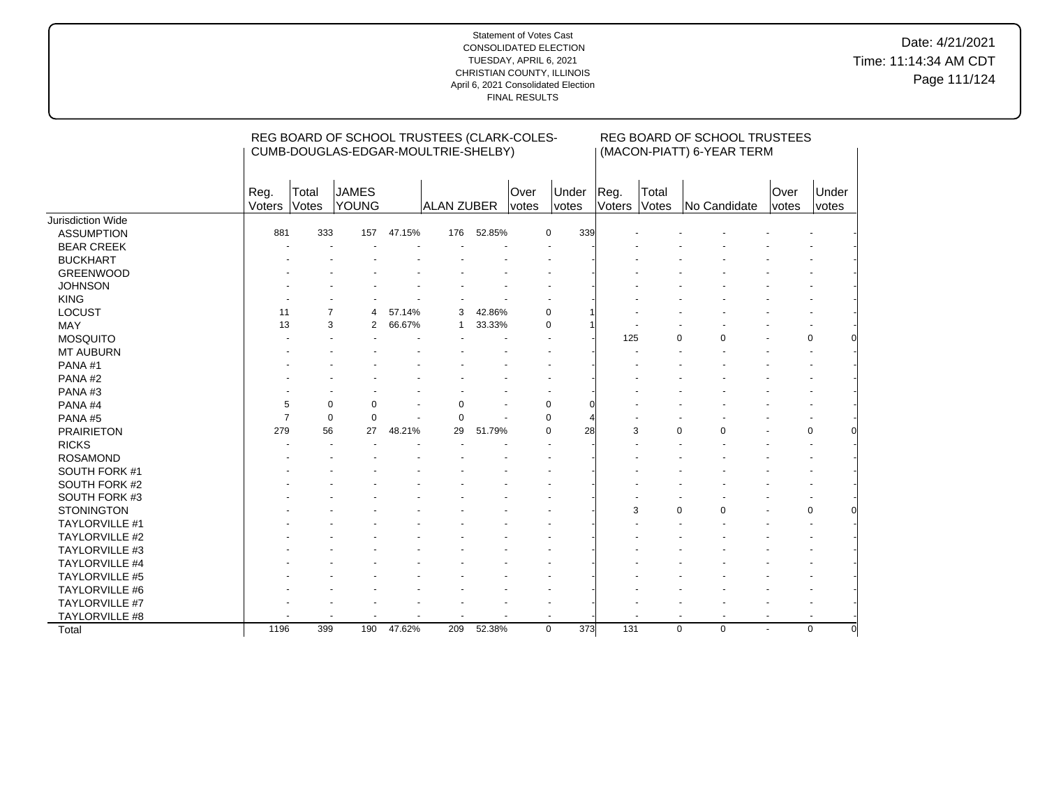Statement of Votes Cast
CONSOLIDATED ELECTION
TUESDAY, APRIL 6, 2021
CHRISTIAN COUNTY, ILLINOIS
April 6, 2021 Consolidated Election
FINAL RESULTS

Date: 4/21/2021
Time: 11:14:34 AM CDT

| | REG BOARD OF SCHOOL TRUSTEES (CLARK-COLES-CUMB-DOUGLAS-EDGAR-MOULTRIE-SHELBY) | | | | | | | | REG BOARD OF SCHOOL TRUSTEES (MACON-PIATT) 6-YEAR TERM | | | | | |
|---|---|---|---|---|---|---|---|---|---|---|---|---|---|---|
| | Reg. Voters | Total Votes | JAMES YOUNG | | ALAN ZUBER | | Over votes | Under votes | Reg. Voters | Total Votes | No Candidate | | Over votes | Under votes |
| Jurisdiction Wide | | | | | | | | | | | | | | |
| ASSUMPTION | 881 | 333 | 157 | 47.15% | 176 | 52.85% | 0 | 339 | - | - | - | - | - | - |
| BEAR CREEK | - | - | - | - | - | - | - | - | - | - | - | - | - | - |
| BUCKHART | - | - | - | - | - | - | - | - | - | - | - | - | - | - |
| GREENWOOD | - | - | - | - | - | - | - | - | - | - | - | - | - | - |
| JOHNSON | - | - | - | - | - | - | - | - | - | - | - | - | - | - |
| KING | - | - | - | - | - | - | - | - | - | - | - | - | - | - |
| LOCUST | 11 | 7 | 4 | 57.14% | 3 | 42.86% | 0 | 1 | - | - | - | - | - | - |
| MAY | 13 | 3 | 2 | 66.67% | 1 | 33.33% | 0 | 1 | - | - | - | - | - | - |
| MOSQUITO | - | - | - | - | - | - | - | - | 125 | 0 | 0 | - | 0 | 0 |
| MT AUBURN | - | - | - | - | - | - | - | - | - | - | - | - | - | - |
| PANA #1 | - | - | - | - | - | - | - | - | - | - | - | - | - | - |
| PANA #2 | - | - | - | - | - | - | - | - | - | - | - | - | - | - |
| PANA #3 | - | - | - | - | - | - | - | - | - | - | - | - | - | - |
| PANA #4 | 5 | 0 | 0 | - | 0 | - | 0 | 0 | - | - | - | - | - | - |
| PANA #5 | 7 | 0 | 0 | - | 0 | - | 0 | 4 | - | - | - | - | - | - |
| PRAIRIETON | 279 | 56 | 27 | 48.21% | 29 | 51.79% | 0 | 28 | 3 | 0 | 0 | - | 0 | 0 |
| RICKS | - | - | - | - | - | - | - | - | - | - | - | - | - | - |
| ROSAMOND | - | - | - | - | - | - | - | - | - | - | - | - | - | - |
| SOUTH FORK #1 | - | - | - | - | - | - | - | - | - | - | - | - | - | - |
| SOUTH FORK #2 | - | - | - | - | - | - | - | - | - | - | - | - | - | - |
| SOUTH FORK #3 | - | - | - | - | - | - | - | - | - | - | - | - | - | - |
| STONINGTON | - | - | - | - | - | - | - | - | 3 | 0 | 0 | - | 0 | 0 |
| TAYLORVILLE #1 | - | - | - | - | - | - | - | - | - | - | - | - | - | - |
| TAYLORVILLE #2 | - | - | - | - | - | - | - | - | - | - | - | - | - | - |
| TAYLORVILLE #3 | - | - | - | - | - | - | - | - | - | - | - | - | - | - |
| TAYLORVILLE #4 | - | - | - | - | - | - | - | - | - | - | - | - | - | - |
| TAYLORVILLE #5 | - | - | - | - | - | - | - | - | - | - | - | - | - | - |
| TAYLORVILLE #6 | - | - | - | - | - | - | - | - | - | - | - | - | - | - |
| TAYLORVILLE #7 | - | - | - | - | - | - | - | - | - | - | - | - | - | - |
| TAYLORVILLE #8 | - | - | - | - | - | - | - | - | - | - | - | - | - | - |
| Total | 1196 | 399 | 190 | 47.62% | 209 | 52.38% | 0 | 373 | 131 | 0 | 0 | - | 0 | 0 |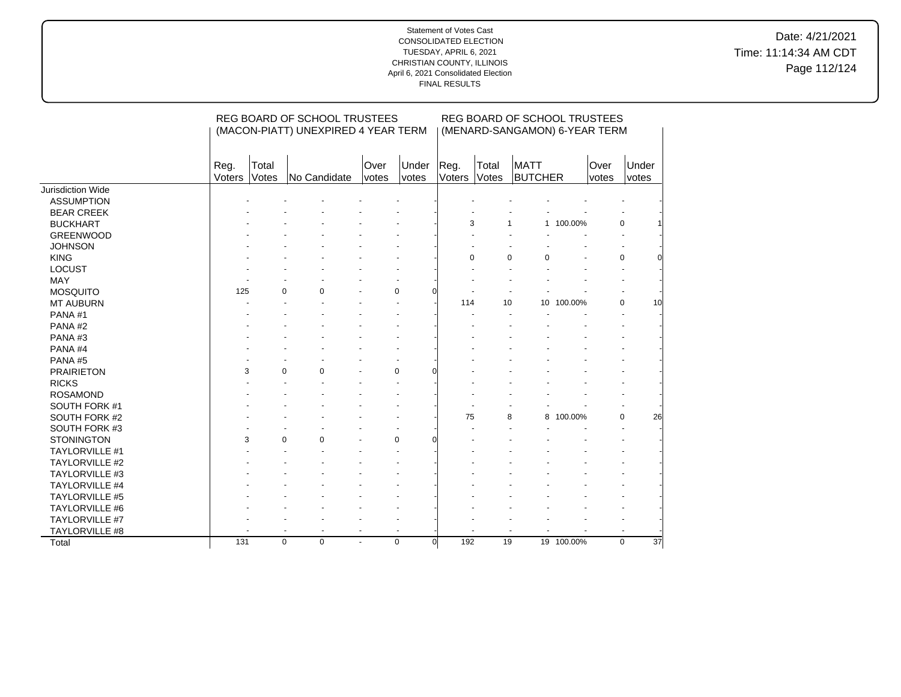Statement of Votes Cast
CONSOLIDATED ELECTION
TUESDAY, APRIL 6, 2021
CHRISTIAN COUNTY, ILLINOIS
April 6, 2021 Consolidated Election
FINAL RESULTS

Date: 4/21/2021
Time: 11:14:34 AM CDT

| | REG BOARD OF SCHOOL TRUSTEES (MACON-PIATT) UNEXPIRED 4 YEAR TERM | | | | | | REG BOARD OF SCHOOL TRUSTEES (MENARD-SANGAMON) 6-YEAR TERM | | | | | |
|---|---|---|---|---|---|---|---|---|---|---|---|---|
| | Reg. Voters | Total Votes | No Candidate | | Over votes | Under votes | Reg. Voters | Total Votes | MATT BUTCHER | | Over votes | Under votes |
| Jurisdiction Wide | | | | | | | | | | | | |
| ASSUMPTION | - | - | - | - | - | - | - | - | - | - | - | - |
| BEAR CREEK | - | - | - | - | - | - | - | - | - | - | - | - |
| BUCKHART | - | - | - | - | - | - | 3 | 1 | 1 | 100.00% | 0 | 1 |
| GREENWOOD | - | - | - | - | - | - | - | - | - | - | - | - |
| JOHNSON | - | - | - | - | - | - | - | - | - | - | - | - |
| KING | - | - | - | - | - | - | 0 | 0 | 0 | - | 0 | 0 |
| LOCUST | - | - | - | - | - | - | - | - | - | - | - | - |
| MAY | - | - | - | - | - | - | - | - | - | - | - | - |
| MOSQUITO | 125 | 0 | 0 | - | 0 | 0 | - | - | - | - | - | - |
| MT AUBURN | - | - | - | - | - | - | 114 | 10 | 10 | 100.00% | 0 | 10 |
| PANA #1 | - | - | - | - | - | - | - | - | - | - | - | - |
| PANA #2 | - | - | - | - | - | - | - | - | - | - | - | - |
| PANA #3 | - | - | - | - | - | - | - | - | - | - | - | - |
| PANA #4 | - | - | - | - | - | - | - | - | - | - | - | - |
| PANA #5 | - | - | - | - | - | - | - | - | - | - | - | - |
| PRAIRIETON | 3 | 0 | 0 | - | 0 | 0 | - | - | - | - | - | - |
| RICKS | - | - | - | - | - | - | - | - | - | - | - | - |
| ROSAMOND | - | - | - | - | - | - | - | - | - | - | - | - |
| SOUTH FORK #1 | - | - | - | - | - | - | - | - | - | - | - | - |
| SOUTH FORK #2 | - | - | - | - | - | - | 75 | 8 | 8 | 100.00% | 0 | 26 |
| SOUTH FORK #3 | - | - | - | - | - | - | - | - | - | - | - | - |
| STONINGTON | 3 | 0 | 0 | - | 0 | 0 | - | - | - | - | - | - |
| TAYLORVILLE #1 | - | - | - | - | - | - | - | - | - | - | - | - |
| TAYLORVILLE #2 | - | - | - | - | - | - | - | - | - | - | - | - |
| TAYLORVILLE #3 | - | - | - | - | - | - | - | - | - | - | - | - |
| TAYLORVILLE #4 | - | - | - | - | - | - | - | - | - | - | - | - |
| TAYLORVILLE #5 | - | - | - | - | - | - | - | - | - | - | - | - |
| TAYLORVILLE #6 | - | - | - | - | - | - | - | - | - | - | - | - |
| TAYLORVILLE #7 | - | - | - | - | - | - | - | - | - | - | - | - |
| TAYLORVILLE #8 | - | - | - | - | - | - | - | - | - | - | - | - |
| Total | 131 | 0 | 0 | - | 0 | 0 | 192 | 19 | 19 | 100.00% | 0 | 37 |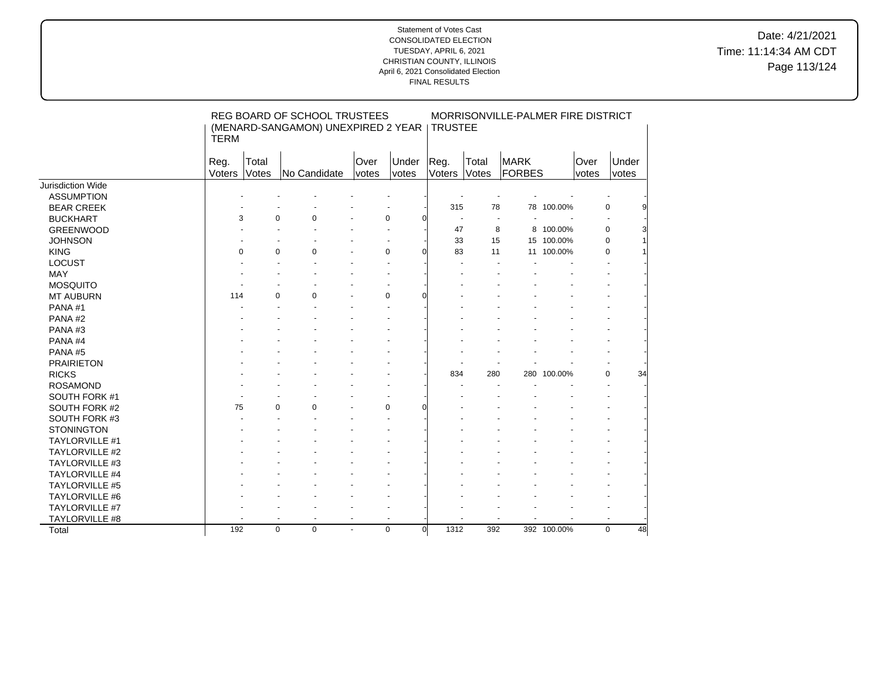Statement of Votes Cast
CONSOLIDATED ELECTION
TUESDAY, APRIL 6, 2021
CHRISTIAN COUNTY, ILLINOIS
April 6, 2021 Consolidated Election
FINAL RESULTS

Date: 4/21/2021
Time: 11:14:34 AM CDT

| | REG BOARD OF SCHOOL TRUSTEES (MENARD-SANGAMON) UNEXPIRED 2 YEAR TERM | | | | | MORRISONVILLE-PALMER FIRE DISTRICT TRUSTEE | | | | | |
|---|---|---|---|---|---|---|---|---|---|---|---|
| | Reg. Voters | Total Votes | No Candidate | Over votes | Under votes | Reg. Voters | Total Votes | MARK FORBES | | Over votes | Under votes |
| Jurisdiction Wide | | | | | | | | | | | |
| ASSUMPTION | - | - | - | - | - | - | - | - | - | - | - |
| BEAR CREEK | - | - | - | - | - | 315 | 78 | 78 | 100.00% | 0 | 9 |
| BUCKHART | 3 | 0 | 0 | - | 0 | 0 | - | - | - | - | - |
| GREENWOOD | - | - | - | - | - | 47 | 8 | 8 | 100.00% | 0 | 3 |
| JOHNSON | - | - | - | - | - | 33 | 15 | 15 | 100.00% | 0 | 1 |
| KING | 0 | 0 | 0 | - | 0 | 0 | 83 | 11 | 11 | 100.00% | 0 | 1 |
| LOCUST | - | - | - | - | - | - | - | - | - | - | - |
| MAY | - | - | - | - | - | - | - | - | - | - | - |
| MOSQUITO | - | - | - | - | - | - | - | - | - | - | - |
| MT AUBURN | 114 | 0 | 0 | - | 0 | 0 | - | - | - | - | - |
| PANA #1 | - | - | - | - | - | - | - | - | - | - | - |
| PANA #2 | - | - | - | - | - | - | - | - | - | - | - |
| PANA #3 | - | - | - | - | - | - | - | - | - | - | - |
| PANA #4 | - | - | - | - | - | - | - | - | - | - | - |
| PANA #5 | - | - | - | - | - | - | - | - | - | - | - |
| PRAIRIETON | - | - | - | - | - | - | - | - | - | - | - |
| RICKS | - | - | - | - | - | 834 | 280 | 280 | 100.00% | 0 | 34 |
| ROSAMOND | - | - | - | - | - | - | - | - | - | - | - |
| SOUTH FORK #1 | - | - | - | - | - | - | - | - | - | - | - |
| SOUTH FORK #2 | 75 | 0 | 0 | - | 0 | 0 | - | - | - | - | - |
| SOUTH FORK #3 | - | - | - | - | - | - | - | - | - | - | - |
| STONINGTON | - | - | - | - | - | - | - | - | - | - | - |
| TAYLORVILLE #1 | - | - | - | - | - | - | - | - | - | - | - |
| TAYLORVILLE #2 | - | - | - | - | - | - | - | - | - | - | - |
| TAYLORVILLE #3 | - | - | - | - | - | - | - | - | - | - | - |
| TAYLORVILLE #4 | - | - | - | - | - | - | - | - | - | - | - |
| TAYLORVILLE #5 | - | - | - | - | - | - | - | - | - | - | - |
| TAYLORVILLE #6 | - | - | - | - | - | - | - | - | - | - | - |
| TAYLORVILLE #7 | - | - | - | - | - | - | - | - | - | - | - |
| TAYLORVILLE #8 | - | - | - | - | - | - | - | - | - | - | - |
| Total | 192 | 0 | 0 | - | 0 | 0 | 1312 | 392 | 392 | 100.00% | 0 | 48 |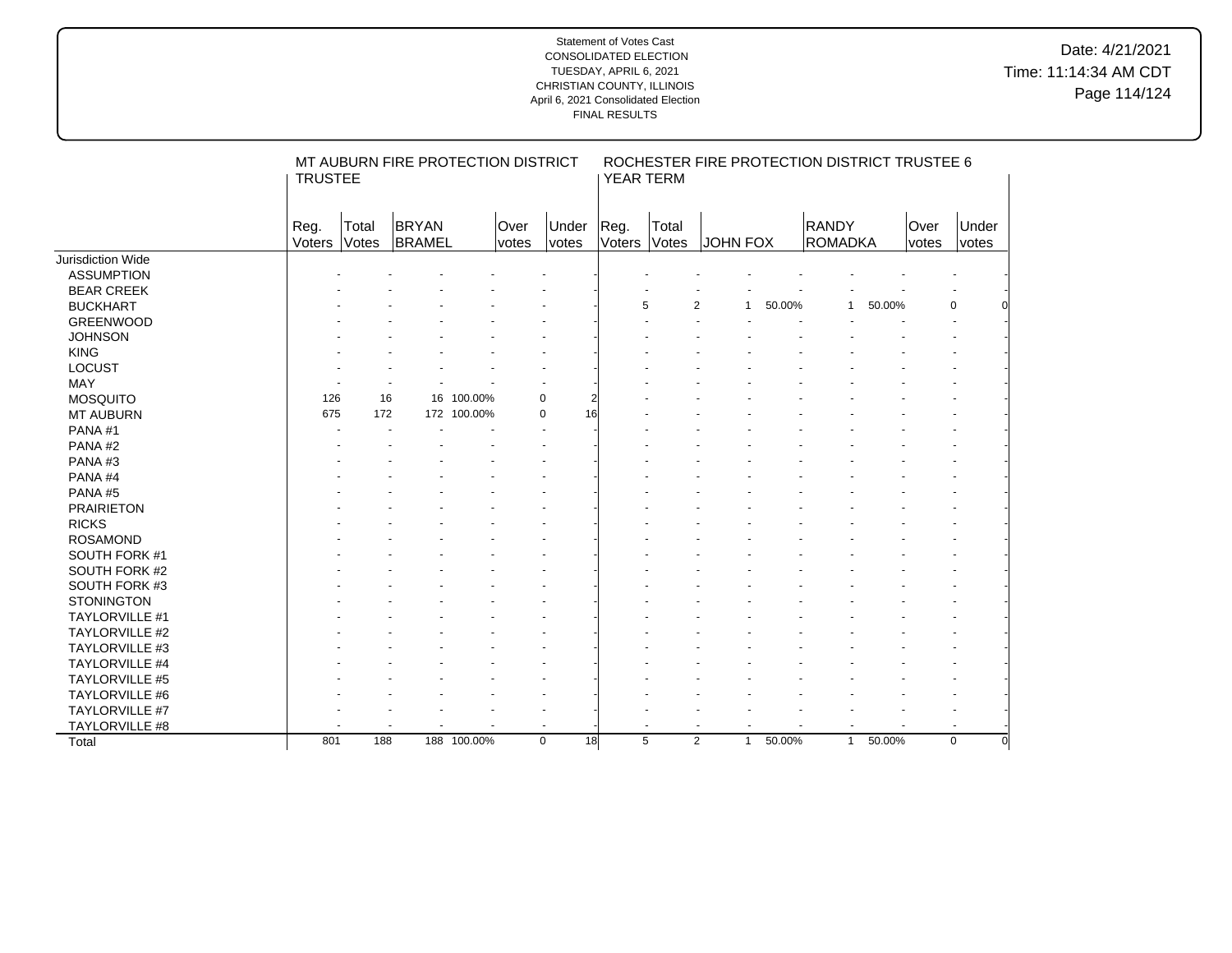Statement of Votes Cast
CONSOLIDATED ELECTION
TUESDAY, APRIL 6, 2021
CHRISTIAN COUNTY, ILLINOIS
April 6, 2021 Consolidated Election
FINAL RESULTS

Date: 4/21/2021
Time: 11:14:34 AM CDT

| | MT AUBURN FIRE PROTECTION DISTRICT TRUSTEE | | | | | | ROCHESTER FIRE PROTECTION DISTRICT TRUSTEE 6 YEAR TERM | | | | | | | |
|---|---|---|---|---|---|---|---|---|---|---|---|---|---|---|
| | Reg. Voters | Total Votes | BRYAN BRAMEL | | Over votes | Under votes | Reg. Voters | Total Votes | JOHN FOX | | RANDY ROMADKA | | Over votes | Under votes |
| Jurisdiction Wide | | | | | | | | | | | | | | |
| ASSUMPTION | - | - | - | - | - | - | - | - | - | - | - | - | - | - |
| BEAR CREEK | - | - | - | - | - | - | - | - | - | - | - | - | - | - |
| BUCKHART | - | - | - | - | - | - | 5 | 2 | 1 | 50.00% | 1 | 50.00% | 0 | 0 |
| GREENWOOD | - | - | - | - | - | - | - | - | - | - | - | - | - | - |
| JOHNSON | - | - | - | - | - | - | - | - | - | - | - | - | - | - |
| KING | - | - | - | - | - | - | - | - | - | - | - | - | - | - |
| LOCUST | - | - | - | - | - | - | - | - | - | - | - | - | - | - |
| MAY | - | - | - | - | - | - | - | - | - | - | - | - | - | - |
| MOSQUITO | 126 | 16 | 16 | 100.00% | 0 | 2 | - | - | - | - | - | - | - | - |
| MT AUBURN | 675 | 172 | 172 | 100.00% | 0 | 16 | - | - | - | - | - | - | - | - |
| PANA #1 | - | - | - | - | - | - | - | - | - | - | - | - | - | - |
| PANA #2 | - | - | - | - | - | - | - | - | - | - | - | - | - | - |
| PANA #3 | - | - | - | - | - | - | - | - | - | - | - | - | - | - |
| PANA #4 | - | - | - | - | - | - | - | - | - | - | - | - | - | - |
| PANA #5 | - | - | - | - | - | - | - | - | - | - | - | - | - | - |
| PRAIRIETON | - | - | - | - | - | - | - | - | - | - | - | - | - | - |
| RICKS | - | - | - | - | - | - | - | - | - | - | - | - | - | - |
| ROSAMOND | - | - | - | - | - | - | - | - | - | - | - | - | - | - |
| SOUTH FORK #1 | - | - | - | - | - | - | - | - | - | - | - | - | - | - |
| SOUTH FORK #2 | - | - | - | - | - | - | - | - | - | - | - | - | - | - |
| SOUTH FORK #3 | - | - | - | - | - | - | - | - | - | - | - | - | - | - |
| STONINGTON | - | - | - | - | - | - | - | - | - | - | - | - | - | - |
| TAYLORVILLE #1 | - | - | - | - | - | - | - | - | - | - | - | - | - | - |
| TAYLORVILLE #2 | - | - | - | - | - | - | - | - | - | - | - | - | - | - |
| TAYLORVILLE #3 | - | - | - | - | - | - | - | - | - | - | - | - | - | - |
| TAYLORVILLE #4 | - | - | - | - | - | - | - | - | - | - | - | - | - | - |
| TAYLORVILLE #5 | - | - | - | - | - | - | - | - | - | - | - | - | - | - |
| TAYLORVILLE #6 | - | - | - | - | - | - | - | - | - | - | - | - | - | - |
| TAYLORVILLE #7 | - | - | - | - | - | - | - | - | - | - | - | - | - | - |
| TAYLORVILLE #8 | - | - | - | - | - | - | - | - | - | - | - | - | - | - |
| Total | 801 | 188 | 188 | 100.00% | 0 | 18 | 5 | 2 | 1 | 50.00% | 1 | 50.00% | 0 | 0 |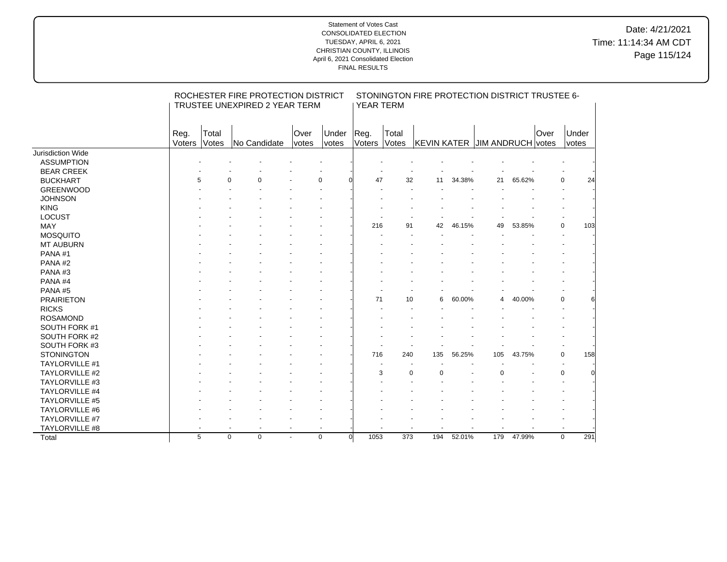Statement of Votes Cast
CONSOLIDATED ELECTION
TUESDAY, APRIL 6, 2021
CHRISTIAN COUNTY, ILLINOIS
April 6, 2021 Consolidated Election
FINAL RESULTS

Date: 4/21/2021
Time: 11:14:34 AM CDT

| | ROCHESTER FIRE PROTECTION DISTRICT TRUSTEE UNEXPIRED 2 YEAR TERM | | | | | STONINGTON FIRE PROTECTION DISTRICT TRUSTEE 6-YEAR TERM | | | | | | | |
|---|---|---|---|---|---|---|---|---|---|---|---|---|---|
| | Reg. Voters | Total Votes | No Candidate | Over votes | Under votes | Reg. Voters | Total Votes | KEVIN KATER | | JIM ANDRUCH | | Over votes | Under votes |
| Jurisdiction Wide | | | | | | | | | | | | | |
| ASSUMPTION | - | - | - | - | - | - | - | - | - | - | - | - | - |
| BEAR CREEK | - | - | - | - | - | - | - | - | - | - | - | - | - |
| BUCKHART | 5 | 0 | 0 | - | 0 | 0 | 47 | 32 | 11 | 34.38% | 21 | 65.62% | 0 | 24 |
| GREENWOOD | - | - | - | - | - | - | - | - | - | - | - | - | - |
| JOHNSON | - | - | - | - | - | - | - | - | - | - | - | - | - |
| KING | - | - | - | - | - | - | - | - | - | - | - | - | - |
| LOCUST | - | - | - | - | - | - | - | - | - | - | - | - | - |
| MAY | - | - | - | - | - | 216 | 91 | 42 | 46.15% | 49 | 53.85% | 0 | 103 |
| MOSQUITO | - | - | - | - | - | - | - | - | - | - | - | - | - |
| MT AUBURN | - | - | - | - | - | - | - | - | - | - | - | - | - |
| PANA #1 | - | - | - | - | - | - | - | - | - | - | - | - | - |
| PANA #2 | - | - | - | - | - | - | - | - | - | - | - | - | - |
| PANA #3 | - | - | - | - | - | - | - | - | - | - | - | - | - |
| PANA #4 | - | - | - | - | - | - | - | - | - | - | - | - | - |
| PANA #5 | - | - | - | - | - | - | - | - | - | - | - | - | - |
| PRAIRIETON | - | - | - | - | - | 71 | 10 | 6 | 60.00% | 4 | 40.00% | 0 | 6 |
| RICKS | - | - | - | - | - | - | - | - | - | - | - | - | - |
| ROSAMOND | - | - | - | - | - | - | - | - | - | - | - | - | - |
| SOUTH FORK #1 | - | - | - | - | - | - | - | - | - | - | - | - | - |
| SOUTH FORK #2 | - | - | - | - | - | - | - | - | - | - | - | - | - |
| SOUTH FORK #3 | - | - | - | - | - | - | - | - | - | - | - | - | - |
| STONINGTON | - | - | - | - | - | 716 | 240 | 135 | 56.25% | 105 | 43.75% | 0 | 158 |
| TAYLORVILLE #1 | - | - | - | - | - | - | - | - | - | - | - | - | - |
| TAYLORVILLE #2 | - | - | - | - | - | 3 | 0 | 0 | - | 0 | - | 0 | 0 |
| TAYLORVILLE #3 | - | - | - | - | - | - | - | - | - | - | - | - | - |
| TAYLORVILLE #4 | - | - | - | - | - | - | - | - | - | - | - | - | - |
| TAYLORVILLE #5 | - | - | - | - | - | - | - | - | - | - | - | - | - |
| TAYLORVILLE #6 | - | - | - | - | - | - | - | - | - | - | - | - | - |
| TAYLORVILLE #7 | - | - | - | - | - | - | - | - | - | - | - | - | - |
| TAYLORVILLE #8 | - | - | - | - | - | - | - | - | - | - | - | - | - |
| Total | 5 | 0 | 0 | - | 0 | 0 | 1053 | 373 | 194 | 52.01% | 179 | 47.99% | 0 | 291 |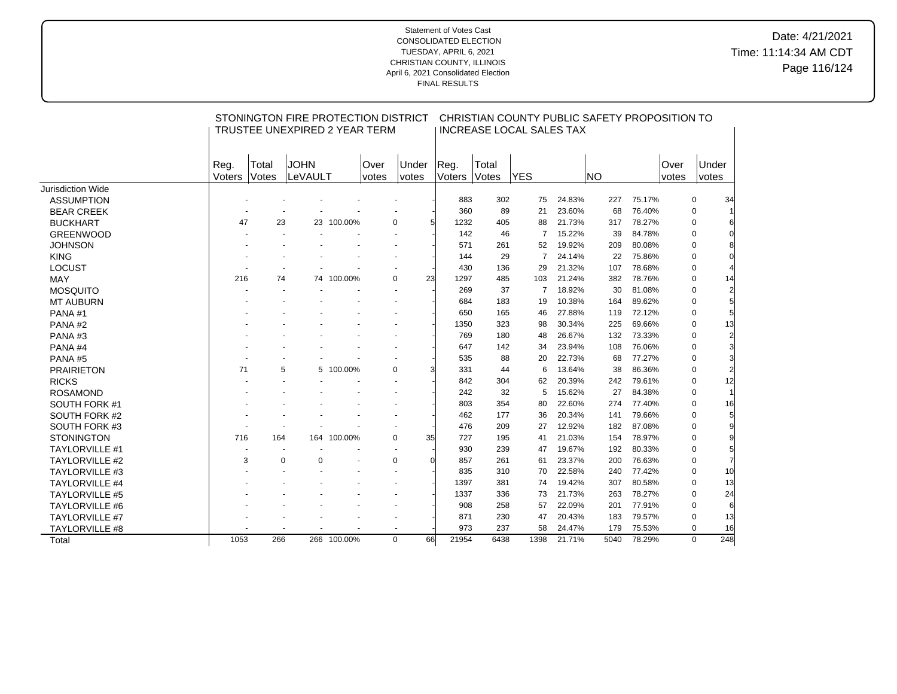Statement of Votes Cast
CONSOLIDATED ELECTION
TUESDAY, APRIL 6, 2021
CHRISTIAN COUNTY, ILLINOIS
April 6, 2021 Consolidated Election
FINAL RESULTS

Date: 4/21/2021
Time: 11:14:34 AM CDT

| | STONINGTON FIRE PROTECTION DISTRICT TRUSTEE UNEXPIRED 2 YEAR TERM | | | | | | CHRISTIAN COUNTY PUBLIC SAFETY PROPOSITION TO INCREASE LOCAL SALES TAX | | | | | | | |
|---|---|---|---|---|---|---|---|---|---|---|---|---|---|---|
| | Reg. Voters | Total Votes | JOHN LeVAULT | | Over votes | Under votes | Reg. Voters | Total Votes | YES | | NO | | Over votes | Under votes |
| Jurisdiction Wide | | | | | | | | | | | | | | |
| ASSUMPTION | - | - | - | - | - | - | 883 | 302 | 75 | 24.83% | 227 | 75.17% | 0 | 34 |
| BEAR CREEK | - | - | - | - | - | - | 360 | 89 | 21 | 23.60% | 68 | 76.40% | 0 | 1 |
| BUCKHART | 47 | 23 | 23 | 100.00% | 0 | 5 | 1232 | 405 | 88 | 21.73% | 317 | 78.27% | 0 | 6 |
| GREENWOOD | - | - | - | - | - | - | 142 | 46 | 7 | 15.22% | 39 | 84.78% | 0 | 0 |
| JOHNSON | - | - | - | - | - | - | 571 | 261 | 52 | 19.92% | 209 | 80.08% | 0 | 8 |
| KING | - | - | - | - | - | - | 144 | 29 | 7 | 24.14% | 22 | 75.86% | 0 | 0 |
| LOCUST | - | - | - | - | - | - | 430 | 136 | 29 | 21.32% | 107 | 78.68% | 0 | 4 |
| MAY | 216 | 74 | 74 | 100.00% | 0 | 23 | 1297 | 485 | 103 | 21.24% | 382 | 78.76% | 0 | 14 |
| MOSQUITO | - | - | - | - | - | - | 269 | 37 | 7 | 18.92% | 30 | 81.08% | 0 | 2 |
| MT AUBURN | - | - | - | - | - | - | 684 | 183 | 19 | 10.38% | 164 | 89.62% | 0 | 5 |
| PANA #1 | - | - | - | - | - | - | 650 | 165 | 46 | 27.88% | 119 | 72.12% | 0 | 5 |
| PANA #2 | - | - | - | - | - | - | 1350 | 323 | 98 | 30.34% | 225 | 69.66% | 0 | 13 |
| PANA #3 | - | - | - | - | - | - | 769 | 180 | 48 | 26.67% | 132 | 73.33% | 0 | 2 |
| PANA #4 | - | - | - | - | - | - | 647 | 142 | 34 | 23.94% | 108 | 76.06% | 0 | 3 |
| PANA #5 | - | - | - | - | - | - | 535 | 88 | 20 | 22.73% | 68 | 77.27% | 0 | 3 |
| PRAIRIETON | 71 | 5 | 5 | 100.00% | 0 | 3 | 331 | 44 | 6 | 13.64% | 38 | 86.36% | 0 | 2 |
| RICKS | - | - | - | - | - | - | 842 | 304 | 62 | 20.39% | 242 | 79.61% | 0 | 12 |
| ROSAMOND | - | - | - | - | - | - | 242 | 32 | 5 | 15.62% | 27 | 84.38% | 0 | 1 |
| SOUTH FORK #1 | - | - | - | - | - | - | 803 | 354 | 80 | 22.60% | 274 | 77.40% | 0 | 16 |
| SOUTH FORK #2 | - | - | - | - | - | - | 462 | 177 | 36 | 20.34% | 141 | 79.66% | 0 | 5 |
| SOUTH FORK #3 | - | - | - | - | - | - | 476 | 209 | 27 | 12.92% | 182 | 87.08% | 0 | 9 |
| STONINGTON | 716 | 164 | 164 | 100.00% | 0 | 35 | 727 | 195 | 41 | 21.03% | 154 | 78.97% | 0 | 9 |
| TAYLORVILLE #1 | - | - | - | - | - | - | 930 | 239 | 47 | 19.67% | 192 | 80.33% | 0 | 5 |
| TAYLORVILLE #2 | 3 | 0 | 0 | - | 0 | 0 | 857 | 261 | 61 | 23.37% | 200 | 76.63% | 0 | 7 |
| TAYLORVILLE #3 | - | - | - | - | - | - | 835 | 310 | 70 | 22.58% | 240 | 77.42% | 0 | 10 |
| TAYLORVILLE #4 | - | - | - | - | - | - | 1397 | 381 | 74 | 19.42% | 307 | 80.58% | 0 | 13 |
| TAYLORVILLE #5 | - | - | - | - | - | - | 1337 | 336 | 73 | 21.73% | 263 | 78.27% | 0 | 24 |
| TAYLORVILLE #6 | - | - | - | - | - | - | 908 | 258 | 57 | 22.09% | 201 | 77.91% | 0 | 6 |
| TAYLORVILLE #7 | - | - | - | - | - | - | 871 | 230 | 47 | 20.43% | 183 | 79.57% | 0 | 13 |
| TAYLORVILLE #8 | - | - | - | - | - | - | 973 | 237 | 58 | 24.47% | 179 | 75.53% | 0 | 16 |
| Total | 1053 | 266 | 266 | 100.00% | 0 | 66 | 21954 | 6438 | 1398 | 21.71% | 5040 | 78.29% | 0 | 248 |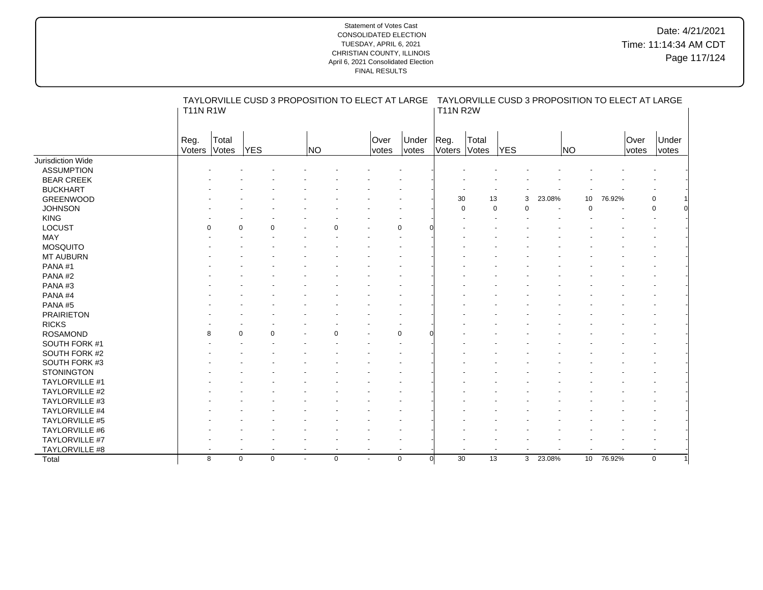Statement of Votes Cast
CONSOLIDATED ELECTION
TUESDAY, APRIL 6, 2021
CHRISTIAN COUNTY, ILLINOIS
April 6, 2021 Consolidated Election
FINAL RESULTS

Date: 4/21/2021
Time: 11:14:34 AM CDT

| | TAYLORVILLE CUSD 3 PROPOSITION TO ELECT AT LARGE T11N R1W | | | | | | | | TAYLORVILLE CUSD 3 PROPOSITION TO ELECT AT LARGE T11N R2W | | | | | | | |
|---|---|---|---|---|---|---|---|---|---|---|---|---|---|---|---|---|
| | Reg. Voters | Total Votes | YES | | NO | | Over votes | Under votes | Reg. Voters | Total Votes | YES | | NO | | Over votes | Under votes |
| Jurisdiction Wide | | | | | | | | | | | | | | | | |
| ASSUMPTION | - | - | - | - | - | - | - | - | - | - | - | - | - | - | - | - |
| BEAR CREEK | - | - | - | - | - | - | - | - | - | - | - | - | - | - | - | - |
| BUCKHART | - | - | - | - | - | - | - | - | - | - | - | - | - | - | - | - |
| GREENWOOD | - | - | - | - | - | - | - | - | 30 | 13 | 3 | 23.08% | 10 | 76.92% | 0 | 1 |
| JOHNSON | - | - | - | - | - | - | - | - | 0 | 0 | 0 | - | 0 | - | 0 | 0 |
| KING | - | - | - | - | - | - | - | - | - | - | - | - | - | - | - | - |
| LOCUST | 0 | 0 | 0 | - | 0 | - | 0 | 0 | - | - | - | - | - | - | - | - |
| MAY | - | - | - | - | - | - | - | - | - | - | - | - | - | - | - | - |
| MOSQUITO | - | - | - | - | - | - | - | - | - | - | - | - | - | - | - | - |
| MT AUBURN | - | - | - | - | - | - | - | - | - | - | - | - | - | - | - | - |
| PANA #1 | - | - | - | - | - | - | - | - | - | - | - | - | - | - | - | - |
| PANA #2 | - | - | - | - | - | - | - | - | - | - | - | - | - | - | - | - |
| PANA #3 | - | - | - | - | - | - | - | - | - | - | - | - | - | - | - | - |
| PANA #4 | - | - | - | - | - | - | - | - | - | - | - | - | - | - | - | - |
| PANA #5 | - | - | - | - | - | - | - | - | - | - | - | - | - | - | - | - |
| PRAIRIETON | - | - | - | - | - | - | - | - | - | - | - | - | - | - | - | - |
| RICKS | - | - | - | - | - | - | - | - | - | - | - | - | - | - | - | - |
| ROSAMOND | 8 | 0 | 0 | - | 0 | - | 0 | 0 | - | - | - | - | - | - | - | - |
| SOUTH FORK #1 | - | - | - | - | - | - | - | - | - | - | - | - | - | - | - | - |
| SOUTH FORK #2 | - | - | - | - | - | - | - | - | - | - | - | - | - | - | - | - |
| SOUTH FORK #3 | - | - | - | - | - | - | - | - | - | - | - | - | - | - | - | - |
| STONINGTON | - | - | - | - | - | - | - | - | - | - | - | - | - | - | - | - |
| TAYLORVILLE #1 | - | - | - | - | - | - | - | - | - | - | - | - | - | - | - | - |
| TAYLORVILLE #2 | - | - | - | - | - | - | - | - | - | - | - | - | - | - | - | - |
| TAYLORVILLE #3 | - | - | - | - | - | - | - | - | - | - | - | - | - | - | - | - |
| TAYLORVILLE #4 | - | - | - | - | - | - | - | - | - | - | - | - | - | - | - | - |
| TAYLORVILLE #5 | - | - | - | - | - | - | - | - | - | - | - | - | - | - | - | - |
| TAYLORVILLE #6 | - | - | - | - | - | - | - | - | - | - | - | - | - | - | - | - |
| TAYLORVILLE #7 | - | - | - | - | - | - | - | - | - | - | - | - | - | - | - | - |
| TAYLORVILLE #8 | - | - | - | - | - | - | - | - | - | - | - | - | - | - | - | - |
| Total | 8 | 0 | 0 | - | 0 | - | 0 | 0 | 30 | 13 | 3 | 23.08% | 10 | 76.92% | 0 | 1 |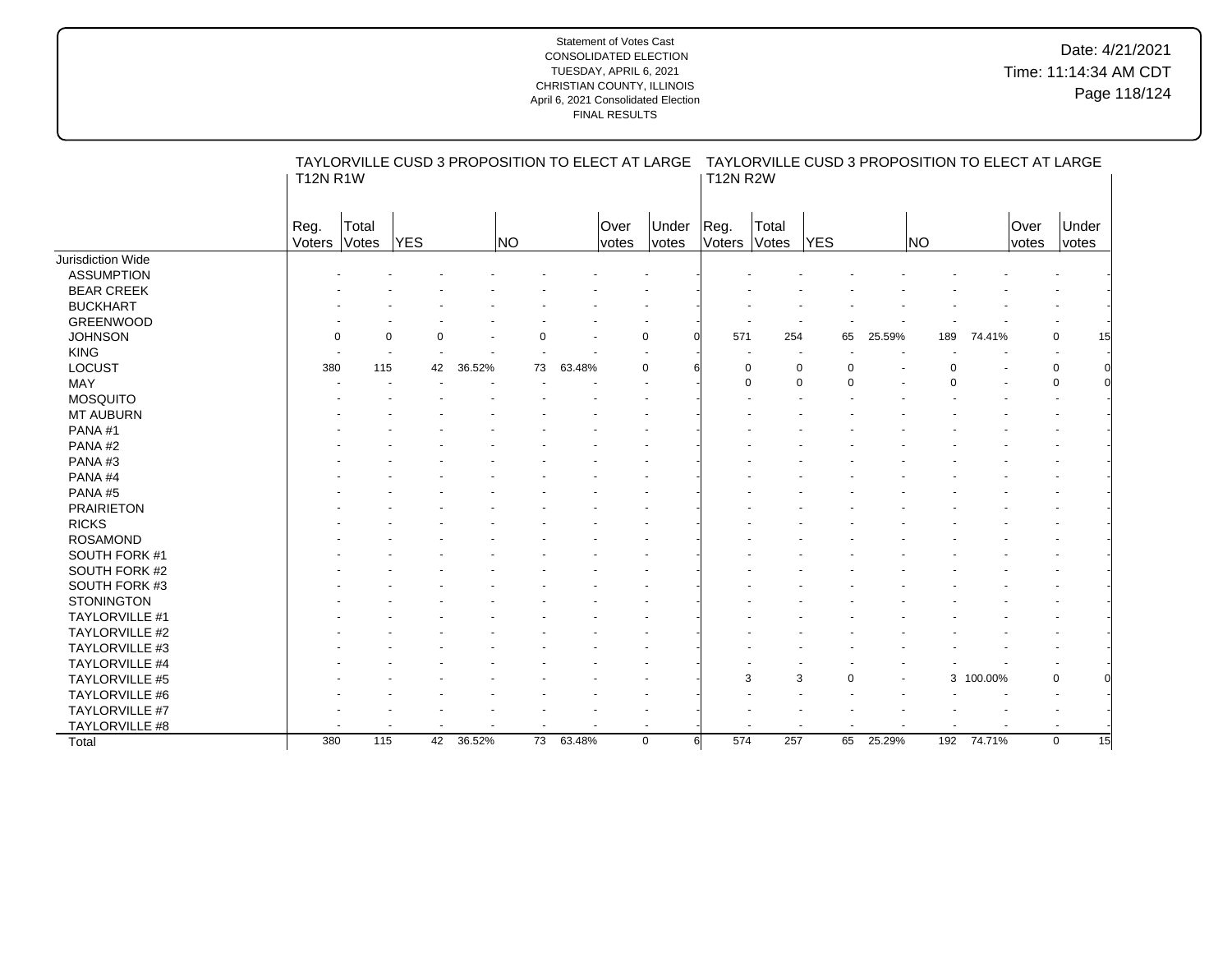Statement of Votes Cast
CONSOLIDATED ELECTION
TUESDAY, APRIL 6, 2021
CHRISTIAN COUNTY, ILLINOIS
April 6, 2021 Consolidated Election
FINAL RESULTS

Date: 4/21/2021
Time: 11:14:34 AM CDT

| | TAYLORVILLE CUSD 3 PROPOSITION TO ELECT AT LARGE T12N R1W | | | | | | | | TAYLORVILLE CUSD 3 PROPOSITION TO ELECT AT LARGE T12N R2W | | | | | | | |
|---|---|---|---|---|---|---|---|---|---|---|---|---|---|---|---|---|
| | Reg. Voters | Total Votes | YES | | NO | | Over votes | Under votes | Reg. Voters | Total Votes | YES | | NO | | Over votes | Under votes |
| Jurisdiction Wide | | | | | | | | | | | | | | | | |
| ASSUMPTION | - | - | - | - | - | - | - | - | - | - | - | - | - | - | - | - |
| BEAR CREEK | - | - | - | - | - | - | - | - | - | - | - | - | - | - | - | - |
| BUCKHART | - | - | - | - | - | - | - | - | - | - | - | - | - | - | - | - |
| GREENWOOD | - | - | - | - | - | - | - | - | - | - | - | - | - | - | - | - |
| JOHNSON | 0 | 0 | 0 | - | 0 | - | 0 | 0 | 571 | 254 | 65 | 25.59% | 189 | 74.41% | 0 | 15 |
| KING | - | - | - | - | - | - | - | - | - | - | - | - | - | - | - | - |
| LOCUST | 380 | 115 | 42 | 36.52% | 73 | 63.48% | 0 | 6 | 0 | 0 | 0 | - | 0 | - | 0 | 0 |
| MAY | - | - | - | - | - | - | - | - | 0 | 0 | 0 | - | 0 | - | 0 | 0 |
| MOSQUITO | - | - | - | - | - | - | - | - | - | - | - | - | - | - | - | - |
| MT AUBURN | - | - | - | - | - | - | - | - | - | - | - | - | - | - | - | - |
| PANA #1 | - | - | - | - | - | - | - | - | - | - | - | - | - | - | - | - |
| PANA #2 | - | - | - | - | - | - | - | - | - | - | - | - | - | - | - | - |
| PANA #3 | - | - | - | - | - | - | - | - | - | - | - | - | - | - | - | - |
| PANA #4 | - | - | - | - | - | - | - | - | - | - | - | - | - | - | - | - |
| PANA #5 | - | - | - | - | - | - | - | - | - | - | - | - | - | - | - | - |
| PRAIRIETON | - | - | - | - | - | - | - | - | - | - | - | - | - | - | - | - |
| RICKS | - | - | - | - | - | - | - | - | - | - | - | - | - | - | - | - |
| ROSAMOND | - | - | - | - | - | - | - | - | - | - | - | - | - | - | - | - |
| SOUTH FORK #1 | - | - | - | - | - | - | - | - | - | - | - | - | - | - | - | - |
| SOUTH FORK #2 | - | - | - | - | - | - | - | - | - | - | - | - | - | - | - | - |
| SOUTH FORK #3 | - | - | - | - | - | - | - | - | - | - | - | - | - | - | - | - |
| STONINGTON | - | - | - | - | - | - | - | - | - | - | - | - | - | - | - | - |
| TAYLORVILLE #1 | - | - | - | - | - | - | - | - | - | - | - | - | - | - | - | - |
| TAYLORVILLE #2 | - | - | - | - | - | - | - | - | - | - | - | - | - | - | - | - |
| TAYLORVILLE #3 | - | - | - | - | - | - | - | - | - | - | - | - | - | - | - | - |
| TAYLORVILLE #4 | - | - | - | - | - | - | - | - | - | - | - | - | - | - | - | - |
| TAYLORVILLE #5 | - | - | - | - | - | - | - | - | 3 | 3 | 0 | - | 3 | 100.00% | 0 | 0 |
| TAYLORVILLE #6 | - | - | - | - | - | - | - | - | - | - | - | - | - | - | - | - |
| TAYLORVILLE #7 | - | - | - | - | - | - | - | - | - | - | - | - | - | - | - | - |
| TAYLORVILLE #8 | - | - | - | - | - | - | - | - | - | - | - | - | - | - | - | - |
| Total | 380 | 115 | 42 | 36.52% | 73 | 63.48% | 0 | 6 | 574 | 257 | 65 | 25.29% | 192 | 74.71% | 0 | 15 |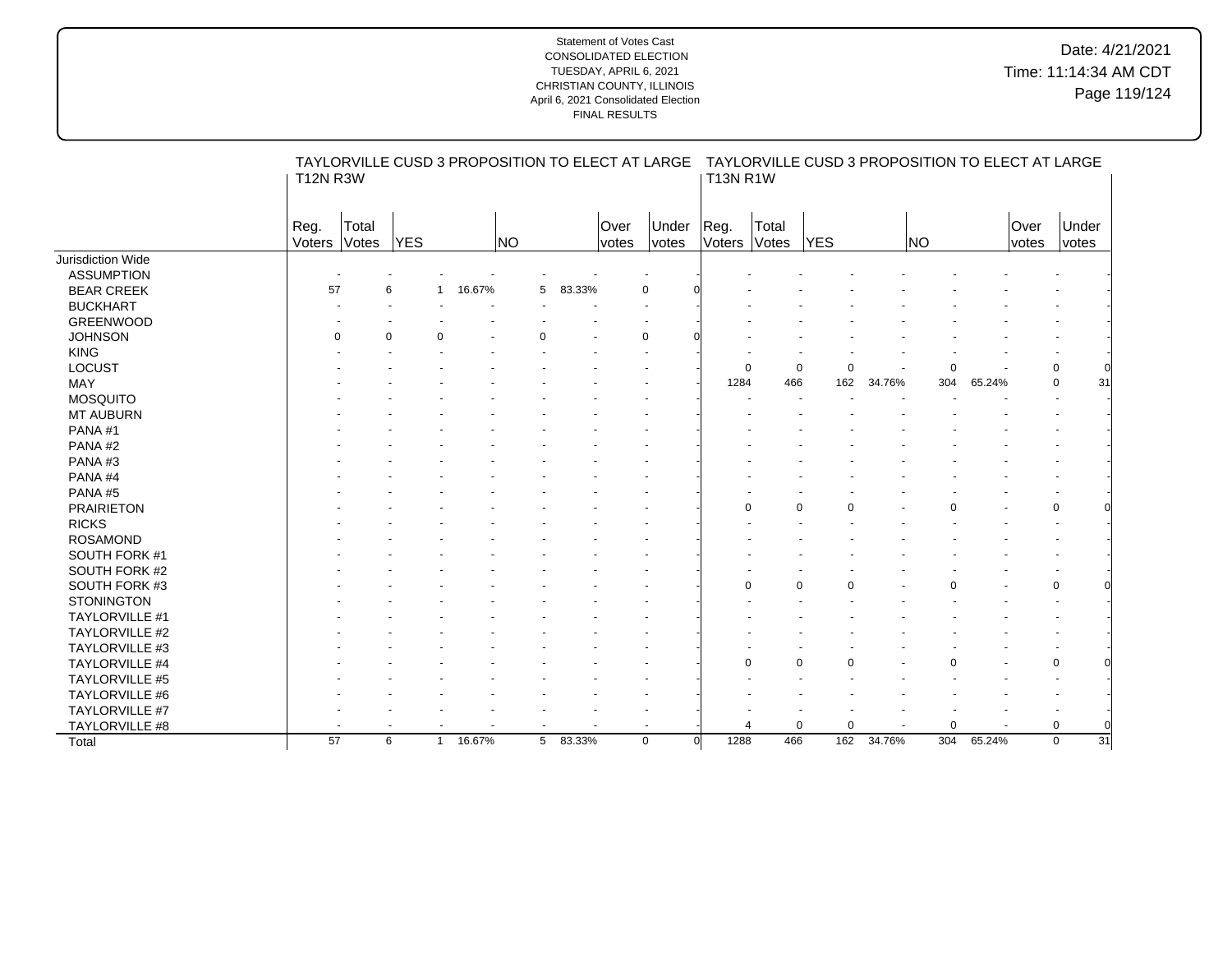Statement of Votes Cast
CONSOLIDATED ELECTION
TUESDAY, APRIL 6, 2021
CHRISTIAN COUNTY, ILLINOIS
April 6, 2021 Consolidated Election
FINAL RESULTS

Date: 4/21/2021
Time: 11:14:34 AM CDT

| | TAYLORVILLE CUSD 3 PROPOSITION TO ELECT AT LARGE T12N R3W | | | | | | | | TAYLORVILLE CUSD 3 PROPOSITION TO ELECT AT LARGE T13N R1W | | | | | | | |
|---|---|---|---|---|---|---|---|---|---|---|---|---|---|---|---|---|
| | Reg. Voters | Total Votes | YES | | NO | | Over votes | Under votes | Reg. Voters | Total Votes | YES | | NO | | Over votes | Under votes |
| Jurisdiction Wide | | | | | | | | | | | | | | | | |
| ASSUMPTION | - | - | - | - | - | - | - | - | - | - | - | - | - | - | - | - |
| BEAR CREEK | 57 | 6 | 1 | 16.67% | 5 | 83.33% | 0 | 0 | - | - | - | - | - | - | - | - |
| BUCKHART | - | - | - | - | - | - | - | - | - | - | - | - | - | - | - | - |
| GREENWOOD | - | - | - | - | - | - | - | - | - | - | - | - | - | - | - | - |
| JOHNSON | 0 | 0 | 0 | - | 0 | - | 0 | 0 | - | - | - | - | - | - | - | - |
| KING | - | - | - | - | - | - | - | - | - | - | - | - | - | - | - | - |
| LOCUST | - | - | - | - | - | - | - | - | 0 | 0 | 0 | - | 0 | - | 0 | 0 |
| MAY | - | - | - | - | - | - | - | - | 1284 | 466 | 162 | 34.76% | 304 | 65.24% | 0 | 31 |
| MOSQUITO | - | - | - | - | - | - | - | - | - | - | - | - | - | - | - | - |
| MT AUBURN | - | - | - | - | - | - | - | - | - | - | - | - | - | - | - | - |
| PANA #1 | - | - | - | - | - | - | - | - | - | - | - | - | - | - | - | - |
| PANA #2 | - | - | - | - | - | - | - | - | - | - | - | - | - | - | - | - |
| PANA #3 | - | - | - | - | - | - | - | - | - | - | - | - | - | - | - | - |
| PANA #4 | - | - | - | - | - | - | - | - | - | - | - | - | - | - | - | - |
| PANA #5 | - | - | - | - | - | - | - | - | - | - | - | - | - | - | - | - |
| PRAIRIETON | - | - | - | - | - | - | - | - | 0 | 0 | 0 | - | 0 | - | 0 | 0 |
| RICKS | - | - | - | - | - | - | - | - | - | - | - | - | - | - | - | - |
| ROSAMOND | - | - | - | - | - | - | - | - | - | - | - | - | - | - | - | - |
| SOUTH FORK #1 | - | - | - | - | - | - | - | - | - | - | - | - | - | - | - | - |
| SOUTH FORK #2 | - | - | - | - | - | - | - | - | - | - | - | - | - | - | - | - |
| SOUTH FORK #3 | - | - | - | - | - | - | - | - | 0 | 0 | 0 | - | 0 | - | 0 | 0 |
| STONINGTON | - | - | - | - | - | - | - | - | - | - | - | - | - | - | - | - |
| TAYLORVILLE #1 | - | - | - | - | - | - | - | - | - | - | - | - | - | - | - | - |
| TAYLORVILLE #2 | - | - | - | - | - | - | - | - | - | - | - | - | - | - | - | - |
| TAYLORVILLE #3 | - | - | - | - | - | - | - | - | - | - | - | - | - | - | - | - |
| TAYLORVILLE #4 | - | - | - | - | - | - | - | - | 0 | 0 | 0 | - | 0 | - | 0 | 0 |
| TAYLORVILLE #5 | - | - | - | - | - | - | - | - | - | - | - | - | - | - | - | - |
| TAYLORVILLE #6 | - | - | - | - | - | - | - | - | - | - | - | - | - | - | - | - |
| TAYLORVILLE #7 | - | - | - | - | - | - | - | - | - | - | - | - | - | - | - | - |
| TAYLORVILLE #8 | - | - | - | - | - | - | - | - | 4 | 0 | 0 | - | 0 | - | 0 | 0 |
| Total | 57 | 6 | 1 | 16.67% | 5 | 83.33% | 0 | 0 | 1288 | 466 | 162 | 34.76% | 304 | 65.24% | 0 | 31 |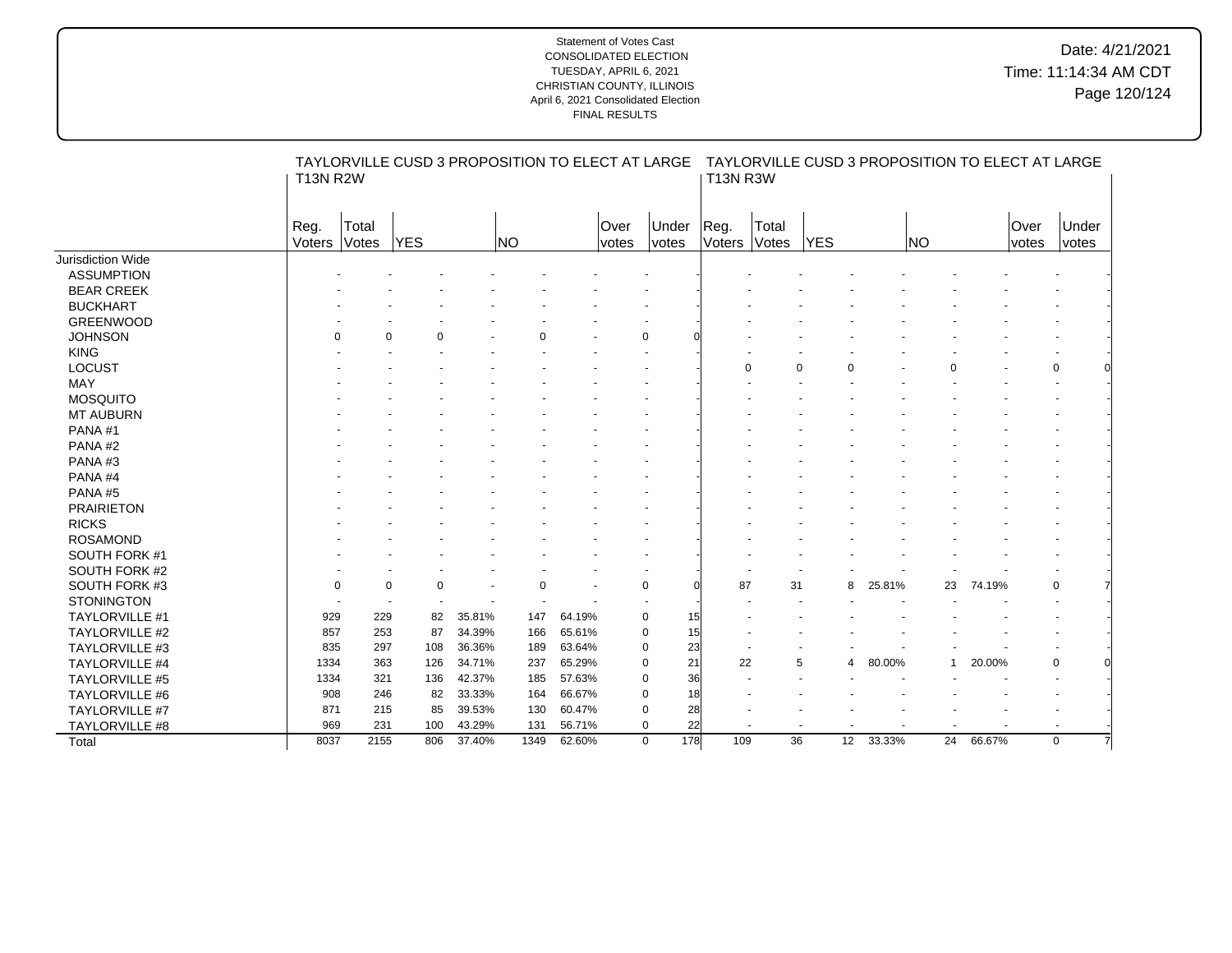Statement of Votes Cast
CONSOLIDATED ELECTION
TUESDAY, APRIL 6, 2021
CHRISTIAN COUNTY, ILLINOIS
April 6, 2021 Consolidated Election
FINAL RESULTS

Date: 4/21/2021
Time: 11:14:34 AM CDT

| | TAYLORVILLE CUSD 3 PROPOSITION TO ELECT AT LARGE T13N R2W | | | | | | | | TAYLORVILLE CUSD 3 PROPOSITION TO ELECT AT LARGE T13N R3W | | | | | | | |
|---|---|---|---|---|---|---|---|---|---|---|---|---|---|---|---|---|
| | Reg. Voters | Total Votes | YES | | NO | | Over votes | Under votes | Reg. Voters | Total Votes | YES | | NO | | Over votes | Under votes |
| Jurisdiction Wide | | | | | | | | | | | | | | | | |
| ASSUMPTION | - | - | - | - | - | - | - | - | - | - | - | - | - | - | - | - |
| BEAR CREEK | - | - | - | - | - | - | - | - | - | - | - | - | - | - | - | - |
| BUCKHART | - | - | - | - | - | - | - | - | - | - | - | - | - | - | - | - |
| GREENWOOD | - | - | - | - | - | - | - | - | - | - | - | - | - | - | - | - |
| JOHNSON | 0 | 0 | 0 | - | 0 | - | 0 | 0 | - | - | - | - | - | - | - | - |
| KING | - | - | - | - | - | - | - | - | - | - | - | - | - | - | - | - |
| LOCUST | - | - | - | - | - | - | - | - | 0 | 0 | 0 | - | 0 | - | 0 | 0 |
| MAY | - | - | - | - | - | - | - | - | - | - | - | - | - | - | - | - |
| MOSQUITO | - | - | - | - | - | - | - | - | - | - | - | - | - | - | - | - |
| MT AUBURN | - | - | - | - | - | - | - | - | - | - | - | - | - | - | - | - |
| PANA #1 | - | - | - | - | - | - | - | - | - | - | - | - | - | - | - | - |
| PANA #2 | - | - | - | - | - | - | - | - | - | - | - | - | - | - | - | - |
| PANA #3 | - | - | - | - | - | - | - | - | - | - | - | - | - | - | - | - |
| PANA #4 | - | - | - | - | - | - | - | - | - | - | - | - | - | - | - | - |
| PANA #5 | - | - | - | - | - | - | - | - | - | - | - | - | - | - | - | - |
| PRAIRIETON | - | - | - | - | - | - | - | - | - | - | - | - | - | - | - | - |
| RICKS | - | - | - | - | - | - | - | - | - | - | - | - | - | - | - | - |
| ROSAMOND | - | - | - | - | - | - | - | - | - | - | - | - | - | - | - | - |
| SOUTH FORK #1 | - | - | - | - | - | - | - | - | - | - | - | - | - | - | - | - |
| SOUTH FORK #2 | - | - | - | - | - | - | - | - | - | - | - | - | - | - | - | - |
| SOUTH FORK #3 | 0 | 0 | 0 | - | 0 | - | 0 | 0 | 87 | 31 | 8 | 25.81% | 23 | 74.19% | 0 | 7 |
| STONINGTON | - | - | - | - | - | - | - | - | - | - | - | - | - | - | - | - |
| TAYLORVILLE #1 | 929 | 229 | 82 | 35.81% | 147 | 64.19% | 0 | 15 | - | - | - | - | - | - | - | - |
| TAYLORVILLE #2 | 857 | 253 | 87 | 34.39% | 166 | 65.61% | 0 | 15 | - | - | - | - | - | - | - | - |
| TAYLORVILLE #3 | 835 | 297 | 108 | 36.36% | 189 | 63.64% | 0 | 23 | - | - | - | - | - | - | - | - |
| TAYLORVILLE #4 | 1334 | 363 | 126 | 34.71% | 237 | 65.29% | 0 | 21 | 22 | 5 | 4 | 80.00% | 1 | 20.00% | 0 | 0 |
| TAYLORVILLE #5 | 1334 | 321 | 136 | 42.37% | 185 | 57.63% | 0 | 36 | - | - | - | - | - | - | - | - |
| TAYLORVILLE #6 | 908 | 246 | 82 | 33.33% | 164 | 66.67% | 0 | 18 | - | - | - | - | - | - | - | - |
| TAYLORVILLE #7 | 871 | 215 | 85 | 39.53% | 130 | 60.47% | 0 | 28 | - | - | - | - | - | - | - | - |
| TAYLORVILLE #8 | 969 | 231 | 100 | 43.29% | 131 | 56.71% | 0 | 22 | - | - | - | - | - | - | - | - |
| Total | 8037 | 2155 | 806 | 37.40% | 1349 | 62.60% | 0 | 178 | 109 | 36 | 12 | 33.33% | 24 | 66.67% | 0 | 7 |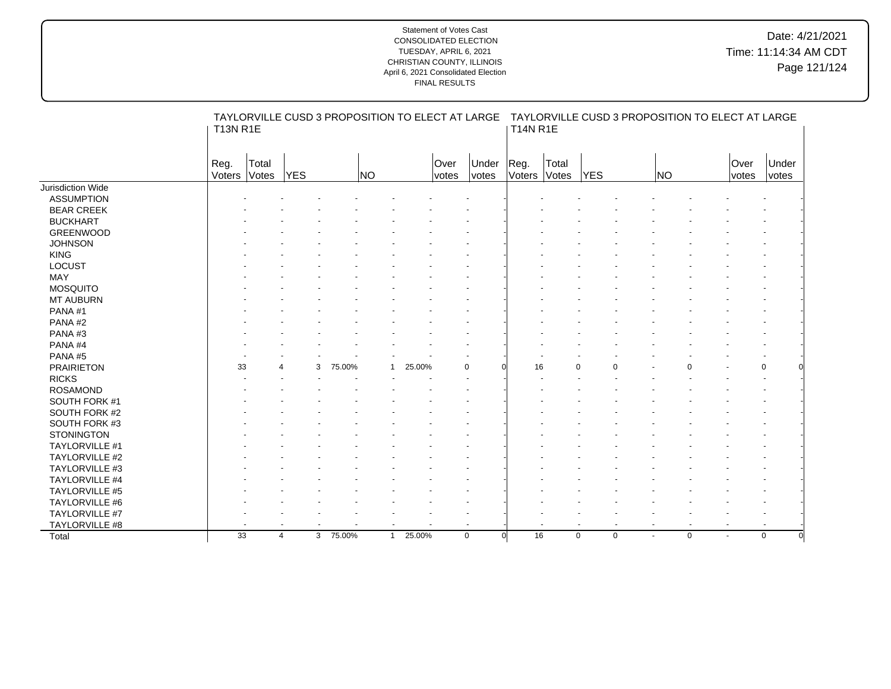Statement of Votes Cast
CONSOLIDATED ELECTION
TUESDAY, APRIL 6, 2021
CHRISTIAN COUNTY, ILLINOIS
April 6, 2021 Consolidated Election
FINAL RESULTS

Date: 4/21/2021
Time: 11:14:34 AM CDT

| | TAYLORVILLE CUSD 3 PROPOSITION TO ELECT AT LARGE T13N R1E | | | | | | | | TAYLORVILLE CUSD 3 PROPOSITION TO ELECT AT LARGE T14N R1E | | | | | | | |
|---|---|---|---|---|---|---|---|---|---|---|---|---|---|---|---|---|
| | Reg. Voters | Total Votes | YES | | NO | | Over votes | Under votes | Reg. Voters | Total Votes | YES | | NO | | Over votes | Under votes |
| Jurisdiction Wide | | | | | | | | | | | | | | | | |
| ASSUMPTION | - | - | - | - | - | - | - | - | - | - | - | - | - | - | - | - |
| BEAR CREEK | - | - | - | - | - | - | - | - | - | - | - | - | - | - | - | - |
| BUCKHART | - | - | - | - | - | - | - | - | - | - | - | - | - | - | - | - |
| GREENWOOD | - | - | - | - | - | - | - | - | - | - | - | - | - | - | - | - |
| JOHNSON | - | - | - | - | - | - | - | - | - | - | - | - | - | - | - | - |
| KING | - | - | - | - | - | - | - | - | - | - | - | - | - | - | - | - |
| LOCUST | - | - | - | - | - | - | - | - | - | - | - | - | - | - | - | - |
| MAY | - | - | - | - | - | - | - | - | - | - | - | - | - | - | - | - |
| MOSQUITO | - | - | - | - | - | - | - | - | - | - | - | - | - | - | - | - |
| MT AUBURN | - | - | - | - | - | - | - | - | - | - | - | - | - | - | - | - |
| PANA #1 | - | - | - | - | - | - | - | - | - | - | - | - | - | - | - | - |
| PANA #2 | - | - | - | - | - | - | - | - | - | - | - | - | - | - | - | - |
| PANA #3 | - | - | - | - | - | - | - | - | - | - | - | - | - | - | - | - |
| PANA #4 | - | - | - | - | - | - | - | - | - | - | - | - | - | - | - | - |
| PANA #5 | - | - | - | - | - | - | - | - | - | - | - | - | - | - | - | - |
| PRAIRIETON | 33 | 4 | 3 | 75.00% | 1 | 25.00% | 0 | 0 | 16 | 0 | 0 | - | 0 | - | 0 | 0 |
| RICKS | - | - | - | - | - | - | - | - | - | - | - | - | - | - | - | - |
| ROSAMOND | - | - | - | - | - | - | - | - | - | - | - | - | - | - | - | - |
| SOUTH FORK #1 | - | - | - | - | - | - | - | - | - | - | - | - | - | - | - | - |
| SOUTH FORK #2 | - | - | - | - | - | - | - | - | - | - | - | - | - | - | - | - |
| SOUTH FORK #3 | - | - | - | - | - | - | - | - | - | - | - | - | - | - | - | - |
| STONINGTON | - | - | - | - | - | - | - | - | - | - | - | - | - | - | - | - |
| TAYLORVILLE #1 | - | - | - | - | - | - | - | - | - | - | - | - | - | - | - | - |
| TAYLORVILLE #2 | - | - | - | - | - | - | - | - | - | - | - | - | - | - | - | - |
| TAYLORVILLE #3 | - | - | - | - | - | - | - | - | - | - | - | - | - | - | - | - |
| TAYLORVILLE #4 | - | - | - | - | - | - | - | - | - | - | - | - | - | - | - | - |
| TAYLORVILLE #5 | - | - | - | - | - | - | - | - | - | - | - | - | - | - | - | - |
| TAYLORVILLE #6 | - | - | - | - | - | - | - | - | - | - | - | - | - | - | - | - |
| TAYLORVILLE #7 | - | - | - | - | - | - | - | - | - | - | - | - | - | - | - | - |
| TAYLORVILLE #8 | - | - | - | - | - | - | - | - | - | - | - | - | - | - | - | - |
| Total | 33 | 4 | 3 | 75.00% | 1 | 25.00% | 0 | 0 | 16 | 0 | 0 | - | 0 | - | 0 | 0 |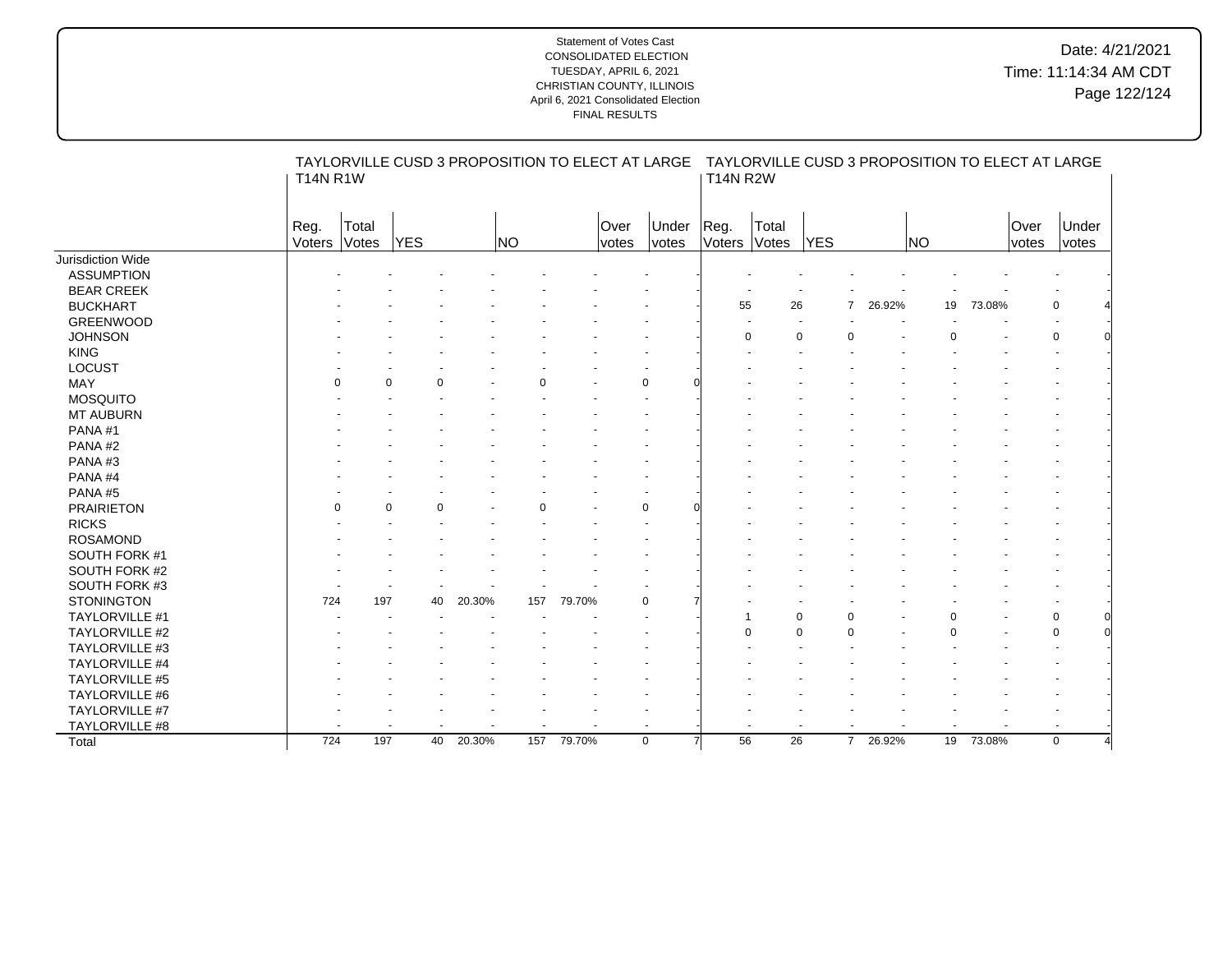Statement of Votes Cast
CONSOLIDATED ELECTION
TUESDAY, APRIL 6, 2021
CHRISTIAN COUNTY, ILLINOIS
April 6, 2021 Consolidated Election
FINAL RESULTS

Date: 4/21/2021
Time: 11:14:34 AM CDT

| | TAYLORVILLE CUSD 3 PROPOSITION TO ELECT AT LARGE T14N R1W | | | | | | | | TAYLORVILLE CUSD 3 PROPOSITION TO ELECT AT LARGE T14N R2W | | | | | | | |
|---|---|---|---|---|---|---|---|---|---|---|---|---|---|---|---|---|
| | Reg. Voters | Total Votes | YES | | NO | | Over votes | Under votes | Reg. Voters | Total Votes | YES | | NO | | Over votes | Under votes |
| Jurisdiction Wide | | | | | | | | | | | | | | | | |
| ASSUMPTION | - | - | - | - | - | - | - | - | - | - | - | - | - | - | - | - |
| BEAR CREEK | - | - | - | - | - | - | - | - | - | - | - | - | - | - | - | - |
| BUCKHART | - | - | - | - | - | - | - | - | 55 | 26 | 7 | 26.92% | 19 | 73.08% | 0 | 4 |
| GREENWOOD | - | - | - | - | - | - | - | - | - | - | - | - | - | - | - | - |
| JOHNSON | - | - | - | - | - | - | - | - | 0 | 0 | 0 | - | 0 | - | 0 | 0 |
| KING | - | - | - | - | - | - | - | - | - | - | - | - | - | - | - | - |
| LOCUST | - | - | - | - | - | - | - | - | - | - | - | - | - | - | - | - |
| MAY | 0 | 0 | 0 | - | 0 | - | 0 | 0 | - | - | - | - | - | - | - | - |
| MOSQUITO | - | - | - | - | - | - | - | - | - | - | - | - | - | - | - | - |
| MT AUBURN | - | - | - | - | - | - | - | - | - | - | - | - | - | - | - | - |
| PANA #1 | - | - | - | - | - | - | - | - | - | - | - | - | - | - | - | - |
| PANA #2 | - | - | - | - | - | - | - | - | - | - | - | - | - | - | - | - |
| PANA #3 | - | - | - | - | - | - | - | - | - | - | - | - | - | - | - | - |
| PANA #4 | - | - | - | - | - | - | - | - | - | - | - | - | - | - | - | - |
| PANA #5 | - | - | - | - | - | - | - | - | - | - | - | - | - | - | - | - |
| PRAIRIETON | 0 | 0 | 0 | - | 0 | - | 0 | 0 | - | - | - | - | - | - | - | - |
| RICKS | - | - | - | - | - | - | - | - | - | - | - | - | - | - | - | - |
| ROSAMOND | - | - | - | - | - | - | - | - | - | - | - | - | - | - | - | - |
| SOUTH FORK #1 | - | - | - | - | - | - | - | - | - | - | - | - | - | - | - | - |
| SOUTH FORK #2 | - | - | - | - | - | - | - | - | - | - | - | - | - | - | - | - |
| SOUTH FORK #3 | - | - | - | - | - | - | - | - | - | - | - | - | - | - | - | - |
| STONINGTON | 724 | 197 | 40 | 20.30% | 157 | 79.70% | 0 | 7 | - | - | - | - | - | - | - | - |
| TAYLORVILLE #1 | - | - | - | - | - | - | - | - | 1 | 0 | 0 | - | 0 | - | 0 | 0 |
| TAYLORVILLE #2 | - | - | - | - | - | - | - | - | 0 | 0 | 0 | - | 0 | - | 0 | 0 |
| TAYLORVILLE #3 | - | - | - | - | - | - | - | - | - | - | - | - | - | - | - | - |
| TAYLORVILLE #4 | - | - | - | - | - | - | - | - | - | - | - | - | - | - | - | - |
| TAYLORVILLE #5 | - | - | - | - | - | - | - | - | - | - | - | - | - | - | - | - |
| TAYLORVILLE #6 | - | - | - | - | - | - | - | - | - | - | - | - | - | - | - | - |
| TAYLORVILLE #7 | - | - | - | - | - | - | - | - | - | - | - | - | - | - | - | - |
| TAYLORVILLE #8 | - | - | - | - | - | - | - | - | - | - | - | - | - | - | - | - |
| Total | 724 | 197 | 40 | 20.30% | 157 | 79.70% | 0 | 7 | 56 | 26 | 7 | 26.92% | 19 | 73.08% | 0 | 4 |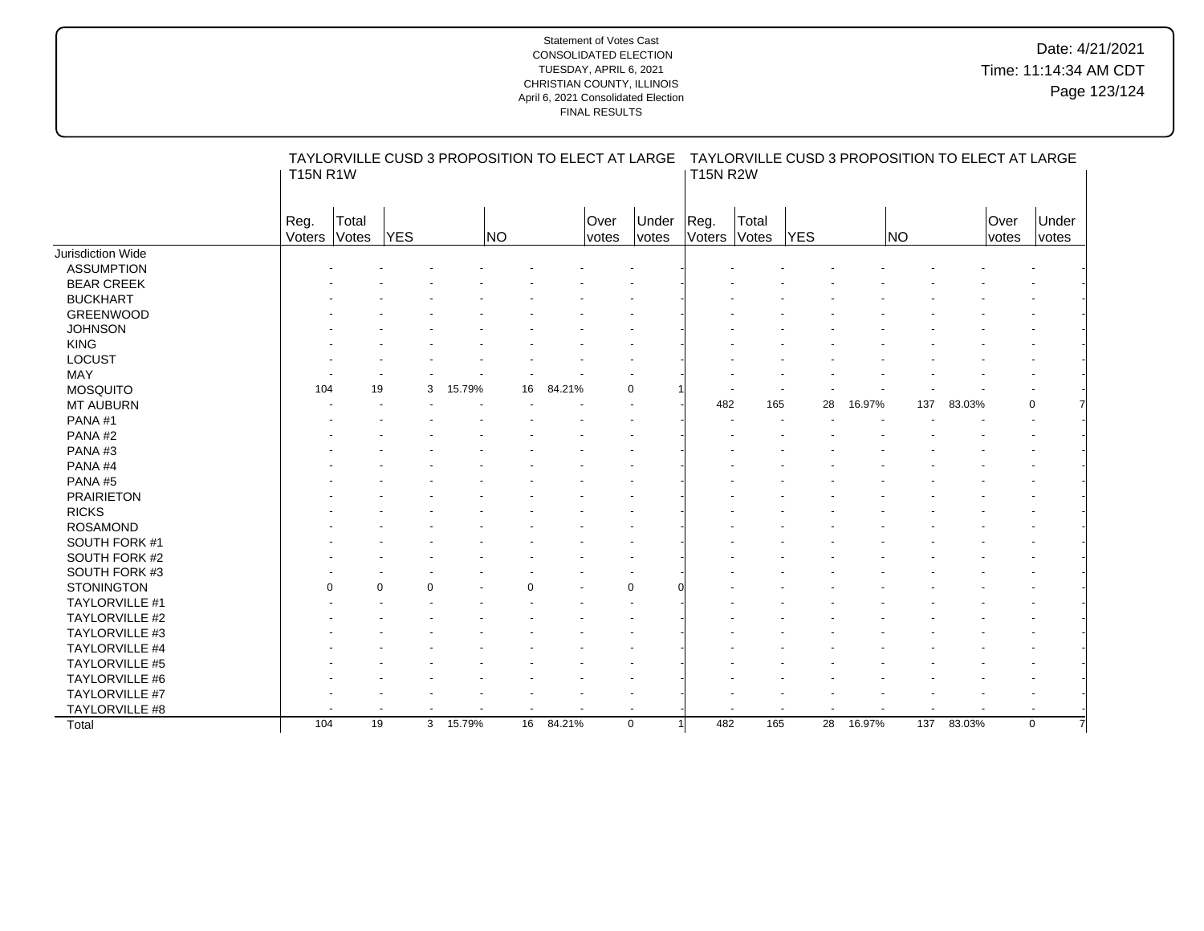Statement of Votes Cast
CONSOLIDATED ELECTION
TUESDAY, APRIL 6, 2021
CHRISTIAN COUNTY, ILLINOIS
April 6, 2021 Consolidated Election
FINAL RESULTS

Date: 4/21/2021
Time: 11:14:34 AM CDT

| | TAYLORVILLE CUSD 3 PROPOSITION TO ELECT AT LARGE T15N R1W | | | | | | | | TAYLORVILLE CUSD 3 PROPOSITION TO ELECT AT LARGE T15N R2W | | | | | | | |
|---|---|---|---|---|---|---|---|---|---|---|---|---|---|---|---|---|
| | Reg. Voters | Total Votes | YES | | NO | | Over votes | Under votes | Reg. Voters | Total Votes | YES | | NO | | Over votes | Under votes |
| Jurisdiction Wide | | | | | | | | | | | | | | | | |
| ASSUMPTION | - | - | - | - | - | - | - | - | - | - | - | - | - | - | - | - |
| BEAR CREEK | - | - | - | - | - | - | - | - | - | - | - | - | - | - | - | - |
| BUCKHART | - | - | - | - | - | - | - | - | - | - | - | - | - | - | - | - |
| GREENWOOD | - | - | - | - | - | - | - | - | - | - | - | - | - | - | - | - |
| JOHNSON | - | - | - | - | - | - | - | - | - | - | - | - | - | - | - | - |
| KING | - | - | - | - | - | - | - | - | - | - | - | - | - | - | - | - |
| LOCUST | - | - | - | - | - | - | - | - | - | - | - | - | - | - | - | - |
| MAY | - | - | - | - | - | - | - | - | - | - | - | - | - | - | - | - |
| MOSQUITO | 104 | 19 | 3 | 15.79% | 16 | 84.21% | 0 | 1 | - | - | - | - | - | - | - | - |
| MT AUBURN | - | - | - | - | - | - | - | - | 482 | 165 | 28 | 16.97% | 137 | 83.03% | 0 | 7 |
| PANA #1 | - | - | - | - | - | - | - | - | - | - | - | - | - | - | - | - |
| PANA #2 | - | - | - | - | - | - | - | - | - | - | - | - | - | - | - | - |
| PANA #3 | - | - | - | - | - | - | - | - | - | - | - | - | - | - | - | - |
| PANA #4 | - | - | - | - | - | - | - | - | - | - | - | - | - | - | - | - |
| PANA #5 | - | - | - | - | - | - | - | - | - | - | - | - | - | - | - | - |
| PRAIRIETON | - | - | - | - | - | - | - | - | - | - | - | - | - | - | - | - |
| RICKS | - | - | - | - | - | - | - | - | - | - | - | - | - | - | - | - |
| ROSAMOND | - | - | - | - | - | - | - | - | - | - | - | - | - | - | - | - |
| SOUTH FORK #1 | - | - | - | - | - | - | - | - | - | - | - | - | - | - | - | - |
| SOUTH FORK #2 | - | - | - | - | - | - | - | - | - | - | - | - | - | - | - | - |
| SOUTH FORK #3 | - | - | - | - | - | - | - | - | - | - | - | - | - | - | - | - |
| STONINGTON | 0 | 0 | 0 | - | 0 | - | 0 | 0 | - | - | - | - | - | - | - | - |
| TAYLORVILLE #1 | - | - | - | - | - | - | - | - | - | - | - | - | - | - | - | - |
| TAYLORVILLE #2 | - | - | - | - | - | - | - | - | - | - | - | - | - | - | - | - |
| TAYLORVILLE #3 | - | - | - | - | - | - | - | - | - | - | - | - | - | - | - | - |
| TAYLORVILLE #4 | - | - | - | - | - | - | - | - | - | - | - | - | - | - | - | - |
| TAYLORVILLE #5 | - | - | - | - | - | - | - | - | - | - | - | - | - | - | - | - |
| TAYLORVILLE #6 | - | - | - | - | - | - | - | - | - | - | - | - | - | - | - | - |
| TAYLORVILLE #7 | - | - | - | - | - | - | - | - | - | - | - | - | - | - | - | - |
| TAYLORVILLE #8 | - | - | - | - | - | - | - | - | - | - | - | - | - | - | - | - |
| Total | 104 | 19 | 3 | 15.79% | 16 | 84.21% | 0 | 1 | 482 | 165 | 28 | 16.97% | 137 | 83.03% | 0 | 7 |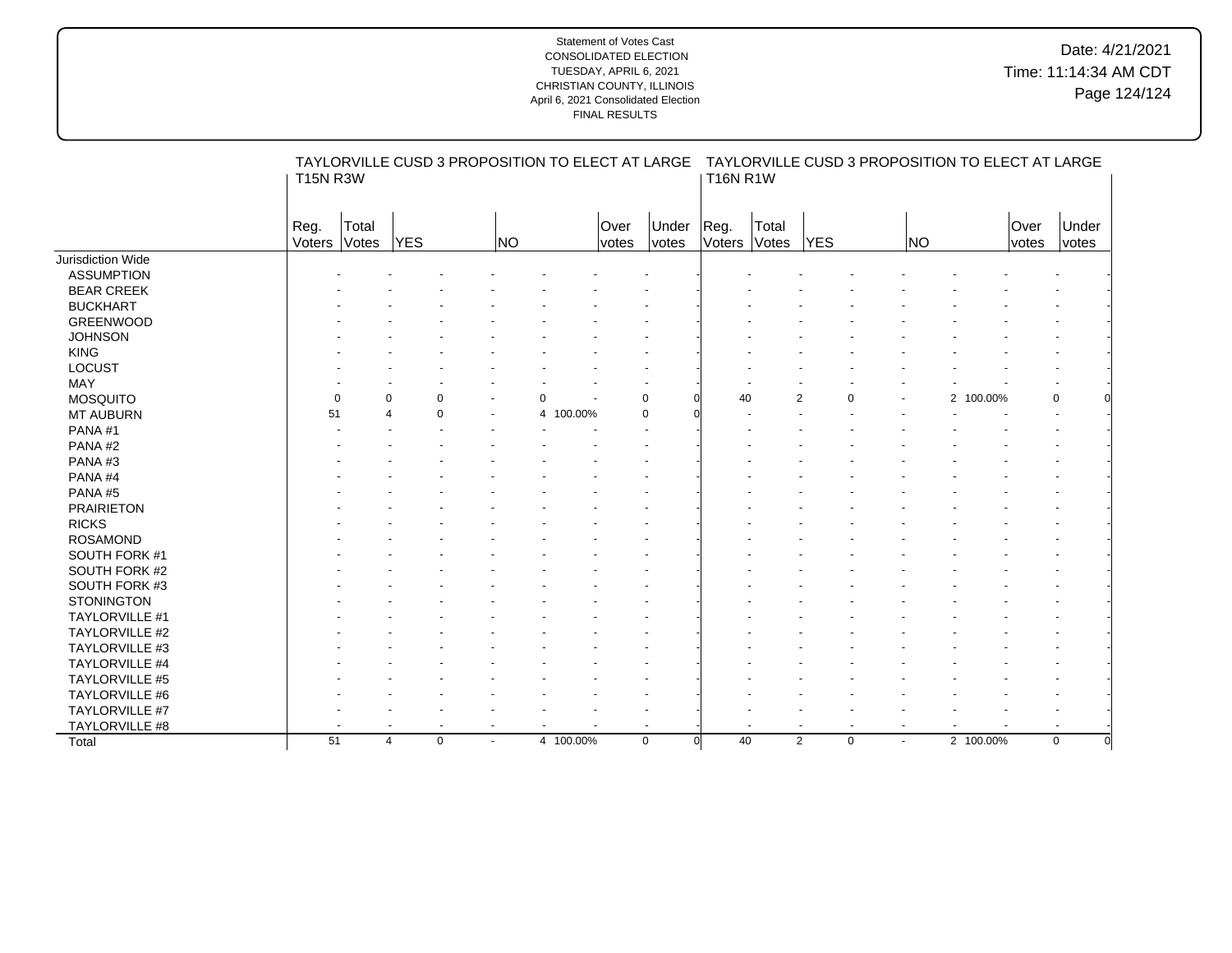Statement of Votes Cast
CONSOLIDATED ELECTION
TUESDAY, APRIL 6, 2021
CHRISTIAN COUNTY, ILLINOIS
April 6, 2021 Consolidated Election
FINAL RESULTS

Date: 4/21/2021
Time: 11:14:34 AM CDT

| | TAYLORVILLE CUSD 3 PROPOSITION TO ELECT AT LARGE T15N R3W | | | | | | | | TAYLORVILLE CUSD 3 PROPOSITION TO ELECT AT LARGE T16N R1W | | | | | | | |
|---|---|---|---|---|---|---|---|---|---|---|---|---|---|---|---|---|
| | Reg. Voters | Total Votes | YES | | NO | | Over votes | Under votes | Reg. Voters | Total Votes | YES | | NO | | Over votes | Under votes |
| Jurisdiction Wide | | | | | | | | | | | | | | | | |
| ASSUMPTION | - | - | - | - | - | - | - | - | - | - | - | - | - | - | - | - |
| BEAR CREEK | - | - | - | - | - | - | - | - | - | - | - | - | - | - | - | - |
| BUCKHART | - | - | - | - | - | - | - | - | - | - | - | - | - | - | - | - |
| GREENWOOD | - | - | - | - | - | - | - | - | - | - | - | - | - | - | - | - |
| JOHNSON | - | - | - | - | - | - | - | - | - | - | - | - | - | - | - | - |
| KING | - | - | - | - | - | - | - | - | - | - | - | - | - | - | - | - |
| LOCUST | - | - | - | - | - | - | - | - | - | - | - | - | - | - | - | - |
| MAY | - | - | - | - | - | - | - | - | - | - | - | - | - | - | - | - |
| MOSQUITO | 0 | 0 | 0 | - | 0 | - | 0 | 0 | 40 | 2 | 0 | - | 2 | 100.00% | 0 | 0 |
| MT AUBURN | 51 | 4 | 0 | - | 4 | 100.00% | 0 | 0 | - | - | - | - | - | - | - | - |
| PANA #1 | - | - | - | - | - | - | - | - | - | - | - | - | - | - | - | - |
| PANA #2 | - | - | - | - | - | - | - | - | - | - | - | - | - | - | - | - |
| PANA #3 | - | - | - | - | - | - | - | - | - | - | - | - | - | - | - | - |
| PANA #4 | - | - | - | - | - | - | - | - | - | - | - | - | - | - | - | - |
| PANA #5 | - | - | - | - | - | - | - | - | - | - | - | - | - | - | - | - |
| PRAIRIETON | - | - | - | - | - | - | - | - | - | - | - | - | - | - | - | - |
| RICKS | - | - | - | - | - | - | - | - | - | - | - | - | - | - | - | - |
| ROSAMOND | - | - | - | - | - | - | - | - | - | - | - | - | - | - | - | - |
| SOUTH FORK #1 | - | - | - | - | - | - | - | - | - | - | - | - | - | - | - | - |
| SOUTH FORK #2 | - | - | - | - | - | - | - | - | - | - | - | - | - | - | - | - |
| SOUTH FORK #3 | - | - | - | - | - | - | - | - | - | - | - | - | - | - | - | - |
| STONINGTON | - | - | - | - | - | - | - | - | - | - | - | - | - | - | - | - |
| TAYLORVILLE #1 | - | - | - | - | - | - | - | - | - | - | - | - | - | - | - | - |
| TAYLORVILLE #2 | - | - | - | - | - | - | - | - | - | - | - | - | - | - | - | - |
| TAYLORVILLE #3 | - | - | - | - | - | - | - | - | - | - | - | - | - | - | - | - |
| TAYLORVILLE #4 | - | - | - | - | - | - | - | - | - | - | - | - | - | - | - | - |
| TAYLORVILLE #5 | - | - | - | - | - | - | - | - | - | - | - | - | - | - | - | - |
| TAYLORVILLE #6 | - | - | - | - | - | - | - | - | - | - | - | - | - | - | - | - |
| TAYLORVILLE #7 | - | - | - | - | - | - | - | - | - | - | - | - | - | - | - | - |
| TAYLORVILLE #8 | - | - | - | - | - | - | - | - | - | - | - | - | - | - | - | - |
| Total | 51 | 4 | 0 | - | 4 | 100.00% | 0 | 0 | 40 | 2 | 0 | - | 2 | 100.00% | 0 | 0 |